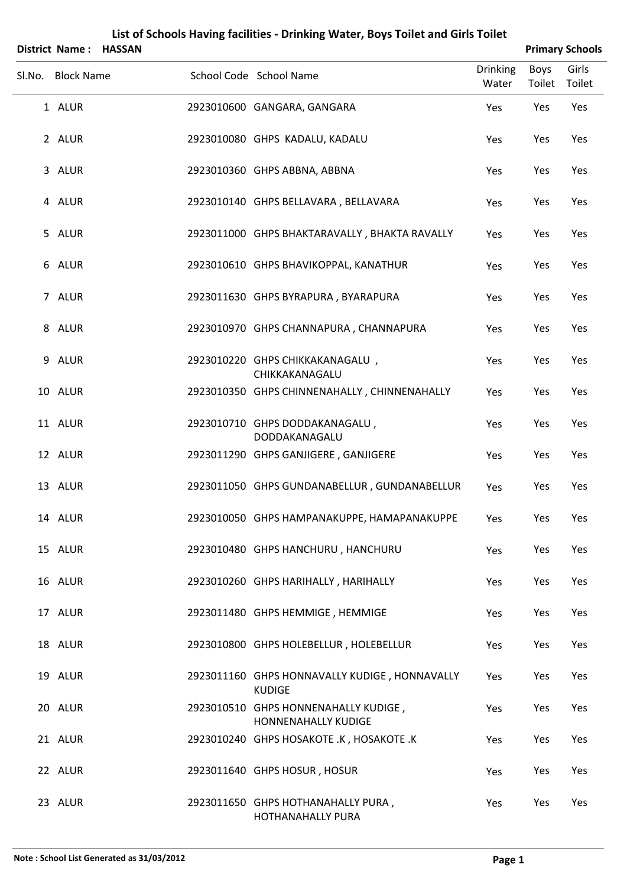# List of Schools Having facilities - Drinking Water, Boys Toilet and Girls Toilet

**District Name : HASSAN** **Primary Schools**

| Sl.No. | Block Name | School Code | School Name | Drinking Water | Boys Toilet | Girls Toilet |
|---|---|---|---|---|---|---|
| 1 | ALUR | 2923010600 | GANGARA, GANGARA | Yes | Yes | Yes |
| 2 | ALUR | 2923010080 | GHPS KADALU, KADALU | Yes | Yes | Yes |
| 3 | ALUR | 2923010360 | GHPS ABBNA, ABBNA | Yes | Yes | Yes |
| 4 | ALUR | 2923010140 | GHPS BELLAVARA , BELLAVARA | Yes | Yes | Yes |
| 5 | ALUR | 2923011000 | GHPS BHAKTARAVALLY , BHAKTA RAVALLY | Yes | Yes | Yes |
| 6 | ALUR | 2923010610 | GHPS BHAVIKOPPAL, KANATHUR | Yes | Yes | Yes |
| 7 | ALUR | 2923011630 | GHPS BYRAPURA , BYARAPURA | Yes | Yes | Yes |
| 8 | ALUR | 2923010970 | GHPS CHANNAPURA , CHANNAPURA | Yes | Yes | Yes |
| 9 | ALUR | 2923010220 | GHPS CHIKKAKANAGALU , CHIKKAKANAGALU | Yes | Yes | Yes |
| 10 | ALUR | 2923010350 | GHPS CHINNENAHALLY , CHINNENAHALLY | Yes | Yes | Yes |
| 11 | ALUR | 2923010710 | GHPS DODDAKANAGALU , DODDAKANAGALU | Yes | Yes | Yes |
| 12 | ALUR | 2923011290 | GHPS GANJIGERE , GANJIGERE | Yes | Yes | Yes |
| 13 | ALUR | 2923011050 | GHPS GUNDANABELLUR , GUNDANABELLUR | Yes | Yes | Yes |
| 14 | ALUR | 2923010050 | GHPS HAMPANAKUPPE, HAMAPANAKUPPE | Yes | Yes | Yes |
| 15 | ALUR | 2923010480 | GHPS HANCHURU , HANCHURU | Yes | Yes | Yes |
| 16 | ALUR | 2923010260 | GHPS HARIHALLY , HARIHALLY | Yes | Yes | Yes |
| 17 | ALUR | 2923011480 | GHPS HEMMIGE , HEMMIGE | Yes | Yes | Yes |
| 18 | ALUR | 2923010800 | GHPS HOLEBELLUR , HOLEBELLUR | Yes | Yes | Yes |
| 19 | ALUR | 2923011160 | GHPS HONNAVALLY KUDIGE , HONNAVALLY KUDIGE | Yes | Yes | Yes |
| 20 | ALUR | 2923010510 | GHPS HONNENAHALLY KUDIGE , HONNENAHALLY KUDIGE | Yes | Yes | Yes |
| 21 | ALUR | 2923010240 | GHPS HOSAKOTE .K , HOSAKOTE .K | Yes | Yes | Yes |
| 22 | ALUR | 2923011640 | GHPS HOSUR , HOSUR | Yes | Yes | Yes |
| 23 | ALUR | 2923011650 | GHPS HOTHANAHALLY PURA , HOTHANAHALLY PURA | Yes | Yes | Yes |

**Note : School List Generated as 31/03/2012**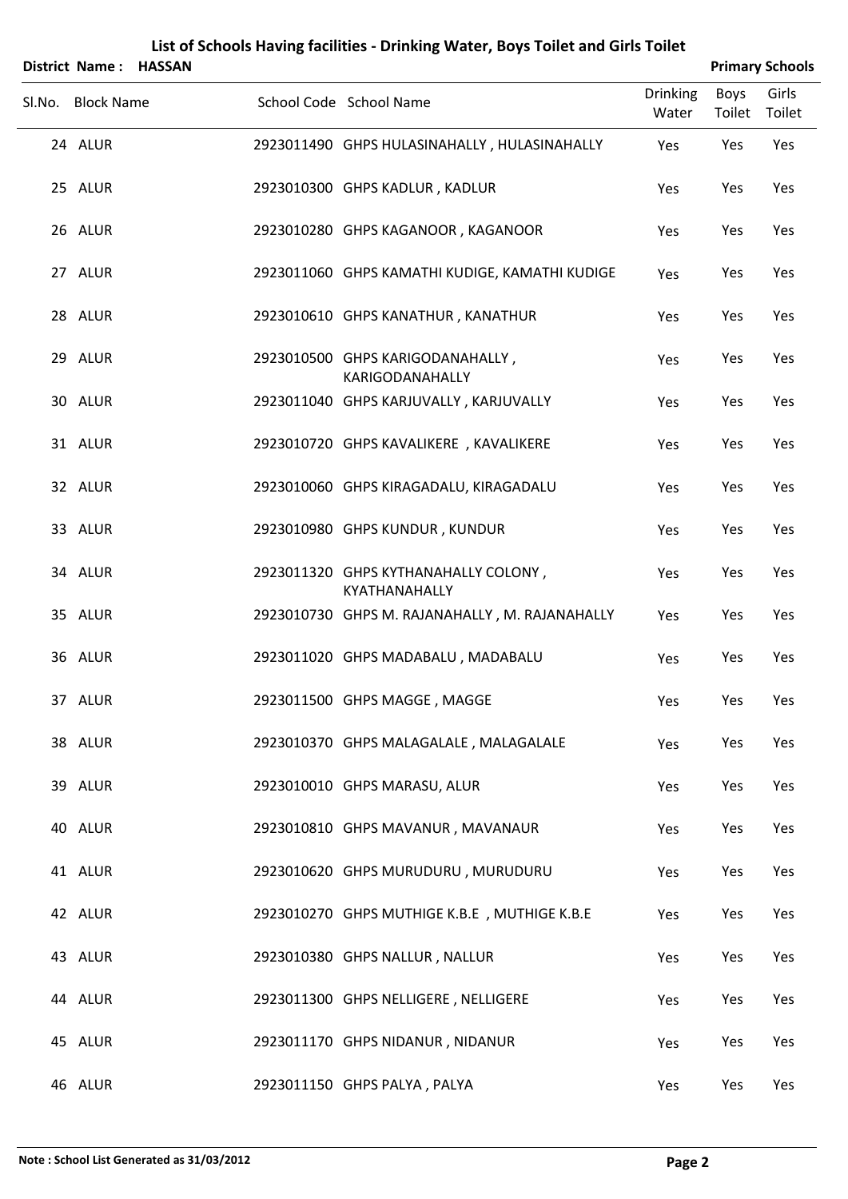# List of Schools Having facilities - Drinking Water, Boys Toilet and Girls Toilet

**District Name : HASSAN** **Primary Schools**

| Sl.No. | Block Name | School Code | School Name | Drinking Water | Boys Toilet | Girls Toilet |
|---|---|---|---|---|---|---|
| 24 | ALUR | 2923011490 | GHPS HULASINAHALLY , HULASINAHALLY | Yes | Yes | Yes |
| 25 | ALUR | 2923010300 | GHPS KADLUR , KADLUR | Yes | Yes | Yes |
| 26 | ALUR | 2923010280 | GHPS KAGANOOR , KAGANOOR | Yes | Yes | Yes |
| 27 | ALUR | 2923011060 | GHPS KAMATHI KUDIGE, KAMATHI KUDIGE | Yes | Yes | Yes |
| 28 | ALUR | 2923010610 | GHPS KANATHUR , KANATHUR | Yes | Yes | Yes |
| 29 | ALUR | 2923010500 | GHPS KARIGODANAHALLY , KARIGODANAHALLY | Yes | Yes | Yes |
| 30 | ALUR | 2923011040 | GHPS KARJUVALLY , KARJUVALLY | Yes | Yes | Yes |
| 31 | ALUR | 2923010720 | GHPS KAVALIKERE , KAVALIKERE | Yes | Yes | Yes |
| 32 | ALUR | 2923010060 | GHPS KIRAGADALU, KIRAGADALU | Yes | Yes | Yes |
| 33 | ALUR | 2923010980 | GHPS KUNDUR , KUNDUR | Yes | Yes | Yes |
| 34 | ALUR | 2923011320 | GHPS KYTHANAHALLY COLONY , KYATHANAHALLY | Yes | Yes | Yes |
| 35 | ALUR | 2923010730 | GHPS M. RAJANAHALLY , M. RAJANAHALLY | Yes | Yes | Yes |
| 36 | ALUR | 2923011020 | GHPS MADABALU , MADABALU | Yes | Yes | Yes |
| 37 | ALUR | 2923011500 | GHPS MAGGE , MAGGE | Yes | Yes | Yes |
| 38 | ALUR | 2923010370 | GHPS MALAGALALE , MALAGALALE | Yes | Yes | Yes |
| 39 | ALUR | 2923010010 | GHPS MARASU, ALUR | Yes | Yes | Yes |
| 40 | ALUR | 2923010810 | GHPS MAVANUR , MAVANAUR | Yes | Yes | Yes |
| 41 | ALUR | 2923010620 | GHPS MURUDURU , MURUDURU | Yes | Yes | Yes |
| 42 | ALUR | 2923010270 | GHPS MUTHIGE K.B.E , MUTHIGE K.B.E | Yes | Yes | Yes |
| 43 | ALUR | 2923010380 | GHPS NALLUR , NALLUR | Yes | Yes | Yes |
| 44 | ALUR | 2923011300 | GHPS NELLIGERE , NELLIGERE | Yes | Yes | Yes |
| 45 | ALUR | 2923011170 | GHPS NIDANUR , NIDANUR | Yes | Yes | Yes |
| 46 | ALUR | 2923011150 | GHPS PALYA , PALYA | Yes | Yes | Yes |

**Note : School List Generated as 31/03/2012**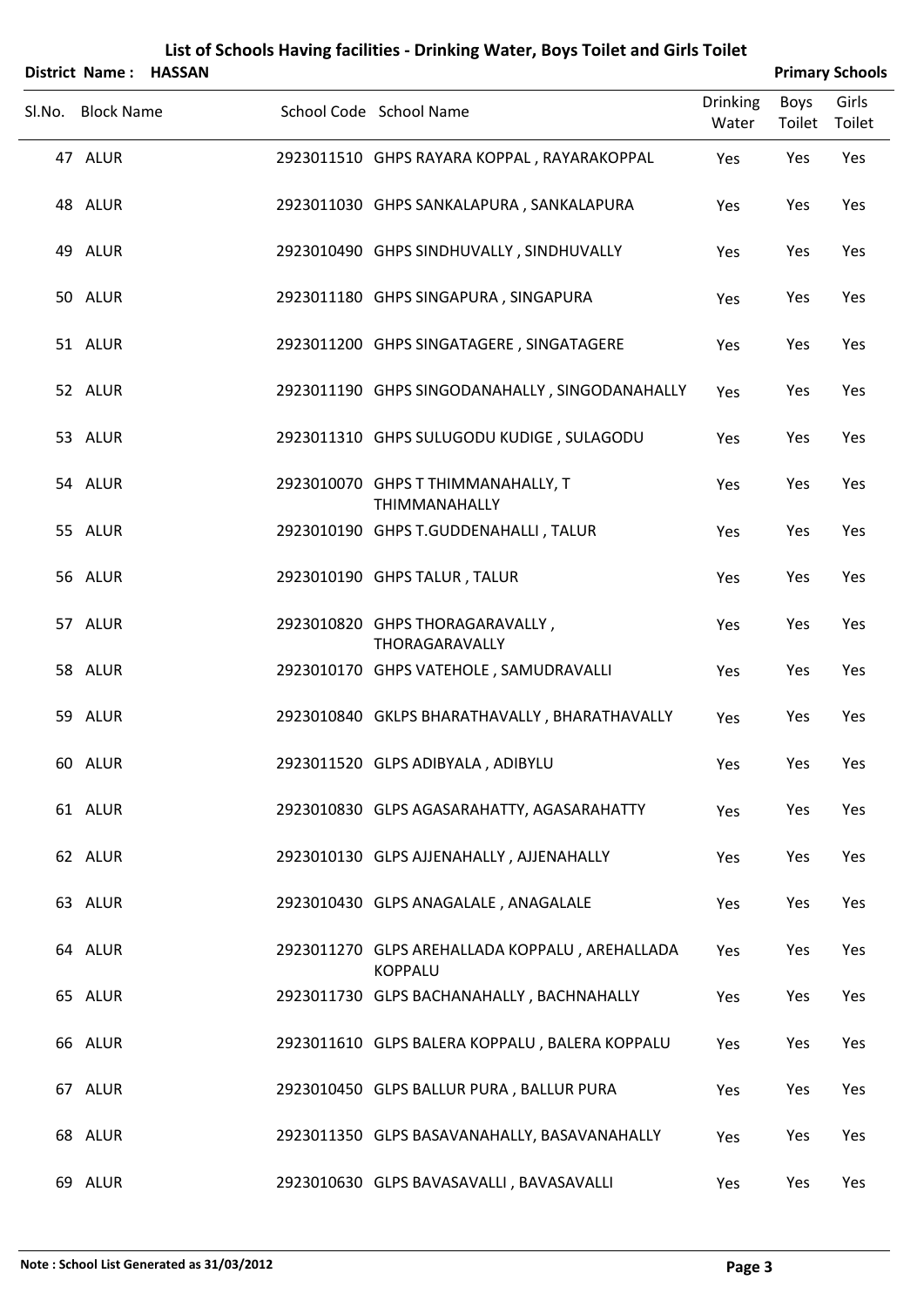# List of Schools Having facilities - Drinking Water, Boys Toilet and Girls Toilet

**District Name : HASSAN** **Primary Schools**

| Sl.No. | Block Name | School Code | School Name | Drinking Water | Boys Toilet | Girls Toilet |
|---|---|---|---|---|---|---|
| 47 | ALUR | 2923011510 | GHPS RAYARA KOPPAL , RAYARAKOPPAL | Yes | Yes | Yes |
| 48 | ALUR | 2923011030 | GHPS SANKALAPURA , SANKALAPURA | Yes | Yes | Yes |
| 49 | ALUR | 2923010490 | GHPS SINDHUVALLY , SINDHUVALLY | Yes | Yes | Yes |
| 50 | ALUR | 2923011180 | GHPS SINGAPURA , SINGAPURA | Yes | Yes | Yes |
| 51 | ALUR | 2923011200 | GHPS SINGATAGERE , SINGATAGERE | Yes | Yes | Yes |
| 52 | ALUR | 2923011190 | GHPS SINGODANAHALLY , SINGODANAHALLY | Yes | Yes | Yes |
| 53 | ALUR | 2923011310 | GHPS SULUGODU KUDIGE , SULAGODU | Yes | Yes | Yes |
| 54 | ALUR | 2923010070 | GHPS T THIMMANAHALLY, T THIMMANAHALLY | Yes | Yes | Yes |
| 55 | ALUR | 2923010190 | GHPS T.GUDDENAHALLI , TALUR | Yes | Yes | Yes |
| 56 | ALUR | 2923010190 | GHPS TALUR , TALUR | Yes | Yes | Yes |
| 57 | ALUR | 2923010820 | GHPS THORAGARAVALLY , THORAGARAVALLY | Yes | Yes | Yes |
| 58 | ALUR | 2923010170 | GHPS VATEHOLE , SAMUDRAVALLI | Yes | Yes | Yes |
| 59 | ALUR | 2923010840 | GKLPS BHARATHAVALLY , BHARATHAVALLY | Yes | Yes | Yes |
| 60 | ALUR | 2923011520 | GLPS ADIBYALA , ADIBYLU | Yes | Yes | Yes |
| 61 | ALUR | 2923010830 | GLPS AGASARAHATTY, AGASARAHATTY | Yes | Yes | Yes |
| 62 | ALUR | 2923010130 | GLPS AJJENAHALLY , AJJENAHALLY | Yes | Yes | Yes |
| 63 | ALUR | 2923010430 | GLPS ANAGALALE , ANAGALALE | Yes | Yes | Yes |
| 64 | ALUR | 2923011270 | GLPS AREHALLADA KOPPALU , AREHALLADA KOPPALU | Yes | Yes | Yes |
| 65 | ALUR | 2923011730 | GLPS BACHANAHALLY , BACHNAHALLY | Yes | Yes | Yes |
| 66 | ALUR | 2923011610 | GLPS BALERA KOPPALU , BALERA KOPPALU | Yes | Yes | Yes |
| 67 | ALUR | 2923010450 | GLPS BALLUR PURA , BALLUR PURA | Yes | Yes | Yes |
| 68 | ALUR | 2923011350 | GLPS BASAVANAHALLY, BASAVANAHALLY | Yes | Yes | Yes |
| 69 | ALUR | 2923010630 | GLPS BAVASAVALLI , BAVASAVALLI | Yes | Yes | Yes |

**Note : School List Generated as 31/03/2012**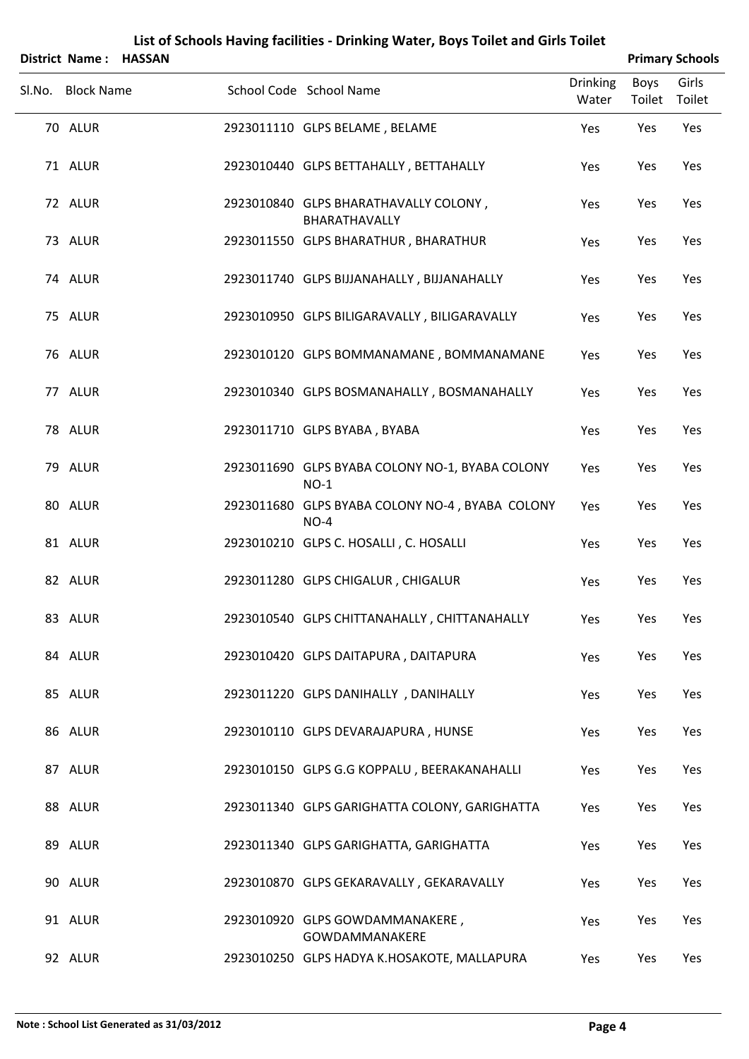# List of Schools Having facilities - Drinking Water, Boys Toilet and Girls Toilet

**District Name : HASSAN** | **Primary Schools**

| Sl.No. | Block Name | School Code | School Name | Drinking Water | Boys Toilet | Girls Toilet |
|---|---|---|---|---|---|---|
| 70 | ALUR | 2923011110 | GLPS BELAME , BELAME | Yes | Yes | Yes |
| 71 | ALUR | 2923010440 | GLPS BETTAHALLY , BETTAHALLY | Yes | Yes | Yes |
| 72 | ALUR | 2923010840 | GLPS BHARATHAVALLY COLONY , BHARATHAVALLY | Yes | Yes | Yes |
| 73 | ALUR | 2923011550 | GLPS BHARATHUR , BHARATHUR | Yes | Yes | Yes |
| 74 | ALUR | 2923011740 | GLPS BIJJANAHALLY , BIJJANAHALLY | Yes | Yes | Yes |
| 75 | ALUR | 2923010950 | GLPS BILIGARAVALLY , BILIGARAVALLY | Yes | Yes | Yes |
| 76 | ALUR | 2923010120 | GLPS BOMMANAMANE , BOMMANAMANE | Yes | Yes | Yes |
| 77 | ALUR | 2923010340 | GLPS BOSMANAHALLY , BOSMANAHALLY | Yes | Yes | Yes |
| 78 | ALUR | 2923011710 | GLPS BYABA , BYABA | Yes | Yes | Yes |
| 79 | ALUR | 2923011690 | GLPS BYABA COLONY NO-1, BYABA COLONY NO-1 | Yes | Yes | Yes |
| 80 | ALUR | 2923011680 | GLPS BYABA COLONY NO-4 , BYABA COLONY NO-4 | Yes | Yes | Yes |
| 81 | ALUR | 2923010210 | GLPS C. HOSALLI , C. HOSALLI | Yes | Yes | Yes |
| 82 | ALUR | 2923011280 | GLPS CHIGALUR , CHIGALUR | Yes | Yes | Yes |
| 83 | ALUR | 2923010540 | GLPS CHITTANAHALLY , CHITTANAHALLY | Yes | Yes | Yes |
| 84 | ALUR | 2923010420 | GLPS DAITAPURA , DAITAPURA | Yes | Yes | Yes |
| 85 | ALUR | 2923011220 | GLPS DANIHALLY , DANIHALLY | Yes | Yes | Yes |
| 86 | ALUR | 2923010110 | GLPS DEVARAJAPURA , HUNSE | Yes | Yes | Yes |
| 87 | ALUR | 2923010150 | GLPS G.G KOPPALU , BEERAKANAHALLI | Yes | Yes | Yes |
| 88 | ALUR | 2923011340 | GLPS GARIGHATTA COLONY, GARIGHATTA | Yes | Yes | Yes |
| 89 | ALUR | 2923011340 | GLPS GARIGHATTA, GARIGHATTA | Yes | Yes | Yes |
| 90 | ALUR | 2923010870 | GLPS GEKARAVALLY , GEKARAVALLY | Yes | Yes | Yes |
| 91 | ALUR | 2923010920 | GLPS GOWDAMMANAKERE , GOWDAMMANAKERE | Yes | Yes | Yes |
| 92 | ALUR | 2923010250 | GLPS HADYA K.HOSAKOTE, MALLAPURA | Yes | Yes | Yes |

**Note : School List Generated as 31/03/2012**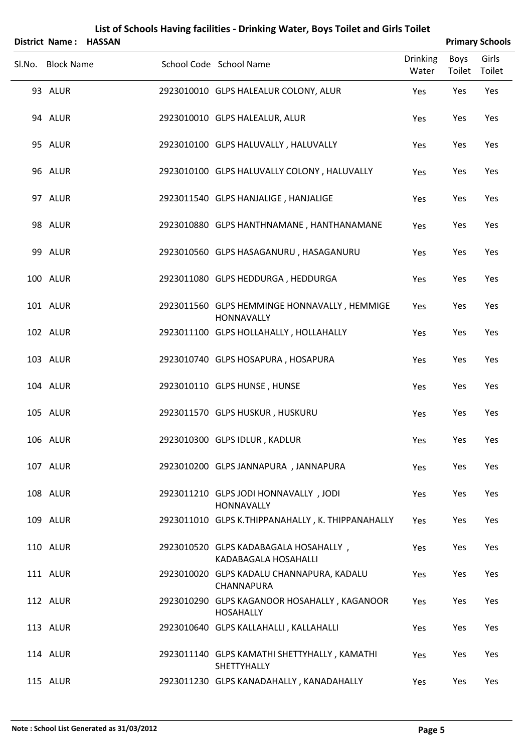# List of Schools Having facilities - Drinking Water, Boys Toilet and Girls Toilet

**District Name : HASSAN** **Primary Schools**

| Sl.No. | Block Name | School Code | School Name | Drinking Water | Boys Toilet | Girls Toilet |
|---|---|---|---|---|---|---|
| 93 | ALUR | 2923010010 | GLPS HALEALUR COLONY, ALUR | Yes | Yes | Yes |
| 94 | ALUR | 2923010010 | GLPS HALEALUR, ALUR | Yes | Yes | Yes |
| 95 | ALUR | 2923010100 | GLPS HALUVALLY , HALUVALLY | Yes | Yes | Yes |
| 96 | ALUR | 2923010100 | GLPS HALUVALLY COLONY , HALUVALLY | Yes | Yes | Yes |
| 97 | ALUR | 2923011540 | GLPS HANJALIGE , HANJALIGE | Yes | Yes | Yes |
| 98 | ALUR | 2923010880 | GLPS HANTHNAMANE , HANTHANAMANE | Yes | Yes | Yes |
| 99 | ALUR | 2923010560 | GLPS HASAGANURU , HASAGANURU | Yes | Yes | Yes |
| 100 | ALUR | 2923011080 | GLPS HEDDURGA , HEDDURGA | Yes | Yes | Yes |
| 101 | ALUR | 2923011560 | GLPS HEMMINGE HONNAVALLY , HEMMIGE HONNAVALLY | Yes | Yes | Yes |
| 102 | ALUR | 2923011100 | GLPS HOLLAHALLY , HOLLAHALLY | Yes | Yes | Yes |
| 103 | ALUR | 2923010740 | GLPS HOSAPURA , HOSAPURA | Yes | Yes | Yes |
| 104 | ALUR | 2923010110 | GLPS HUNSE , HUNSE | Yes | Yes | Yes |
| 105 | ALUR | 2923011570 | GLPS HUSKUR , HUSKURU | Yes | Yes | Yes |
| 106 | ALUR | 2923010300 | GLPS IDLUR , KADLUR | Yes | Yes | Yes |
| 107 | ALUR | 2923010200 | GLPS JANNAPURA , JANNAPURA | Yes | Yes | Yes |
| 108 | ALUR | 2923011210 | GLPS JODI HONNAVALLY , JODI HONNAVALLY | Yes | Yes | Yes |
| 109 | ALUR | 2923011010 | GLPS K.THIPPANAHALLY , K. THIPPANAHALLY | Yes | Yes | Yes |
| 110 | ALUR | 2923010520 | GLPS KADABAGALA HOSAHALLY , KADABAGALA HOSAHALLI | Yes | Yes | Yes |
| 111 | ALUR | 2923010020 | GLPS KADALU CHANNAPURA, KADALU CHANNAPURA | Yes | Yes | Yes |
| 112 | ALUR | 2923010290 | GLPS KAGANOOR HOSAHALLY , KAGANOOR HOSAHALLY | Yes | Yes | Yes |
| 113 | ALUR | 2923010640 | GLPS KALLAHALLI , KALLAHALLI | Yes | Yes | Yes |
| 114 | ALUR | 2923011140 | GLPS KAMATHI SHETTYHALLY , KAMATHI SHETTYHALLY | Yes | Yes | Yes |
| 115 | ALUR | 2923011230 | GLPS KANADAHALLY , KANADAHALLY | Yes | Yes | Yes |

**Note : School List Generated as 31/03/2012**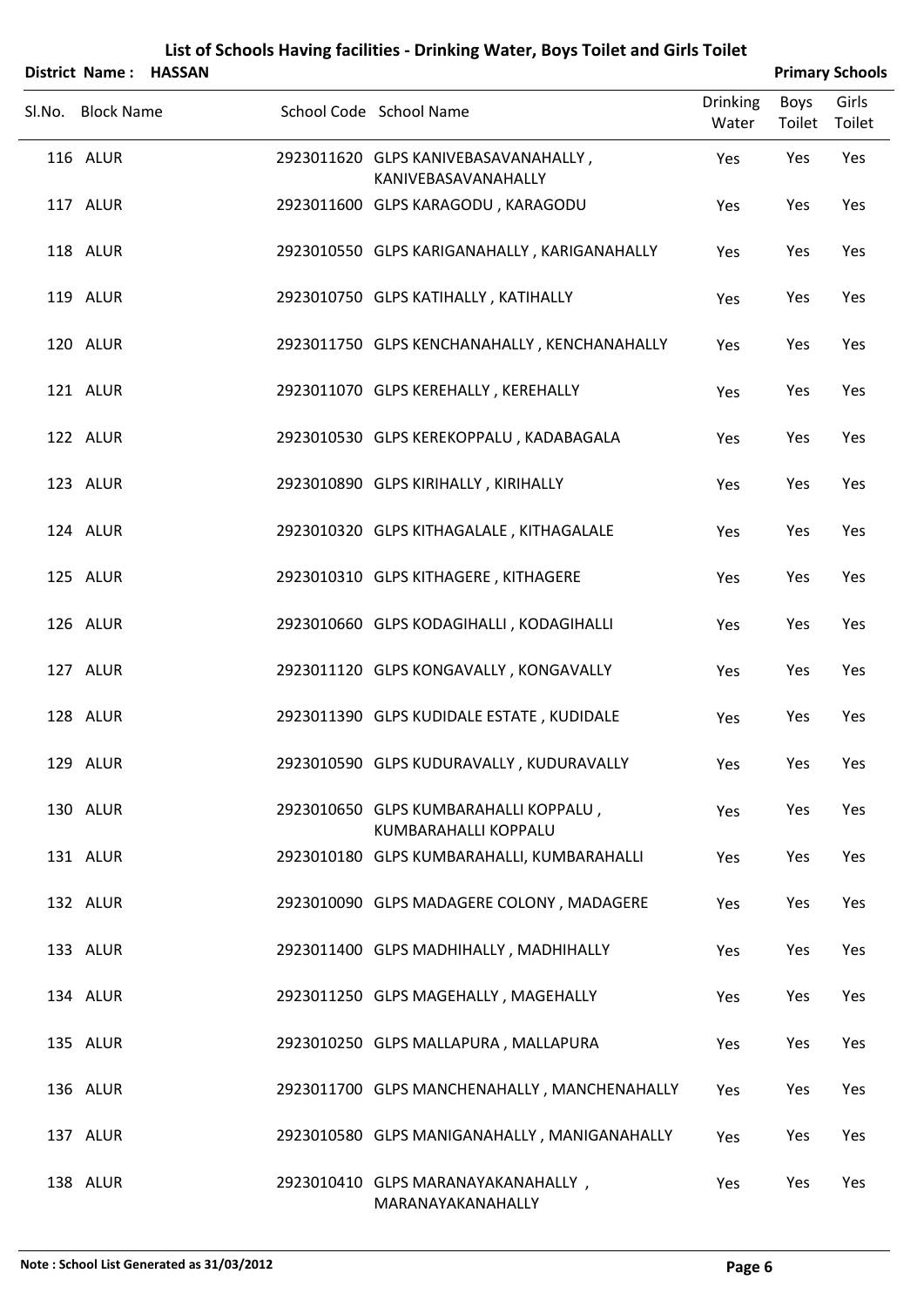# List of Schools Having facilities - Drinking Water, Boys Toilet and Girls Toilet

**District Name : HASSAN** **Primary Schools**

| Sl.No. | Block Name | School Code | School Name | Drinking Water | Boys Toilet | Girls Toilet |
|---|---|---|---|---|---|---|
| 116 | ALUR | 2923011620 | GLPS KANIVEBASAVANAHALLY , KANIVEBASAVANAHALLY | Yes | Yes | Yes |
| 117 | ALUR | 2923011600 | GLPS KARAGODU , KARAGODU | Yes | Yes | Yes |
| 118 | ALUR | 2923010550 | GLPS KARIGANAHALLY , KARIGANAHALLY | Yes | Yes | Yes |
| 119 | ALUR | 2923010750 | GLPS KATIHALLY , KATIHALLY | Yes | Yes | Yes |
| 120 | ALUR | 2923011750 | GLPS KENCHANAHALLY , KENCHANAHALLY | Yes | Yes | Yes |
| 121 | ALUR | 2923011070 | GLPS KEREHALLY , KEREHALLY | Yes | Yes | Yes |
| 122 | ALUR | 2923010530 | GLPS KEREKOPPALU , KADABAGALA | Yes | Yes | Yes |
| 123 | ALUR | 2923010890 | GLPS KIRIHALLY , KIRIHALLY | Yes | Yes | Yes |
| 124 | ALUR | 2923010320 | GLPS KITHAGALALE , KITHAGALALE | Yes | Yes | Yes |
| 125 | ALUR | 2923010310 | GLPS KITHAGERE , KITHAGERE | Yes | Yes | Yes |
| 126 | ALUR | 2923010660 | GLPS KODAGIHALLI , KODAGIHALLI | Yes | Yes | Yes |
| 127 | ALUR | 2923011120 | GLPS KONGAVALLY , KONGAVALLY | Yes | Yes | Yes |
| 128 | ALUR | 2923011390 | GLPS KUDIDALE ESTATE , KUDIDALE | Yes | Yes | Yes |
| 129 | ALUR | 2923010590 | GLPS KUDURAVALLY , KUDURAVALLY | Yes | Yes | Yes |
| 130 | ALUR | 2923010650 | GLPS KUMBARAHALLI KOPPALU , KUMBARAHALLI KOPPALU | Yes | Yes | Yes |
| 131 | ALUR | 2923010180 | GLPS KUMBARAHALLI, KUMBARAHALLI | Yes | Yes | Yes |
| 132 | ALUR | 2923010090 | GLPS MADAGERE COLONY , MADAGERE | Yes | Yes | Yes |
| 133 | ALUR | 2923011400 | GLPS MADHIHALLY , MADHIHALLY | Yes | Yes | Yes |
| 134 | ALUR | 2923011250 | GLPS MAGEHALLY , MAGEHALLY | Yes | Yes | Yes |
| 135 | ALUR | 2923010250 | GLPS MALLAPURA , MALLAPURA | Yes | Yes | Yes |
| 136 | ALUR | 2923011700 | GLPS MANCHENAHALLY , MANCHENAHALLY | Yes | Yes | Yes |
| 137 | ALUR | 2923010580 | GLPS MANIGANAHALLY , MANIGANAHALLY | Yes | Yes | Yes |
| 138 | ALUR | 2923010410 | GLPS MARANAYAKANAHALLY , MARANAYAKANAHALLY | Yes | Yes | Yes |

**Note : School List Generated as 31/03/2012**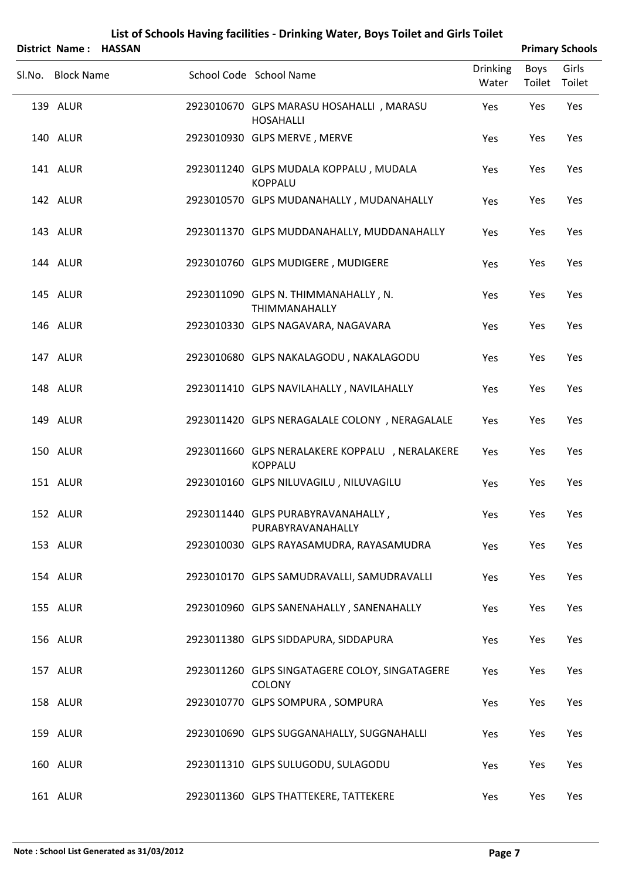# List of Schools Having facilities - Drinking Water, Boys Toilet and Girls Toilet

**District Name : HASSAN** **Primary Schools**

| Sl.No. | Block Name | School Code | School Name | Drinking Water | Boys Toilet | Girls Toilet |
|---|---|---|---|---|---|---|
| 139 | ALUR | 2923010670 | GLPS MARASU HOSAHALLI , MARASU HOSAHALLI | Yes | Yes | Yes |
| 140 | ALUR | 2923010930 | GLPS MERVE , MERVE | Yes | Yes | Yes |
| 141 | ALUR | 2923011240 | GLPS MUDALA KOPPALU , MUDALA KOPPALU | Yes | Yes | Yes |
| 142 | ALUR | 2923010570 | GLPS MUDANAHALLY , MUDANAHALLY | Yes | Yes | Yes |
| 143 | ALUR | 2923011370 | GLPS MUDDANAHALLY, MUDDANAHALLY | Yes | Yes | Yes |
| 144 | ALUR | 2923010760 | GLPS MUDIGERE , MUDIGERE | Yes | Yes | Yes |
| 145 | ALUR | 2923011090 | GLPS N. THIMMANAHALLY , N. THIMMANAHALLY | Yes | Yes | Yes |
| 146 | ALUR | 2923010330 | GLPS NAGAVARA, NAGAVARA | Yes | Yes | Yes |
| 147 | ALUR | 2923010680 | GLPS NAKALAGODU , NAKALAGODU | Yes | Yes | Yes |
| 148 | ALUR | 2923011410 | GLPS NAVILAHALLY , NAVILAHALLY | Yes | Yes | Yes |
| 149 | ALUR | 2923011420 | GLPS NERAGALALE COLONY , NERAGALALE | Yes | Yes | Yes |
| 150 | ALUR | 2923011660 | GLPS NERALAKERE KOPPALU , NERALAKERE KOPPALU | Yes | Yes | Yes |
| 151 | ALUR | 2923010160 | GLPS NILUVAGILU , NILUVAGILU | Yes | Yes | Yes |
| 152 | ALUR | 2923011440 | GLPS PURABYRAVANAHALLY , PURABYRAVANAHALLY | Yes | Yes | Yes |
| 153 | ALUR | 2923010030 | GLPS RAYASAMUDRA, RAYASAMUDRA | Yes | Yes | Yes |
| 154 | ALUR | 2923010170 | GLPS SAMUDRAVALLI, SAMUDRAVALLI | Yes | Yes | Yes |
| 155 | ALUR | 2923010960 | GLPS SANENAHALLY , SANENAHALLY | Yes | Yes | Yes |
| 156 | ALUR | 2923011380 | GLPS SIDDAPURA, SIDDAPURA | Yes | Yes | Yes |
| 157 | ALUR | 2923011260 | GLPS SINGATAGERE COLOY, SINGATAGERE COLONY | Yes | Yes | Yes |
| 158 | ALUR | 2923010770 | GLPS SOMPURA , SOMPURA | Yes | Yes | Yes |
| 159 | ALUR | 2923010690 | GLPS SUGGANAHALLY, SUGGNAHALLI | Yes | Yes | Yes |
| 160 | ALUR | 2923011310 | GLPS SULUGODU, SULAGODU | Yes | Yes | Yes |
| 161 | ALUR | 2923011360 | GLPS THATTEKERE, TATTEKERE | Yes | Yes | Yes |

**Note : School List Generated as 31/03/2012**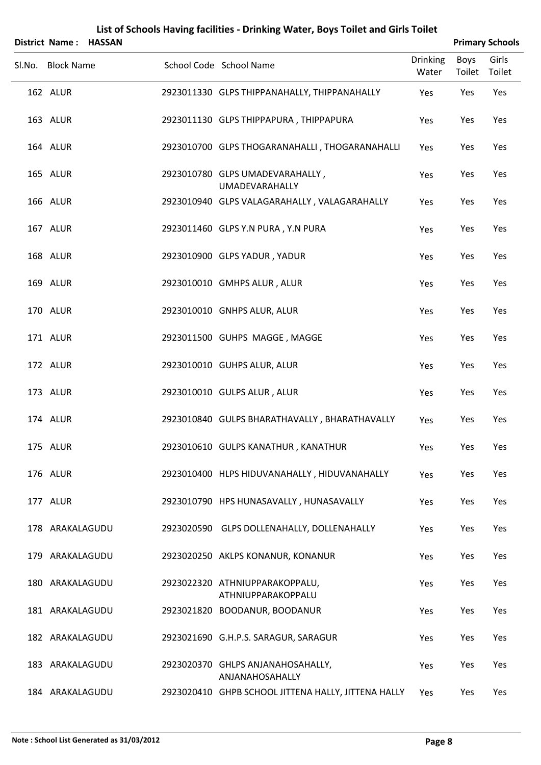# List of Schools Having facilities - Drinking Water, Boys Toilet and Girls Toilet

**District Name : HASSAN** **Primary Schools**

| Sl.No. | Block Name | School Code | School Name | Drinking Water | Boys Toilet | Girls Toilet |
|---|---|---|---|---|---|---|
| 162 | ALUR | 2923011330 | GLPS THIPPANAHALLY, THIPPANAHALLY | Yes | Yes | Yes |
| 163 | ALUR | 2923011130 | GLPS THIPPAPURA , THIPPAPURA | Yes | Yes | Yes |
| 164 | ALUR | 2923010700 | GLPS THOGARANAHALLI , THOGARANAHALLI | Yes | Yes | Yes |
| 165 | ALUR | 2923010780 | GLPS UMADEVARAHALLY , UMADEVARAHALLY | Yes | Yes | Yes |
| 166 | ALUR | 2923010940 | GLPS VALAGARAHALLY , VALAGARAHALLY | Yes | Yes | Yes |
| 167 | ALUR | 2923011460 | GLPS Y.N PURA , Y.N PURA | Yes | Yes | Yes |
| 168 | ALUR | 2923010900 | GLPS YADUR , YADUR | Yes | Yes | Yes |
| 169 | ALUR | 2923010010 | GMHPS ALUR , ALUR | Yes | Yes | Yes |
| 170 | ALUR | 2923010010 | GNHPS ALUR, ALUR | Yes | Yes | Yes |
| 171 | ALUR | 2923011500 | GUHPS MAGGE , MAGGE | Yes | Yes | Yes |
| 172 | ALUR | 2923010010 | GUHPS ALUR, ALUR | Yes | Yes | Yes |
| 173 | ALUR | 2923010010 | GULPS ALUR , ALUR | Yes | Yes | Yes |
| 174 | ALUR | 2923010840 | GULPS BHARATHAVALLY , BHARATHAVALLY | Yes | Yes | Yes |
| 175 | ALUR | 2923010610 | GULPS KANATHUR , KANATHUR | Yes | Yes | Yes |
| 176 | ALUR | 2923010400 | HLPS HIDUVANAHALLY , HIDUVANAHALLY | Yes | Yes | Yes |
| 177 | ALUR | 2923010790 | HPS HUNASAVALLY , HUNASAVALLY | Yes | Yes | Yes |
| 178 | ARAKALAGUDU | 2923020590 | GLPS DOLLENAHALLY, DOLLENAHALLY | Yes | Yes | Yes |
| 179 | ARAKALAGUDU | 2923020250 | AKLPS KONANUR, KONANUR | Yes | Yes | Yes |
| 180 | ARAKALAGUDU | 2923022320 | ATHNIUPPARAKOPPALU, ATHNIUPPARAKOPPALU | Yes | Yes | Yes |
| 181 | ARAKALAGUDU | 2923021820 | BOODANUR, BOODANUR | Yes | Yes | Yes |
| 182 | ARAKALAGUDU | 2923021690 | G.H.P.S. SARAGUR, SARAGUR | Yes | Yes | Yes |
| 183 | ARAKALAGUDU | 2923020370 | GHLPS ANJANAHOSAHALLY, ANJANAHOSAHALLY | Yes | Yes | Yes |
| 184 | ARAKALAGUDU | 2923020410 | GHPB SCHOOL JITTENA HALLY, JITTENA HALLY | Yes | Yes | Yes |

**Note : School List Generated as 31/03/2012**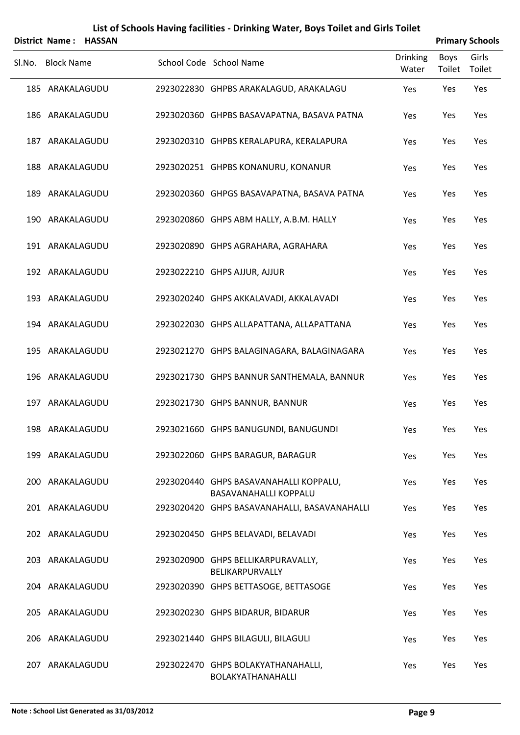# List of Schools Having facilities - Drinking Water, Boys Toilet and Girls Toilet

**District Name : HASSAN** **Primary Schools**

| Sl.No. | Block Name | School Code | School Name | Drinking Water | Boys Toilet | Girls Toilet |
|---|---|---|---|---|---|---|
| 185 | ARAKALAGUDU | 2923022830 | GHPBS ARAKALAGUD, ARAKALAGU | Yes | Yes | Yes |
| 186 | ARAKALAGUDU | 2923020360 | GHPBS BASAVAPATNA, BASAVA PATNA | Yes | Yes | Yes |
| 187 | ARAKALAGUDU | 2923020310 | GHPBS KERALAPURA, KERALAPURA | Yes | Yes | Yes |
| 188 | ARAKALAGUDU | 2923020251 | GHPBS KONANURU, KONANUR | Yes | Yes | Yes |
| 189 | ARAKALAGUDU | 2923020360 | GHPGS BASAVAPATNA, BASAVA PATNA | Yes | Yes | Yes |
| 190 | ARAKALAGUDU | 2923020860 | GHPS ABM HALLY, A.B.M. HALLY | Yes | Yes | Yes |
| 191 | ARAKALAGUDU | 2923020890 | GHPS AGRAHARA, AGRAHARA | Yes | Yes | Yes |
| 192 | ARAKALAGUDU | 2923022210 | GHPS AJJUR, AJJUR | Yes | Yes | Yes |
| 193 | ARAKALAGUDU | 2923020240 | GHPS AKKALAVADI, AKKALAVADI | Yes | Yes | Yes |
| 194 | ARAKALAGUDU | 2923022030 | GHPS ALLAPATTANA, ALLAPATTANA | Yes | Yes | Yes |
| 195 | ARAKALAGUDU | 2923021270 | GHPS BALAGINAGARA, BALAGINAGARA | Yes | Yes | Yes |
| 196 | ARAKALAGUDU | 2923021730 | GHPS BANNUR SANTHEMALA, BANNUR | Yes | Yes | Yes |
| 197 | ARAKALAGUDU | 2923021730 | GHPS BANNUR, BANNUR | Yes | Yes | Yes |
| 198 | ARAKALAGUDU | 2923021660 | GHPS BANUGUNDI, BANUGUNDI | Yes | Yes | Yes |
| 199 | ARAKALAGUDU | 2923022060 | GHPS BARAGUR, BARAGUR | Yes | Yes | Yes |
| 200 | ARAKALAGUDU | 2923020440 | GHPS BASAVANAHALLI KOPPALU, BASAVANAHALLI KOPPALU | Yes | Yes | Yes |
| 201 | ARAKALAGUDU | 2923020420 | GHPS BASAVANAHALLI, BASAVANAHALLI | Yes | Yes | Yes |
| 202 | ARAKALAGUDU | 2923020450 | GHPS BELAVADI, BELAVADI | Yes | Yes | Yes |
| 203 | ARAKALAGUDU | 2923020900 | GHPS BELLIKARPURAVALLY, BELIKARPURVALLY | Yes | Yes | Yes |
| 204 | ARAKALAGUDU | 2923020390 | GHPS BETTASOGE, BETTASOGE | Yes | Yes | Yes |
| 205 | ARAKALAGUDU | 2923020230 | GHPS BIDARUR, BIDARUR | Yes | Yes | Yes |
| 206 | ARAKALAGUDU | 2923021440 | GHPS BILAGULI, BILAGULI | Yes | Yes | Yes |
| 207 | ARAKALAGUDU | 2923022470 | GHPS BOLAKYATHANAHALLI, BOLAKYATHANAHALLI | Yes | Yes | Yes |

**Note : School List Generated as 31/03/2012**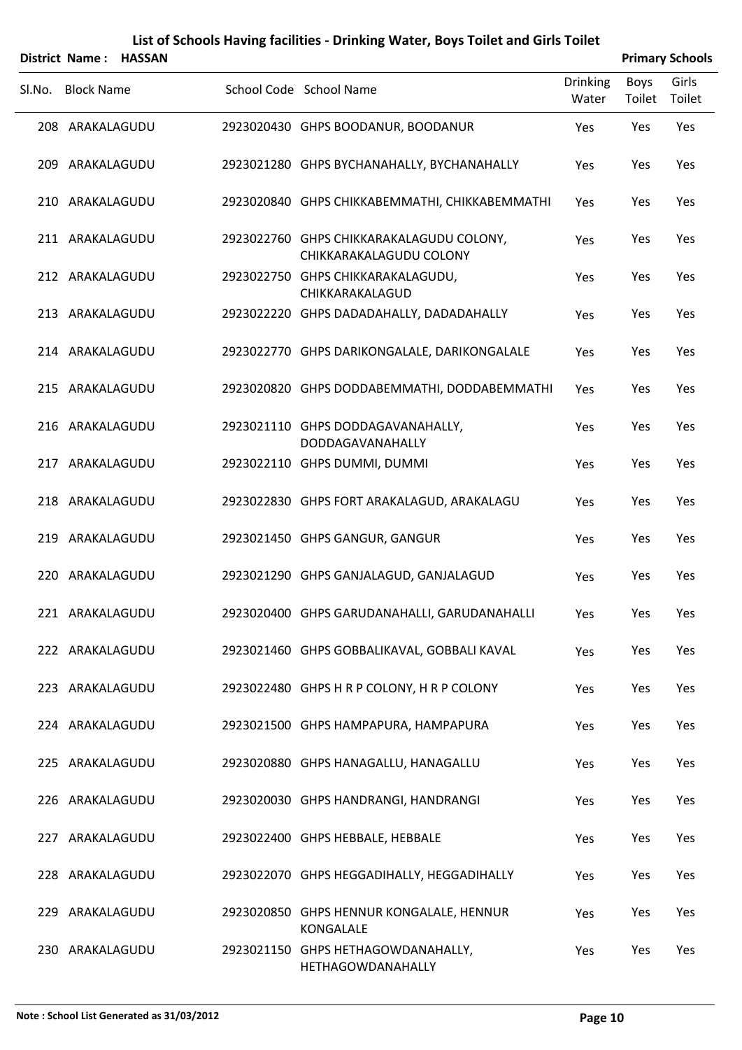# List of Schools Having facilities - Drinking Water, Boys Toilet and Girls Toilet

**District Name : HASSAN** **Primary Schools**

| Sl.No. | Block Name | School Code | School Name | Drinking Water | Boys Toilet | Girls Toilet |
|---|---|---|---|---|---|---|
| 208 | ARAKALAGUDU | 2923020430 | GHPS BOODANUR, BOODANUR | Yes | Yes | Yes |
| 209 | ARAKALAGUDU | 2923021280 | GHPS BYCHANAHALLY, BYCHANAHALLY | Yes | Yes | Yes |
| 210 | ARAKALAGUDU | 2923020840 | GHPS CHIKKABEMMATHI, CHIKKABEMMATHI | Yes | Yes | Yes |
| 211 | ARAKALAGUDU | 2923022760 | GHPS CHIKKARAKALAGUDU COLONY, CHIKKARAKALAGUDU COLONY | Yes | Yes | Yes |
| 212 | ARAKALAGUDU | 2923022750 | GHPS CHIKKARAKALAGUDU, CHIKKARAKALAGUD | Yes | Yes | Yes |
| 213 | ARAKALAGUDU | 2923022220 | GHPS DADADAHALLY, DADADAHALLY | Yes | Yes | Yes |
| 214 | ARAKALAGUDU | 2923022770 | GHPS DARIKONGALALE, DARIKONGALALE | Yes | Yes | Yes |
| 215 | ARAKALAGUDU | 2923020820 | GHPS DODDABEMMATHI, DODDABEMMATHI | Yes | Yes | Yes |
| 216 | ARAKALAGUDU | 2923021110 | GHPS DODDAGAVANAHALLY, DODDAGAVANAHALLY | Yes | Yes | Yes |
| 217 | ARAKALAGUDU | 2923022110 | GHPS DUMMI, DUMMI | Yes | Yes | Yes |
| 218 | ARAKALAGUDU | 2923022830 | GHPS FORT ARAKALAGUD, ARAKALAGU | Yes | Yes | Yes |
| 219 | ARAKALAGUDU | 2923021450 | GHPS GANGUR, GANGUR | Yes | Yes | Yes |
| 220 | ARAKALAGUDU | 2923021290 | GHPS GANJALAGUD, GANJALAGUD | Yes | Yes | Yes |
| 221 | ARAKALAGUDU | 2923020400 | GHPS GARUDANAHALLI, GARUDANAHALLI | Yes | Yes | Yes |
| 222 | ARAKALAGUDU | 2923021460 | GHPS GOBBALIKAVAL, GOBBALI KAVAL | Yes | Yes | Yes |
| 223 | ARAKALAGUDU | 2923022480 | GHPS H R P COLONY, H R P COLONY | Yes | Yes | Yes |
| 224 | ARAKALAGUDU | 2923021500 | GHPS HAMPAPURA, HAMPAPURA | Yes | Yes | Yes |
| 225 | ARAKALAGUDU | 2923020880 | GHPS HANAGALLU, HANAGALLU | Yes | Yes | Yes |
| 226 | ARAKALAGUDU | 2923020030 | GHPS HANDRANGI, HANDRANGI | Yes | Yes | Yes |
| 227 | ARAKALAGUDU | 2923022400 | GHPS HEBBALE, HEBBALE | Yes | Yes | Yes |
| 228 | ARAKALAGUDU | 2923022070 | GHPS HEGGADIHALLY, HEGGADIHALLY | Yes | Yes | Yes |
| 229 | ARAKALAGUDU | 2923020850 | GHPS HENNUR KONGALALE, HENNUR KONGALALE | Yes | Yes | Yes |
| 230 | ARAKALAGUDU | 2923021150 | GHPS HETHAGOWDANAHALLY, HETHAGOWDANAHALLY | Yes | Yes | Yes |

**Note : School List Generated as 31/03/2012**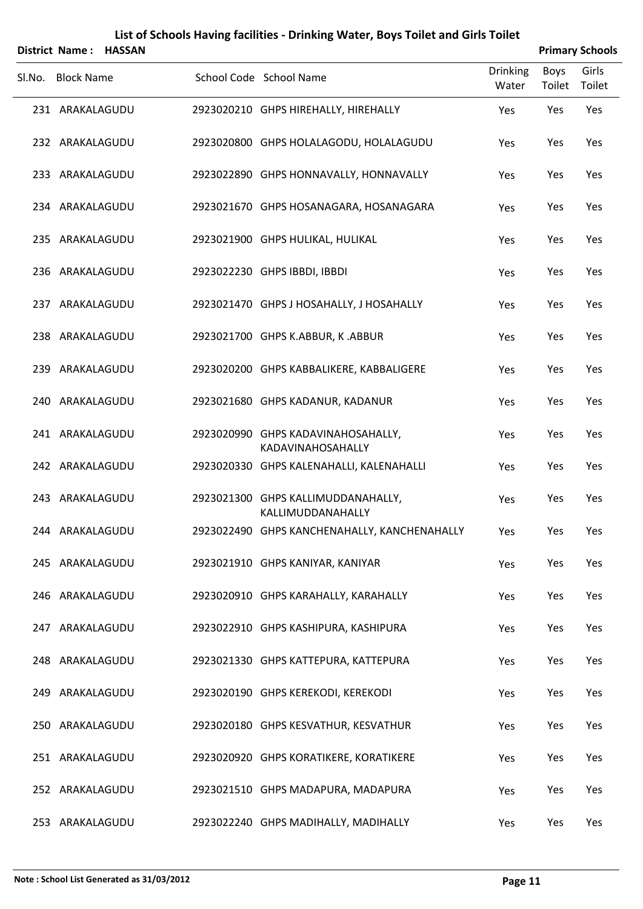# List of Schools Having facilities - Drinking Water, Boys Toilet and Girls Toilet

**District Name : HASSAN** **Primary Schools**

| Sl.No. | Block Name | School Code | School Name | Drinking Water | Boys Toilet | Girls Toilet |
|---|---|---|---|---|---|---|
| 231 | ARAKALAGUDU | 2923020210 | GHPS HIREHALLY, HIREHALLY | Yes | Yes | Yes |
| 232 | ARAKALAGUDU | 2923020800 | GHPS HOLALAGODU, HOLALAGUDU | Yes | Yes | Yes |
| 233 | ARAKALAGUDU | 2923022890 | GHPS HONNAVALLY, HONNAVALLY | Yes | Yes | Yes |
| 234 | ARAKALAGUDU | 2923021670 | GHPS HOSANAGARA, HOSANAGARA | Yes | Yes | Yes |
| 235 | ARAKALAGUDU | 2923021900 | GHPS HULIKAL, HULIKAL | Yes | Yes | Yes |
| 236 | ARAKALAGUDU | 2923022230 | GHPS IBBDI, IBBDI | Yes | Yes | Yes |
| 237 | ARAKALAGUDU | 2923021470 | GHPS J HOSAHALLY, J HOSAHALLY | Yes | Yes | Yes |
| 238 | ARAKALAGUDU | 2923021700 | GHPS K.ABBUR, K .ABBUR | Yes | Yes | Yes |
| 239 | ARAKALAGUDU | 2923020200 | GHPS KABBALIKERE, KABBALIGERE | Yes | Yes | Yes |
| 240 | ARAKALAGUDU | 2923021680 | GHPS KADANUR, KADANUR | Yes | Yes | Yes |
| 241 | ARAKALAGUDU | 2923020990 | GHPS KADAVINAHOSAHALLY, KADAVINAHOSAHALLY | Yes | Yes | Yes |
| 242 | ARAKALAGUDU | 2923020330 | GHPS KALENAHALLI, KALENAHALLI | Yes | Yes | Yes |
| 243 | ARAKALAGUDU | 2923021300 | GHPS KALLIMUDDANAHALLY, KALLIMUDDANAHALLY | Yes | Yes | Yes |
| 244 | ARAKALAGUDU | 2923022490 | GHPS KANCHENAHALLY, KANCHENAHALLY | Yes | Yes | Yes |
| 245 | ARAKALAGUDU | 2923021910 | GHPS KANIYAR, KANIYAR | Yes | Yes | Yes |
| 246 | ARAKALAGUDU | 2923020910 | GHPS KARAHALLY, KARAHALLY | Yes | Yes | Yes |
| 247 | ARAKALAGUDU | 2923022910 | GHPS KASHIPURA, KASHIPURA | Yes | Yes | Yes |
| 248 | ARAKALAGUDU | 2923021330 | GHPS KATTEPURA, KATTEPURA | Yes | Yes | Yes |
| 249 | ARAKALAGUDU | 2923020190 | GHPS KEREKODI, KEREKODI | Yes | Yes | Yes |
| 250 | ARAKALAGUDU | 2923020180 | GHPS KESVATHUR, KESVATHUR | Yes | Yes | Yes |
| 251 | ARAKALAGUDU | 2923020920 | GHPS KORATIKERE, KORATIKERE | Yes | Yes | Yes |
| 252 | ARAKALAGUDU | 2923021510 | GHPS MADAPURA, MADAPURA | Yes | Yes | Yes |
| 253 | ARAKALAGUDU | 2923022240 | GHPS MADIHALLY, MADIHALLY | Yes | Yes | Yes |

**Note : School List Generated as 31/03/2012**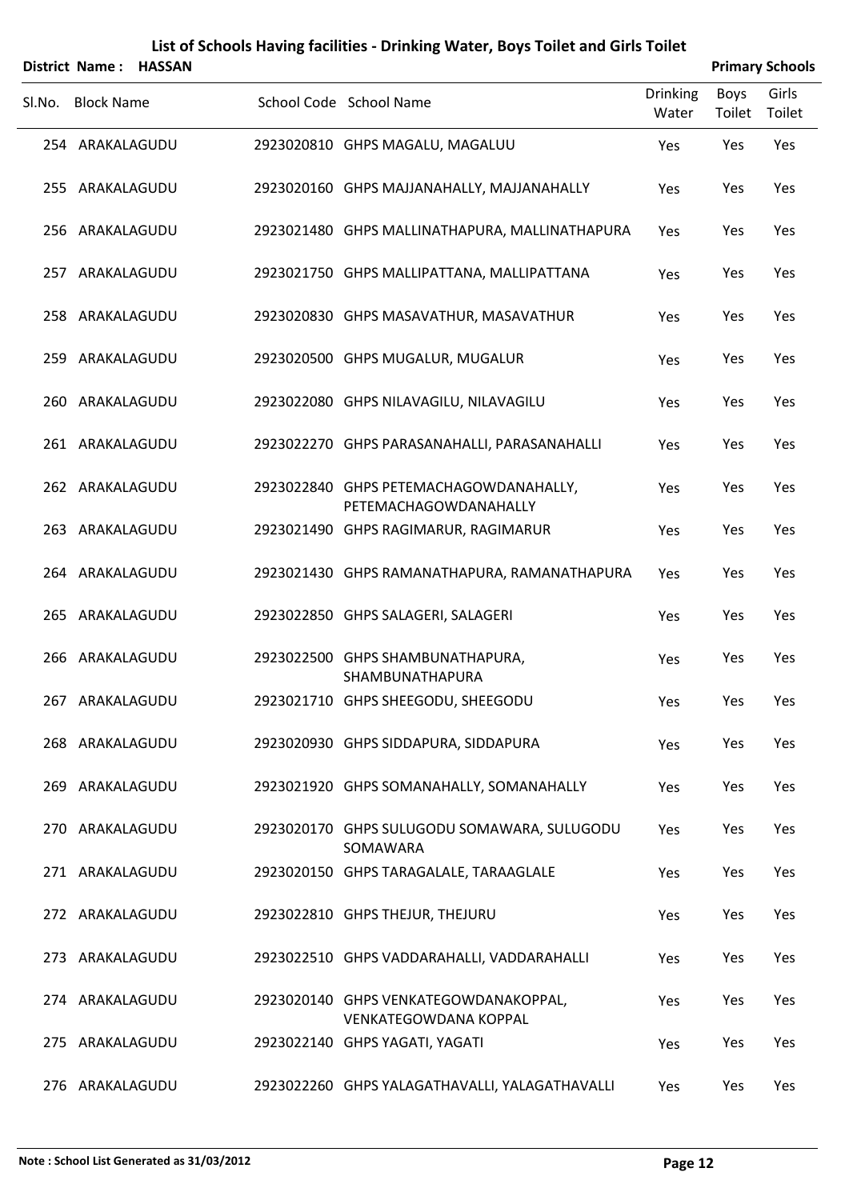# List of Schools Having facilities - Drinking Water, Boys Toilet and Girls Toilet

**District Name : HASSAN** | **Primary Schools**

| Sl.No. | Block Name | School Code | School Name | Drinking Water | Boys Toilet | Girls Toilet |
|---|---|---|---|---|---|---|
| 254 | ARAKALAGUDU | 2923020810 | GHPS MAGALU, MAGALUU | Yes | Yes | Yes |
| 255 | ARAKALAGUDU | 2923020160 | GHPS MAJJANAHALLY, MAJJANAHALLY | Yes | Yes | Yes |
| 256 | ARAKALAGUDU | 2923021480 | GHPS MALLINATHAPURA, MALLINATHAPURA | Yes | Yes | Yes |
| 257 | ARAKALAGUDU | 2923021750 | GHPS MALLIPATTANA, MALLIPATTANA | Yes | Yes | Yes |
| 258 | ARAKALAGUDU | 2923020830 | GHPS MASAVATHUR, MASAVATHUR | Yes | Yes | Yes |
| 259 | ARAKALAGUDU | 2923020500 | GHPS MUGALUR, MUGALUR | Yes | Yes | Yes |
| 260 | ARAKALAGUDU | 2923022080 | GHPS NILAVAGILU, NILAVAGILU | Yes | Yes | Yes |
| 261 | ARAKALAGUDU | 2923022270 | GHPS PARASANAHALLI, PARASANAHALLI | Yes | Yes | Yes |
| 262 | ARAKALAGUDU | 2923022840 | GHPS PETEMACHAGOWDANAHALLY, PETEMACHAGOWDANAHALLY | Yes | Yes | Yes |
| 263 | ARAKALAGUDU | 2923021490 | GHPS RAGIMARUR, RAGIMARUR | Yes | Yes | Yes |
| 264 | ARAKALAGUDU | 2923021430 | GHPS RAMANATHAPURA, RAMANATHAPURA | Yes | Yes | Yes |
| 265 | ARAKALAGUDU | 2923022850 | GHPS SALAGERI, SALAGERI | Yes | Yes | Yes |
| 266 | ARAKALAGUDU | 2923022500 | GHPS SHAMBUNATHAPURA, SHAMBUNATHAPURA | Yes | Yes | Yes |
| 267 | ARAKALAGUDU | 2923021710 | GHPS SHEEGODU, SHEEGODU | Yes | Yes | Yes |
| 268 | ARAKALAGUDU | 2923020930 | GHPS SIDDAPURA, SIDDAPURA | Yes | Yes | Yes |
| 269 | ARAKALAGUDU | 2923021920 | GHPS SOMANAHALLY, SOMANAHALLY | Yes | Yes | Yes |
| 270 | ARAKALAGUDU | 2923020170 | GHPS SULUGODU SOMAWARA, SULUGODU SOMAWARA | Yes | Yes | Yes |
| 271 | ARAKALAGUDU | 2923020150 | GHPS TARAGALALE, TARAAGLALE | Yes | Yes | Yes |
| 272 | ARAKALAGUDU | 2923022810 | GHPS THEJUR, THEJURU | Yes | Yes | Yes |
| 273 | ARAKALAGUDU | 2923022510 | GHPS VADDARAHALLI, VADDARAHALLI | Yes | Yes | Yes |
| 274 | ARAKALAGUDU | 2923020140 | GHPS VENKATEGOWDANAKOPPAL, VENKATEGOWDANA KOPPAL | Yes | Yes | Yes |
| 275 | ARAKALAGUDU | 2923022140 | GHPS YAGATI, YAGATI | Yes | Yes | Yes |
| 276 | ARAKALAGUDU | 2923022260 | GHPS YALAGATHAVALLI, YALAGATHAVALLI | Yes | Yes | Yes |

**Note : School List Generated as 31/03/2012**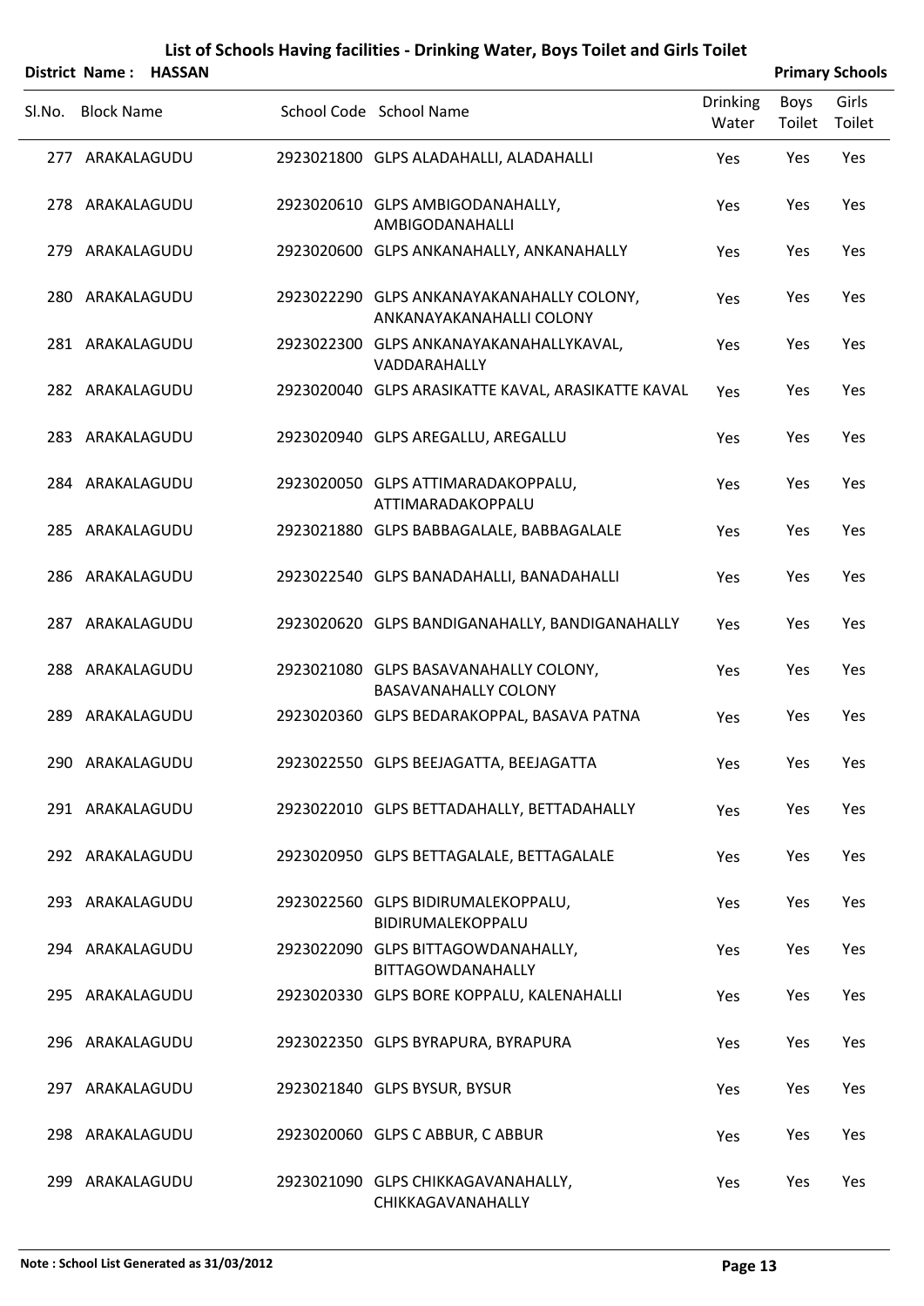# List of Schools Having facilities - Drinking Water, Boys Toilet and Girls Toilet

**District Name : HASSAN** **Primary Schools**

| Sl.No. | Block Name | School Code | School Name | Drinking Water | Boys Toilet | Girls Toilet |
|---|---|---|---|---|---|---|
| 277 | ARAKALAGUDU | 2923021800 | GLPS ALADAHALLI, ALADAHALLI | Yes | Yes | Yes |
| 278 | ARAKALAGUDU | 2923020610 | GLPS AMBIGODANAHALLY, AMBIGODANAHALLI | Yes | Yes | Yes |
| 279 | ARAKALAGUDU | 2923020600 | GLPS ANKANAHALLY, ANKANAHALLY | Yes | Yes | Yes |
| 280 | ARAKALAGUDU | 2923022290 | GLPS ANKANAYAKANAHALLY COLONY, ANKANAYAKANAHALLI COLONY | Yes | Yes | Yes |
| 281 | ARAKALAGUDU | 2923022300 | GLPS ANKANAYAKANAHALLYKAVAL, VADDARAHALLY | Yes | Yes | Yes |
| 282 | ARAKALAGUDU | 2923020040 | GLPS ARASIKATTE KAVAL, ARASIKATTE KAVAL | Yes | Yes | Yes |
| 283 | ARAKALAGUDU | 2923020940 | GLPS AREGALLU, AREGALLU | Yes | Yes | Yes |
| 284 | ARAKALAGUDU | 2923020050 | GLPS ATTIMARADAKOPPALU, ATTIMARADAKOPPALU | Yes | Yes | Yes |
| 285 | ARAKALAGUDU | 2923021880 | GLPS BABBAGALALE, BABBAGALALE | Yes | Yes | Yes |
| 286 | ARAKALAGUDU | 2923022540 | GLPS BANADAHALLI, BANADAHALLI | Yes | Yes | Yes |
| 287 | ARAKALAGUDU | 2923020620 | GLPS BANDIGANAHALLY, BANDIGANAHALLY | Yes | Yes | Yes |
| 288 | ARAKALAGUDU | 2923021080 | GLPS BASAVANAHALLY COLONY, BASAVANAHALLY COLONY | Yes | Yes | Yes |
| 289 | ARAKALAGUDU | 2923020360 | GLPS BEDARAKOPPAL, BASAVA PATNA | Yes | Yes | Yes |
| 290 | ARAKALAGUDU | 2923022550 | GLPS BEEJAGATTA, BEEJAGATTA | Yes | Yes | Yes |
| 291 | ARAKALAGUDU | 2923022010 | GLPS BETTADAHALLY, BETTADAHALLY | Yes | Yes | Yes |
| 292 | ARAKALAGUDU | 2923020950 | GLPS BETTAGALALE, BETTAGALALE | Yes | Yes | Yes |
| 293 | ARAKALAGUDU | 2923022560 | GLPS BIDIRUMALEKOPPALU, BIDIRUMALEKOPPALU | Yes | Yes | Yes |
| 294 | ARAKALAGUDU | 2923022090 | GLPS BITTAGOWDANAHALLY, BITTAGOWDANAHALLY | Yes | Yes | Yes |
| 295 | ARAKALAGUDU | 2923020330 | GLPS BORE KOPPALU, KALENAHALLI | Yes | Yes | Yes |
| 296 | ARAKALAGUDU | 2923022350 | GLPS BYRAPURA, BYRAPURA | Yes | Yes | Yes |
| 297 | ARAKALAGUDU | 2923021840 | GLPS BYSUR, BYSUR | Yes | Yes | Yes |
| 298 | ARAKALAGUDU | 2923020060 | GLPS C ABBUR, C ABBUR | Yes | Yes | Yes |
| 299 | ARAKALAGUDU | 2923021090 | GLPS CHIKKAGAVANAHALLY, CHIKKAGAVANAHALLY | Yes | Yes | Yes |

**Note : School List Generated as 31/03/2012**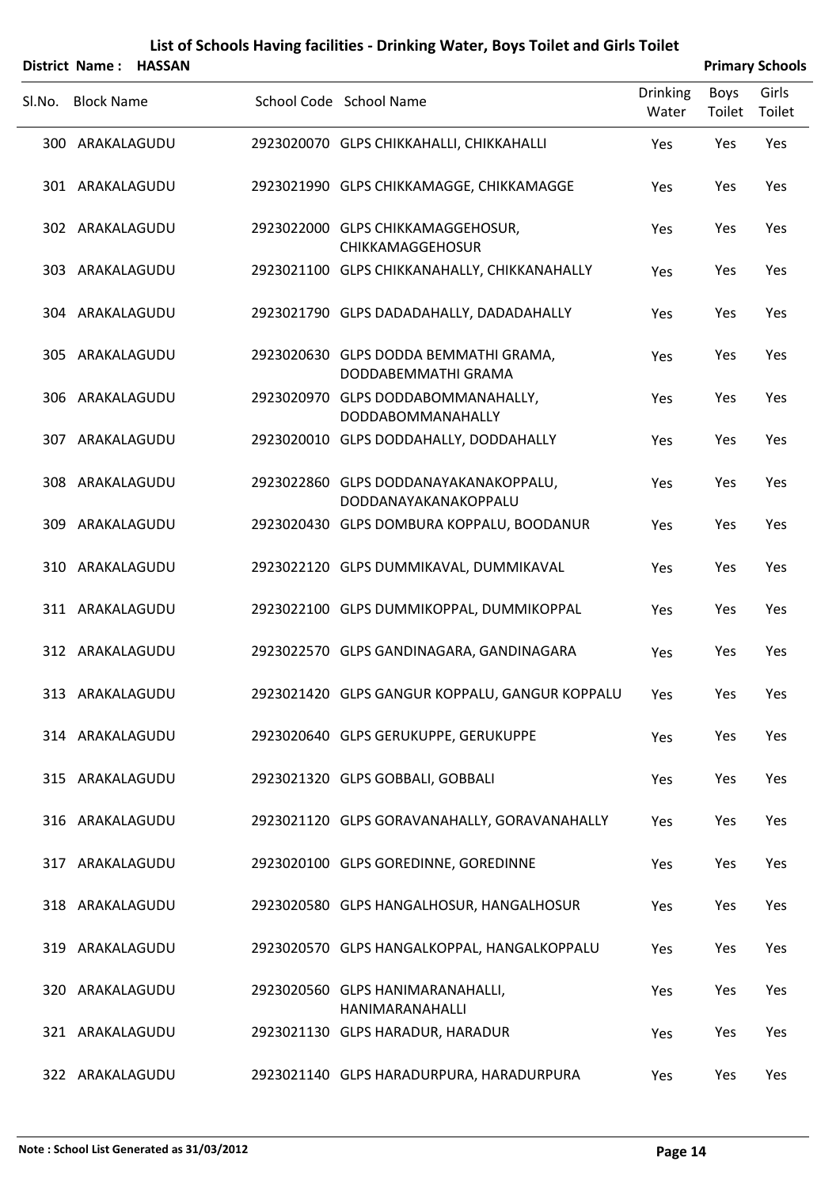# List of Schools Having facilities - Drinking Water, Boys Toilet and Girls Toilet

**District Name : HASSAN** **Primary Schools**

| Sl.No. | Block Name | School Code | School Name | Drinking Water | Boys Toilet | Girls Toilet |
|---|---|---|---|---|---|---|
| 300 | ARAKALAGUDU | 2923020070 | GLPS CHIKKAHALLI, CHIKKAHALLI | Yes | Yes | Yes |
| 301 | ARAKALAGUDU | 2923021990 | GLPS CHIKKAMAGGE, CHIKKAMAGGE | Yes | Yes | Yes |
| 302 | ARAKALAGUDU | 2923022000 | GLPS CHIKKAMAGGEHOSUR, CHIKKAMAGGEHOSUR | Yes | Yes | Yes |
| 303 | ARAKALAGUDU | 2923021100 | GLPS CHIKKANAHALLY, CHIKKANAHALLY | Yes | Yes | Yes |
| 304 | ARAKALAGUDU | 2923021790 | GLPS DADADAHALLY, DADADAHALLY | Yes | Yes | Yes |
| 305 | ARAKALAGUDU | 2923020630 | GLPS DODDA BEMMATHI GRAMA, DODDABEMMATHI GRAMA | Yes | Yes | Yes |
| 306 | ARAKALAGUDU | 2923020970 | GLPS DODDABOMMANAHALLY, DODDABOMMANAHALLY | Yes | Yes | Yes |
| 307 | ARAKALAGUDU | 2923020010 | GLPS DODDAHALLY, DODDAHALLY | Yes | Yes | Yes |
| 308 | ARAKALAGUDU | 2923022860 | GLPS DODDANAYAKANAKOPPALU, DODDANAYAKANAKOPPALU | Yes | Yes | Yes |
| 309 | ARAKALAGUDU | 2923020430 | GLPS DOMBURA KOPPALU, BOODANUR | Yes | Yes | Yes |
| 310 | ARAKALAGUDU | 2923022120 | GLPS DUMMIKAVAL, DUMMIKAVAL | Yes | Yes | Yes |
| 311 | ARAKALAGUDU | 2923022100 | GLPS DUMMIKOPPAL, DUMMIKOPPAL | Yes | Yes | Yes |
| 312 | ARAKALAGUDU | 2923022570 | GLPS GANDINAGARA, GANDINAGARA | Yes | Yes | Yes |
| 313 | ARAKALAGUDU | 2923021420 | GLPS GANGUR KOPPALU, GANGUR KOPPALU | Yes | Yes | Yes |
| 314 | ARAKALAGUDU | 2923020640 | GLPS GERUKUPPE, GERUKUPPE | Yes | Yes | Yes |
| 315 | ARAKALAGUDU | 2923021320 | GLPS GOBBALI, GOBBALI | Yes | Yes | Yes |
| 316 | ARAKALAGUDU | 2923021120 | GLPS GORAVANAHALLY, GORAVANAHALLY | Yes | Yes | Yes |
| 317 | ARAKALAGUDU | 2923020100 | GLPS GOREDINNE, GOREDINNE | Yes | Yes | Yes |
| 318 | ARAKALAGUDU | 2923020580 | GLPS HANGALHOSUR, HANGALHOSUR | Yes | Yes | Yes |
| 319 | ARAKALAGUDU | 2923020570 | GLPS HANGALKOPPAL, HANGALKOPPALU | Yes | Yes | Yes |
| 320 | ARAKALAGUDU | 2923020560 | GLPS HANIMARANAHALLI, HANIMARANAHALLI | Yes | Yes | Yes |
| 321 | ARAKALAGUDU | 2923021130 | GLPS HARADUR, HARADUR | Yes | Yes | Yes |
| 322 | ARAKALAGUDU | 2923021140 | GLPS HARADURPURA, HARADURPURA | Yes | Yes | Yes |

**Note : School List Generated as 31/03/2012**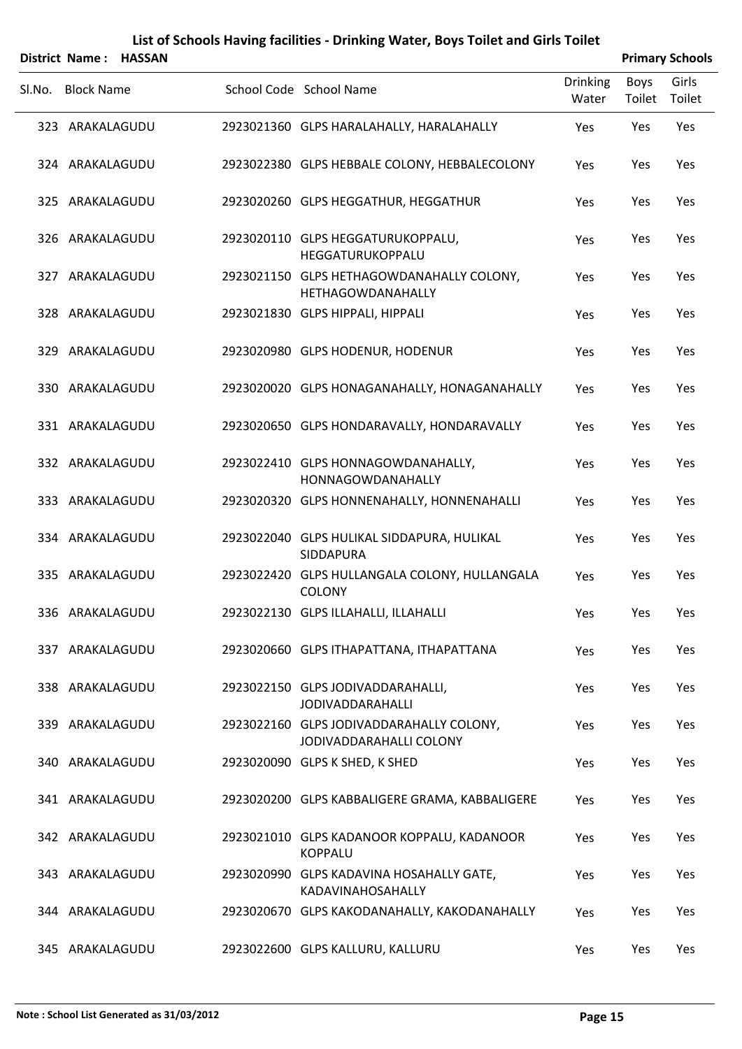# List of Schools Having facilities - Drinking Water, Boys Toilet and Girls Toilet

**District Name : HASSAN** **Primary Schools**

| Sl.No. | Block Name | School Code | School Name | Drinking Water | Boys Toilet | Girls Toilet |
|---|---|---|---|---|---|---|
| 323 | ARAKALAGUDU | 2923021360 | GLPS HARALAHALLY, HARALAHALLY | Yes | Yes | Yes |
| 324 | ARAKALAGUDU | 2923022380 | GLPS HEBBALE COLONY, HEBBALECOLONY | Yes | Yes | Yes |
| 325 | ARAKALAGUDU | 2923020260 | GLPS HEGGATHUR, HEGGATHUR | Yes | Yes | Yes |
| 326 | ARAKALAGUDU | 2923020110 | GLPS HEGGATURUKOPPALU, HEGGATURUKOPPALU | Yes | Yes | Yes |
| 327 | ARAKALAGUDU | 2923021150 | GLPS HETHAGOWDANAHALLY COLONY, HETHAGOWDANAHALLY | Yes | Yes | Yes |
| 328 | ARAKALAGUDU | 2923021830 | GLPS HIPPALI, HIPPALI | Yes | Yes | Yes |
| 329 | ARAKALAGUDU | 2923020980 | GLPS HODENUR, HODENUR | Yes | Yes | Yes |
| 330 | ARAKALAGUDU | 2923020020 | GLPS HONAGANAHALLY, HONAGANAHALLY | Yes | Yes | Yes |
| 331 | ARAKALAGUDU | 2923020650 | GLPS HONDARAVALLY, HONDARAVALLY | Yes | Yes | Yes |
| 332 | ARAKALAGUDU | 2923022410 | GLPS HONNAGOWDANAHALLY, HONNAGOWDANAHALLY | Yes | Yes | Yes |
| 333 | ARAKALAGUDU | 2923020320 | GLPS HONNENAHALLY, HONNENAHALLI | Yes | Yes | Yes |
| 334 | ARAKALAGUDU | 2923022040 | GLPS HULIKAL SIDDAPURA, HULIKAL SIDDAPURA | Yes | Yes | Yes |
| 335 | ARAKALAGUDU | 2923022420 | GLPS HULLANGALA COLONY, HULLANGALA COLONY | Yes | Yes | Yes |
| 336 | ARAKALAGUDU | 2923022130 | GLPS ILLAHALLI, ILLAHALLI | Yes | Yes | Yes |
| 337 | ARAKALAGUDU | 2923020660 | GLPS ITHAPATTANA, ITHAPATTANA | Yes | Yes | Yes |
| 338 | ARAKALAGUDU | 2923022150 | GLPS JODIVADDARAHALLI, JODIVADDARAHALLI | Yes | Yes | Yes |
| 339 | ARAKALAGUDU | 2923022160 | GLPS JODIVADDARAHALLY COLONY, JODIVADDARAHALLI COLONY | Yes | Yes | Yes |
| 340 | ARAKALAGUDU | 2923020090 | GLPS K SHED, K SHED | Yes | Yes | Yes |
| 341 | ARAKALAGUDU | 2923020200 | GLPS KABBALIGERE GRAMA, KABBALIGERE | Yes | Yes | Yes |
| 342 | ARAKALAGUDU | 2923021010 | GLPS KADANOOR KOPPALU, KADANOOR KOPPALU | Yes | Yes | Yes |
| 343 | ARAKALAGUDU | 2923020990 | GLPS KADAVINA HOSAHALLY GATE, KADAVINAHOSAHALLY | Yes | Yes | Yes |
| 344 | ARAKALAGUDU | 2923020670 | GLPS KAKODANAHALLY, KAKODANAHALLY | Yes | Yes | Yes |
| 345 | ARAKALAGUDU | 2923022600 | GLPS KALLURU, KALLURU | Yes | Yes | Yes |

**Note : School List Generated as 31/03/2012**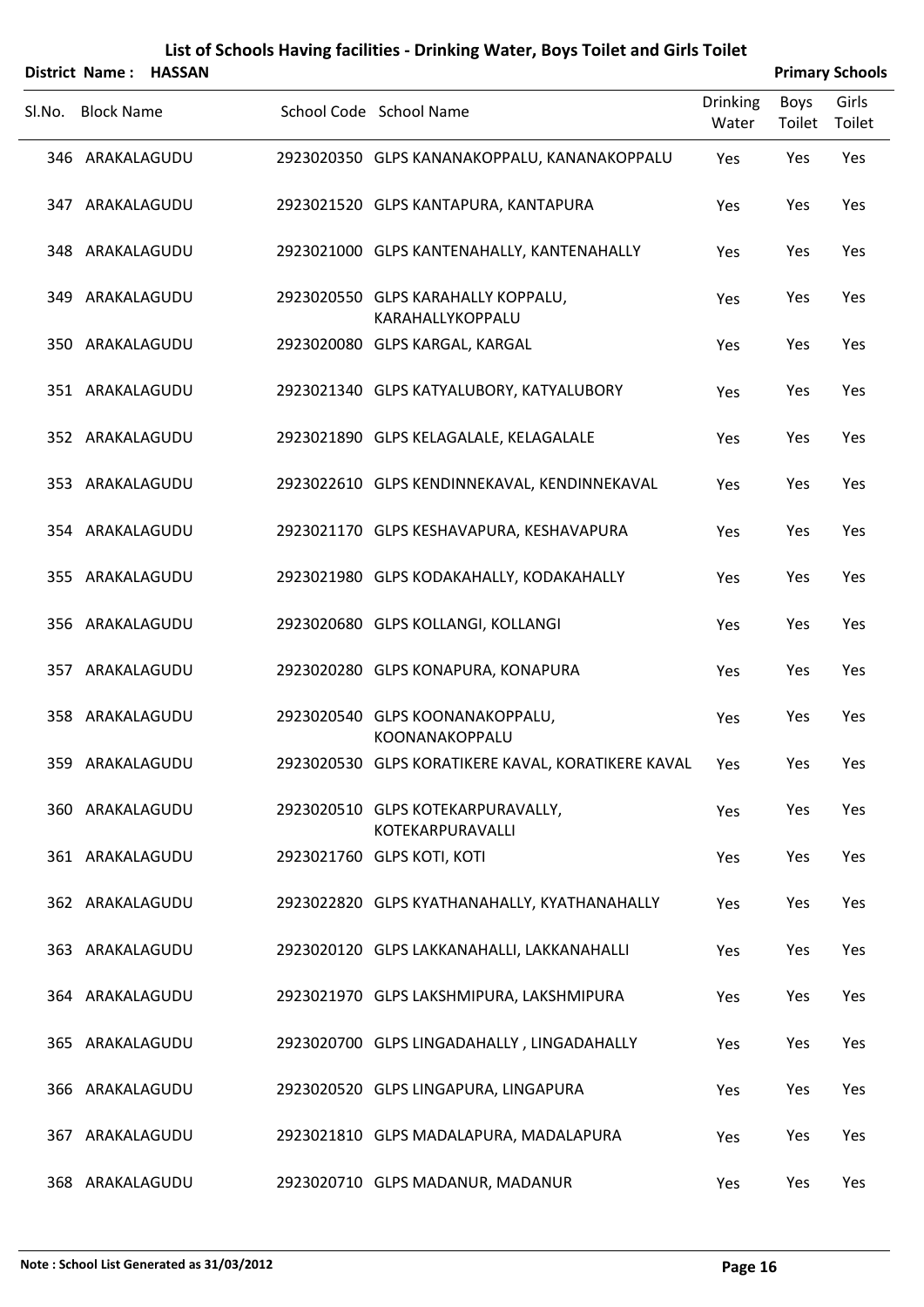# List of Schools Having facilities - Drinking Water, Boys Toilet and Girls Toilet

**District Name : HASSAN** | **Primary Schools**

| Sl.No. | Block Name | School Code | School Name | Drinking Water | Boys Toilet | Girls Toilet |
|---|---|---|---|---|---|---|
| 346 | ARAKALAGUDU | 2923020350 | GLPS KANANAKOPPALU, KANANAKOPPALU | Yes | Yes | Yes |
| 347 | ARAKALAGUDU | 2923021520 | GLPS KANTAPURA, KANTAPURA | Yes | Yes | Yes |
| 348 | ARAKALAGUDU | 2923021000 | GLPS KANTENAHALLY, KANTENAHALLY | Yes | Yes | Yes |
| 349 | ARAKALAGUDU | 2923020550 | GLPS KARAHALLY KOPPALU, KARAHALLYKOPPALU | Yes | Yes | Yes |
| 350 | ARAKALAGUDU | 2923020080 | GLPS KARGAL, KARGAL | Yes | Yes | Yes |
| 351 | ARAKALAGUDU | 2923021340 | GLPS KATYALUBORY, KATYALUBORY | Yes | Yes | Yes |
| 352 | ARAKALAGUDU | 2923021890 | GLPS KELAGALALE, KELAGALALE | Yes | Yes | Yes |
| 353 | ARAKALAGUDU | 2923022610 | GLPS KENDINNEKAVAL, KENDINNEKAVAL | Yes | Yes | Yes |
| 354 | ARAKALAGUDU | 2923021170 | GLPS KESHAVAPURA, KESHAVAPURA | Yes | Yes | Yes |
| 355 | ARAKALAGUDU | 2923021980 | GLPS KODAKAHALLY, KODAKAHALLY | Yes | Yes | Yes |
| 356 | ARAKALAGUDU | 2923020680 | GLPS KOLLANGI, KOLLANGI | Yes | Yes | Yes |
| 357 | ARAKALAGUDU | 2923020280 | GLPS KONAPURA, KONAPURA | Yes | Yes | Yes |
| 358 | ARAKALAGUDU | 2923020540 | GLPS KOONANAKOPPALU, KOONANAKOPPALU | Yes | Yes | Yes |
| 359 | ARAKALAGUDU | 2923020530 | GLPS KORATIKERE KAVAL, KORATIKERE KAVAL | Yes | Yes | Yes |
| 360 | ARAKALAGUDU | 2923020510 | GLPS KOTEKARPURAVALLY, KOTEKARPURAVALLI | Yes | Yes | Yes |
| 361 | ARAKALAGUDU | 2923021760 | GLPS KOTI, KOTI | Yes | Yes | Yes |
| 362 | ARAKALAGUDU | 2923022820 | GLPS KYATHANAHALLY, KYATHANAHALLY | Yes | Yes | Yes |
| 363 | ARAKALAGUDU | 2923020120 | GLPS LAKKANAHALLI, LAKKANAHALLI | Yes | Yes | Yes |
| 364 | ARAKALAGUDU | 2923021970 | GLPS LAKSHMIPURA, LAKSHMIPURA | Yes | Yes | Yes |
| 365 | ARAKALAGUDU | 2923020700 | GLPS LINGADAHALLY , LINGADAHALLY | Yes | Yes | Yes |
| 366 | ARAKALAGUDU | 2923020520 | GLPS LINGAPURA, LINGAPURA | Yes | Yes | Yes |
| 367 | ARAKALAGUDU | 2923021810 | GLPS MADALAPURA, MADALAPURA | Yes | Yes | Yes |
| 368 | ARAKALAGUDU | 2923020710 | GLPS MADANUR, MADANUR | Yes | Yes | Yes |

**Note : School List Generated as 31/03/2012**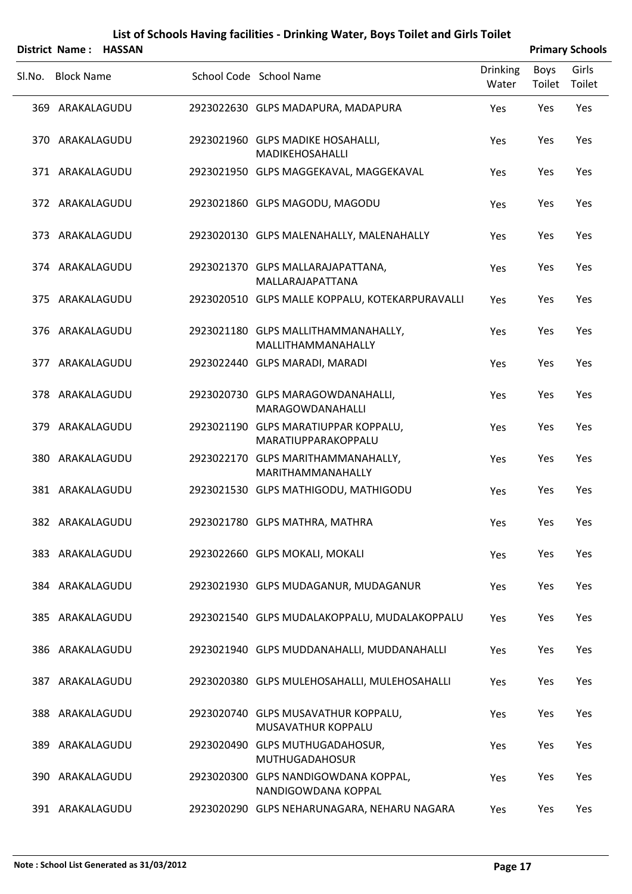# List of Schools Having facilities - Drinking Water, Boys Toilet and Girls Toilet

**District Name : HASSAN** **Primary Schools**

| Sl.No. | Block Name | School Code | School Name | Drinking Water | Boys Toilet | Girls Toilet |
|---|---|---|---|---|---|---|
| 369 | ARAKALAGUDU | 2923022630 | GLPS MADAPURA, MADAPURA | Yes | Yes | Yes |
| 370 | ARAKALAGUDU | 2923021960 | GLPS MADIKE HOSAHALLI, MADIKEHOSAHALLI | Yes | Yes | Yes |
| 371 | ARAKALAGUDU | 2923021950 | GLPS MAGGEKAVAL, MAGGEKAVAL | Yes | Yes | Yes |
| 372 | ARAKALAGUDU | 2923021860 | GLPS MAGODU, MAGODU | Yes | Yes | Yes |
| 373 | ARAKALAGUDU | 2923020130 | GLPS MALENAHALLY, MALENAHALLY | Yes | Yes | Yes |
| 374 | ARAKALAGUDU | 2923021370 | GLPS MALLARAJAPATTANA, MALLARAJAPATTANA | Yes | Yes | Yes |
| 375 | ARAKALAGUDU | 2923020510 | GLPS MALLE KOPPALU, KOTEKARPURAVALLI | Yes | Yes | Yes |
| 376 | ARAKALAGUDU | 2923021180 | GLPS MALLITHAMMANAHALLY, MALLITHAMMANAHALLY | Yes | Yes | Yes |
| 377 | ARAKALAGUDU | 2923022440 | GLPS MARADI, MARADI | Yes | Yes | Yes |
| 378 | ARAKALAGUDU | 2923020730 | GLPS MARAGOWDANAHALLI, MARAGOWDANAHALLI | Yes | Yes | Yes |
| 379 | ARAKALAGUDU | 2923021190 | GLPS MARATIUPPAR KOPPALU, MARATIUPPARAKOPPALU | Yes | Yes | Yes |
| 380 | ARAKALAGUDU | 2923022170 | GLPS MARITHAMMANAHALLY, MARITHAMMANAHALLY | Yes | Yes | Yes |
| 381 | ARAKALAGUDU | 2923021530 | GLPS MATHIGODU, MATHIGODU | Yes | Yes | Yes |
| 382 | ARAKALAGUDU | 2923021780 | GLPS MATHRA, MATHRA | Yes | Yes | Yes |
| 383 | ARAKALAGUDU | 2923022660 | GLPS MOKALI, MOKALI | Yes | Yes | Yes |
| 384 | ARAKALAGUDU | 2923021930 | GLPS MUDAGANUR, MUDAGANUR | Yes | Yes | Yes |
| 385 | ARAKALAGUDU | 2923021540 | GLPS MUDALAKOPPALU, MUDALAKOPPALU | Yes | Yes | Yes |
| 386 | ARAKALAGUDU | 2923021940 | GLPS MUDDANAHALLI, MUDDANAHALLI | Yes | Yes | Yes |
| 387 | ARAKALAGUDU | 2923020380 | GLPS MULEHOSAHALLI, MULEHOSAHALLI | Yes | Yes | Yes |
| 388 | ARAKALAGUDU | 2923020740 | GLPS MUSAVATHUR KOPPALU, MUSAVATHUR KOPPALU | Yes | Yes | Yes |
| 389 | ARAKALAGUDU | 2923020490 | GLPS MUTHUGADAHOSUR, MUTHUGADAHOSUR | Yes | Yes | Yes |
| 390 | ARAKALAGUDU | 2923020300 | GLPS NANDIGOWDANA KOPPAL, NANDIGOWDANA KOPPAL | Yes | Yes | Yes |
| 391 | ARAKALAGUDU | 2923020290 | GLPS NEHARUNAGARA, NEHARU NAGARA | Yes | Yes | Yes |

**Note : School List Generated as 31/03/2012**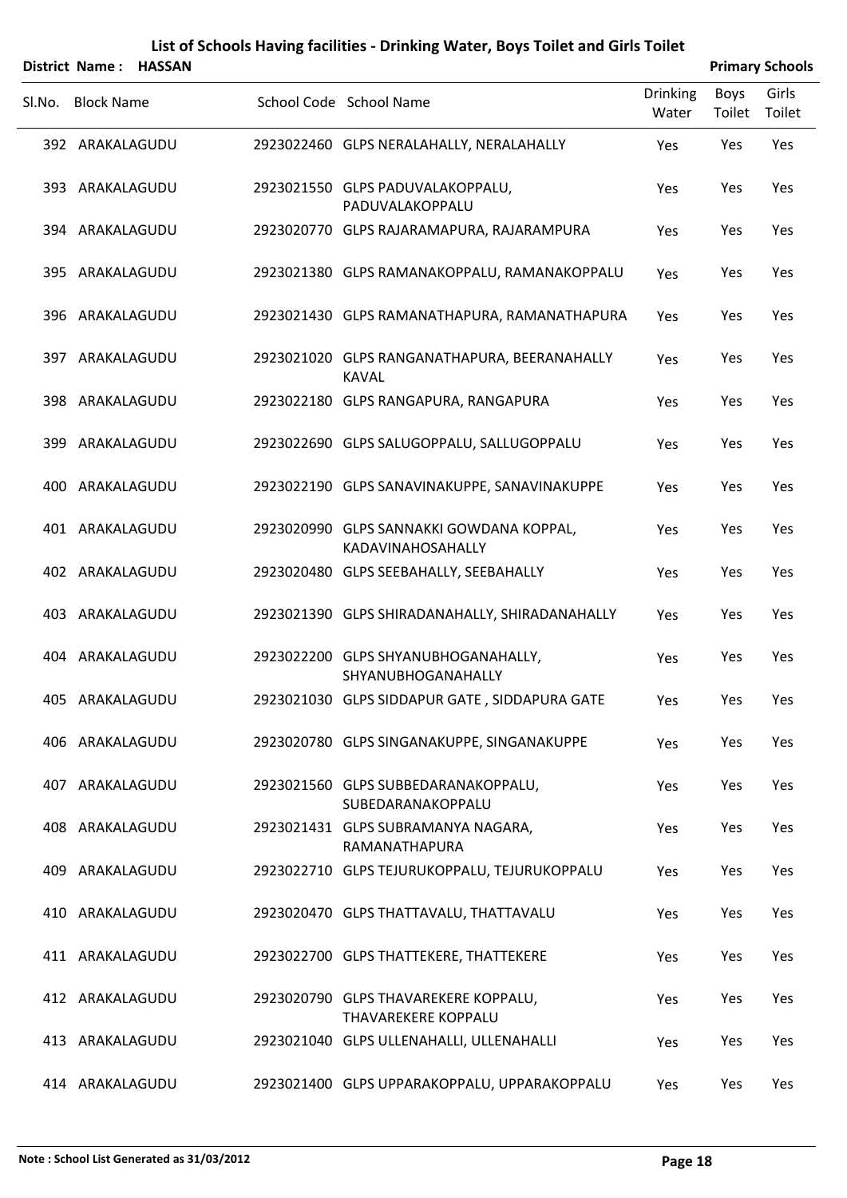# List of Schools Having facilities - Drinking Water, Boys Toilet and Girls Toilet

**District Name : HASSAN** | **Primary Schools**

| Sl.No. | Block Name | School Code | School Name | Drinking Water | Boys Toilet | Girls Toilet |
|---|---|---|---|---|---|---|
| 392 | ARAKALAGUDU | 2923022460 | GLPS NERALAHALLY, NERALAHALLY | Yes | Yes | Yes |
| 393 | ARAKALAGUDU | 2923021550 | GLPS PADUVALAKOPPALU, PADUVALAKOPPALU | Yes | Yes | Yes |
| 394 | ARAKALAGUDU | 2923020770 | GLPS RAJARAMAPURA, RAJARAMPURA | Yes | Yes | Yes |
| 395 | ARAKALAGUDU | 2923021380 | GLPS RAMANAKOPPALU, RAMANAKOPPALU | Yes | Yes | Yes |
| 396 | ARAKALAGUDU | 2923021430 | GLPS RAMANATHAPURA, RAMANATHAPURA | Yes | Yes | Yes |
| 397 | ARAKALAGUDU | 2923021020 | GLPS RANGANATHAPURA, BEERANAHALLY KAVAL | Yes | Yes | Yes |
| 398 | ARAKALAGUDU | 2923022180 | GLPS RANGAPURA, RANGAPURA | Yes | Yes | Yes |
| 399 | ARAKALAGUDU | 2923022690 | GLPS SALUGOPPALU, SALLUGOPPALU | Yes | Yes | Yes |
| 400 | ARAKALAGUDU | 2923022190 | GLPS SANAVINAKUPPE, SANAVINAKUPPE | Yes | Yes | Yes |
| 401 | ARAKALAGUDU | 2923020990 | GLPS SANNAKKI GOWDANA KOPPAL, KADAVINAHOSAHALLY | Yes | Yes | Yes |
| 402 | ARAKALAGUDU | 2923020480 | GLPS SEEBAHALLY, SEEBAHALLY | Yes | Yes | Yes |
| 403 | ARAKALAGUDU | 2923021390 | GLPS SHIRADANAHALLY, SHIRADANAHALLY | Yes | Yes | Yes |
| 404 | ARAKALAGUDU | 2923022200 | GLPS SHYANUBHOGANAHALLY, SHYANUBHOGANAHALLY | Yes | Yes | Yes |
| 405 | ARAKALAGUDU | 2923021030 | GLPS SIDDAPUR GATE , SIDDAPURA GATE | Yes | Yes | Yes |
| 406 | ARAKALAGUDU | 2923020780 | GLPS SINGANAKUPPE, SINGANAKUPPE | Yes | Yes | Yes |
| 407 | ARAKALAGUDU | 2923021560 | GLPS SUBBEDARANAKOPPALU, SUBEDARANAKOPPALU | Yes | Yes | Yes |
| 408 | ARAKALAGUDU | 2923021431 | GLPS SUBRAMANYA NAGARA, RAMANATHAPURA | Yes | Yes | Yes |
| 409 | ARAKALAGUDU | 2923022710 | GLPS TEJURUKOPPALU, TEJURUKOPPALU | Yes | Yes | Yes |
| 410 | ARAKALAGUDU | 2923020470 | GLPS THATTAVALU, THATTAVALU | Yes | Yes | Yes |
| 411 | ARAKALAGUDU | 2923022700 | GLPS THATTEKERE, THATTEKERE | Yes | Yes | Yes |
| 412 | ARAKALAGUDU | 2923020790 | GLPS THAVAREKERE KOPPALU, THAVAREKERE KOPPALU | Yes | Yes | Yes |
| 413 | ARAKALAGUDU | 2923021040 | GLPS ULLENAHALLI, ULLENAHALLI | Yes | Yes | Yes |
| 414 | ARAKALAGUDU | 2923021400 | GLPS UPPARAKOPPALU, UPPARAKOPPALU | Yes | Yes | Yes |

**Note : School List Generated as 31/03/2012**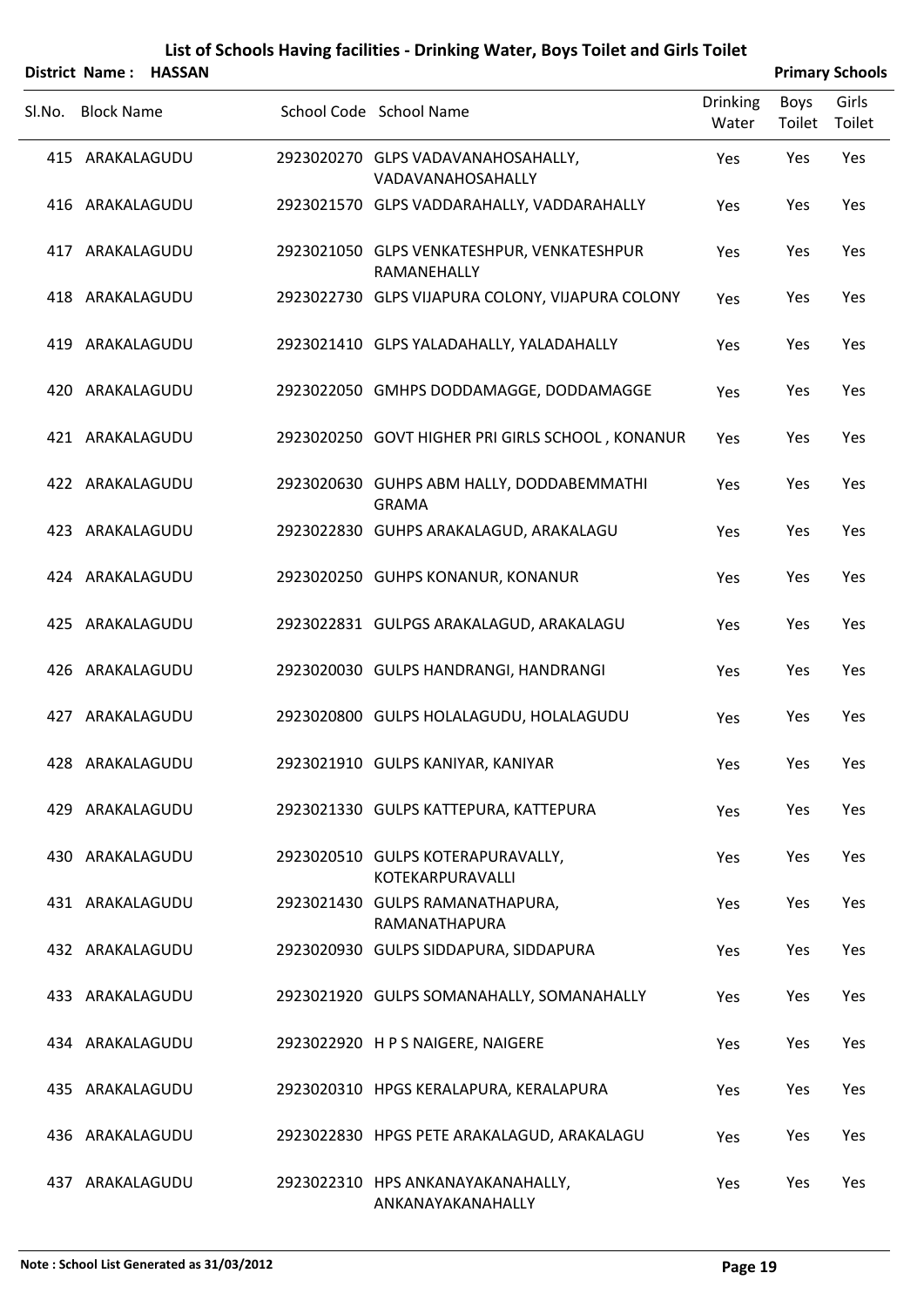# List of Schools Having facilities - Drinking Water, Boys Toilet and Girls Toilet

**District Name : HASSAN** **Primary Schools**

| Sl.No. | Block Name | School Code | School Name | Drinking Water | Boys Toilet | Girls Toilet |
|---|---|---|---|---|---|---|
| 415 | ARAKALAGUDU | 2923020270 | GLPS VADAVANAHOSAHALLY, VADAVANAHOSAHALLY | Yes | Yes | Yes |
| 416 | ARAKALAGUDU | 2923021570 | GLPS VADDARAHALLY, VADDARAHALLY | Yes | Yes | Yes |
| 417 | ARAKALAGUDU | 2923021050 | GLPS VENKATESHPUR, VENKATESHPUR RAMANEHALLY | Yes | Yes | Yes |
| 418 | ARAKALAGUDU | 2923022730 | GLPS VIJAPURA COLONY, VIJAPURA COLONY | Yes | Yes | Yes |
| 419 | ARAKALAGUDU | 2923021410 | GLPS YALADAHALLY, YALADAHALLY | Yes | Yes | Yes |
| 420 | ARAKALAGUDU | 2923022050 | GMHPS DODDAMAGGE, DODDAMAGGE | Yes | Yes | Yes |
| 421 | ARAKALAGUDU | 2923020250 | GOVT HIGHER PRI GIRLS SCHOOL , KONANUR | Yes | Yes | Yes |
| 422 | ARAKALAGUDU | 2923020630 | GUHPS ABM HALLY, DODDABEMMATHI GRAMA | Yes | Yes | Yes |
| 423 | ARAKALAGUDU | 2923022830 | GUHPS ARAKALAGUD, ARAKALAGU | Yes | Yes | Yes |
| 424 | ARAKALAGUDU | 2923020250 | GUHPS KONANUR, KONANUR | Yes | Yes | Yes |
| 425 | ARAKALAGUDU | 2923022831 | GULPGS ARAKALAGUD, ARAKALAGU | Yes | Yes | Yes |
| 426 | ARAKALAGUDU | 2923020030 | GULPS HANDRANGI, HANDRANGI | Yes | Yes | Yes |
| 427 | ARAKALAGUDU | 2923020800 | GULPS HOLALAGUDU, HOLALAGUDU | Yes | Yes | Yes |
| 428 | ARAKALAGUDU | 2923021910 | GULPS KANIYAR, KANIYAR | Yes | Yes | Yes |
| 429 | ARAKALAGUDU | 2923021330 | GULPS KATTEPURA, KATTEPURA | Yes | Yes | Yes |
| 430 | ARAKALAGUDU | 2923020510 | GULPS KOTERAPURAVALLY, KOTEKARPURAVALLI | Yes | Yes | Yes |
| 431 | ARAKALAGUDU | 2923021430 | GULPS RAMANATHAPURA, RAMANATHAPURA | Yes | Yes | Yes |
| 432 | ARAKALAGUDU | 2923020930 | GULPS SIDDAPURA, SIDDAPURA | Yes | Yes | Yes |
| 433 | ARAKALAGUDU | 2923021920 | GULPS SOMANAHALLY, SOMANAHALLY | Yes | Yes | Yes |
| 434 | ARAKALAGUDU | 2923022920 | H P S NAIGERE, NAIGERE | Yes | Yes | Yes |
| 435 | ARAKALAGUDU | 2923020310 | HPGS KERALAPURA, KERALAPURA | Yes | Yes | Yes |
| 436 | ARAKALAGUDU | 2923022830 | HPGS PETE ARAKALAGUD, ARAKALAGU | Yes | Yes | Yes |
| 437 | ARAKALAGUDU | 2923022310 | HPS ANKANAYAKANAHALLY, ANKANAYAKANAHALLY | Yes | Yes | Yes |

**Note : School List Generated as 31/03/2012**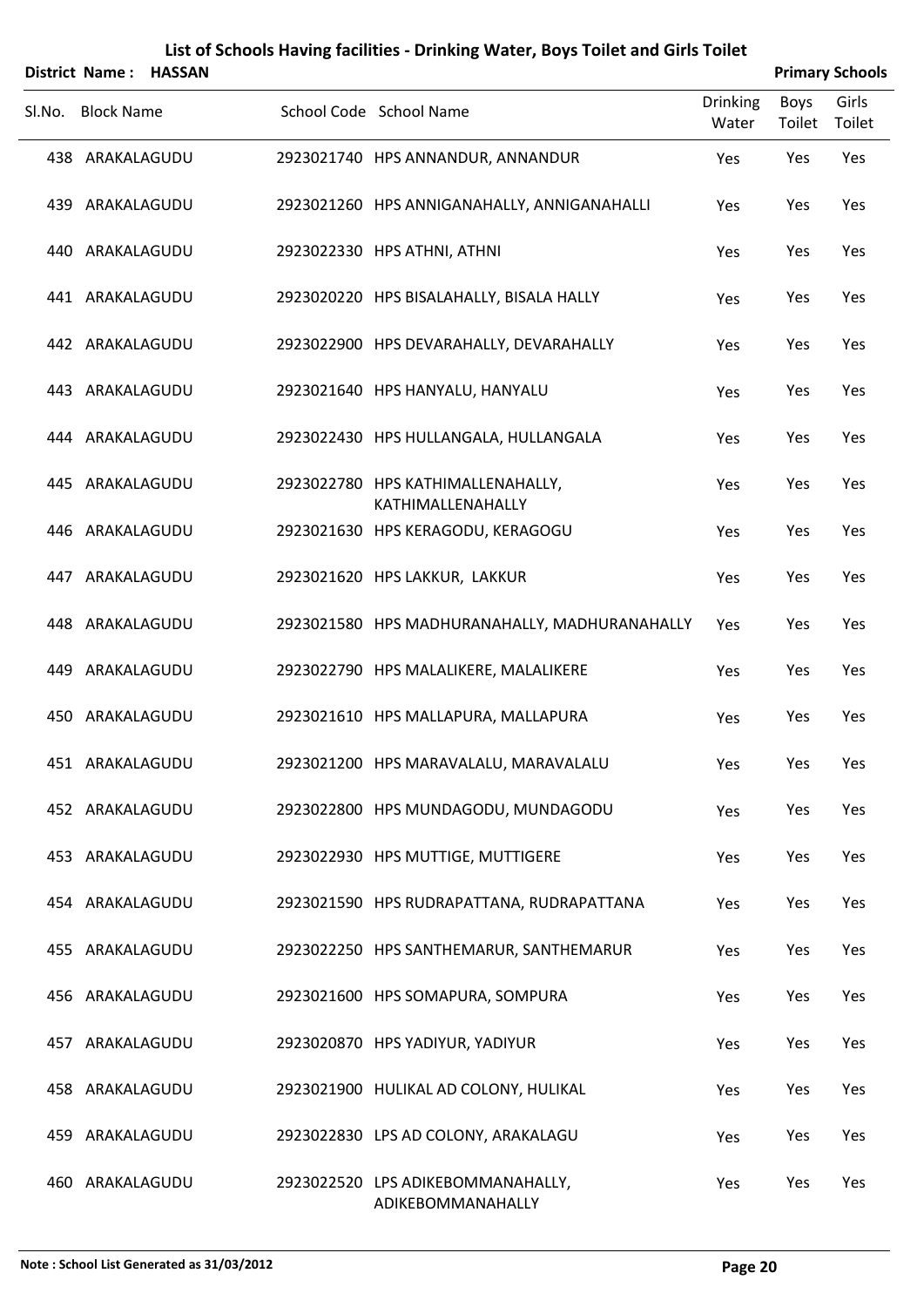## List of Schools Having facilities - Drinking Water, Boys Toilet and Girls Toilet

**District Name : HASSAN** **Primary Schools**

| Sl.No. | Block Name | School Code | School Name | Drinking Water | Boys Toilet | Girls Toilet |
|---|---|---|---|---|---|---|
| 438 | ARAKALAGUDU | 2923021740 | HPS ANNANDUR, ANNANDUR | Yes | Yes | Yes |
| 439 | ARAKALAGUDU | 2923021260 | HPS ANNIGANAHALLY, ANNIGANAHALLI | Yes | Yes | Yes |
| 440 | ARAKALAGUDU | 2923022330 | HPS ATHNI, ATHNI | Yes | Yes | Yes |
| 441 | ARAKALAGUDU | 2923020220 | HPS BISALAHALLY, BISALA HALLY | Yes | Yes | Yes |
| 442 | ARAKALAGUDU | 2923022900 | HPS DEVARAHALLY, DEVARAHALLY | Yes | Yes | Yes |
| 443 | ARAKALAGUDU | 2923021640 | HPS HANYALU, HANYALU | Yes | Yes | Yes |
| 444 | ARAKALAGUDU | 2923022430 | HPS HULLANGALA, HULLANGALA | Yes | Yes | Yes |
| 445 | ARAKALAGUDU | 2923022780 | HPS KATHIMALLENAHALLY, KATHIMALLENAHALLY | Yes | Yes | Yes |
| 446 | ARAKALAGUDU | 2923021630 | HPS KERAGODU, KERAGOGU | Yes | Yes | Yes |
| 447 | ARAKALAGUDU | 2923021620 | HPS LAKKUR, LAKKUR | Yes | Yes | Yes |
| 448 | ARAKALAGUDU | 2923021580 | HPS MADHURANAHALLY, MADHURANAHALLY | Yes | Yes | Yes |
| 449 | ARAKALAGUDU | 2923022790 | HPS MALALIKERE, MALALIKERE | Yes | Yes | Yes |
| 450 | ARAKALAGUDU | 2923021610 | HPS MALLAPURA, MALLAPURA | Yes | Yes | Yes |
| 451 | ARAKALAGUDU | 2923021200 | HPS MARAVALALU, MARAVALALU | Yes | Yes | Yes |
| 452 | ARAKALAGUDU | 2923022800 | HPS MUNDAGODU, MUNDAGODU | Yes | Yes | Yes |
| 453 | ARAKALAGUDU | 2923022930 | HPS MUTTIGE, MUTTIGERE | Yes | Yes | Yes |
| 454 | ARAKALAGUDU | 2923021590 | HPS RUDRAPATTANA, RUDRAPATTANA | Yes | Yes | Yes |
| 455 | ARAKALAGUDU | 2923022250 | HPS SANTHEMARUR, SANTHEMARUR | Yes | Yes | Yes |
| 456 | ARAKALAGUDU | 2923021600 | HPS SOMAPURA, SOMPURA | Yes | Yes | Yes |
| 457 | ARAKALAGUDU | 2923020870 | HPS YADIYUR, YADIYUR | Yes | Yes | Yes |
| 458 | ARAKALAGUDU | 2923021900 | HULIKAL AD COLONY, HULIKAL | Yes | Yes | Yes |
| 459 | ARAKALAGUDU | 2923022830 | LPS AD COLONY, ARAKALAGU | Yes | Yes | Yes |
| 460 | ARAKALAGUDU | 2923022520 | LPS ADIKEBOMMANAHALLY, ADIKEBOMMANAHALLY | Yes | Yes | Yes |

**Note : School List Generated as 31/03/2012**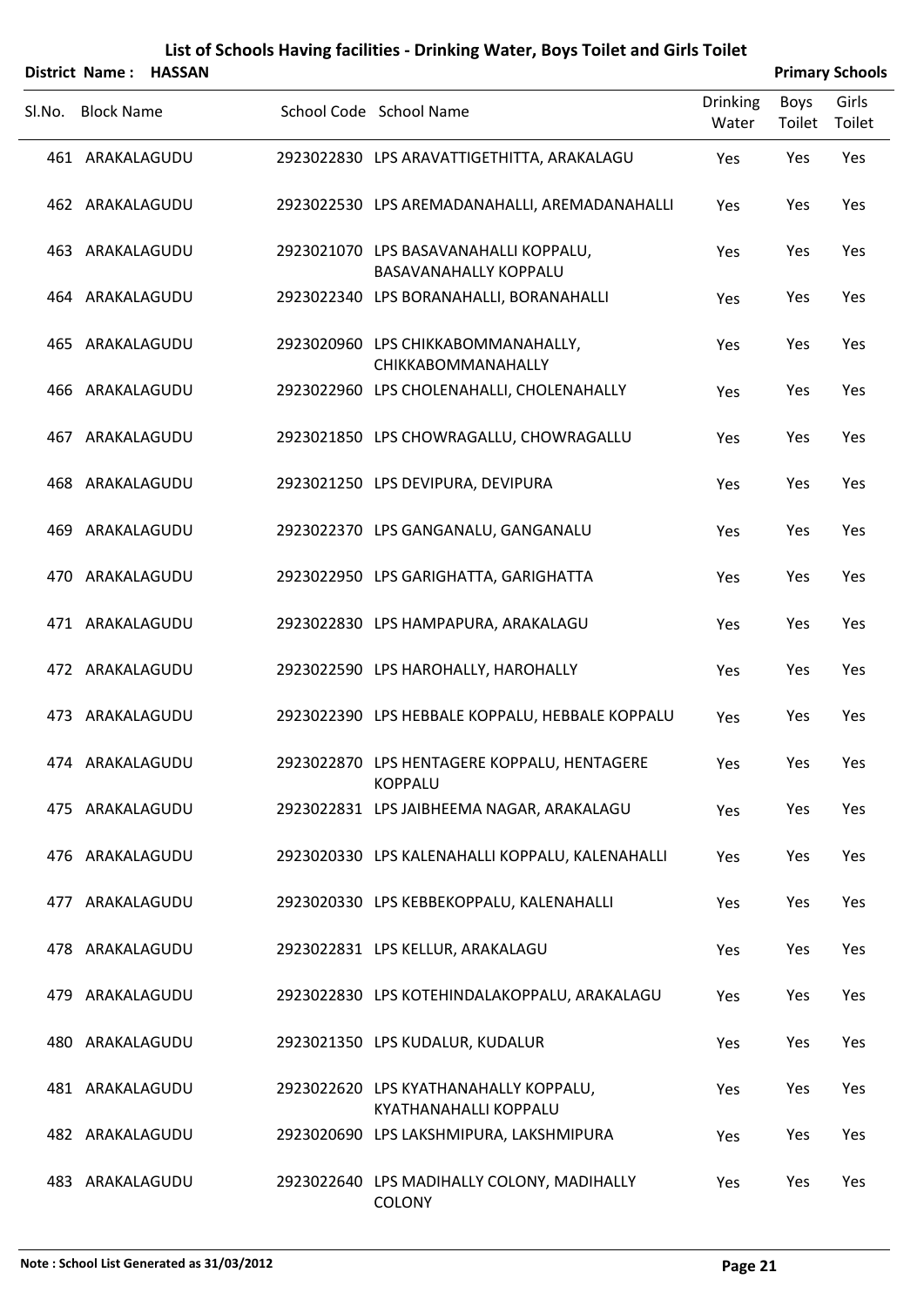# List of Schools Having facilities - Drinking Water, Boys Toilet and Girls Toilet

**District Name : HASSAN** **Primary Schools**

| Sl.No. | Block Name | School Code | School Name | Drinking Water | Boys Toilet | Girls Toilet |
|---|---|---|---|---|---|---|
| 461 | ARAKALAGUDU | 2923022830 | LPS ARAVATTIGETHITTA, ARAKALAGU | Yes | Yes | Yes |
| 462 | ARAKALAGUDU | 2923022530 | LPS AREMADANAHALLI, AREMADANAHALLI | Yes | Yes | Yes |
| 463 | ARAKALAGUDU | 2923021070 | LPS BASAVANAHALLI KOPPALU, BASAVANAHALLY KOPPALU | Yes | Yes | Yes |
| 464 | ARAKALAGUDU | 2923022340 | LPS BORANAHALLI, BORANAHALLI | Yes | Yes | Yes |
| 465 | ARAKALAGUDU | 2923020960 | LPS CHIKKABOMMANAHALLY, CHIKKABOMMANAHALLY | Yes | Yes | Yes |
| 466 | ARAKALAGUDU | 2923022960 | LPS CHOLENAHALLI, CHOLENAHALLY | Yes | Yes | Yes |
| 467 | ARAKALAGUDU | 2923021850 | LPS CHOWRAGALLU, CHOWRAGALLU | Yes | Yes | Yes |
| 468 | ARAKALAGUDU | 2923021250 | LPS DEVIPURA, DEVIPURA | Yes | Yes | Yes |
| 469 | ARAKALAGUDU | 2923022370 | LPS GANGANALU, GANGANALU | Yes | Yes | Yes |
| 470 | ARAKALAGUDU | 2923022950 | LPS GARIGHATTA, GARIGHATTA | Yes | Yes | Yes |
| 471 | ARAKALAGUDU | 2923022830 | LPS HAMPAPURA, ARAKALAGU | Yes | Yes | Yes |
| 472 | ARAKALAGUDU | 2923022590 | LPS HAROHALLY, HAROHALLY | Yes | Yes | Yes |
| 473 | ARAKALAGUDU | 2923022390 | LPS HEBBALE KOPPALU, HEBBALE KOPPALU | Yes | Yes | Yes |
| 474 | ARAKALAGUDU | 2923022870 | LPS HENTAGERE KOPPALU, HENTAGERE KOPPALU | Yes | Yes | Yes |
| 475 | ARAKALAGUDU | 2923022831 | LPS JAIBHEEMA NAGAR, ARAKALAGU | Yes | Yes | Yes |
| 476 | ARAKALAGUDU | 2923020330 | LPS KALENAHALLI KOPPALU, KALENAHALLI | Yes | Yes | Yes |
| 477 | ARAKALAGUDU | 2923020330 | LPS KEBBEKOPPALU, KALENAHALLI | Yes | Yes | Yes |
| 478 | ARAKALAGUDU | 2923022831 | LPS KELLUR, ARAKALAGU | Yes | Yes | Yes |
| 479 | ARAKALAGUDU | 2923022830 | LPS KOTEHINDALAKOPPALU, ARAKALAGU | Yes | Yes | Yes |
| 480 | ARAKALAGUDU | 2923021350 | LPS KUDALUR, KUDALUR | Yes | Yes | Yes |
| 481 | ARAKALAGUDU | 2923022620 | LPS KYATHANAHALLY KOPPALU, KYATHANAHALLI KOPPALU | Yes | Yes | Yes |
| 482 | ARAKALAGUDU | 2923020690 | LPS LAKSHMIPURA, LAKSHMIPURA | Yes | Yes | Yes |
| 483 | ARAKALAGUDU | 2923022640 | LPS MADIHALLY COLONY, MADIHALLY COLONY | Yes | Yes | Yes |

**Note : School List Generated as 31/03/2012**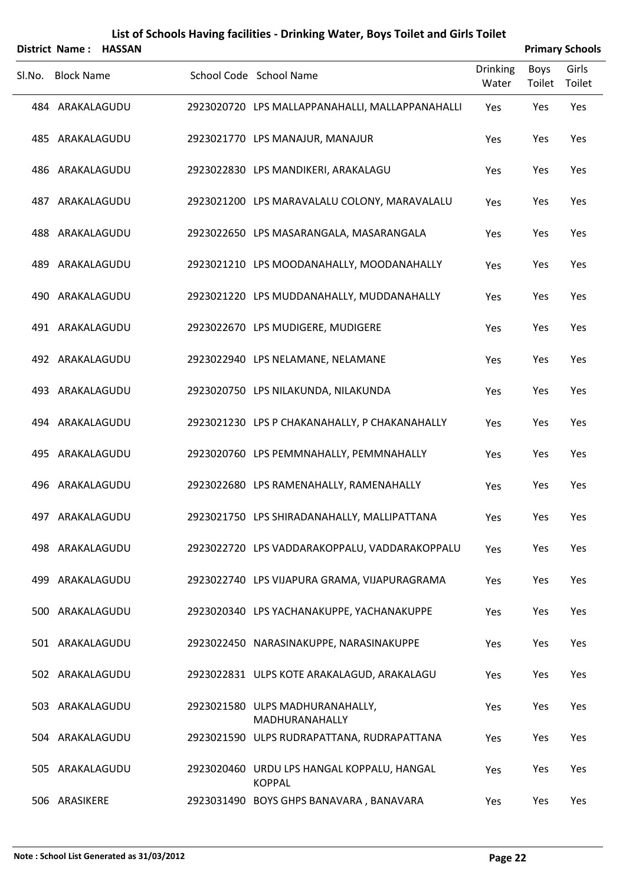# List of Schools Having facilities - Drinking Water, Boys Toilet and Girls Toilet

**District Name : HASSAN** **Primary Schools**

| Sl.No. | Block Name | School Code | School Name | Drinking Water | Boys Toilet | Girls Toilet |
|---|---|---|---|---|---|---|
| 484 | ARAKALAGUDU | 2923020720 | LPS MALLAPPANAHALLI, MALLAPPANAHALLI | Yes | Yes | Yes |
| 485 | ARAKALAGUDU | 2923021770 | LPS MANAJUR, MANAJUR | Yes | Yes | Yes |
| 486 | ARAKALAGUDU | 2923022830 | LPS MANDIKERI, ARAKALAGU | Yes | Yes | Yes |
| 487 | ARAKALAGUDU | 2923021200 | LPS MARAVALALU COLONY, MARAVALALU | Yes | Yes | Yes |
| 488 | ARAKALAGUDU | 2923022650 | LPS MASARANGALA, MASARANGALA | Yes | Yes | Yes |
| 489 | ARAKALAGUDU | 2923021210 | LPS MOODANAHALLY, MOODANAHALLY | Yes | Yes | Yes |
| 490 | ARAKALAGUDU | 2923021220 | LPS MUDDANAHALLY, MUDDANAHALLY | Yes | Yes | Yes |
| 491 | ARAKALAGUDU | 2923022670 | LPS MUDIGERE, MUDIGERE | Yes | Yes | Yes |
| 492 | ARAKALAGUDU | 2923022940 | LPS NELAMANE, NELAMANE | Yes | Yes | Yes |
| 493 | ARAKALAGUDU | 2923020750 | LPS NILAKUNDA, NILAKUNDA | Yes | Yes | Yes |
| 494 | ARAKALAGUDU | 2923021230 | LPS P CHAKANAHALLY, P CHAKANAHALLY | Yes | Yes | Yes |
| 495 | ARAKALAGUDU | 2923020760 | LPS PEMMNAHALLY, PEMMNAHALLY | Yes | Yes | Yes |
| 496 | ARAKALAGUDU | 2923022680 | LPS RAMENAHALLY, RAMENAHALLY | Yes | Yes | Yes |
| 497 | ARAKALAGUDU | 2923021750 | LPS SHIRADANAHALLY, MALLIPATTANA | Yes | Yes | Yes |
| 498 | ARAKALAGUDU | 2923022720 | LPS VADDARAKOPPALU, VADDARAKOPPALU | Yes | Yes | Yes |
| 499 | ARAKALAGUDU | 2923022740 | LPS VIJAPURA GRAMA, VIJAPURAGRAMA | Yes | Yes | Yes |
| 500 | ARAKALAGUDU | 2923020340 | LPS YACHANAKUPPE, YACHANAKUPPE | Yes | Yes | Yes |
| 501 | ARAKALAGUDU | 2923022450 | NARASINAKUPPE, NARASINAKUPPE | Yes | Yes | Yes |
| 502 | ARAKALAGUDU | 2923022831 | ULPS KOTE ARAKALAGUD, ARAKALAGU | Yes | Yes | Yes |
| 503 | ARAKALAGUDU | 2923021580 | ULPS MADHURANAHALLY, MADHURANAHALLY | Yes | Yes | Yes |
| 504 | ARAKALAGUDU | 2923021590 | ULPS RUDRAPATTANA, RUDRAPATTANA | Yes | Yes | Yes |
| 505 | ARAKALAGUDU | 2923020460 | URDU LPS HANGAL KOPPALU, HANGAL KOPPAL | Yes | Yes | Yes |
| 506 | ARASIKERE | 2923031490 | BOYS GHPS BANAVARA , BANAVARA | Yes | Yes | Yes |

**Note : School List Generated as 31/03/2012**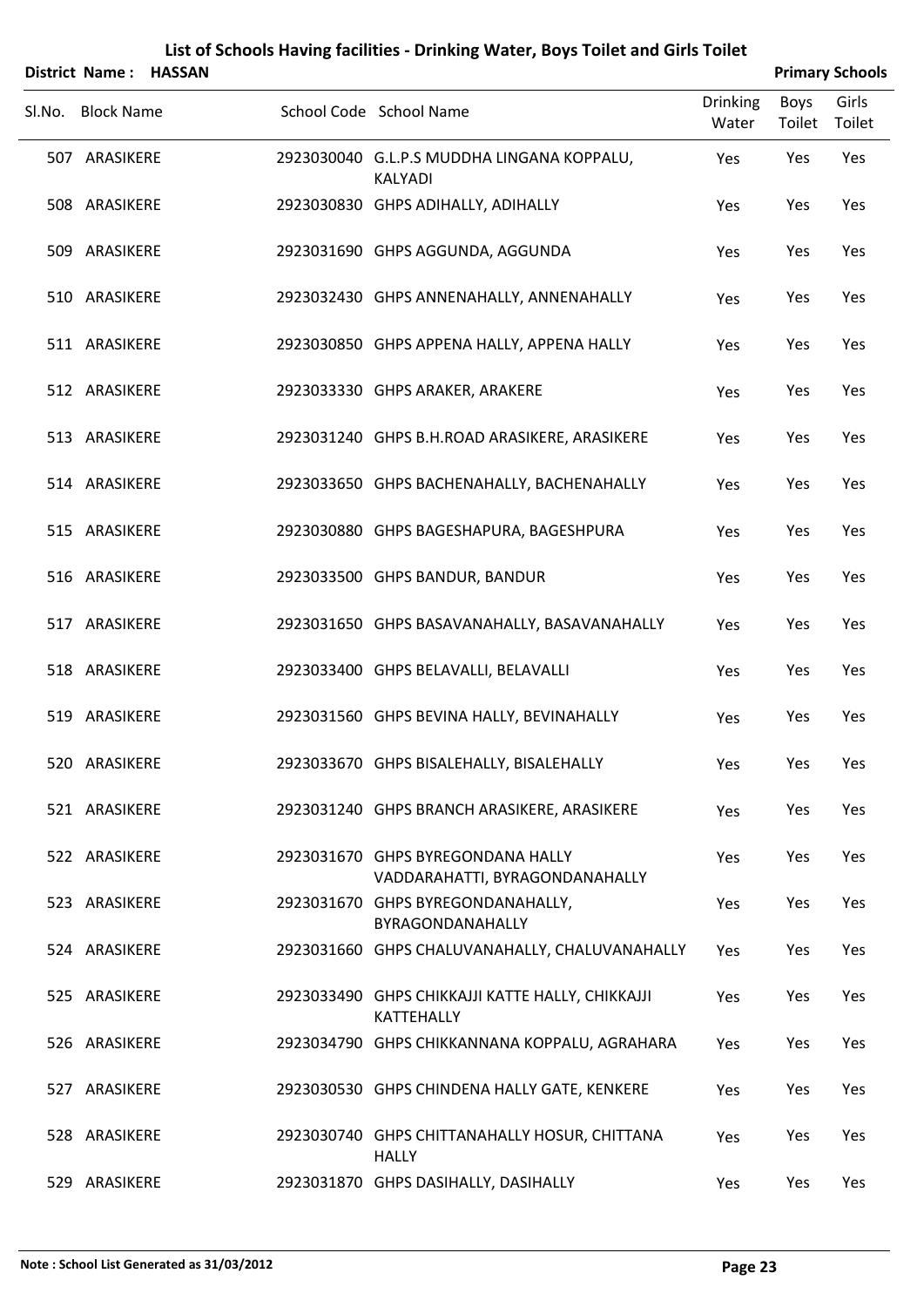## List of Schools Having facilities - Drinking Water, Boys Toilet and Girls Toilet

**District Name : HASSAN** **Primary Schools**

| Sl.No. | Block Name | School Code | School Name | Drinking Water | Boys Toilet | Girls Toilet |
|---|---|---|---|---|---|---|
| 507 | ARASIKERE | 2923030040 | G.L.P.S MUDDHA LINGANA KOPPALU, KALYADI | Yes | Yes | Yes |
| 508 | ARASIKERE | 2923030830 | GHPS ADIHALLY, ADIHALLY | Yes | Yes | Yes |
| 509 | ARASIKERE | 2923031690 | GHPS AGGUNDA, AGGUNDA | Yes | Yes | Yes |
| 510 | ARASIKERE | 2923032430 | GHPS ANNENAHALLY, ANNENAHALLY | Yes | Yes | Yes |
| 511 | ARASIKERE | 2923030850 | GHPS APPENA HALLY, APPENA HALLY | Yes | Yes | Yes |
| 512 | ARASIKERE | 2923033330 | GHPS ARAKER, ARAKERE | Yes | Yes | Yes |
| 513 | ARASIKERE | 2923031240 | GHPS B.H.ROAD ARASIKERE, ARASIKERE | Yes | Yes | Yes |
| 514 | ARASIKERE | 2923033650 | GHPS BACHENAHALLY, BACHENAHALLY | Yes | Yes | Yes |
| 515 | ARASIKERE | 2923030880 | GHPS BAGESHAPURA, BAGESHPURA | Yes | Yes | Yes |
| 516 | ARASIKERE | 2923033500 | GHPS BANDUR, BANDUR | Yes | Yes | Yes |
| 517 | ARASIKERE | 2923031650 | GHPS BASAVANAHALLY, BASAVANAHALLY | Yes | Yes | Yes |
| 518 | ARASIKERE | 2923033400 | GHPS BELAVALLI, BELAVALLI | Yes | Yes | Yes |
| 519 | ARASIKERE | 2923031560 | GHPS BEVINA HALLY, BEVINAHALLY | Yes | Yes | Yes |
| 520 | ARASIKERE | 2923033670 | GHPS BISALEHALLY, BISALEHALLY | Yes | Yes | Yes |
| 521 | ARASIKERE | 2923031240 | GHPS BRANCH ARASIKERE, ARASIKERE | Yes | Yes | Yes |
| 522 | ARASIKERE | 2923031670 | GHPS BYREGONDANA HALLY VADDARAHATTI, BYRAGONDANAHALLY | Yes | Yes | Yes |
| 523 | ARASIKERE | 2923031670 | GHPS BYREGONDANAHALLY, BYRAGONDANAHALLY | Yes | Yes | Yes |
| 524 | ARASIKERE | 2923031660 | GHPS CHALUVANAHALLY, CHALUVANAHALLY | Yes | Yes | Yes |
| 525 | ARASIKERE | 2923033490 | GHPS CHIKKAJJI KATTE HALLY, CHIKKAJJI KATTEHALLY | Yes | Yes | Yes |
| 526 | ARASIKERE | 2923034790 | GHPS CHIKKANNANA KOPPALU, AGRAHARA | Yes | Yes | Yes |
| 527 | ARASIKERE | 2923030530 | GHPS CHINDENA HALLY GATE, KENKERE | Yes | Yes | Yes |
| 528 | ARASIKERE | 2923030740 | GHPS CHITTANAHALLY HOSUR, CHITTANA HALLY | Yes | Yes | Yes |
| 529 | ARASIKERE | 2923031870 | GHPS DASIHALLY, DASIHALLY | Yes | Yes | Yes |

**Note : School List Generated as 31/03/2012**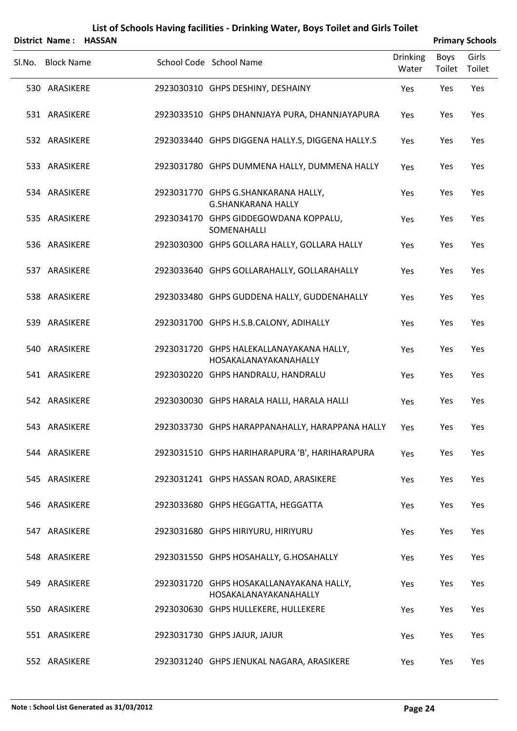# List of Schools Having facilities - Drinking Water, Boys Toilet and Girls Toilet

**District Name : HASSAN** — **Primary Schools**

| Sl.No. | Block Name | School Code | School Name | Drinking Water | Boys Toilet | Girls Toilet |
|---|---|---|---|---|---|---|
| 530 | ARASIKERE | 2923030310 | GHPS DESHINY, DESHAINY | Yes | Yes | Yes |
| 531 | ARASIKERE | 2923033510 | GHPS DHANNJAYA PURA, DHANNJAYAPURA | Yes | Yes | Yes |
| 532 | ARASIKERE | 2923033440 | GHPS DIGGENA HALLY.S, DIGGENA HALLY.S | Yes | Yes | Yes |
| 533 | ARASIKERE | 2923031780 | GHPS DUMMENA HALLY, DUMMENA HALLY | Yes | Yes | Yes |
| 534 | ARASIKERE | 2923031770 | GHPS G.SHANKARANA HALLY, G.SHANKARANA HALLY | Yes | Yes | Yes |
| 535 | ARASIKERE | 2923034170 | GHPS GIDDEGOWDANA KOPPALU, SOMENAHALLI | Yes | Yes | Yes |
| 536 | ARASIKERE | 2923030300 | GHPS GOLLARA HALLY, GOLLARA HALLY | Yes | Yes | Yes |
| 537 | ARASIKERE | 2923033640 | GHPS GOLLARAHALLY, GOLLARAHALLY | Yes | Yes | Yes |
| 538 | ARASIKERE | 2923033480 | GHPS GUDDENA HALLY, GUDDENAHALLY | Yes | Yes | Yes |
| 539 | ARASIKERE | 2923031700 | GHPS H.S.B.CALONY, ADIHALLY | Yes | Yes | Yes |
| 540 | ARASIKERE | 2923031720 | GHPS HALEKALLANAYAKANA HALLY, HOSAKALANAYAKANAHALLY | Yes | Yes | Yes |
| 541 | ARASIKERE | 2923030220 | GHPS HANDRALU, HANDRALU | Yes | Yes | Yes |
| 542 | ARASIKERE | 2923030030 | GHPS HARALA HALLI, HARALA HALLI | Yes | Yes | Yes |
| 543 | ARASIKERE | 2923033730 | GHPS HARAPPANAHALLY, HARAPPANA HALLY | Yes | Yes | Yes |
| 544 | ARASIKERE | 2923031510 | GHPS HARIHARAPURA 'B', HARIHARAPURA | Yes | Yes | Yes |
| 545 | ARASIKERE | 2923031241 | GHPS HASSAN ROAD, ARASIKERE | Yes | Yes | Yes |
| 546 | ARASIKERE | 2923033680 | GHPS HEGGATTA, HEGGATTA | Yes | Yes | Yes |
| 547 | ARASIKERE | 2923031680 | GHPS HIRIYURU, HIRIYURU | Yes | Yes | Yes |
| 548 | ARASIKERE | 2923031550 | GHPS HOSAHALLY, G.HOSAHALLY | Yes | Yes | Yes |
| 549 | ARASIKERE | 2923031720 | GHPS HOSAKALLANAYAKANA HALLY, HOSAKALANAYAKANAHALLY | Yes | Yes | Yes |
| 550 | ARASIKERE | 2923030630 | GHPS HULLEKERE, HULLEKERE | Yes | Yes | Yes |
| 551 | ARASIKERE | 2923031730 | GHPS JAJUR, JAJUR | Yes | Yes | Yes |
| 552 | ARASIKERE | 2923031240 | GHPS JENUKAL NAGARA, ARASIKERE | Yes | Yes | Yes |

**Note : School List Generated as 31/03/2012**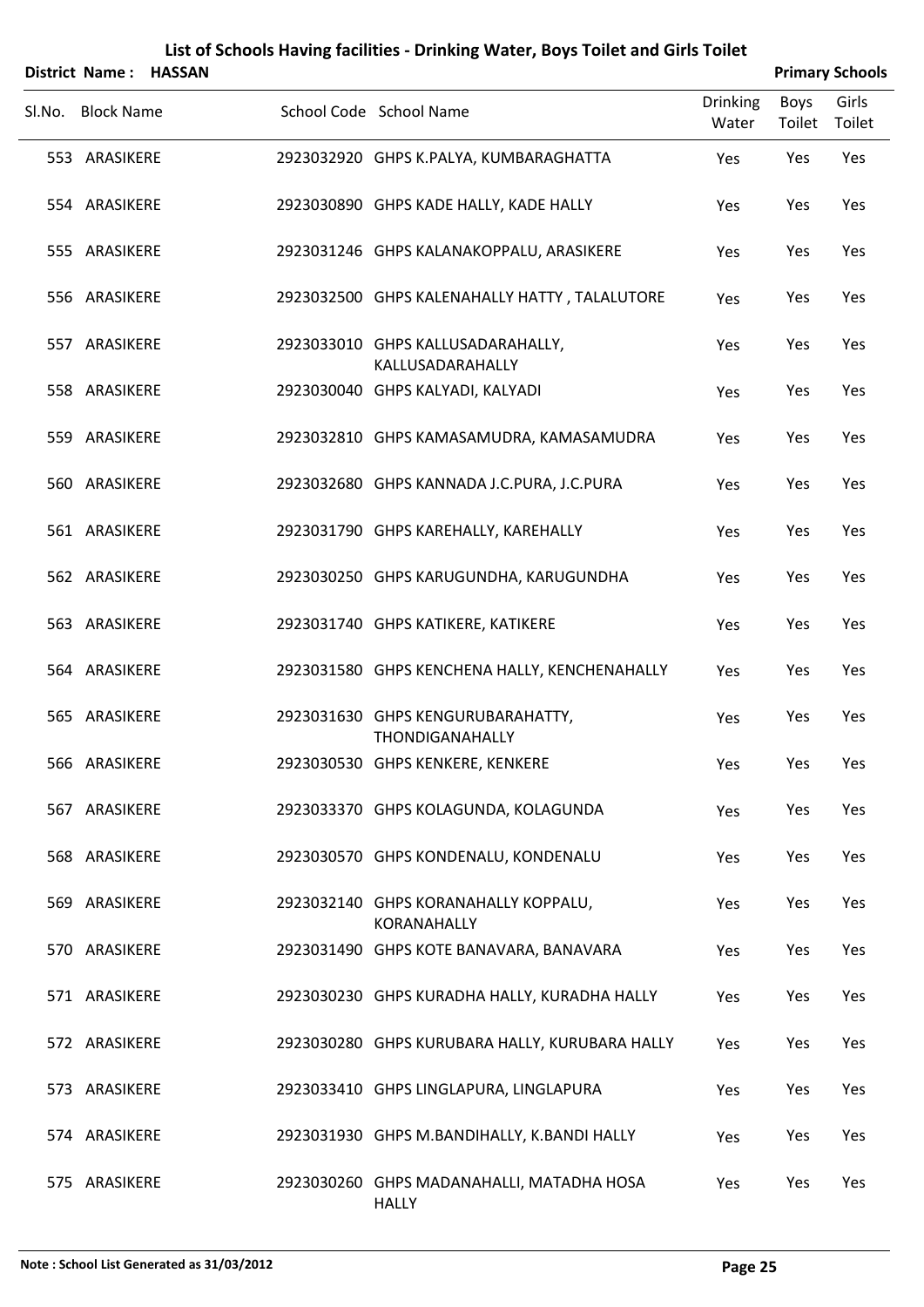# List of Schools Having facilities - Drinking Water, Boys Toilet and Girls Toilet

**District Name : HASSAN** | **Primary Schools**

| Sl.No. | Block Name | School Code | School Name | Drinking Water | Boys Toilet | Girls Toilet |
|---|---|---|---|---|---|---|
| 553 | ARASIKERE | 2923032920 | GHPS K.PALYA, KUMBARAGHATTA | Yes | Yes | Yes |
| 554 | ARASIKERE | 2923030890 | GHPS KADE HALLY, KADE HALLY | Yes | Yes | Yes |
| 555 | ARASIKERE | 2923031246 | GHPS KALANAKOPPALU, ARASIKERE | Yes | Yes | Yes |
| 556 | ARASIKERE | 2923032500 | GHPS KALENAHALLY HATTY , TALALUTORE | Yes | Yes | Yes |
| 557 | ARASIKERE | 2923033010 | GHPS KALLUSADARAHALLY, KALLUSADARAHALLY | Yes | Yes | Yes |
| 558 | ARASIKERE | 2923030040 | GHPS KALYADI, KALYADI | Yes | Yes | Yes |
| 559 | ARASIKERE | 2923032810 | GHPS KAMASAMUDRA, KAMASAMUDRA | Yes | Yes | Yes |
| 560 | ARASIKERE | 2923032680 | GHPS KANNADA J.C.PURA, J.C.PURA | Yes | Yes | Yes |
| 561 | ARASIKERE | 2923031790 | GHPS KAREHALLY, KAREHALLY | Yes | Yes | Yes |
| 562 | ARASIKERE | 2923030250 | GHPS KARUGUNDHA, KARUGUNDHA | Yes | Yes | Yes |
| 563 | ARASIKERE | 2923031740 | GHPS KATIKERE, KATIKERE | Yes | Yes | Yes |
| 564 | ARASIKERE | 2923031580 | GHPS KENCHENA HALLY, KENCHENAHALLY | Yes | Yes | Yes |
| 565 | ARASIKERE | 2923031630 | GHPS KENGURUBARAHATTY, THONDIGANAHALLY | Yes | Yes | Yes |
| 566 | ARASIKERE | 2923030530 | GHPS KENKERE, KENKERE | Yes | Yes | Yes |
| 567 | ARASIKERE | 2923033370 | GHPS KOLAGUNDA, KOLAGUNDA | Yes | Yes | Yes |
| 568 | ARASIKERE | 2923030570 | GHPS KONDENALU, KONDENALU | Yes | Yes | Yes |
| 569 | ARASIKERE | 2923032140 | GHPS KORANAHALLY KOPPALU, KORANAHALLY | Yes | Yes | Yes |
| 570 | ARASIKERE | 2923031490 | GHPS KOTE BANAVARA, BANAVARA | Yes | Yes | Yes |
| 571 | ARASIKERE | 2923030230 | GHPS KURADHA HALLY, KURADHA HALLY | Yes | Yes | Yes |
| 572 | ARASIKERE | 2923030280 | GHPS KURUBARA HALLY, KURUBARA HALLY | Yes | Yes | Yes |
| 573 | ARASIKERE | 2923033410 | GHPS LINGLAPURA, LINGLAPURA | Yes | Yes | Yes |
| 574 | ARASIKERE | 2923031930 | GHPS M.BANDIHALLY, K.BANDI HALLY | Yes | Yes | Yes |
| 575 | ARASIKERE | 2923030260 | GHPS MADANAHALLI, MATADHA HOSA HALLY | Yes | Yes | Yes |

**Note : School List Generated as 31/03/2012**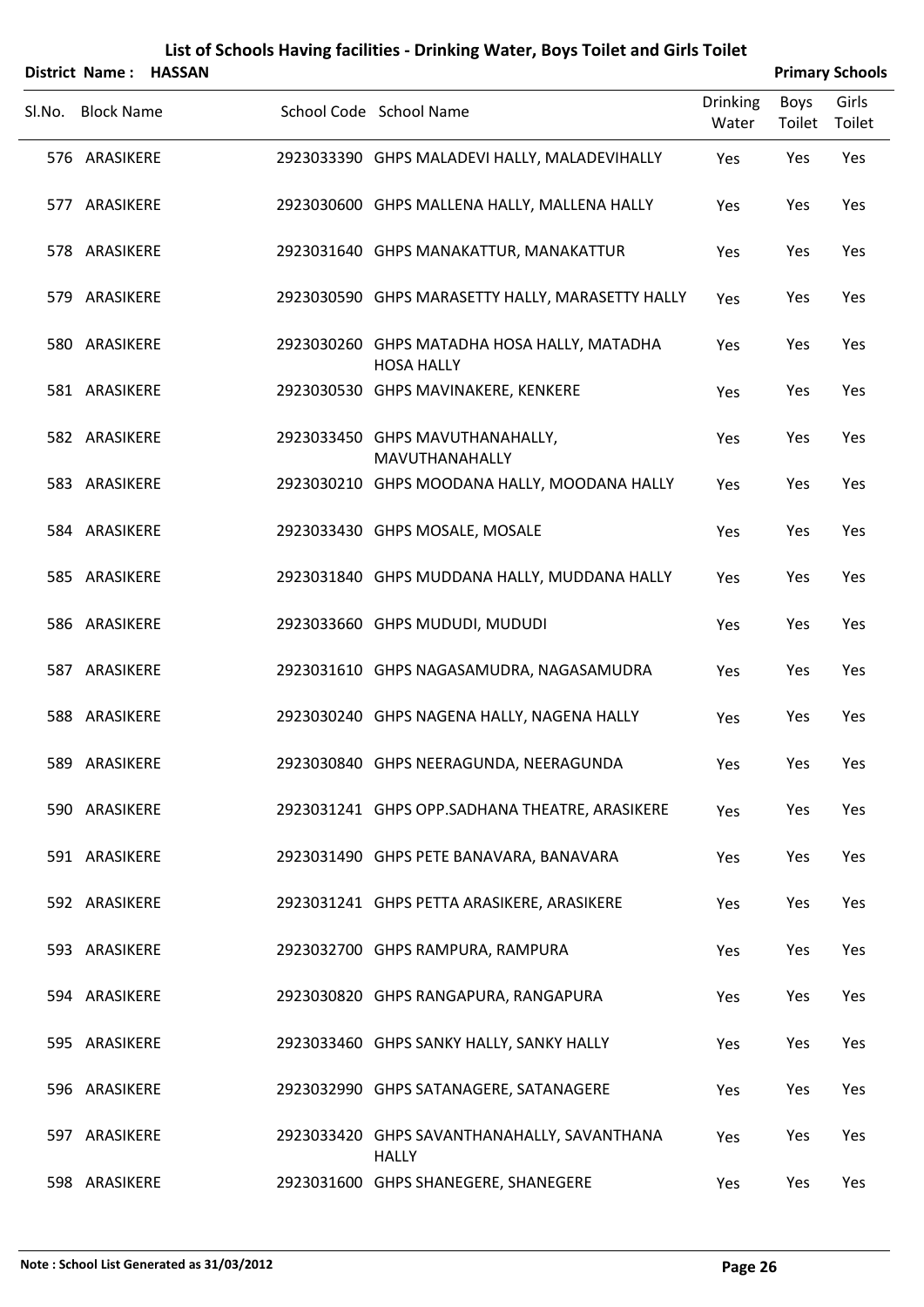# List of Schools Having facilities - Drinking Water, Boys Toilet and Girls Toilet

**District Name : HASSAN** **Primary Schools**

| Sl.No. | Block Name | School Code | School Name | Drinking Water | Boys Toilet | Girls Toilet |
|---|---|---|---|---|---|---|
| 576 | ARASIKERE | 2923033390 | GHPS MALADEVI HALLY, MALADEVIHALLY | Yes | Yes | Yes |
| 577 | ARASIKERE | 2923030600 | GHPS MALLENA HALLY, MALLENA HALLY | Yes | Yes | Yes |
| 578 | ARASIKERE | 2923031640 | GHPS MANAKATTUR, MANAKATTUR | Yes | Yes | Yes |
| 579 | ARASIKERE | 2923030590 | GHPS MARASETTY HALLY, MARASETTY HALLY | Yes | Yes | Yes |
| 580 | ARASIKERE | 2923030260 | GHPS MATADHA HOSA HALLY, MATADHA HOSA HALLY | Yes | Yes | Yes |
| 581 | ARASIKERE | 2923030530 | GHPS MAVINAKERE, KENKERE | Yes | Yes | Yes |
| 582 | ARASIKERE | 2923033450 | GHPS MAVUTHANAHALLY, MAVUTHANAHALLY | Yes | Yes | Yes |
| 583 | ARASIKERE | 2923030210 | GHPS MOODANA HALLY, MOODANA HALLY | Yes | Yes | Yes |
| 584 | ARASIKERE | 2923033430 | GHPS MOSALE, MOSALE | Yes | Yes | Yes |
| 585 | ARASIKERE | 2923031840 | GHPS MUDDANA HALLY, MUDDANA HALLY | Yes | Yes | Yes |
| 586 | ARASIKERE | 2923033660 | GHPS MUDUDI, MUDUDI | Yes | Yes | Yes |
| 587 | ARASIKERE | 2923031610 | GHPS NAGASAMUDRA, NAGASAMUDRA | Yes | Yes | Yes |
| 588 | ARASIKERE | 2923030240 | GHPS NAGENA HALLY, NAGENA HALLY | Yes | Yes | Yes |
| 589 | ARASIKERE | 2923030840 | GHPS NEERAGUNDA, NEERAGUNDA | Yes | Yes | Yes |
| 590 | ARASIKERE | 2923031241 | GHPS OPP.SADHANA THEATRE, ARASIKERE | Yes | Yes | Yes |
| 591 | ARASIKERE | 2923031490 | GHPS PETE BANAVARA, BANAVARA | Yes | Yes | Yes |
| 592 | ARASIKERE | 2923031241 | GHPS PETTA ARASIKERE, ARASIKERE | Yes | Yes | Yes |
| 593 | ARASIKERE | 2923032700 | GHPS RAMPURA, RAMPURA | Yes | Yes | Yes |
| 594 | ARASIKERE | 2923030820 | GHPS RANGAPURA, RANGAPURA | Yes | Yes | Yes |
| 595 | ARASIKERE | 2923033460 | GHPS SANKY HALLY, SANKY HALLY | Yes | Yes | Yes |
| 596 | ARASIKERE | 2923032990 | GHPS SATANAGERE, SATANAGERE | Yes | Yes | Yes |
| 597 | ARASIKERE | 2923033420 | GHPS SAVANTHANAHALLY, SAVANTHANA HALLY | Yes | Yes | Yes |
| 598 | ARASIKERE | 2923031600 | GHPS SHANEGERE, SHANEGERE | Yes | Yes | Yes |

**Note : School List Generated as 31/03/2012**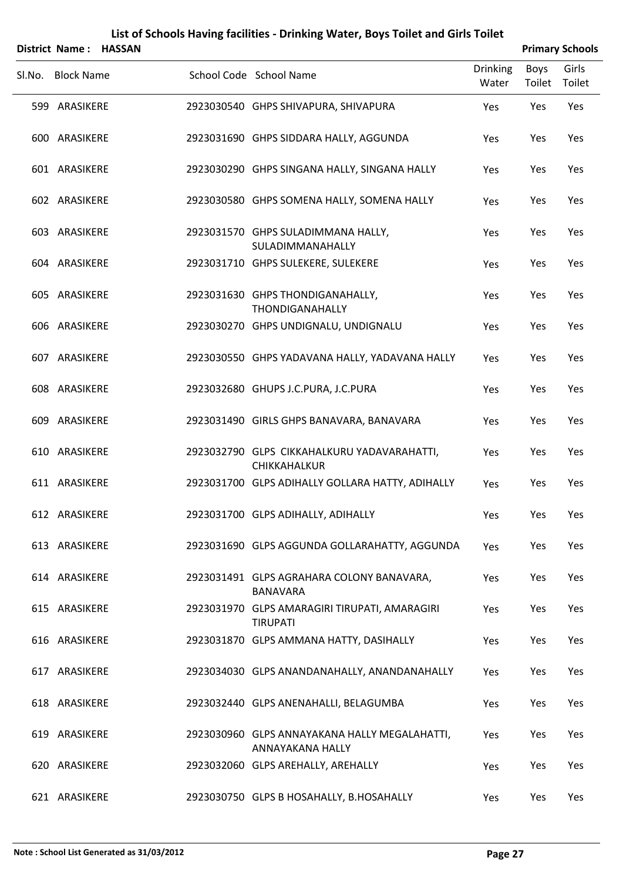# List of Schools Having facilities - Drinking Water, Boys Toilet and Girls Toilet

**District Name : HASSAN** **Primary Schools**

| Sl.No. | Block Name | School Code | School Name | Drinking Water | Boys Toilet | Girls Toilet |
|---|---|---|---|---|---|---|
| 599 | ARASIKERE | 2923030540 | GHPS SHIVAPURA, SHIVAPURA | Yes | Yes | Yes |
| 600 | ARASIKERE | 2923031690 | GHPS SIDDARA HALLY, AGGUNDA | Yes | Yes | Yes |
| 601 | ARASIKERE | 2923030290 | GHPS SINGANA HALLY, SINGANA HALLY | Yes | Yes | Yes |
| 602 | ARASIKERE | 2923030580 | GHPS SOMENA HALLY, SOMENA HALLY | Yes | Yes | Yes |
| 603 | ARASIKERE | 2923031570 | GHPS SULADIMMANA HALLY, SULADIMMANAHALLY | Yes | Yes | Yes |
| 604 | ARASIKERE | 2923031710 | GHPS SULEKERE, SULEKERE | Yes | Yes | Yes |
| 605 | ARASIKERE | 2923031630 | GHPS THONDIGANAHALLY, THONDIGANAHALLY | Yes | Yes | Yes |
| 606 | ARASIKERE | 2923030270 | GHPS UNDIGNALU, UNDIGNALU | Yes | Yes | Yes |
| 607 | ARASIKERE | 2923030550 | GHPS YADAVANA HALLY, YADAVANA HALLY | Yes | Yes | Yes |
| 608 | ARASIKERE | 2923032680 | GHUPS J.C.PURA, J.C.PURA | Yes | Yes | Yes |
| 609 | ARASIKERE | 2923031490 | GIRLS GHPS BANAVARA, BANAVARA | Yes | Yes | Yes |
| 610 | ARASIKERE | 2923032790 | GLPS CIKKAHALKURU YADAVARAHATTI, CHIKKAHALKUR | Yes | Yes | Yes |
| 611 | ARASIKERE | 2923031700 | GLPS ADIHALLY GOLLARA HATTY, ADIHALLY | Yes | Yes | Yes |
| 612 | ARASIKERE | 2923031700 | GLPS ADIHALLY, ADIHALLY | Yes | Yes | Yes |
| 613 | ARASIKERE | 2923031690 | GLPS AGGUNDA GOLLARAHATTY, AGGUNDA | Yes | Yes | Yes |
| 614 | ARASIKERE | 2923031491 | GLPS AGRAHARA COLONY BANAVARA, BANAVARA | Yes | Yes | Yes |
| 615 | ARASIKERE | 2923031970 | GLPS AMARAGIRI TIRUPATI, AMARAGIRI TIRUPATI | Yes | Yes | Yes |
| 616 | ARASIKERE | 2923031870 | GLPS AMMANA HATTY, DASIHALLY | Yes | Yes | Yes |
| 617 | ARASIKERE | 2923034030 | GLPS ANANDANAHALLY, ANANDANAHALLY | Yes | Yes | Yes |
| 618 | ARASIKERE | 2923032440 | GLPS ANENAHALLI, BELAGUMBA | Yes | Yes | Yes |
| 619 | ARASIKERE | 2923030960 | GLPS ANNAYAKANA HALLY MEGALAHATTI, ANNAYAKANA HALLY | Yes | Yes | Yes |
| 620 | ARASIKERE | 2923032060 | GLPS AREHALLY, AREHALLY | Yes | Yes | Yes |
| 621 | ARASIKERE | 2923030750 | GLPS B HOSAHALLY, B.HOSAHALLY | Yes | Yes | Yes |

**Note : School List Generated as 31/03/2012**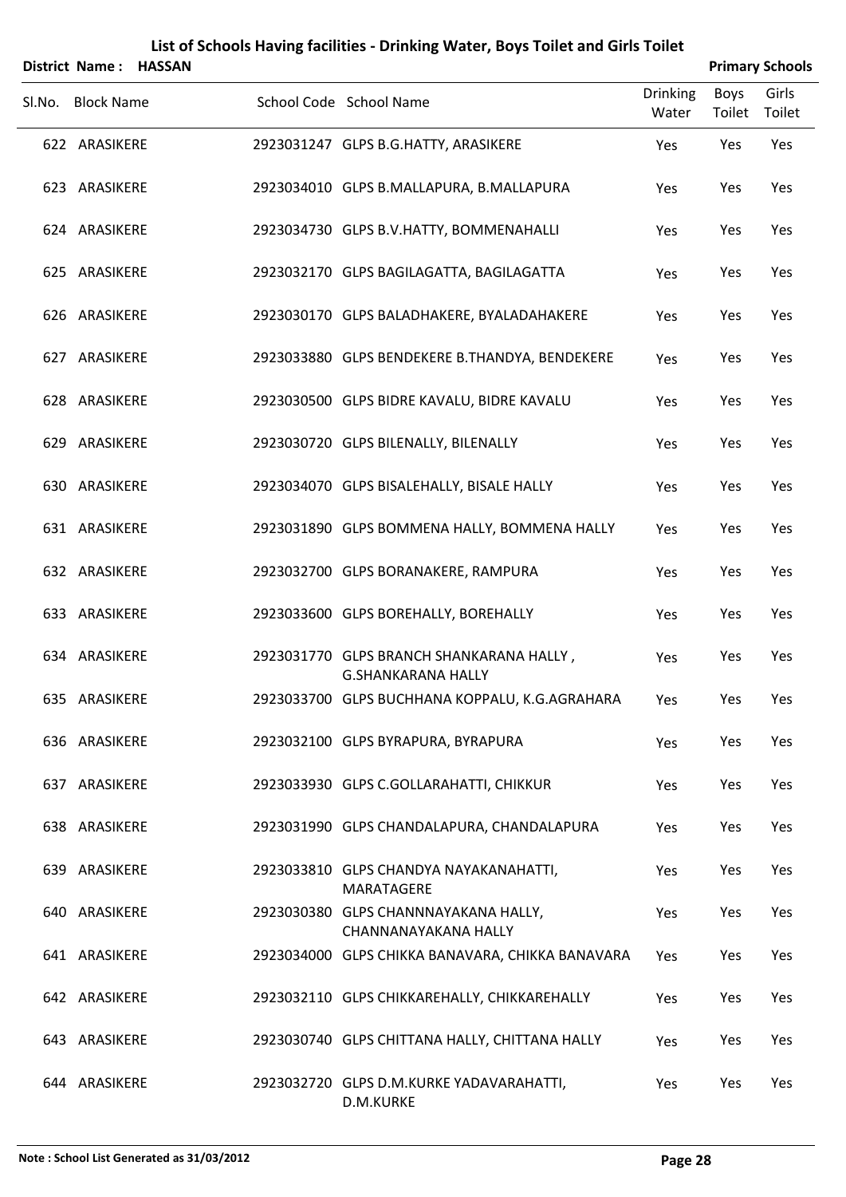# List of Schools Having facilities - Drinking Water, Boys Toilet and Girls Toilet

**District Name : HASSAN** **Primary Schools**

| Sl.No. | Block Name | School Code | School Name | Drinking Water | Boys Toilet | Girls Toilet |
|---|---|---|---|---|---|---|
| 622 | ARASIKERE | 2923031247 | GLPS B.G.HATTY, ARASIKERE | Yes | Yes | Yes |
| 623 | ARASIKERE | 2923034010 | GLPS B.MALLAPURA, B.MALLAPURA | Yes | Yes | Yes |
| 624 | ARASIKERE | 2923034730 | GLPS B.V.HATTY, BOMMENAHALLI | Yes | Yes | Yes |
| 625 | ARASIKERE | 2923032170 | GLPS BAGILAGATTA, BAGILAGATTA | Yes | Yes | Yes |
| 626 | ARASIKERE | 2923030170 | GLPS BALADHAKERE, BYALADAHAKERE | Yes | Yes | Yes |
| 627 | ARASIKERE | 2923033880 | GLPS BENDEKERE B.THANDYA, BENDEKERE | Yes | Yes | Yes |
| 628 | ARASIKERE | 2923030500 | GLPS BIDRE KAVALU, BIDRE KAVALU | Yes | Yes | Yes |
| 629 | ARASIKERE | 2923030720 | GLPS BILENALLY, BILENALLY | Yes | Yes | Yes |
| 630 | ARASIKERE | 2923034070 | GLPS BISALEHALLY, BISALE HALLY | Yes | Yes | Yes |
| 631 | ARASIKERE | 2923031890 | GLPS BOMMENA HALLY, BOMMENA HALLY | Yes | Yes | Yes |
| 632 | ARASIKERE | 2923032700 | GLPS BORANAKERE, RAMPURA | Yes | Yes | Yes |
| 633 | ARASIKERE | 2923033600 | GLPS BOREHALLY, BOREHALLY | Yes | Yes | Yes |
| 634 | ARASIKERE | 2923031770 | GLPS BRANCH SHANKARANA HALLY , G.SHANKARANA HALLY | Yes | Yes | Yes |
| 635 | ARASIKERE | 2923033700 | GLPS BUCHHANA KOPPALU, K.G.AGRAHARA | Yes | Yes | Yes |
| 636 | ARASIKERE | 2923032100 | GLPS BYRAPURA, BYRAPURA | Yes | Yes | Yes |
| 637 | ARASIKERE | 2923033930 | GLPS C.GOLLARAHATTI, CHIKKUR | Yes | Yes | Yes |
| 638 | ARASIKERE | 2923031990 | GLPS CHANDALAPURA, CHANDALAPURA | Yes | Yes | Yes |
| 639 | ARASIKERE | 2923033810 | GLPS CHANDYA NAYAKANAHATTI, MARATAGERE | Yes | Yes | Yes |
| 640 | ARASIKERE | 2923030380 | GLPS CHANNNAYAKANA HALLY, CHANNANAYAKANA HALLY | Yes | Yes | Yes |
| 641 | ARASIKERE | 2923034000 | GLPS CHIKKA BANAVARA, CHIKKA BANAVARA | Yes | Yes | Yes |
| 642 | ARASIKERE | 2923032110 | GLPS CHIKKAREHALLY, CHIKKAREHALLY | Yes | Yes | Yes |
| 643 | ARASIKERE | 2923030740 | GLPS CHITTANA HALLY, CHITTANA HALLY | Yes | Yes | Yes |
| 644 | ARASIKERE | 2923032720 | GLPS D.M.KURKE YADAVARAHATTI, D.M.KURKE | Yes | Yes | Yes |

Note : School List Generated as 31/03/2012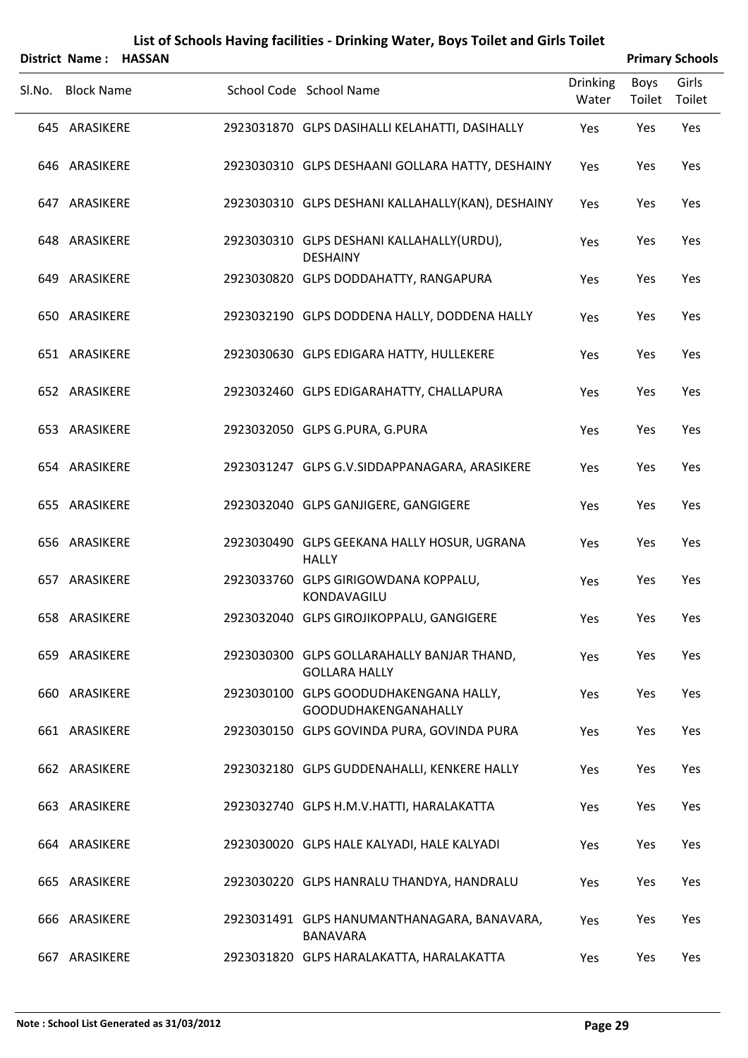# List of Schools Having facilities - Drinking Water, Boys Toilet and Girls Toilet

**District Name : HASSAN** **Primary Schools**

| Sl.No. | Block Name | School Code | School Name | Drinking Water | Boys Toilet | Girls Toilet |
|---|---|---|---|---|---|---|
| 645 | ARASIKERE | 2923031870 | GLPS DASIHALLI KELAHATTI, DASIHALLY | Yes | Yes | Yes |
| 646 | ARASIKERE | 2923030310 | GLPS DESHAANI GOLLARA HATTY, DESHAINY | Yes | Yes | Yes |
| 647 | ARASIKERE | 2923030310 | GLPS DESHANI KALLAHALLY(KAN), DESHAINY | Yes | Yes | Yes |
| 648 | ARASIKERE | 2923030310 | GLPS DESHANI KALLAHALLY(URDU), DESHAINY | Yes | Yes | Yes |
| 649 | ARASIKERE | 2923030820 | GLPS DODDAHATTY, RANGAPURA | Yes | Yes | Yes |
| 650 | ARASIKERE | 2923032190 | GLPS DODDENA HALLY, DODDENA HALLY | Yes | Yes | Yes |
| 651 | ARASIKERE | 2923030630 | GLPS EDIGARA HATTY, HULLEKERE | Yes | Yes | Yes |
| 652 | ARASIKERE | 2923032460 | GLPS EDIGARAHATTY, CHALLAPURA | Yes | Yes | Yes |
| 653 | ARASIKERE | 2923032050 | GLPS G.PURA, G.PURA | Yes | Yes | Yes |
| 654 | ARASIKERE | 2923031247 | GLPS G.V.SIDDAPPANAGARA, ARASIKERE | Yes | Yes | Yes |
| 655 | ARASIKERE | 2923032040 | GLPS GANJIGERE, GANGIGERE | Yes | Yes | Yes |
| 656 | ARASIKERE | 2923030490 | GLPS GEEKANA HALLY HOSUR, UGRANA HALLY | Yes | Yes | Yes |
| 657 | ARASIKERE | 2923033760 | GLPS GIRIGOWDANA KOPPALU, KONDAVAGILU | Yes | Yes | Yes |
| 658 | ARASIKERE | 2923032040 | GLPS GIROJIKOPPALU, GANGIGERE | Yes | Yes | Yes |
| 659 | ARASIKERE | 2923030300 | GLPS GOLLARAHALLY BANJAR THAND, GOLLARA HALLY | Yes | Yes | Yes |
| 660 | ARASIKERE | 2923030100 | GLPS GOODUDHAKENGANA HALLY, GOODUDHAKENGANAHALLY | Yes | Yes | Yes |
| 661 | ARASIKERE | 2923030150 | GLPS GOVINDA PURA, GOVINDA PURA | Yes | Yes | Yes |
| 662 | ARASIKERE | 2923032180 | GLPS GUDDENAHALLI, KENKERE HALLY | Yes | Yes | Yes |
| 663 | ARASIKERE | 2923032740 | GLPS H.M.V.HATTI, HARALAKATTA | Yes | Yes | Yes |
| 664 | ARASIKERE | 2923030020 | GLPS HALE KALYADI, HALE KALYADI | Yes | Yes | Yes |
| 665 | ARASIKERE | 2923030220 | GLPS HANRALU THANDYA, HANDRALU | Yes | Yes | Yes |
| 666 | ARASIKERE | 2923031491 | GLPS HANUMANTHANAGARA, BANAVARA, BANAVARA | Yes | Yes | Yes |
| 667 | ARASIKERE | 2923031820 | GLPS HARALAKATTA, HARALAKATTA | Yes | Yes | Yes |

**Note : School List Generated as 31/03/2012**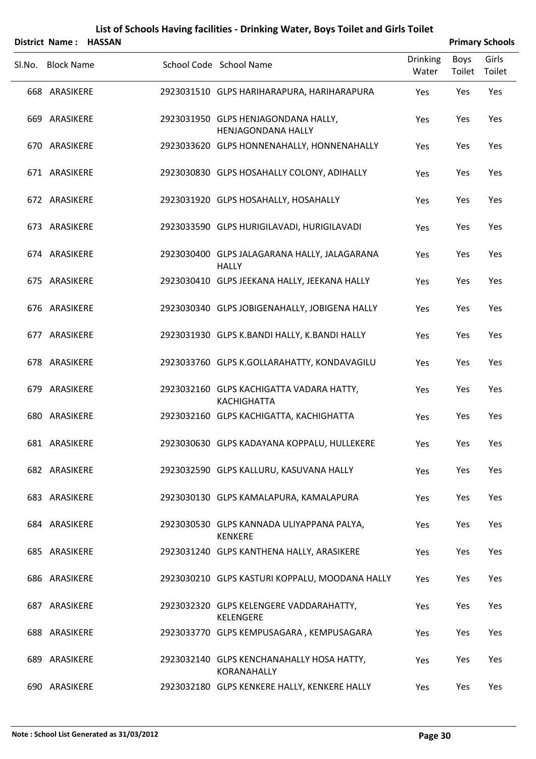# List of Schools Having facilities - Drinking Water, Boys Toilet and Girls Toilet

**District Name : HASSAN** **Primary Schools**

| Sl.No. | Block Name | School Code | School Name | Drinking Water | Boys Toilet | Girls Toilet |
|---|---|---|---|---|---|---|
| 668 | ARASIKERE | 2923031510 | GLPS HARIHARAPURA, HARIHARAPURA | Yes | Yes | Yes |
| 669 | ARASIKERE | 2923031950 | GLPS HENJAGONDANA HALLY, HENJAGONDANA HALLY | Yes | Yes | Yes |
| 670 | ARASIKERE | 2923033620 | GLPS HONNENAHALLY, HONNENAHALLY | Yes | Yes | Yes |
| 671 | ARASIKERE | 2923030830 | GLPS HOSAHALLY COLONY, ADIHALLY | Yes | Yes | Yes |
| 672 | ARASIKERE | 2923031920 | GLPS HOSAHALLY, HOSAHALLY | Yes | Yes | Yes |
| 673 | ARASIKERE | 2923033590 | GLPS HURIGILAVADI, HURIGILAVADI | Yes | Yes | Yes |
| 674 | ARASIKERE | 2923030400 | GLPS JALAGARANA HALLY, JALAGARANA HALLY | Yes | Yes | Yes |
| 675 | ARASIKERE | 2923030410 | GLPS JEEKANA HALLY, JEEKANA HALLY | Yes | Yes | Yes |
| 676 | ARASIKERE | 2923030340 | GLPS JOBIGENAHALLY, JOBIGENA HALLY | Yes | Yes | Yes |
| 677 | ARASIKERE | 2923031930 | GLPS K.BANDI HALLY, K.BANDI HALLY | Yes | Yes | Yes |
| 678 | ARASIKERE | 2923033760 | GLPS K.GOLLARAHATTY, KONDAVAGILU | Yes | Yes | Yes |
| 679 | ARASIKERE | 2923032160 | GLPS KACHIGATTA VADARA HATTY, KACHIGHATTA | Yes | Yes | Yes |
| 680 | ARASIKERE | 2923032160 | GLPS KACHIGATTA, KACHIGHATTA | Yes | Yes | Yes |
| 681 | ARASIKERE | 2923030630 | GLPS KADAYANA KOPPALU, HULLEKERE | Yes | Yes | Yes |
| 682 | ARASIKERE | 2923032590 | GLPS KALLURU, KASUVANA HALLY | Yes | Yes | Yes |
| 683 | ARASIKERE | 2923030130 | GLPS KAMALAPURA, KAMALAPURA | Yes | Yes | Yes |
| 684 | ARASIKERE | 2923030530 | GLPS KANNADA ULIYAPPANA PALYA, KENKERE | Yes | Yes | Yes |
| 685 | ARASIKERE | 2923031240 | GLPS KANTHENA HALLY, ARASIKERE | Yes | Yes | Yes |
| 686 | ARASIKERE | 2923030210 | GLPS KASTURI KOPPALU, MOODANA HALLY | Yes | Yes | Yes |
| 687 | ARASIKERE | 2923032320 | GLPS KELENGERE VADDARAHATTY, KELENGERE | Yes | Yes | Yes |
| 688 | ARASIKERE | 2923033770 | GLPS KEMPUSAGARA , KEMPUSAGARA | Yes | Yes | Yes |
| 689 | ARASIKERE | 2923032140 | GLPS KENCHANAHALLY HOSA HATTY, KORANAHALLY | Yes | Yes | Yes |
| 690 | ARASIKERE | 2923032180 | GLPS KENKERE HALLY, KENKERE HALLY | Yes | Yes | Yes |

**Note : School List Generated as 31/03/2012**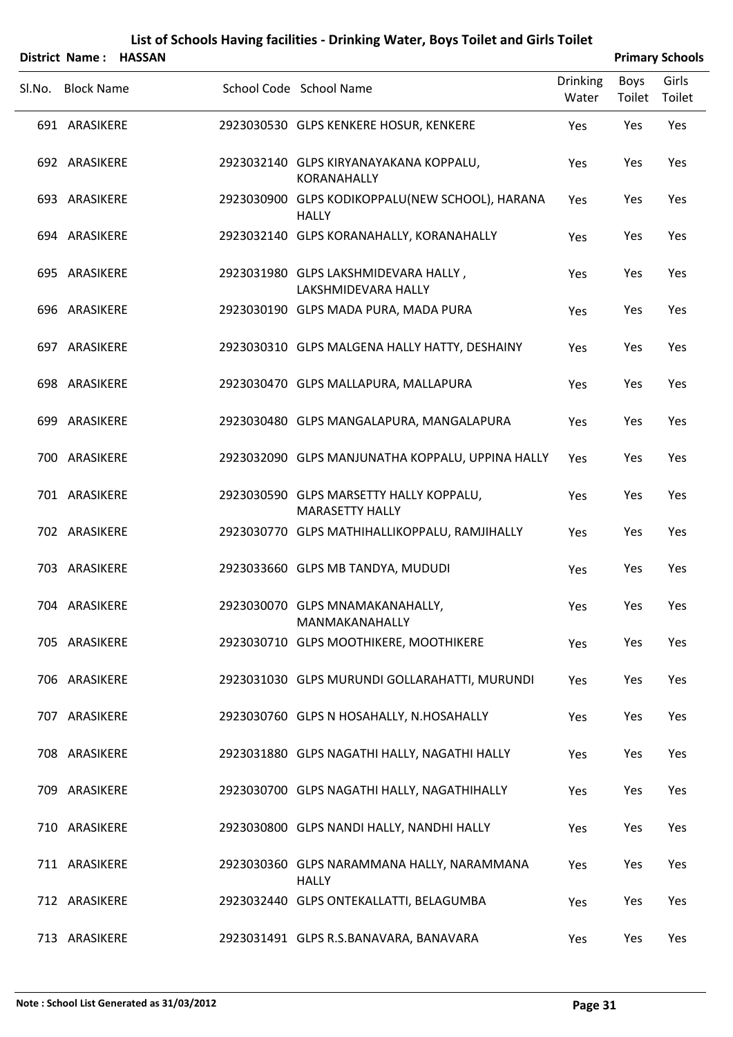# List of Schools Having facilities - Drinking Water, Boys Toilet and Girls Toilet

**District Name : HASSAN** | **Primary Schools**

| Sl.No. | Block Name | School Code | School Name | Drinking Water | Boys Toilet | Girls Toilet |
|---|---|---|---|---|---|---|
| 691 | ARASIKERE | 2923030530 | GLPS KENKERE HOSUR, KENKERE | Yes | Yes | Yes |
| 692 | ARASIKERE | 2923032140 | GLPS KIRYANAYAKANA KOPPALU, KORANAHALLY | Yes | Yes | Yes |
| 693 | ARASIKERE | 2923030900 | GLPS KODIKOPPALU(NEW SCHOOL), HARANA HALLY | Yes | Yes | Yes |
| 694 | ARASIKERE | 2923032140 | GLPS KORANAHALLY, KORANAHALLY | Yes | Yes | Yes |
| 695 | ARASIKERE | 2923031980 | GLPS LAKSHMIDEVARA HALLY , LAKSHMIDEVARA HALLY | Yes | Yes | Yes |
| 696 | ARASIKERE | 2923030190 | GLPS MADA PURA, MADA PURA | Yes | Yes | Yes |
| 697 | ARASIKERE | 2923030310 | GLPS MALGENA HALLY HATTY, DESHAINY | Yes | Yes | Yes |
| 698 | ARASIKERE | 2923030470 | GLPS MALLAPURA, MALLAPURA | Yes | Yes | Yes |
| 699 | ARASIKERE | 2923030480 | GLPS MANGALAPURA, MANGALAPURA | Yes | Yes | Yes |
| 700 | ARASIKERE | 2923032090 | GLPS MANJUNATHA KOPPALU, UPPINA HALLY | Yes | Yes | Yes |
| 701 | ARASIKERE | 2923030590 | GLPS MARSETTY HALLY KOPPALU, MARASETTY HALLY | Yes | Yes | Yes |
| 702 | ARASIKERE | 2923030770 | GLPS MATHIHALLIKOPPALU, RAMJIHALLY | Yes | Yes | Yes |
| 703 | ARASIKERE | 2923033660 | GLPS MB TANDYA, MUDUDI | Yes | Yes | Yes |
| 704 | ARASIKERE | 2923030070 | GLPS MNAMAKANAHALLY, MANMAKANAHALLY | Yes | Yes | Yes |
| 705 | ARASIKERE | 2923030710 | GLPS MOOTHIKERE, MOOTHIKERE | Yes | Yes | Yes |
| 706 | ARASIKERE | 2923031030 | GLPS MURUNDI GOLLARAHATTI, MURUNDI | Yes | Yes | Yes |
| 707 | ARASIKERE | 2923030760 | GLPS N HOSAHALLY, N.HOSAHALLY | Yes | Yes | Yes |
| 708 | ARASIKERE | 2923031880 | GLPS NAGATHI HALLY, NAGATHI HALLY | Yes | Yes | Yes |
| 709 | ARASIKERE | 2923030700 | GLPS NAGATHI HALLY, NAGATHIHALLY | Yes | Yes | Yes |
| 710 | ARASIKERE | 2923030800 | GLPS NANDI HALLY, NANDHI HALLY | Yes | Yes | Yes |
| 711 | ARASIKERE | 2923030360 | GLPS NARAMMANA HALLY, NARAMMANA HALLY | Yes | Yes | Yes |
| 712 | ARASIKERE | 2923032440 | GLPS ONTEKALLATTI, BELAGUMBA | Yes | Yes | Yes |
| 713 | ARASIKERE | 2923031491 | GLPS R.S.BANAVARA, BANAVARA | Yes | Yes | Yes |

**Note : School List Generated as 31/03/2012**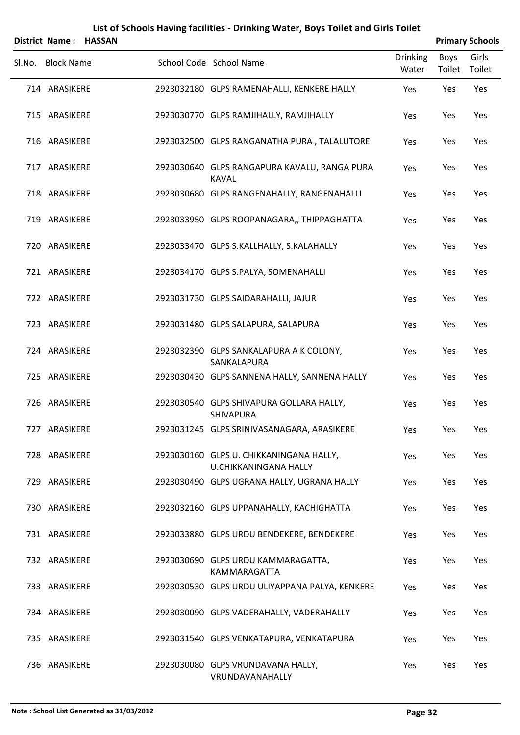# List of Schools Having facilities - Drinking Water, Boys Toilet and Girls Toilet

**District Name : HASSAN** **Primary Schools**

| Sl.No. | Block Name | School Code | School Name | Drinking Water | Boys Toilet | Girls Toilet |
|---|---|---|---|---|---|---|
| 714 | ARASIKERE | 2923032180 | GLPS RAMENAHALLI, KENKERE HALLY | Yes | Yes | Yes |
| 715 | ARASIKERE | 2923030770 | GLPS RAMJIHALLY, RAMJIHALLY | Yes | Yes | Yes |
| 716 | ARASIKERE | 2923032500 | GLPS RANGANATHA PURA , TALALUTORE | Yes | Yes | Yes |
| 717 | ARASIKERE | 2923030640 | GLPS RANGAPURA KAVALU, RANGA PURA KAVAL | Yes | Yes | Yes |
| 718 | ARASIKERE | 2923030680 | GLPS RANGENAHALLY, RANGENAHALLI | Yes | Yes | Yes |
| 719 | ARASIKERE | 2923033950 | GLPS ROOPANAGARA,, THIPPAGHATTA | Yes | Yes | Yes |
| 720 | ARASIKERE | 2923033470 | GLPS S.KALLHALLY, S.KALAHALLY | Yes | Yes | Yes |
| 721 | ARASIKERE | 2923034170 | GLPS S.PALYA, SOMENAHALLI | Yes | Yes | Yes |
| 722 | ARASIKERE | 2923031730 | GLPS SAIDARAHALLI, JAJUR | Yes | Yes | Yes |
| 723 | ARASIKERE | 2923031480 | GLPS SALAPURA, SALAPURA | Yes | Yes | Yes |
| 724 | ARASIKERE | 2923032390 | GLPS SANKALAPURA A K COLONY, SANKALAPURA | Yes | Yes | Yes |
| 725 | ARASIKERE | 2923030430 | GLPS SANNENA HALLY, SANNENA HALLY | Yes | Yes | Yes |
| 726 | ARASIKERE | 2923030540 | GLPS SHIVAPURA GOLLARA HALLY, SHIVAPURA | Yes | Yes | Yes |
| 727 | ARASIKERE | 2923031245 | GLPS SRINIVASANAGARA, ARASIKERE | Yes | Yes | Yes |
| 728 | ARASIKERE | 2923030160 | GLPS U. CHIKKANINGANA HALLY, U.CHIKKANINGANA HALLY | Yes | Yes | Yes |
| 729 | ARASIKERE | 2923030490 | GLPS UGRANA HALLY, UGRANA HALLY | Yes | Yes | Yes |
| 730 | ARASIKERE | 2923032160 | GLPS UPPANAHALLY, KACHIGHATTA | Yes | Yes | Yes |
| 731 | ARASIKERE | 2923033880 | GLPS URDU BENDEKERE, BENDEKERE | Yes | Yes | Yes |
| 732 | ARASIKERE | 2923030690 | GLPS URDU KAMMARAGATTA, KAMMARAGATTA | Yes | Yes | Yes |
| 733 | ARASIKERE | 2923030530 | GLPS URDU ULIYAPPANA PALYA, KENKERE | Yes | Yes | Yes |
| 734 | ARASIKERE | 2923030090 | GLPS VADERAHALLY, VADERAHALLY | Yes | Yes | Yes |
| 735 | ARASIKERE | 2923031540 | GLPS VENKATAPURA, VENKATAPURA | Yes | Yes | Yes |
| 736 | ARASIKERE | 2923030080 | GLPS VRUNDAVANA HALLY, VRUNDAVANAHALLY | Yes | Yes | Yes |

**Note : School List Generated as 31/03/2012**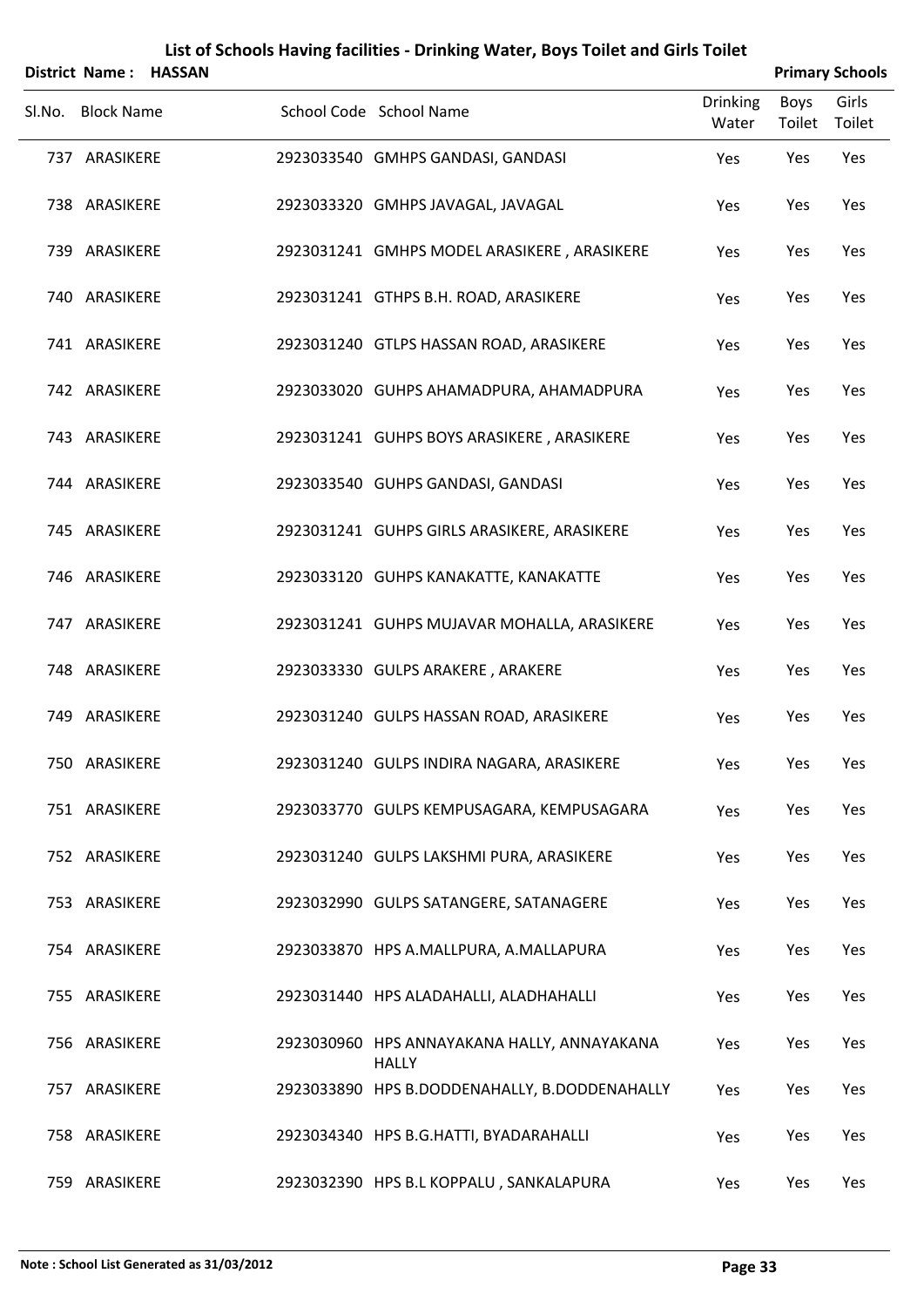# List of Schools Having facilities - Drinking Water, Boys Toilet and Girls Toilet

**District Name : HASSAN** **Primary Schools**

| Sl.No. | Block Name | School Code | School Name | Drinking Water | Boys Toilet | Girls Toilet |
|---|---|---|---|---|---|---|
| 737 | ARASIKERE | 2923033540 | GMHPS GANDASI, GANDASI | Yes | Yes | Yes |
| 738 | ARASIKERE | 2923033320 | GMHPS JAVAGAL, JAVAGAL | Yes | Yes | Yes |
| 739 | ARASIKERE | 2923031241 | GMHPS MODEL ARASIKERE , ARASIKERE | Yes | Yes | Yes |
| 740 | ARASIKERE | 2923031241 | GTHPS B.H. ROAD, ARASIKERE | Yes | Yes | Yes |
| 741 | ARASIKERE | 2923031240 | GTLPS HASSAN ROAD, ARASIKERE | Yes | Yes | Yes |
| 742 | ARASIKERE | 2923033020 | GUHPS AHAMADPURA, AHAMADPURA | Yes | Yes | Yes |
| 743 | ARASIKERE | 2923031241 | GUHPS BOYS ARASIKERE , ARASIKERE | Yes | Yes | Yes |
| 744 | ARASIKERE | 2923033540 | GUHPS GANDASI, GANDASI | Yes | Yes | Yes |
| 745 | ARASIKERE | 2923031241 | GUHPS GIRLS ARASIKERE, ARASIKERE | Yes | Yes | Yes |
| 746 | ARASIKERE | 2923033120 | GUHPS KANAKATTE, KANAKATTE | Yes | Yes | Yes |
| 747 | ARASIKERE | 2923031241 | GUHPS MUJAVAR MOHALLA, ARASIKERE | Yes | Yes | Yes |
| 748 | ARASIKERE | 2923033330 | GULPS ARAKERE , ARAKERE | Yes | Yes | Yes |
| 749 | ARASIKERE | 2923031240 | GULPS HASSAN ROAD, ARASIKERE | Yes | Yes | Yes |
| 750 | ARASIKERE | 2923031240 | GULPS INDIRA NAGARA, ARASIKERE | Yes | Yes | Yes |
| 751 | ARASIKERE | 2923033770 | GULPS KEMPUSAGARA, KEMPUSAGARA | Yes | Yes | Yes |
| 752 | ARASIKERE | 2923031240 | GULPS LAKSHMI PURA, ARASIKERE | Yes | Yes | Yes |
| 753 | ARASIKERE | 2923032990 | GULPS SATANGERE, SATANAGERE | Yes | Yes | Yes |
| 754 | ARASIKERE | 2923033870 | HPS A.MALLPURA, A.MALLAPURA | Yes | Yes | Yes |
| 755 | ARASIKERE | 2923031440 | HPS ALADAHALLI, ALADHAHALLI | Yes | Yes | Yes |
| 756 | ARASIKERE | 2923030960 | HPS ANNAYAKANA HALLY, ANNAYAKANA HALLY | Yes | Yes | Yes |
| 757 | ARASIKERE | 2923033890 | HPS B.DODDENAHALLY, B.DODDENAHALLY | Yes | Yes | Yes |
| 758 | ARASIKERE | 2923034340 | HPS B.G.HATTI, BYADARAHALLI | Yes | Yes | Yes |
| 759 | ARASIKERE | 2923032390 | HPS B.L KOPPALU , SANKALAPURA | Yes | Yes | Yes |

**Note : School List Generated as 31/03/2012**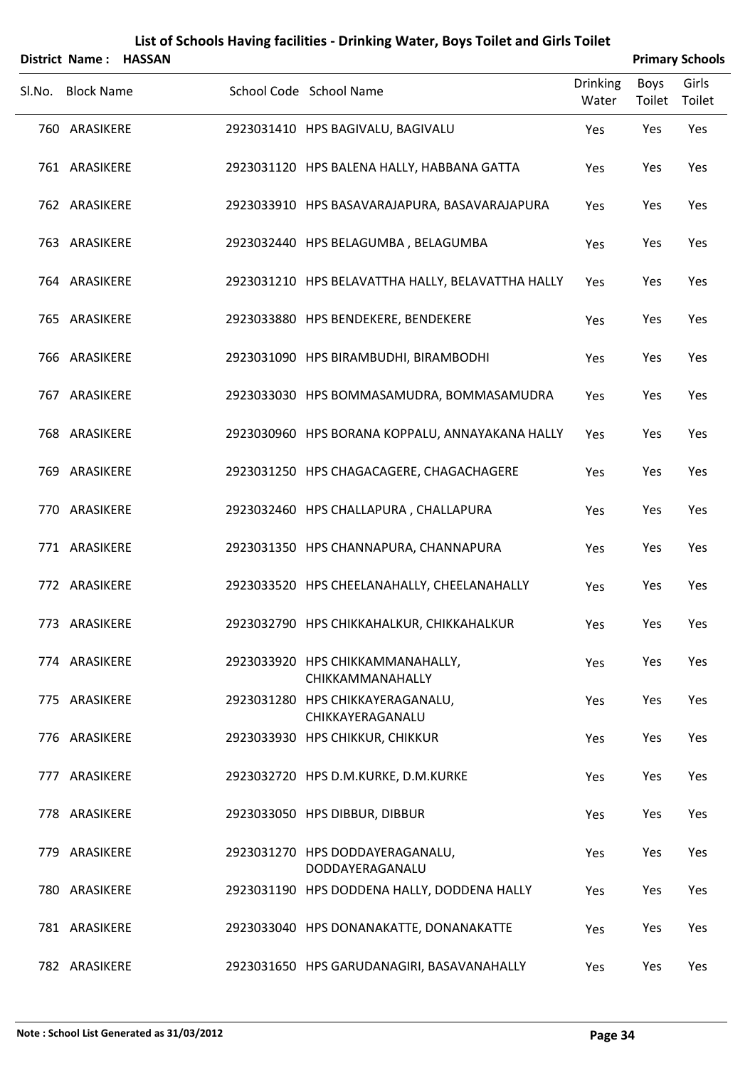# List of Schools Having facilities - Drinking Water, Boys Toilet and Girls Toilet

**District Name : HASSAN** **Primary Schools**

| Sl.No. | Block Name | School Code | School Name | Drinking Water | Boys Toilet | Girls Toilet |
|---|---|---|---|---|---|---|
| 760 | ARASIKERE | 2923031410 | HPS BAGIVALU, BAGIVALU | Yes | Yes | Yes |
| 761 | ARASIKERE | 2923031120 | HPS BALENA HALLY, HABBANA GATTA | Yes | Yes | Yes |
| 762 | ARASIKERE | 2923033910 | HPS BASAVARAJAPURA, BASAVARAJAPURA | Yes | Yes | Yes |
| 763 | ARASIKERE | 2923032440 | HPS BELAGUMBA , BELAGUMBA | Yes | Yes | Yes |
| 764 | ARASIKERE | 2923031210 | HPS BELAVATTHA HALLY, BELAVATTHA HALLY | Yes | Yes | Yes |
| 765 | ARASIKERE | 2923033880 | HPS BENDEKERE, BENDEKERE | Yes | Yes | Yes |
| 766 | ARASIKERE | 2923031090 | HPS BIRAMBUDHI, BIRAMBODHI | Yes | Yes | Yes |
| 767 | ARASIKERE | 2923033030 | HPS BOMMASAMUDRA, BOMMASAMUDRA | Yes | Yes | Yes |
| 768 | ARASIKERE | 2923030960 | HPS BORANA KOPPALU, ANNAYAKANA HALLY | Yes | Yes | Yes |
| 769 | ARASIKERE | 2923031250 | HPS CHAGACAGERE, CHAGACHAGERE | Yes | Yes | Yes |
| 770 | ARASIKERE | 2923032460 | HPS CHALLAPURA , CHALLAPURA | Yes | Yes | Yes |
| 771 | ARASIKERE | 2923031350 | HPS CHANNAPURA, CHANNAPURA | Yes | Yes | Yes |
| 772 | ARASIKERE | 2923033520 | HPS CHEELANAHALLY, CHEELANAHALLY | Yes | Yes | Yes |
| 773 | ARASIKERE | 2923032790 | HPS CHIKKAHALKUR, CHIKKAHALKUR | Yes | Yes | Yes |
| 774 | ARASIKERE | 2923033920 | HPS CHIKKAMMANAHALLY, CHIKKAMMANAHALLY | Yes | Yes | Yes |
| 775 | ARASIKERE | 2923031280 | HPS CHIKKAYERAGANALU, CHIKKAYERAGANALU | Yes | Yes | Yes |
| 776 | ARASIKERE | 2923033930 | HPS CHIKKUR, CHIKKUR | Yes | Yes | Yes |
| 777 | ARASIKERE | 2923032720 | HPS D.M.KURKE, D.M.KURKE | Yes | Yes | Yes |
| 778 | ARASIKERE | 2923033050 | HPS DIBBUR, DIBBUR | Yes | Yes | Yes |
| 779 | ARASIKERE | 2923031270 | HPS DODDAYERAGANALU, DODDAYERAGANALU | Yes | Yes | Yes |
| 780 | ARASIKERE | 2923031190 | HPS DODDENA HALLY, DODDENA HALLY | Yes | Yes | Yes |
| 781 | ARASIKERE | 2923033040 | HPS DONANAKATTE, DONANAKATTE | Yes | Yes | Yes |
| 782 | ARASIKERE | 2923031650 | HPS GARUDANAGIRI, BASAVANAHALLY | Yes | Yes | Yes |

**Note : School List Generated as 31/03/2012**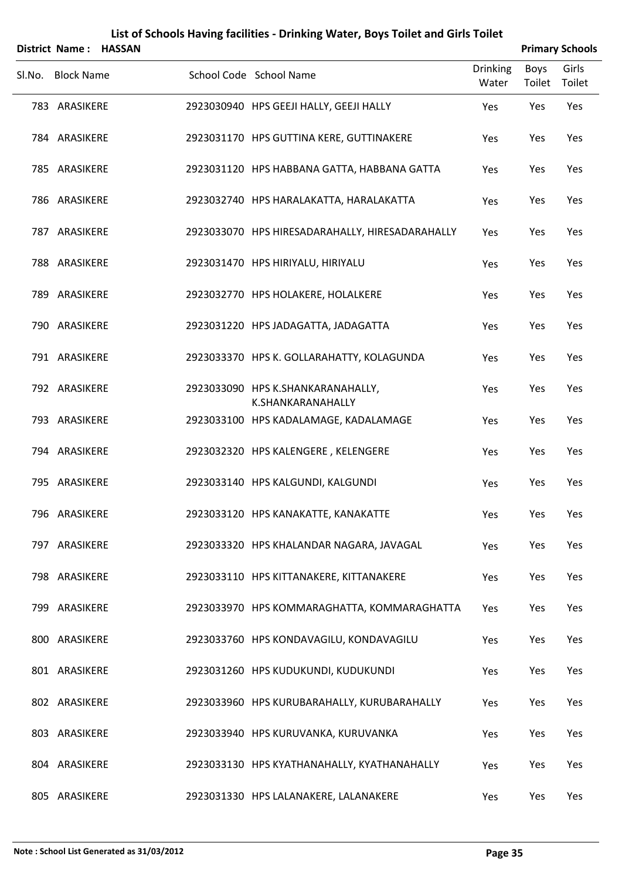# List of Schools Having facilities - Drinking Water, Boys Toilet and Girls Toilet

**District Name : HASSAN** **Primary Schools**

| Sl.No. | Block Name | School Code | School Name | Drinking Water | Boys Toilet | Girls Toilet |
|---|---|---|---|---|---|---|
| 783 | ARASIKERE | 2923030940 | HPS GEEJI HALLY, GEEJI HALLY | Yes | Yes | Yes |
| 784 | ARASIKERE | 2923031170 | HPS GUTTINA KERE, GUTTINAKERE | Yes | Yes | Yes |
| 785 | ARASIKERE | 2923031120 | HPS HABBANA GATTA, HABBANA GATTA | Yes | Yes | Yes |
| 786 | ARASIKERE | 2923032740 | HPS HARALAKATTA, HARALAKATTA | Yes | Yes | Yes |
| 787 | ARASIKERE | 2923033070 | HPS HIRESADARAHALLY, HIRESADARAHALLY | Yes | Yes | Yes |
| 788 | ARASIKERE | 2923031470 | HPS HIRIYALU, HIRIYALU | Yes | Yes | Yes |
| 789 | ARASIKERE | 2923032770 | HPS HOLAKERE, HOLALKERE | Yes | Yes | Yes |
| 790 | ARASIKERE | 2923031220 | HPS JADAGATTA, JADAGATTA | Yes | Yes | Yes |
| 791 | ARASIKERE | 2923033370 | HPS K. GOLLARAHATTY, KOLAGUNDA | Yes | Yes | Yes |
| 792 | ARASIKERE | 2923033090 | HPS K.SHANKARANAHALLY, K.SHANKARANAHALLY | Yes | Yes | Yes |
| 793 | ARASIKERE | 2923033100 | HPS KADALAMAGE, KADALAMAGE | Yes | Yes | Yes |
| 794 | ARASIKERE | 2923032320 | HPS KALENGERE , KELENGERE | Yes | Yes | Yes |
| 795 | ARASIKERE | 2923033140 | HPS KALGUNDI, KALGUNDI | Yes | Yes | Yes |
| 796 | ARASIKERE | 2923033120 | HPS KANAKATTE, KANAKATTE | Yes | Yes | Yes |
| 797 | ARASIKERE | 2923033320 | HPS KHALANDAR NAGARA, JAVAGAL | Yes | Yes | Yes |
| 798 | ARASIKERE | 2923033110 | HPS KITTANAKERE, KITTANAKERE | Yes | Yes | Yes |
| 799 | ARASIKERE | 2923033970 | HPS KOMMARAGHATTA, KOMMARAGHATTA | Yes | Yes | Yes |
| 800 | ARASIKERE | 2923033760 | HPS KONDAVAGILU, KONDAVAGILU | Yes | Yes | Yes |
| 801 | ARASIKERE | 2923031260 | HPS KUDUKUNDI, KUDUKUNDI | Yes | Yes | Yes |
| 802 | ARASIKERE | 2923033960 | HPS KURUBARAHALLY, KURUBARAHALLY | Yes | Yes | Yes |
| 803 | ARASIKERE | 2923033940 | HPS KURUVANKA, KURUVANKA | Yes | Yes | Yes |
| 804 | ARASIKERE | 2923033130 | HPS KYATHANAHALLY, KYATHANAHALLY | Yes | Yes | Yes |
| 805 | ARASIKERE | 2923031330 | HPS LALANAKERE, LALANAKERE | Yes | Yes | Yes |

**Note : School List Generated as 31/03/2012**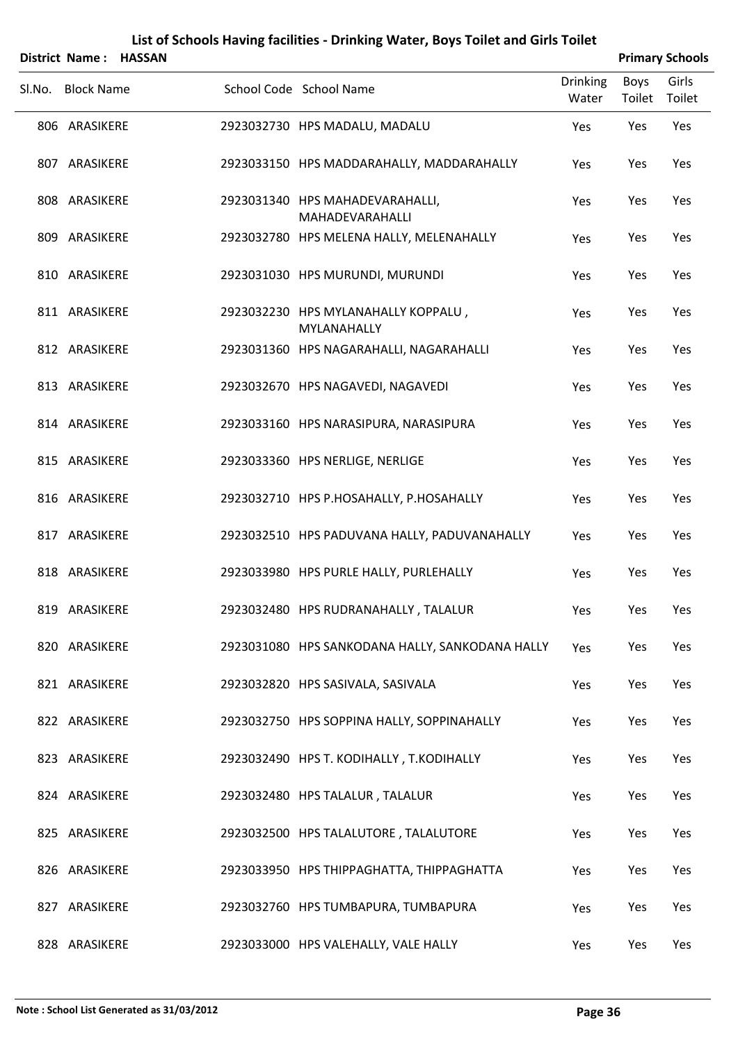# List of Schools Having facilities - Drinking Water, Boys Toilet and Girls Toilet

**District Name : HASSAN** **Primary Schools**

| Sl.No. | Block Name | School Code | School Name | Drinking Water | Boys Toilet | Girls Toilet |
|---|---|---|---|---|---|---|
| 806 | ARASIKERE | 2923032730 | HPS MADALU, MADALU | Yes | Yes | Yes |
| 807 | ARASIKERE | 2923033150 | HPS MADDARAHALLY, MADDARAHALLY | Yes | Yes | Yes |
| 808 | ARASIKERE | 2923031340 | HPS MAHADEVARAHALLI, MAHADEVARAHALLI | Yes | Yes | Yes |
| 809 | ARASIKERE | 2923032780 | HPS MELENA HALLY, MELENAHALLY | Yes | Yes | Yes |
| 810 | ARASIKERE | 2923031030 | HPS MURUNDI, MURUNDI | Yes | Yes | Yes |
| 811 | ARASIKERE | 2923032230 | HPS MYLANAHALLY KOPPALU , MYLANAHALLY | Yes | Yes | Yes |
| 812 | ARASIKERE | 2923031360 | HPS NAGARAHALLI, NAGARAHALLI | Yes | Yes | Yes |
| 813 | ARASIKERE | 2923032670 | HPS NAGAVEDI, NAGAVEDI | Yes | Yes | Yes |
| 814 | ARASIKERE | 2923033160 | HPS NARASIPURA, NARASIPURA | Yes | Yes | Yes |
| 815 | ARASIKERE | 2923033360 | HPS NERLIGE, NERLIGE | Yes | Yes | Yes |
| 816 | ARASIKERE | 2923032710 | HPS P.HOSAHALLY, P.HOSAHALLY | Yes | Yes | Yes |
| 817 | ARASIKERE | 2923032510 | HPS PADUVANA HALLY, PADUVANAHALLY | Yes | Yes | Yes |
| 818 | ARASIKERE | 2923033980 | HPS PURLE HALLY, PURLEHALLY | Yes | Yes | Yes |
| 819 | ARASIKERE | 2923032480 | HPS RUDRANAHALLY , TALALUR | Yes | Yes | Yes |
| 820 | ARASIKERE | 2923031080 | HPS SANKODANA HALLY, SANKODANA HALLY | Yes | Yes | Yes |
| 821 | ARASIKERE | 2923032820 | HPS SASIVALA, SASIVALA | Yes | Yes | Yes |
| 822 | ARASIKERE | 2923032750 | HPS SOPPINA HALLY, SOPPINAHALLY | Yes | Yes | Yes |
| 823 | ARASIKERE | 2923032490 | HPS T. KODIHALLY , T.KODIHALLY | Yes | Yes | Yes |
| 824 | ARASIKERE | 2923032480 | HPS TALALUR , TALALUR | Yes | Yes | Yes |
| 825 | ARASIKERE | 2923032500 | HPS TALALUTORE , TALALUTORE | Yes | Yes | Yes |
| 826 | ARASIKERE | 2923033950 | HPS THIPPAGHATTA, THIPPAGHATTA | Yes | Yes | Yes |
| 827 | ARASIKERE | 2923032760 | HPS TUMBAPURA, TUMBAPURA | Yes | Yes | Yes |
| 828 | ARASIKERE | 2923033000 | HPS VALEHALLY, VALE HALLY | Yes | Yes | Yes |

**Note : School List Generated as 31/03/2012**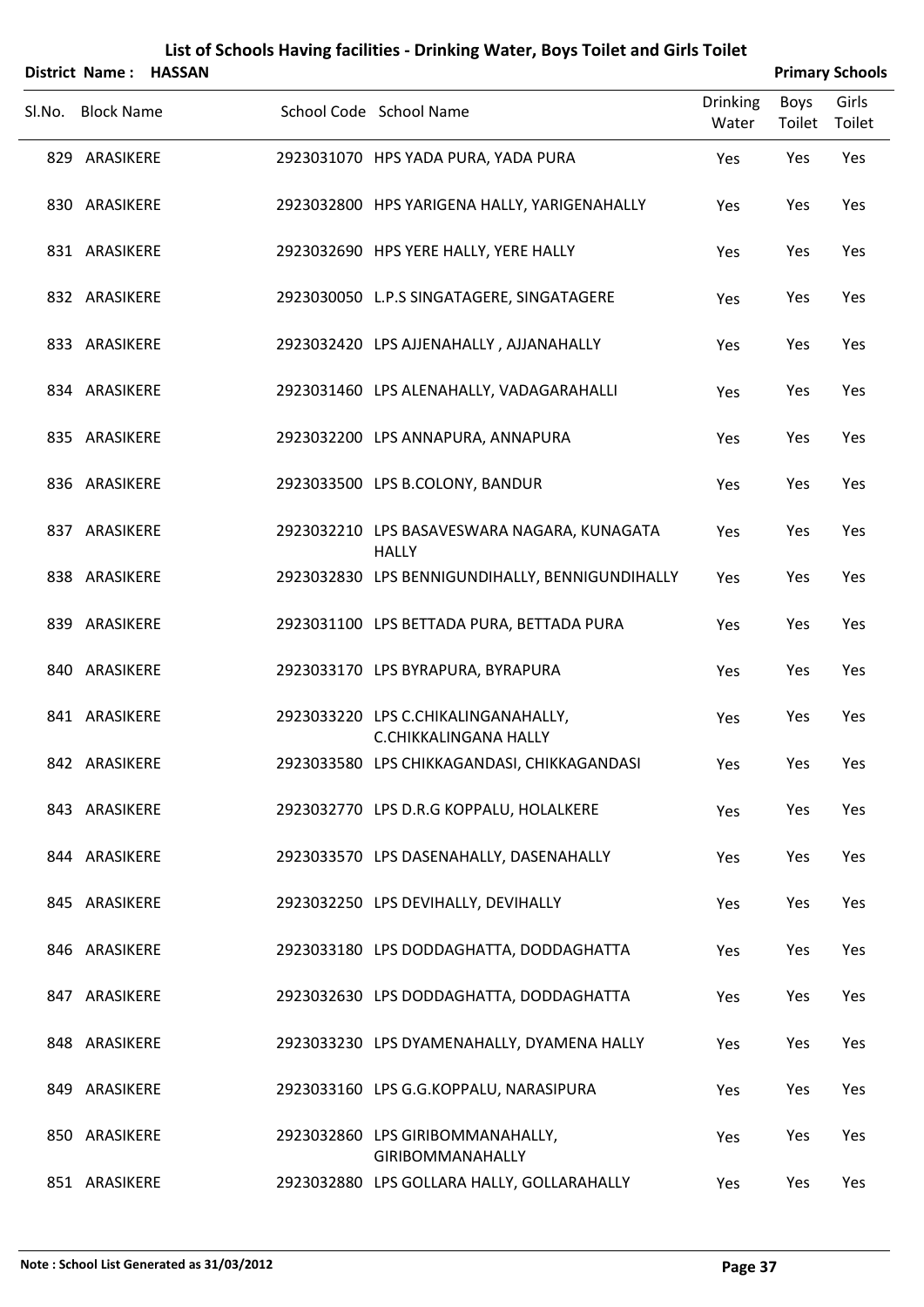# List of Schools Having facilities - Drinking Water, Boys Toilet and Girls Toilet

**District Name : HASSAN** **Primary Schools**

| Sl.No. | Block Name | School Code | School Name | Drinking Water | Boys Toilet | Girls Toilet |
|---|---|---|---|---|---|---|
| 829 | ARASIKERE | 2923031070 | HPS YADA PURA, YADA PURA | Yes | Yes | Yes |
| 830 | ARASIKERE | 2923032800 | HPS YARIGENA HALLY, YARIGENAHALLY | Yes | Yes | Yes |
| 831 | ARASIKERE | 2923032690 | HPS YERE HALLY, YERE HALLY | Yes | Yes | Yes |
| 832 | ARASIKERE | 2923030050 | L.P.S SINGATAGERE, SINGATAGERE | Yes | Yes | Yes |
| 833 | ARASIKERE | 2923032420 | LPS AJJENAHALLY , AJJANAHALLY | Yes | Yes | Yes |
| 834 | ARASIKERE | 2923031460 | LPS ALENAHALLY, VADAGARAHALLI | Yes | Yes | Yes |
| 835 | ARASIKERE | 2923032200 | LPS ANNAPURA, ANNAPURA | Yes | Yes | Yes |
| 836 | ARASIKERE | 2923033500 | LPS B.COLONY, BANDUR | Yes | Yes | Yes |
| 837 | ARASIKERE | 2923032210 | LPS BASAVESWARA NAGARA, KUNAGATA HALLY | Yes | Yes | Yes |
| 838 | ARASIKERE | 2923032830 | LPS BENNIGUNDIHALLY, BENNIGUNDIHALLY | Yes | Yes | Yes |
| 839 | ARASIKERE | 2923031100 | LPS BETTADA PURA, BETTADA PURA | Yes | Yes | Yes |
| 840 | ARASIKERE | 2923033170 | LPS BYRAPURA, BYRAPURA | Yes | Yes | Yes |
| 841 | ARASIKERE | 2923033220 | LPS C.CHIKALINGANAHALLY, C.CHIKKALINGANA HALLY | Yes | Yes | Yes |
| 842 | ARASIKERE | 2923033580 | LPS CHIKKAGANDASI, CHIKKAGANDASI | Yes | Yes | Yes |
| 843 | ARASIKERE | 2923032770 | LPS D.R.G KOPPALU, HOLALKERE | Yes | Yes | Yes |
| 844 | ARASIKERE | 2923033570 | LPS DASENAHALLY, DASENAHALLY | Yes | Yes | Yes |
| 845 | ARASIKERE | 2923032250 | LPS DEVIHALLY, DEVIHALLY | Yes | Yes | Yes |
| 846 | ARASIKERE | 2923033180 | LPS DODDAGHATTA, DODDAGHATTA | Yes | Yes | Yes |
| 847 | ARASIKERE | 2923032630 | LPS DODDAGHATTA, DODDAGHATTA | Yes | Yes | Yes |
| 848 | ARASIKERE | 2923033230 | LPS DYAMENAHALLY, DYAMENA HALLY | Yes | Yes | Yes |
| 849 | ARASIKERE | 2923033160 | LPS G.G.KOPPALU, NARASIPURA | Yes | Yes | Yes |
| 850 | ARASIKERE | 2923032860 | LPS GIRIBOMMANAHALLY, GIRIBOMMANAHALLY | Yes | Yes | Yes |
| 851 | ARASIKERE | 2923032880 | LPS GOLLARA HALLY, GOLLARAHALLY | Yes | Yes | Yes |

**Note : School List Generated as 31/03/2012**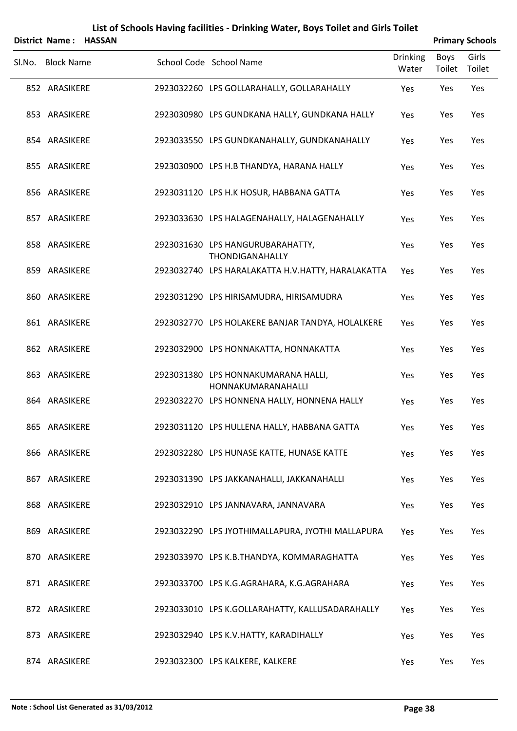## List of Schools Having facilities - Drinking Water, Boys Toilet and Girls Toilet

**District Name : HASSAN** | **Primary Schools**

| Sl.No. | Block Name | School Code | School Name | Drinking Water | Boys Toilet | Girls Toilet |
|---|---|---|---|---|---|---|
| 852 | ARASIKERE | 2923032260 | LPS GOLLARAHALLY, GOLLARAHALLY | Yes | Yes | Yes |
| 853 | ARASIKERE | 2923030980 | LPS GUNDKANA HALLY, GUNDKANA HALLY | Yes | Yes | Yes |
| 854 | ARASIKERE | 2923033550 | LPS GUNDKANAHALLY, GUNDKANAHALLY | Yes | Yes | Yes |
| 855 | ARASIKERE | 2923030900 | LPS H.B THANDYA, HARANA HALLY | Yes | Yes | Yes |
| 856 | ARASIKERE | 2923031120 | LPS H.K HOSUR, HABBANA GATTA | Yes | Yes | Yes |
| 857 | ARASIKERE | 2923033630 | LPS HALAGENAHALLY, HALAGENAHALLY | Yes | Yes | Yes |
| 858 | ARASIKERE | 2923031630 | LPS HANGURUBARAHATTY, THONDIGANAHALLY | Yes | Yes | Yes |
| 859 | ARASIKERE | 2923032740 | LPS HARALAKATTA H.V.HATTY, HARALAKATTA | Yes | Yes | Yes |
| 860 | ARASIKERE | 2923031290 | LPS HIRISAMUDRA, HIRISAMUDRA | Yes | Yes | Yes |
| 861 | ARASIKERE | 2923032770 | LPS HOLAKERE BANJAR TANDYA, HOLALKERE | Yes | Yes | Yes |
| 862 | ARASIKERE | 2923032900 | LPS HONNAKATTA, HONNAKATTA | Yes | Yes | Yes |
| 863 | ARASIKERE | 2923031380 | LPS HONNAKUMARANA HALLI, HONNAKUMARANAHALLI | Yes | Yes | Yes |
| 864 | ARASIKERE | 2923032270 | LPS HONNENA HALLY, HONNENA HALLY | Yes | Yes | Yes |
| 865 | ARASIKERE | 2923031120 | LPS HULLENA HALLY, HABBANA GATTA | Yes | Yes | Yes |
| 866 | ARASIKERE | 2923032280 | LPS HUNASE KATTE, HUNASE KATTE | Yes | Yes | Yes |
| 867 | ARASIKERE | 2923031390 | LPS JAKKANAHALLI, JAKKANAHALLI | Yes | Yes | Yes |
| 868 | ARASIKERE | 2923032910 | LPS JANNAVARA, JANNAVARA | Yes | Yes | Yes |
| 869 | ARASIKERE | 2923032290 | LPS JYOTHIMALLAPURA, JYOTHI MALLAPURA | Yes | Yes | Yes |
| 870 | ARASIKERE | 2923033970 | LPS K.B.THANDYA, KOMMARAGHATTA | Yes | Yes | Yes |
| 871 | ARASIKERE | 2923033700 | LPS K.G.AGRAHARA, K.G.AGRAHARA | Yes | Yes | Yes |
| 872 | ARASIKERE | 2923033010 | LPS K.GOLLARAHATTY, KALLUSADARAHALLY | Yes | Yes | Yes |
| 873 | ARASIKERE | 2923032940 | LPS K.V.HATTY, KARADIHALLY | Yes | Yes | Yes |
| 874 | ARASIKERE | 2923032300 | LPS KALKERE, KALKERE | Yes | Yes | Yes |

**Note : School List Generated as 31/03/2012**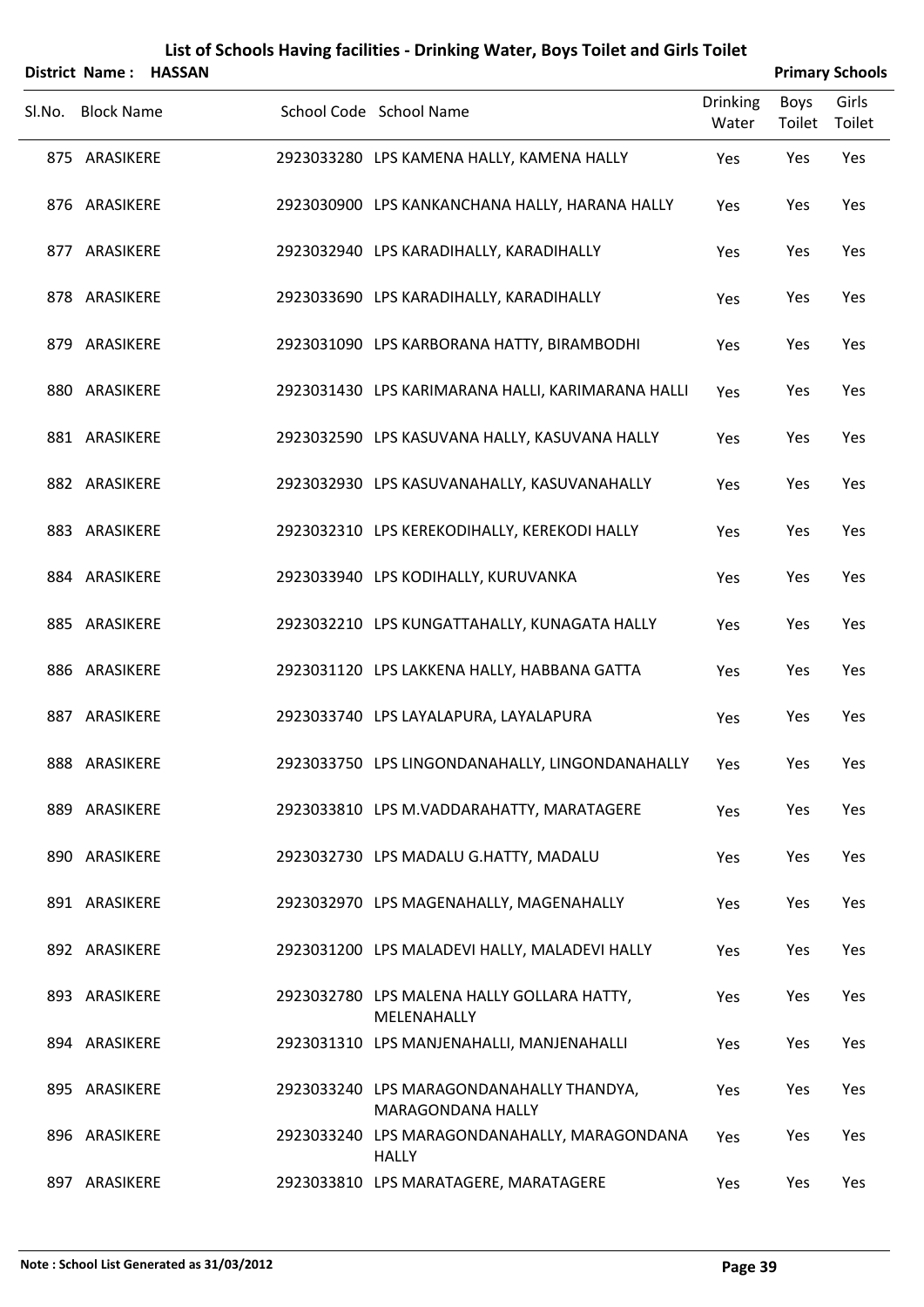# List of Schools Having facilities - Drinking Water, Boys Toilet and Girls Toilet

**District Name : HASSAN** **Primary Schools**

| Sl.No. | Block Name | School Code | School Name | Drinking Water | Boys Toilet | Girls Toilet |
|---|---|---|---|---|---|---|
| 875 | ARASIKERE | 2923033280 | LPS KAMENA HALLY, KAMENA HALLY | Yes | Yes | Yes |
| 876 | ARASIKERE | 2923030900 | LPS KANKANCHANA HALLY, HARANA HALLY | Yes | Yes | Yes |
| 877 | ARASIKERE | 2923032940 | LPS KARADIHALLY, KARADIHALLY | Yes | Yes | Yes |
| 878 | ARASIKERE | 2923033690 | LPS KARADIHALLY, KARADIHALLY | Yes | Yes | Yes |
| 879 | ARASIKERE | 2923031090 | LPS KARBORANA HATTY, BIRAMBODHI | Yes | Yes | Yes |
| 880 | ARASIKERE | 2923031430 | LPS KARIMARANA HALLI, KARIMARANA HALLI | Yes | Yes | Yes |
| 881 | ARASIKERE | 2923032590 | LPS KASUVANA HALLY, KASUVANA HALLY | Yes | Yes | Yes |
| 882 | ARASIKERE | 2923032930 | LPS KASUVANAHALLY, KASUVANAHALLY | Yes | Yes | Yes |
| 883 | ARASIKERE | 2923032310 | LPS KEREKODIHALLY, KEREKODI HALLY | Yes | Yes | Yes |
| 884 | ARASIKERE | 2923033940 | LPS KODIHALLY, KURUVANKA | Yes | Yes | Yes |
| 885 | ARASIKERE | 2923032210 | LPS KUNGATTAHALLY, KUNAGATA HALLY | Yes | Yes | Yes |
| 886 | ARASIKERE | 2923031120 | LPS LAKKENA HALLY, HABBANA GATTA | Yes | Yes | Yes |
| 887 | ARASIKERE | 2923033740 | LPS LAYALAPURA, LAYALAPURA | Yes | Yes | Yes |
| 888 | ARASIKERE | 2923033750 | LPS LINGONDANAHALLY, LINGONDANAHALLY | Yes | Yes | Yes |
| 889 | ARASIKERE | 2923033810 | LPS M.VADDARAHATTY, MARATAGERE | Yes | Yes | Yes |
| 890 | ARASIKERE | 2923032730 | LPS MADALU G.HATTY, MADALU | Yes | Yes | Yes |
| 891 | ARASIKERE | 2923032970 | LPS MAGENAHALLY, MAGENAHALLY | Yes | Yes | Yes |
| 892 | ARASIKERE | 2923031200 | LPS MALADEVI HALLY, MALADEVI HALLY | Yes | Yes | Yes |
| 893 | ARASIKERE | 2923032780 | LPS MALENA HALLY GOLLARA HATTY, MELENAHALLY | Yes | Yes | Yes |
| 894 | ARASIKERE | 2923031310 | LPS MANJENAHALLI, MANJENAHALLI | Yes | Yes | Yes |
| 895 | ARASIKERE | 2923033240 | LPS MARAGONDANAHALLY THANDYA, MARAGONDANA HALLY | Yes | Yes | Yes |
| 896 | ARASIKERE | 2923033240 | LPS MARAGONDANAHALLY, MARAGONDANA HALLY | Yes | Yes | Yes |
| 897 | ARASIKERE | 2923033810 | LPS MARATAGERE, MARATAGERE | Yes | Yes | Yes |

**Note : School List Generated as 31/03/2012**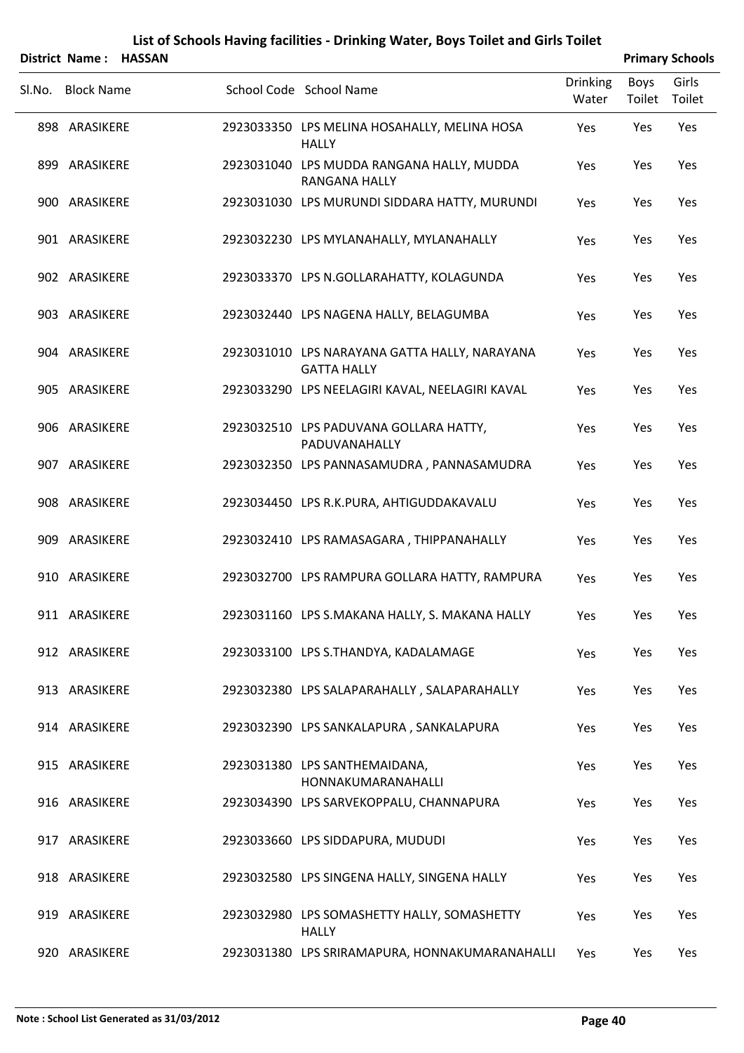# List of Schools Having facilities - Drinking Water, Boys Toilet and Girls Toilet

**District Name : HASSAN** **Primary Schools**

| Sl.No. | Block Name | School Code | School Name | Drinking Water | Boys Toilet | Girls Toilet |
|---|---|---|---|---|---|---|
| 898 | ARASIKERE | 2923033350 | LPS MELINA HOSAHALLY, MELINA HOSA HALLY | Yes | Yes | Yes |
| 899 | ARASIKERE | 2923031040 | LPS MUDDA RANGANA HALLY, MUDDA RANGANA HALLY | Yes | Yes | Yes |
| 900 | ARASIKERE | 2923031030 | LPS MURUNDI SIDDARA HATTY, MURUNDI | Yes | Yes | Yes |
| 901 | ARASIKERE | 2923032230 | LPS MYLANAHALLY, MYLANAHALLY | Yes | Yes | Yes |
| 902 | ARASIKERE | 2923033370 | LPS N.GOLLARAHATTY, KOLAGUNDA | Yes | Yes | Yes |
| 903 | ARASIKERE | 2923032440 | LPS NAGENA HALLY, BELAGUMBA | Yes | Yes | Yes |
| 904 | ARASIKERE | 2923031010 | LPS NARAYANA GATTA HALLY, NARAYANA GATTA HALLY | Yes | Yes | Yes |
| 905 | ARASIKERE | 2923033290 | LPS NEELAGIRI KAVAL, NEELAGIRI KAVAL | Yes | Yes | Yes |
| 906 | ARASIKERE | 2923032510 | LPS PADUVANA GOLLARA HATTY, PADUVANAHALLY | Yes | Yes | Yes |
| 907 | ARASIKERE | 2923032350 | LPS PANNASAMUDRA , PANNASAMUDRA | Yes | Yes | Yes |
| 908 | ARASIKERE | 2923034450 | LPS R.K.PURA, AHTIGUDDAKAVALU | Yes | Yes | Yes |
| 909 | ARASIKERE | 2923032410 | LPS RAMASAGARA , THIPPANAHALLY | Yes | Yes | Yes |
| 910 | ARASIKERE | 2923032700 | LPS RAMPURA GOLLARA HATTY, RAMPURA | Yes | Yes | Yes |
| 911 | ARASIKERE | 2923031160 | LPS S.MAKANA HALLY, S. MAKANA HALLY | Yes | Yes | Yes |
| 912 | ARASIKERE | 2923033100 | LPS S.THANDYA, KADALAMAGE | Yes | Yes | Yes |
| 913 | ARASIKERE | 2923032380 | LPS SALAPARAHALLY , SALAPARAHALLY | Yes | Yes | Yes |
| 914 | ARASIKERE | 2923032390 | LPS SANKALAPURA , SANKALAPURA | Yes | Yes | Yes |
| 915 | ARASIKERE | 2923031380 | LPS SANTHEMAIDANA, HONNAKUMARANAHALLI | Yes | Yes | Yes |
| 916 | ARASIKERE | 2923034390 | LPS SARVEKOPPALU, CHANNAPURA | Yes | Yes | Yes |
| 917 | ARASIKERE | 2923033660 | LPS SIDDAPURA, MUDUDI | Yes | Yes | Yes |
| 918 | ARASIKERE | 2923032580 | LPS SINGENA HALLY, SINGENA HALLY | Yes | Yes | Yes |
| 919 | ARASIKERE | 2923032980 | LPS SOMASHETTY HALLY, SOMASHETTY HALLY | Yes | Yes | Yes |
| 920 | ARASIKERE | 2923031380 | LPS SRIRAMAPURA, HONNAKUMARANAHALLI | Yes | Yes | Yes |

**Note : School List Generated as 31/03/2012**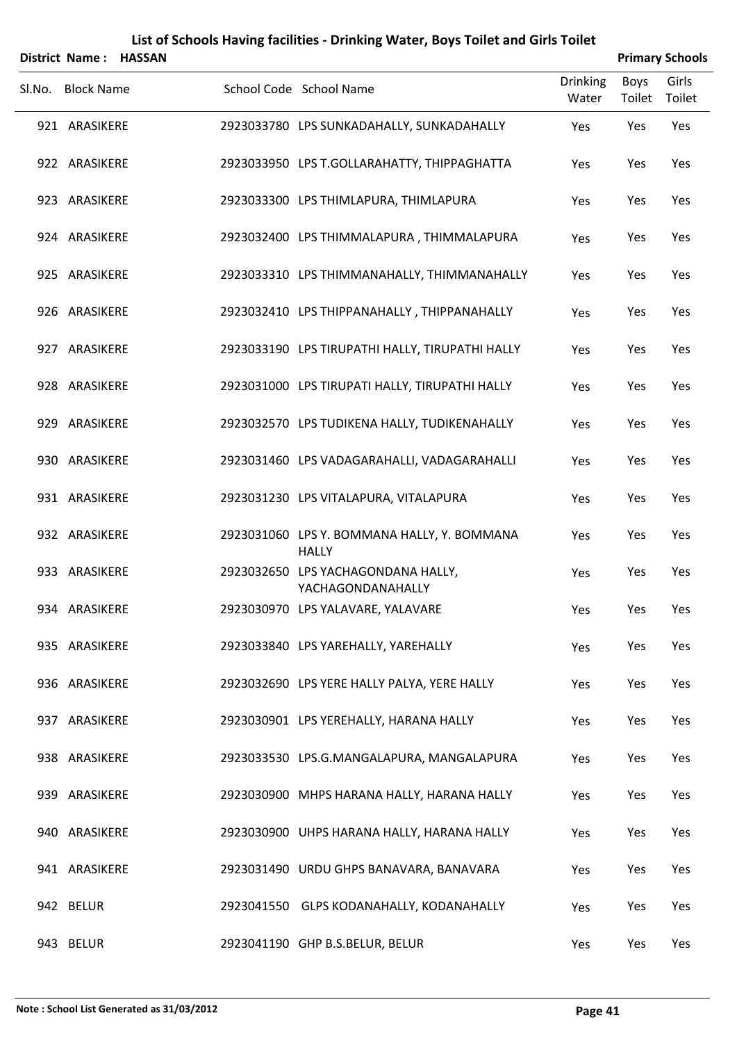# List of Schools Having facilities - Drinking Water, Boys Toilet and Girls Toilet

**District Name : HASSAN** | **Primary Schools**

| Sl.No. | Block Name | School Code | School Name | Drinking Water | Boys Toilet | Girls Toilet |
|---|---|---|---|---|---|---|
| 921 | ARASIKERE | 2923033780 | LPS SUNKADAHALLY, SUNKADAHALLY | Yes | Yes | Yes |
| 922 | ARASIKERE | 2923033950 | LPS T.GOLLARAHATTY, THIPPAGHATTA | Yes | Yes | Yes |
| 923 | ARASIKERE | 2923033300 | LPS THIMLAPURA, THIMLAPURA | Yes | Yes | Yes |
| 924 | ARASIKERE | 2923032400 | LPS THIMMALAPURA , THIMMALAPURA | Yes | Yes | Yes |
| 925 | ARASIKERE | 2923033310 | LPS THIMMANAHALLY, THIMMANAHALLY | Yes | Yes | Yes |
| 926 | ARASIKERE | 2923032410 | LPS THIPPANAHALLY , THIPPANAHALLY | Yes | Yes | Yes |
| 927 | ARASIKERE | 2923033190 | LPS TIRUPATHI HALLY, TIRUPATHI HALLY | Yes | Yes | Yes |
| 928 | ARASIKERE | 2923031000 | LPS TIRUPATI HALLY, TIRUPATHI HALLY | Yes | Yes | Yes |
| 929 | ARASIKERE | 2923032570 | LPS TUDIKENA HALLY, TUDIKENAHALLY | Yes | Yes | Yes |
| 930 | ARASIKERE | 2923031460 | LPS VADAGARAHALLI, VADAGARAHALLI | Yes | Yes | Yes |
| 931 | ARASIKERE | 2923031230 | LPS VITALAPURA, VITALAPURA | Yes | Yes | Yes |
| 932 | ARASIKERE | 2923031060 | LPS Y. BOMMANA HALLY, Y. BOMMANA HALLY | Yes | Yes | Yes |
| 933 | ARASIKERE | 2923032650 | LPS YACHAGONDANA HALLY, YACHAGONDANAHALLY | Yes | Yes | Yes |
| 934 | ARASIKERE | 2923030970 | LPS YALAVARE, YALAVARE | Yes | Yes | Yes |
| 935 | ARASIKERE | 2923033840 | LPS YAREHALLY, YAREHALLY | Yes | Yes | Yes |
| 936 | ARASIKERE | 2923032690 | LPS YERE HALLY PALYA, YERE HALLY | Yes | Yes | Yes |
| 937 | ARASIKERE | 2923030901 | LPS YEREHALLY, HARANA HALLY | Yes | Yes | Yes |
| 938 | ARASIKERE | 2923033530 | LPS.G.MANGALAPURA, MANGALAPURA | Yes | Yes | Yes |
| 939 | ARASIKERE | 2923030900 | MHPS HARANA HALLY, HARANA HALLY | Yes | Yes | Yes |
| 940 | ARASIKERE | 2923030900 | UHPS HARANA HALLY, HARANA HALLY | Yes | Yes | Yes |
| 941 | ARASIKERE | 2923031490 | URDU GHPS BANAVARA, BANAVARA | Yes | Yes | Yes |
| 942 | BELUR | 2923041550 | GLPS KODANAHALLY, KODANAHALLY | Yes | Yes | Yes |
| 943 | BELUR | 2923041190 | GHP B.S.BELUR, BELUR | Yes | Yes | Yes |

Note : School List Generated as 31/03/2012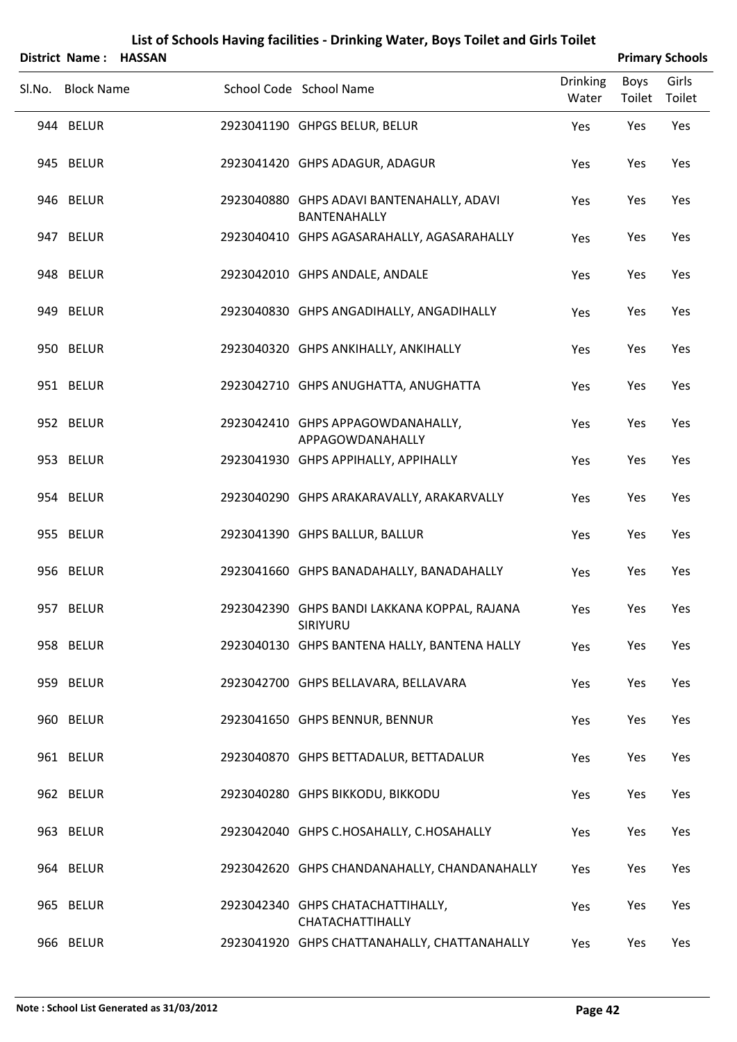# List of Schools Having facilities - Drinking Water, Boys Toilet and Girls Toilet

**District Name : HASSAN** **Primary Schools**

| Sl.No. | Block Name | School Code | School Name | Drinking Water | Boys Toilet | Girls Toilet |
|---|---|---|---|---|---|---|
| 944 | BELUR | 2923041190 | GHPGS BELUR, BELUR | Yes | Yes | Yes |
| 945 | BELUR | 2923041420 | GHPS ADAGUR, ADAGUR | Yes | Yes | Yes |
| 946 | BELUR | 2923040880 | GHPS ADAVI BANTENAHALLY, ADAVI BANTENAHALLY | Yes | Yes | Yes |
| 947 | BELUR | 2923040410 | GHPS AGASARAHALLY, AGASARAHALLY | Yes | Yes | Yes |
| 948 | BELUR | 2923042010 | GHPS ANDALE, ANDALE | Yes | Yes | Yes |
| 949 | BELUR | 2923040830 | GHPS ANGADIHALLY, ANGADIHALLY | Yes | Yes | Yes |
| 950 | BELUR | 2923040320 | GHPS ANKIHALLY, ANKIHALLY | Yes | Yes | Yes |
| 951 | BELUR | 2923042710 | GHPS ANUGHATTA, ANUGHATTA | Yes | Yes | Yes |
| 952 | BELUR | 2923042410 | GHPS APPAGOWDANAHALLY, APPAGOWDANAHALLY | Yes | Yes | Yes |
| 953 | BELUR | 2923041930 | GHPS APPIHALLY, APPIHALLY | Yes | Yes | Yes |
| 954 | BELUR | 2923040290 | GHPS ARAKARAVALLY, ARAKARVALLY | Yes | Yes | Yes |
| 955 | BELUR | 2923041390 | GHPS BALLUR, BALLUR | Yes | Yes | Yes |
| 956 | BELUR | 2923041660 | GHPS BANADAHALLY, BANADAHALLY | Yes | Yes | Yes |
| 957 | BELUR | 2923042390 | GHPS BANDI LAKKANA KOPPAL, RAJANA SIRIYURU | Yes | Yes | Yes |
| 958 | BELUR | 2923040130 | GHPS BANTENA HALLY, BANTENA HALLY | Yes | Yes | Yes |
| 959 | BELUR | 2923042700 | GHPS BELLAVARA, BELLAVARA | Yes | Yes | Yes |
| 960 | BELUR | 2923041650 | GHPS BENNUR, BENNUR | Yes | Yes | Yes |
| 961 | BELUR | 2923040870 | GHPS BETTADALUR, BETTADALUR | Yes | Yes | Yes |
| 962 | BELUR | 2923040280 | GHPS BIKKODU, BIKKODU | Yes | Yes | Yes |
| 963 | BELUR | 2923042040 | GHPS C.HOSAHALLY, C.HOSAHALLY | Yes | Yes | Yes |
| 964 | BELUR | 2923042620 | GHPS CHANDANAHALLY, CHANDANAHALLY | Yes | Yes | Yes |
| 965 | BELUR | 2923042340 | GHPS CHATACHATTIHALLY, CHATACHATTIHALLY | Yes | Yes | Yes |
| 966 | BELUR | 2923041920 | GHPS CHATTANAHALLY, CHATTANAHALLY | Yes | Yes | Yes |

**Note : School List Generated as 31/03/2012**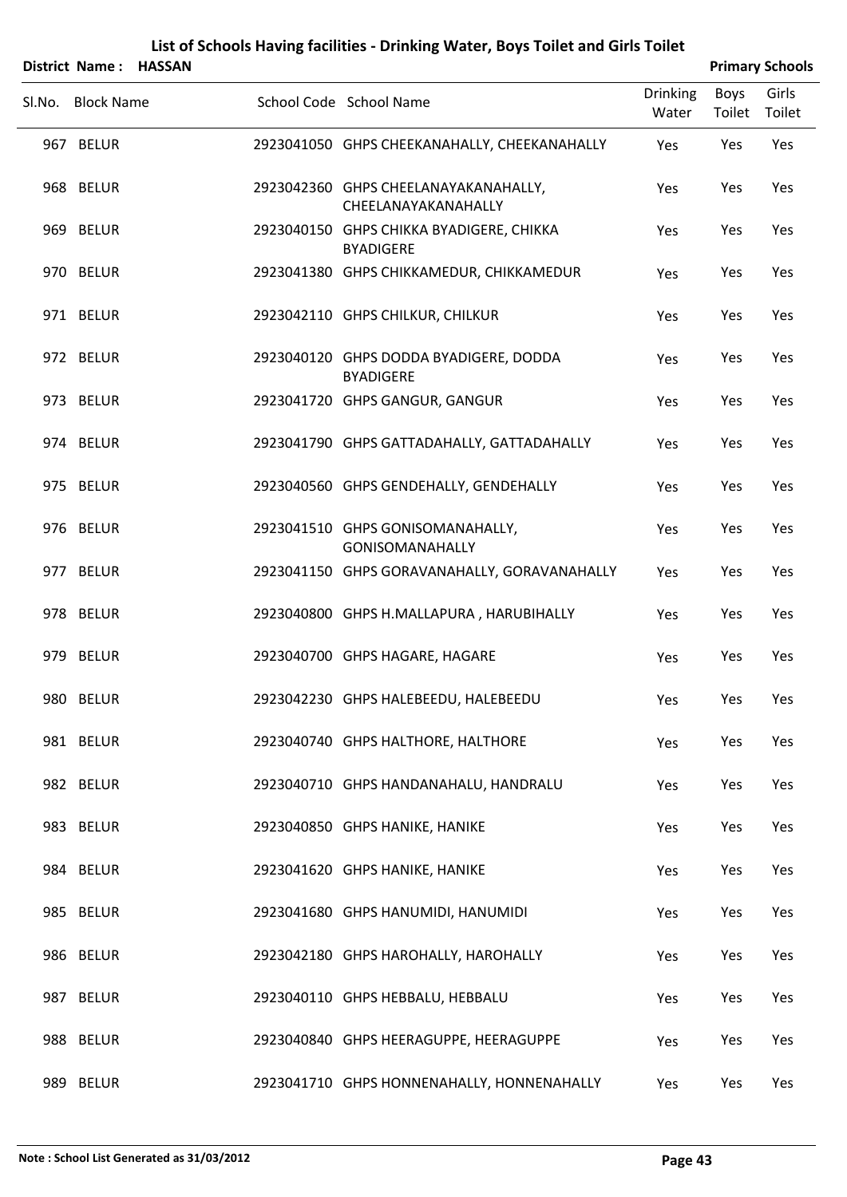# List of Schools Having facilities - Drinking Water, Boys Toilet and Girls Toilet

**District Name : HASSAN** **Primary Schools**

| Sl.No. | Block Name | School Code | School Name | Drinking Water | Boys Toilet | Girls Toilet |
|---|---|---|---|---|---|---|
| 967 | BELUR | 2923041050 | GHPS CHEEKANAHALLY, CHEEKANAHALLY | Yes | Yes | Yes |
| 968 | BELUR | 2923042360 | GHPS CHEELANAYAKANAHALLY, CHEELANAYAKANAHALLY | Yes | Yes | Yes |
| 969 | BELUR | 2923040150 | GHPS CHIKKA BYADIGERE, CHIKKA BYADIGERE | Yes | Yes | Yes |
| 970 | BELUR | 2923041380 | GHPS CHIKKAMEDUR, CHIKKAMEDUR | Yes | Yes | Yes |
| 971 | BELUR | 2923042110 | GHPS CHILKUR, CHILKUR | Yes | Yes | Yes |
| 972 | BELUR | 2923040120 | GHPS DODDA BYADIGERE, DODDA BYADIGERE | Yes | Yes | Yes |
| 973 | BELUR | 2923041720 | GHPS GANGUR, GANGUR | Yes | Yes | Yes |
| 974 | BELUR | 2923041790 | GHPS GATTADAHALLY, GATTADAHALLY | Yes | Yes | Yes |
| 975 | BELUR | 2923040560 | GHPS GENDEHALLY, GENDEHALLY | Yes | Yes | Yes |
| 976 | BELUR | 2923041510 | GHPS GONISOMANAHALLY, GONISOMANAHALLY | Yes | Yes | Yes |
| 977 | BELUR | 2923041150 | GHPS GORAVANAHALLY, GORAVANAHALLY | Yes | Yes | Yes |
| 978 | BELUR | 2923040800 | GHPS H.MALLAPURA , HARUBIHALLY | Yes | Yes | Yes |
| 979 | BELUR | 2923040700 | GHPS HAGARE, HAGARE | Yes | Yes | Yes |
| 980 | BELUR | 2923042230 | GHPS HALEBEEDU, HALEBEEDU | Yes | Yes | Yes |
| 981 | BELUR | 2923040740 | GHPS HALTHORE, HALTHORE | Yes | Yes | Yes |
| 982 | BELUR | 2923040710 | GHPS HANDANAHALU, HANDRALU | Yes | Yes | Yes |
| 983 | BELUR | 2923040850 | GHPS HANIKE, HANIKE | Yes | Yes | Yes |
| 984 | BELUR | 2923041620 | GHPS HANIKE, HANIKE | Yes | Yes | Yes |
| 985 | BELUR | 2923041680 | GHPS HANUMIDI, HANUMIDI | Yes | Yes | Yes |
| 986 | BELUR | 2923042180 | GHPS HAROHALLY, HAROHALLY | Yes | Yes | Yes |
| 987 | BELUR | 2923040110 | GHPS HEBBALU, HEBBALU | Yes | Yes | Yes |
| 988 | BELUR | 2923040840 | GHPS HEERAGUPPE, HEERAGUPPE | Yes | Yes | Yes |
| 989 | BELUR | 2923041710 | GHPS HONNENAHALLY, HONNENAHALLY | Yes | Yes | Yes |

**Note : School List Generated as 31/03/2012**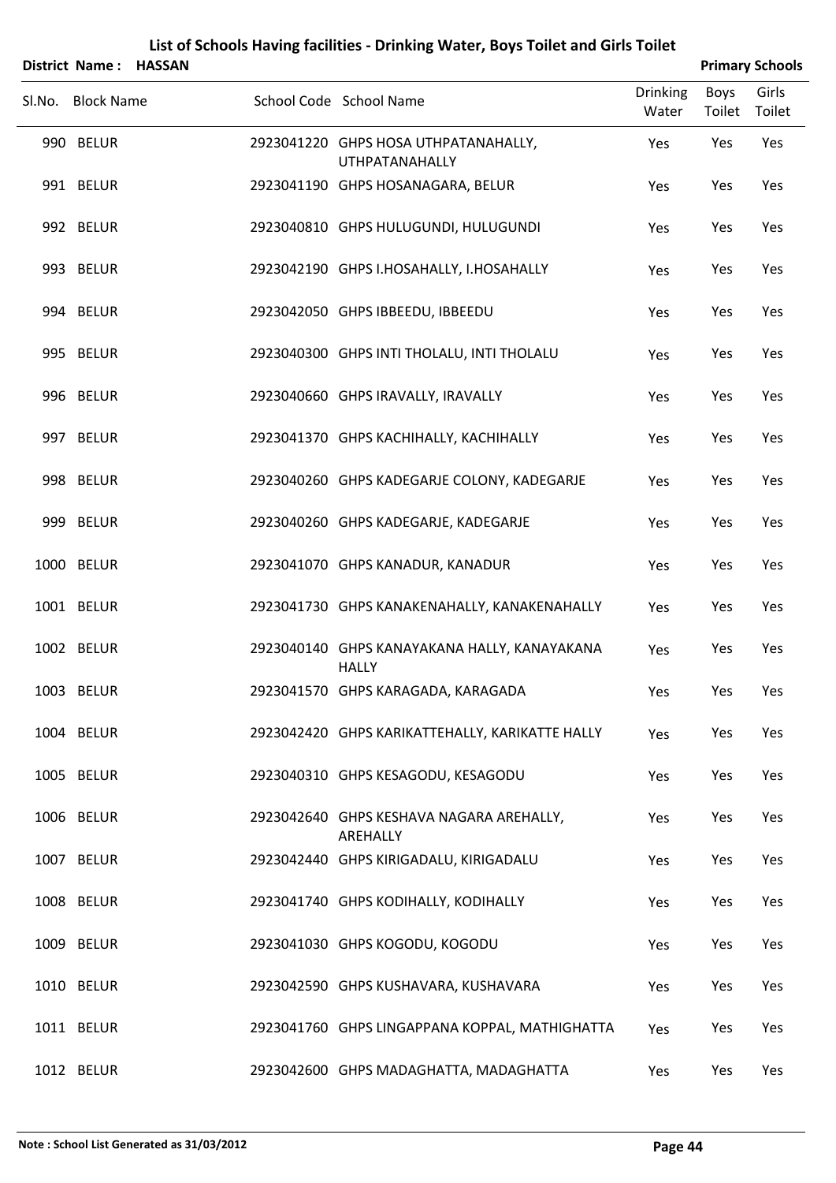# List of Schools Having facilities - Drinking Water, Boys Toilet and Girls Toilet

**District Name : HASSAN** **Primary Schools**

| Sl.No. | Block Name | School Code | School Name | Drinking Water | Boys Toilet | Girls Toilet |
|---|---|---|---|---|---|---|
| 990 | BELUR | 2923041220 | GHPS HOSA UTHPATANAHALLY, UTHPATANAHALLY | Yes | Yes | Yes |
| 991 | BELUR | 2923041190 | GHPS HOSANAGARA, BELUR | Yes | Yes | Yes |
| 992 | BELUR | 2923040810 | GHPS HULUGUNDI, HULUGUNDI | Yes | Yes | Yes |
| 993 | BELUR | 2923042190 | GHPS I.HOSAHALLY, I.HOSAHALLY | Yes | Yes | Yes |
| 994 | BELUR | 2923042050 | GHPS IBBEEDU, IBBEEDU | Yes | Yes | Yes |
| 995 | BELUR | 2923040300 | GHPS INTI THOLALU, INTI THOLALU | Yes | Yes | Yes |
| 996 | BELUR | 2923040660 | GHPS IRAVALLY, IRAVALLY | Yes | Yes | Yes |
| 997 | BELUR | 2923041370 | GHPS KACHIHALLY, KACHIHALLY | Yes | Yes | Yes |
| 998 | BELUR | 2923040260 | GHPS KADEGARJE COLONY, KADEGARJE | Yes | Yes | Yes |
| 999 | BELUR | 2923040260 | GHPS KADEGARJE, KADEGARJE | Yes | Yes | Yes |
| 1000 | BELUR | 2923041070 | GHPS KANADUR, KANADUR | Yes | Yes | Yes |
| 1001 | BELUR | 2923041730 | GHPS KANAKENAHALLY, KANAKENAHALLY | Yes | Yes | Yes |
| 1002 | BELUR | 2923040140 | GHPS KANAYAKANA HALLY, KANAYAKANA HALLY | Yes | Yes | Yes |
| 1003 | BELUR | 2923041570 | GHPS KARAGADA, KARAGADA | Yes | Yes | Yes |
| 1004 | BELUR | 2923042420 | GHPS KARIKATTEHALLY, KARIKATTE HALLY | Yes | Yes | Yes |
| 1005 | BELUR | 2923040310 | GHPS KESAGODU, KESAGODU | Yes | Yes | Yes |
| 1006 | BELUR | 2923042640 | GHPS KESHAVA NAGARA AREHALLY, AREHALLY | Yes | Yes | Yes |
| 1007 | BELUR | 2923042440 | GHPS KIRIGADALU, KIRIGADALU | Yes | Yes | Yes |
| 1008 | BELUR | 2923041740 | GHPS KODIHALLY, KODIHALLY | Yes | Yes | Yes |
| 1009 | BELUR | 2923041030 | GHPS KOGODU, KOGODU | Yes | Yes | Yes |
| 1010 | BELUR | 2923042590 | GHPS KUSHAVARA, KUSHAVARA | Yes | Yes | Yes |
| 1011 | BELUR | 2923041760 | GHPS LINGAPPANA KOPPAL, MATHIGHATTA | Yes | Yes | Yes |
| 1012 | BELUR | 2923042600 | GHPS MADAGHATTA, MADAGHATTA | Yes | Yes | Yes |

**Note : School List Generated as 31/03/2012**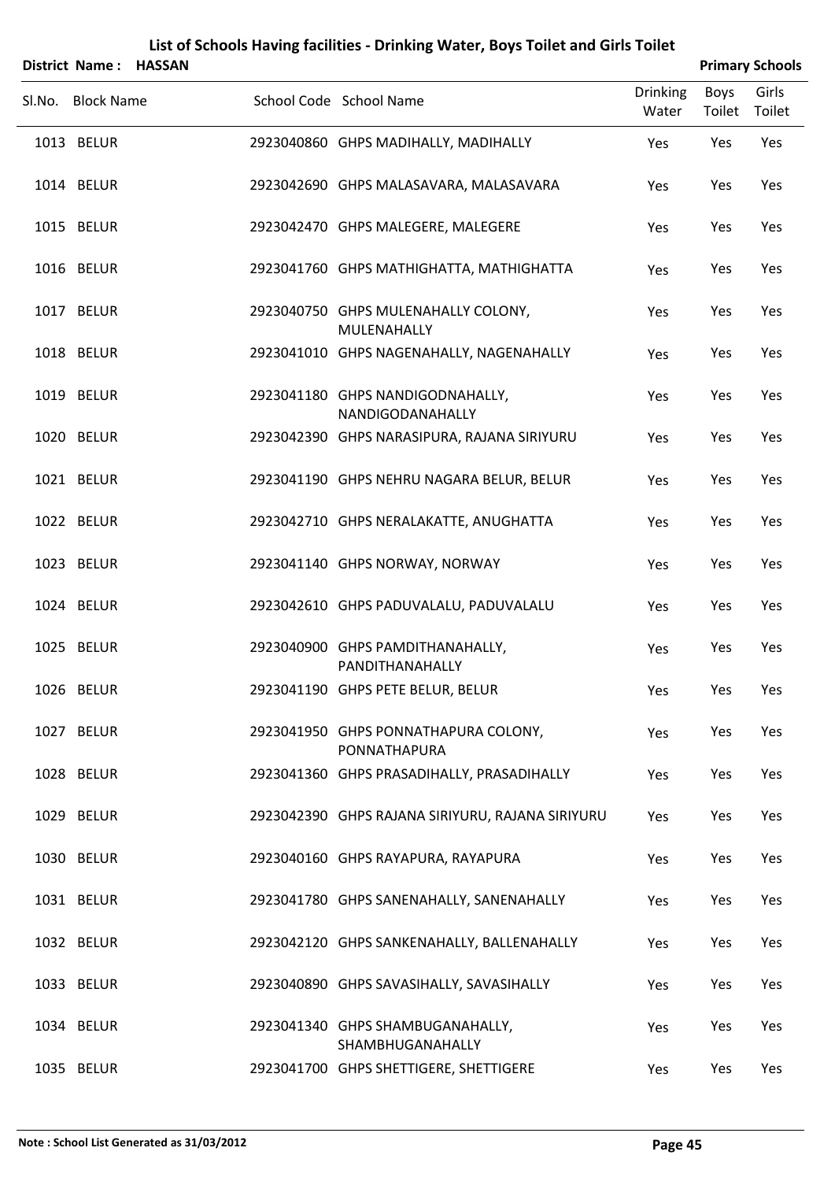# List of Schools Having facilities - Drinking Water, Boys Toilet and Girls Toilet

**District Name : HASSAN** **Primary Schools**

| Sl.No. | Block Name | School Code | School Name | Drinking Water | Boys Toilet | Girls Toilet |
|---|---|---|---|---|---|---|
| 1013 | BELUR | 2923040860 | GHPS MADIHALLY, MADIHALLY | Yes | Yes | Yes |
| 1014 | BELUR | 2923042690 | GHPS MALASAVARA, MALASAVARA | Yes | Yes | Yes |
| 1015 | BELUR | 2923042470 | GHPS MALEGERE, MALEGERE | Yes | Yes | Yes |
| 1016 | BELUR | 2923041760 | GHPS MATHIGHATTA, MATHIGHATTA | Yes | Yes | Yes |
| 1017 | BELUR | 2923040750 | GHPS MULENAHALLY COLONY, MULENAHALLY | Yes | Yes | Yes |
| 1018 | BELUR | 2923041010 | GHPS NAGENAHALLY, NAGENAHALLY | Yes | Yes | Yes |
| 1019 | BELUR | 2923041180 | GHPS NANDIGODNAHALLY, NANDIGODANAHALLY | Yes | Yes | Yes |
| 1020 | BELUR | 2923042390 | GHPS NARASIPURA, RAJANA SIRIYURU | Yes | Yes | Yes |
| 1021 | BELUR | 2923041190 | GHPS NEHRU NAGARA BELUR, BELUR | Yes | Yes | Yes |
| 1022 | BELUR | 2923042710 | GHPS NERALAKATTE, ANUGHATTA | Yes | Yes | Yes |
| 1023 | BELUR | 2923041140 | GHPS NORWAY, NORWAY | Yes | Yes | Yes |
| 1024 | BELUR | 2923042610 | GHPS PADUVALALU, PADUVALALU | Yes | Yes | Yes |
| 1025 | BELUR | 2923040900 | GHPS PAMDITHANAHALLY, PANDITHANAHALLY | Yes | Yes | Yes |
| 1026 | BELUR | 2923041190 | GHPS PETE BELUR, BELUR | Yes | Yes | Yes |
| 1027 | BELUR | 2923041950 | GHPS PONNATHAPURA COLONY, PONNATHAPURA | Yes | Yes | Yes |
| 1028 | BELUR | 2923041360 | GHPS PRASADIHALLY, PRASADIHALLY | Yes | Yes | Yes |
| 1029 | BELUR | 2923042390 | GHPS RAJANA SIRIYURU, RAJANA SIRIYURU | Yes | Yes | Yes |
| 1030 | BELUR | 2923040160 | GHPS RAYAPURA, RAYAPURA | Yes | Yes | Yes |
| 1031 | BELUR | 2923041780 | GHPS SANENAHALLY, SANENAHALLY | Yes | Yes | Yes |
| 1032 | BELUR | 2923042120 | GHPS SANKENAHALLY, BALLENAHALLY | Yes | Yes | Yes |
| 1033 | BELUR | 2923040890 | GHPS SAVASIHALLY, SAVASIHALLY | Yes | Yes | Yes |
| 1034 | BELUR | 2923041340 | GHPS SHAMBUGANAHALLY, SHAMBHUGANAHALLY | Yes | Yes | Yes |
| 1035 | BELUR | 2923041700 | GHPS SHETTIGERE, SHETTIGERE | Yes | Yes | Yes |

**Note : School List Generated as 31/03/2012**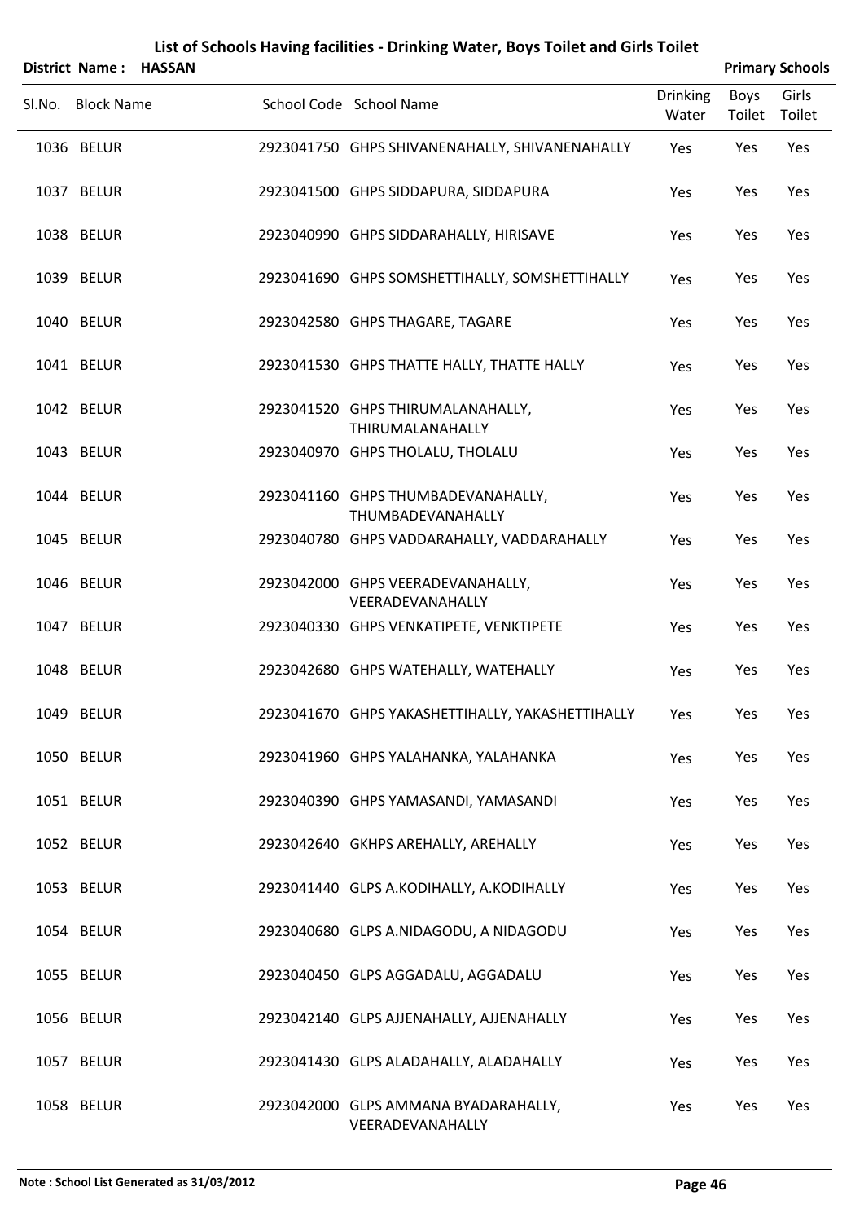# List of Schools Having facilities - Drinking Water, Boys Toilet and Girls Toilet

**District Name : HASSAN** **Primary Schools**

| Sl.No. | Block Name | School Code | School Name | Drinking Water | Boys Toilet | Girls Toilet |
|---|---|---|---|---|---|---|
| 1036 | BELUR | 2923041750 | GHPS SHIVANENAHALLY, SHIVANENAHALLY | Yes | Yes | Yes |
| 1037 | BELUR | 2923041500 | GHPS SIDDAPURA, SIDDAPURA | Yes | Yes | Yes |
| 1038 | BELUR | 2923040990 | GHPS SIDDARAHALLY, HIRISAVE | Yes | Yes | Yes |
| 1039 | BELUR | 2923041690 | GHPS SOMSHETTIHALLY, SOMSHETTIHALLY | Yes | Yes | Yes |
| 1040 | BELUR | 2923042580 | GHPS THAGARE, TAGARE | Yes | Yes | Yes |
| 1041 | BELUR | 2923041530 | GHPS THATTE HALLY, THATTE HALLY | Yes | Yes | Yes |
| 1042 | BELUR | 2923041520 | GHPS THIRUMALANAHALLY, THIRUMALANAHALLY | Yes | Yes | Yes |
| 1043 | BELUR | 2923040970 | GHPS THOLALU, THOLALU | Yes | Yes | Yes |
| 1044 | BELUR | 2923041160 | GHPS THUMBADEVANAHALLY, THUMBADEVANAHALLY | Yes | Yes | Yes |
| 1045 | BELUR | 2923040780 | GHPS VADDARAHALLY, VADDARAHALLY | Yes | Yes | Yes |
| 1046 | BELUR | 2923042000 | GHPS VEERADEVANAHALLY, VEERADEVANAHALLY | Yes | Yes | Yes |
| 1047 | BELUR | 2923040330 | GHPS VENKATIPETE, VENKTIPETE | Yes | Yes | Yes |
| 1048 | BELUR | 2923042680 | GHPS WATEHALLY, WATEHALLY | Yes | Yes | Yes |
| 1049 | BELUR | 2923041670 | GHPS YAKASHETTIHALLY, YAKASHETTIHALLY | Yes | Yes | Yes |
| 1050 | BELUR | 2923041960 | GHPS YALAHANKA, YALAHANKA | Yes | Yes | Yes |
| 1051 | BELUR | 2923040390 | GHPS YAMASANDI, YAMASANDI | Yes | Yes | Yes |
| 1052 | BELUR | 2923042640 | GKHPS AREHALLY, AREHALLY | Yes | Yes | Yes |
| 1053 | BELUR | 2923041440 | GLPS A.KODIHALLY, A.KODIHALLY | Yes | Yes | Yes |
| 1054 | BELUR | 2923040680 | GLPS A.NIDAGODU, A NIDAGODU | Yes | Yes | Yes |
| 1055 | BELUR | 2923040450 | GLPS AGGADALU, AGGADALU | Yes | Yes | Yes |
| 1056 | BELUR | 2923042140 | GLPS AJJENAHALLY, AJJENAHALLY | Yes | Yes | Yes |
| 1057 | BELUR | 2923041430 | GLPS ALADAHALLY, ALADAHALLY | Yes | Yes | Yes |
| 1058 | BELUR | 2923042000 | GLPS AMMANA BYADARAHALLY, VEERADEVANAHALLY | Yes | Yes | Yes |

**Note : School List Generated as 31/03/2012**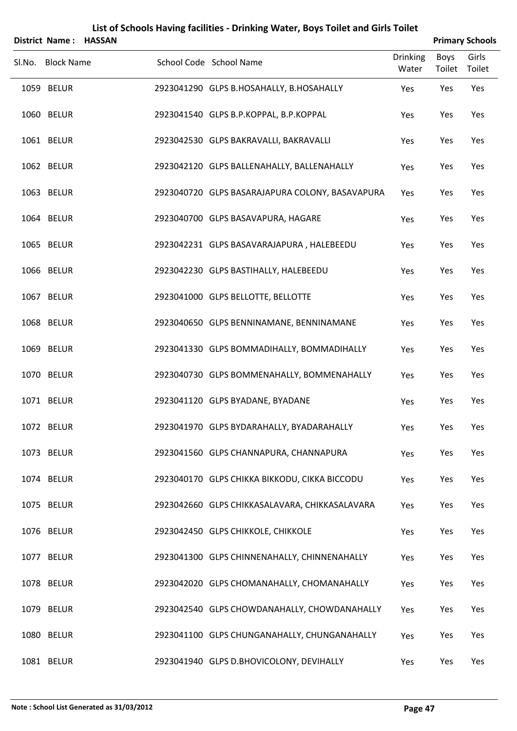# List of Schools Having facilities - Drinking Water, Boys Toilet and Girls Toilet

**District Name : HASSAN** **Primary Schools**

| Sl.No. | Block Name | School Code | School Name | Drinking Water | Boys Toilet | Girls Toilet |
|---|---|---|---|---|---|---|
| 1059 | BELUR | 2923041290 | GLPS B.HOSAHALLY, B.HOSAHALLY | Yes | Yes | Yes |
| 1060 | BELUR | 2923041540 | GLPS B.P.KOPPAL, B.P.KOPPAL | Yes | Yes | Yes |
| 1061 | BELUR | 2923042530 | GLPS BAKRAVALLI, BAKRAVALLI | Yes | Yes | Yes |
| 1062 | BELUR | 2923042120 | GLPS BALLENAHALLY, BALLENAHALLY | Yes | Yes | Yes |
| 1063 | BELUR | 2923040720 | GLPS BASARAJAPURA COLONY, BASAVAPURA | Yes | Yes | Yes |
| 1064 | BELUR | 2923040700 | GLPS BASAVAPURA, HAGARE | Yes | Yes | Yes |
| 1065 | BELUR | 2923042231 | GLPS BASAVARAJAPURA , HALEBEEDU | Yes | Yes | Yes |
| 1066 | BELUR | 2923042230 | GLPS BASTIHALLY, HALEBEEDU | Yes | Yes | Yes |
| 1067 | BELUR | 2923041000 | GLPS BELLOTTE, BELLOTTE | Yes | Yes | Yes |
| 1068 | BELUR | 2923040650 | GLPS BENNINAMANE, BENNINAMANE | Yes | Yes | Yes |
| 1069 | BELUR | 2923041330 | GLPS BOMMADIHALLY, BOMMADIHALLY | Yes | Yes | Yes |
| 1070 | BELUR | 2923040730 | GLPS BOMMENAHALLY, BOMMENAHALLY | Yes | Yes | Yes |
| 1071 | BELUR | 2923041120 | GLPS BYADANE, BYADANE | Yes | Yes | Yes |
| 1072 | BELUR | 2923041970 | GLPS BYDARAHALLY, BYADARAHALLY | Yes | Yes | Yes |
| 1073 | BELUR | 2923041560 | GLPS CHANNAPURA, CHANNAPURA | Yes | Yes | Yes |
| 1074 | BELUR | 2923040170 | GLPS CHIKKA BIKKODU, CIKKA BICCODU | Yes | Yes | Yes |
| 1075 | BELUR | 2923042660 | GLPS CHIKKASALAVARA, CHIKKASALAVARA | Yes | Yes | Yes |
| 1076 | BELUR | 2923042450 | GLPS CHIKKOLE, CHIKKOLE | Yes | Yes | Yes |
| 1077 | BELUR | 2923041300 | GLPS CHINNENAHALLY, CHINNENAHALLY | Yes | Yes | Yes |
| 1078 | BELUR | 2923042020 | GLPS CHOMANAHALLY, CHOMANAHALLY | Yes | Yes | Yes |
| 1079 | BELUR | 2923042540 | GLPS CHOWDANAHALLY, CHOWDANAHALLY | Yes | Yes | Yes |
| 1080 | BELUR | 2923041100 | GLPS CHUNGANAHALLY, CHUNGANAHALLY | Yes | Yes | Yes |
| 1081 | BELUR | 2923041940 | GLPS D.BHOVICOLONY, DEVIHALLY | Yes | Yes | Yes |

**Note : School List Generated as 31/03/2012**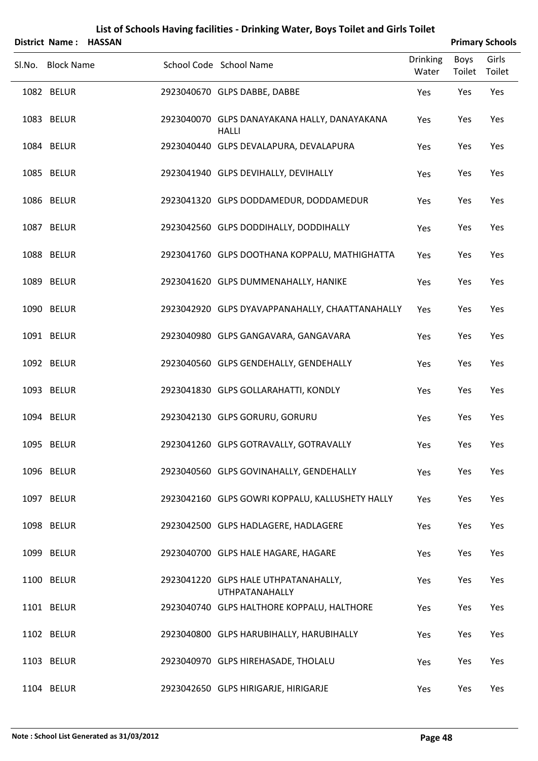# List of Schools Having facilities - Drinking Water, Boys Toilet and Girls Toilet

**District Name : HASSAN** **Primary Schools**

| Sl.No. | Block Name | School Code | School Name | Drinking Water | Boys Toilet | Girls Toilet |
|---|---|---|---|---|---|---|
| 1082 | BELUR | 2923040670 | GLPS DABBE, DABBE | Yes | Yes | Yes |
| 1083 | BELUR | 2923040070 | GLPS DANAYAKANA HALLY, DANAYAKANA HALLI | Yes | Yes | Yes |
| 1084 | BELUR | 2923040440 | GLPS DEVALAPURA, DEVALAPURA | Yes | Yes | Yes |
| 1085 | BELUR | 2923041940 | GLPS DEVIHALLY, DEVIHALLY | Yes | Yes | Yes |
| 1086 | BELUR | 2923041320 | GLPS DODDAMEDUR, DODDAMEDUR | Yes | Yes | Yes |
| 1087 | BELUR | 2923042560 | GLPS DODDIHALLY, DODDIHALLY | Yes | Yes | Yes |
| 1088 | BELUR | 2923041760 | GLPS DOOTHANA KOPPALU, MATHIGHATTA | Yes | Yes | Yes |
| 1089 | BELUR | 2923041620 | GLPS DUMMENAHALLY, HANIKE | Yes | Yes | Yes |
| 1090 | BELUR | 2923042920 | GLPS DYAVAPPANAHALLY, CHAATTANAHALLY | Yes | Yes | Yes |
| 1091 | BELUR | 2923040980 | GLPS GANGAVARA, GANGAVARA | Yes | Yes | Yes |
| 1092 | BELUR | 2923040560 | GLPS GENDEHALLY, GENDEHALLY | Yes | Yes | Yes |
| 1093 | BELUR | 2923041830 | GLPS GOLLARAHATTI, KONDLY | Yes | Yes | Yes |
| 1094 | BELUR | 2923042130 | GLPS GORURU, GORURU | Yes | Yes | Yes |
| 1095 | BELUR | 2923041260 | GLPS GOTRAVALLY, GOTRAVALLY | Yes | Yes | Yes |
| 1096 | BELUR | 2923040560 | GLPS GOVINAHALLY, GENDEHALLY | Yes | Yes | Yes |
| 1097 | BELUR | 2923042160 | GLPS GOWRI KOPPALU, KALLUSHETY HALLY | Yes | Yes | Yes |
| 1098 | BELUR | 2923042500 | GLPS HADLAGERE, HADLAGERE | Yes | Yes | Yes |
| 1099 | BELUR | 2923040700 | GLPS HALE HAGARE, HAGARE | Yes | Yes | Yes |
| 1100 | BELUR | 2923041220 | GLPS HALE UTHPATANAHALLY, UTHPATANAHALLY | Yes | Yes | Yes |
| 1101 | BELUR | 2923040740 | GLPS HALTHORE KOPPALU, HALTHORE | Yes | Yes | Yes |
| 1102 | BELUR | 2923040800 | GLPS HARUBIHALLY, HARUBIHALLY | Yes | Yes | Yes |
| 1103 | BELUR | 2923040970 | GLPS HIREHASADE, THOLALU | Yes | Yes | Yes |
| 1104 | BELUR | 2923042650 | GLPS HIRIGARJE, HIRIGARJE | Yes | Yes | Yes |

**Note : School List Generated as 31/03/2012**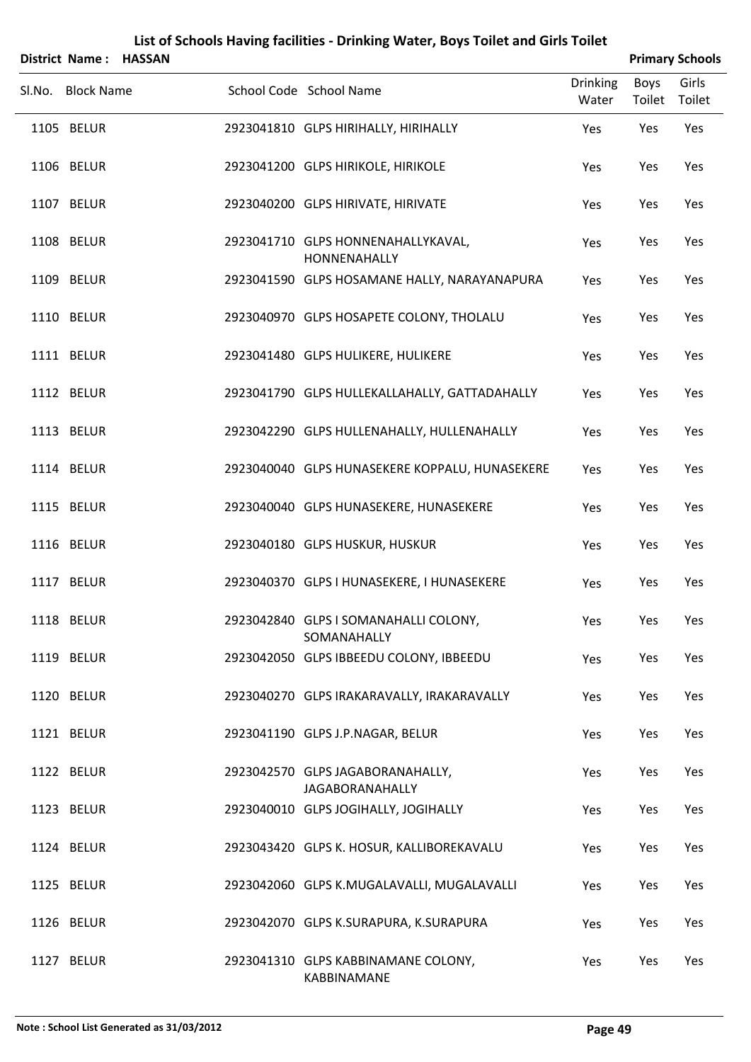# List of Schools Having facilities - Drinking Water, Boys Toilet and Girls Toilet

**District Name : HASSAN** **Primary Schools**

| Sl.No. | Block Name | School Code | School Name | Drinking Water | Boys Toilet | Girls Toilet |
|---|---|---|---|---|---|---|
| 1105 | BELUR | 2923041810 | GLPS HIRIHALLY, HIRIHALLY | Yes | Yes | Yes |
| 1106 | BELUR | 2923041200 | GLPS HIRIKOLE, HIRIKOLE | Yes | Yes | Yes |
| 1107 | BELUR | 2923040200 | GLPS HIRIVATE, HIRIVATE | Yes | Yes | Yes |
| 1108 | BELUR | 2923041710 | GLPS HONNENAHALLYKAVAL, HONNENAHALLY | Yes | Yes | Yes |
| 1109 | BELUR | 2923041590 | GLPS HOSAMANE HALLY, NARAYANAPURA | Yes | Yes | Yes |
| 1110 | BELUR | 2923040970 | GLPS HOSAPETE COLONY, THOLALU | Yes | Yes | Yes |
| 1111 | BELUR | 2923041480 | GLPS HULIKERE, HULIKERE | Yes | Yes | Yes |
| 1112 | BELUR | 2923041790 | GLPS HULLEKALLAHALLY, GATTADAHALLY | Yes | Yes | Yes |
| 1113 | BELUR | 2923042290 | GLPS HULLENAHALLY, HULLENAHALLY | Yes | Yes | Yes |
| 1114 | BELUR | 2923040040 | GLPS HUNASEKERE KOPPALU, HUNASEKERE | Yes | Yes | Yes |
| 1115 | BELUR | 2923040040 | GLPS HUNASEKERE, HUNASEKERE | Yes | Yes | Yes |
| 1116 | BELUR | 2923040180 | GLPS HUSKUR, HUSKUR | Yes | Yes | Yes |
| 1117 | BELUR | 2923040370 | GLPS I HUNASEKERE, I HUNASEKERE | Yes | Yes | Yes |
| 1118 | BELUR | 2923042840 | GLPS I SOMANAHALLI COLONY, SOMANAHALLY | Yes | Yes | Yes |
| 1119 | BELUR | 2923042050 | GLPS IBBEEDU COLONY, IBBEEDU | Yes | Yes | Yes |
| 1120 | BELUR | 2923040270 | GLPS IRAKARAVALLY, IRAKARAVALLY | Yes | Yes | Yes |
| 1121 | BELUR | 2923041190 | GLPS J.P.NAGAR, BELUR | Yes | Yes | Yes |
| 1122 | BELUR | 2923042570 | GLPS JAGABORANAHALLY, JAGABORANAHALLY | Yes | Yes | Yes |
| 1123 | BELUR | 2923040010 | GLPS JOGIHALLY, JOGIHALLY | Yes | Yes | Yes |
| 1124 | BELUR | 2923043420 | GLPS K. HOSUR, KALLIBOREKAVALU | Yes | Yes | Yes |
| 1125 | BELUR | 2923042060 | GLPS K.MUGALAVALLI, MUGALAVALLI | Yes | Yes | Yes |
| 1126 | BELUR | 2923042070 | GLPS K.SURAPURA, K.SURAPURA | Yes | Yes | Yes |
| 1127 | BELUR | 2923041310 | GLPS KABBINAMANE COLONY, KABBINAMANE | Yes | Yes | Yes |

**Note : School List Generated as 31/03/2012**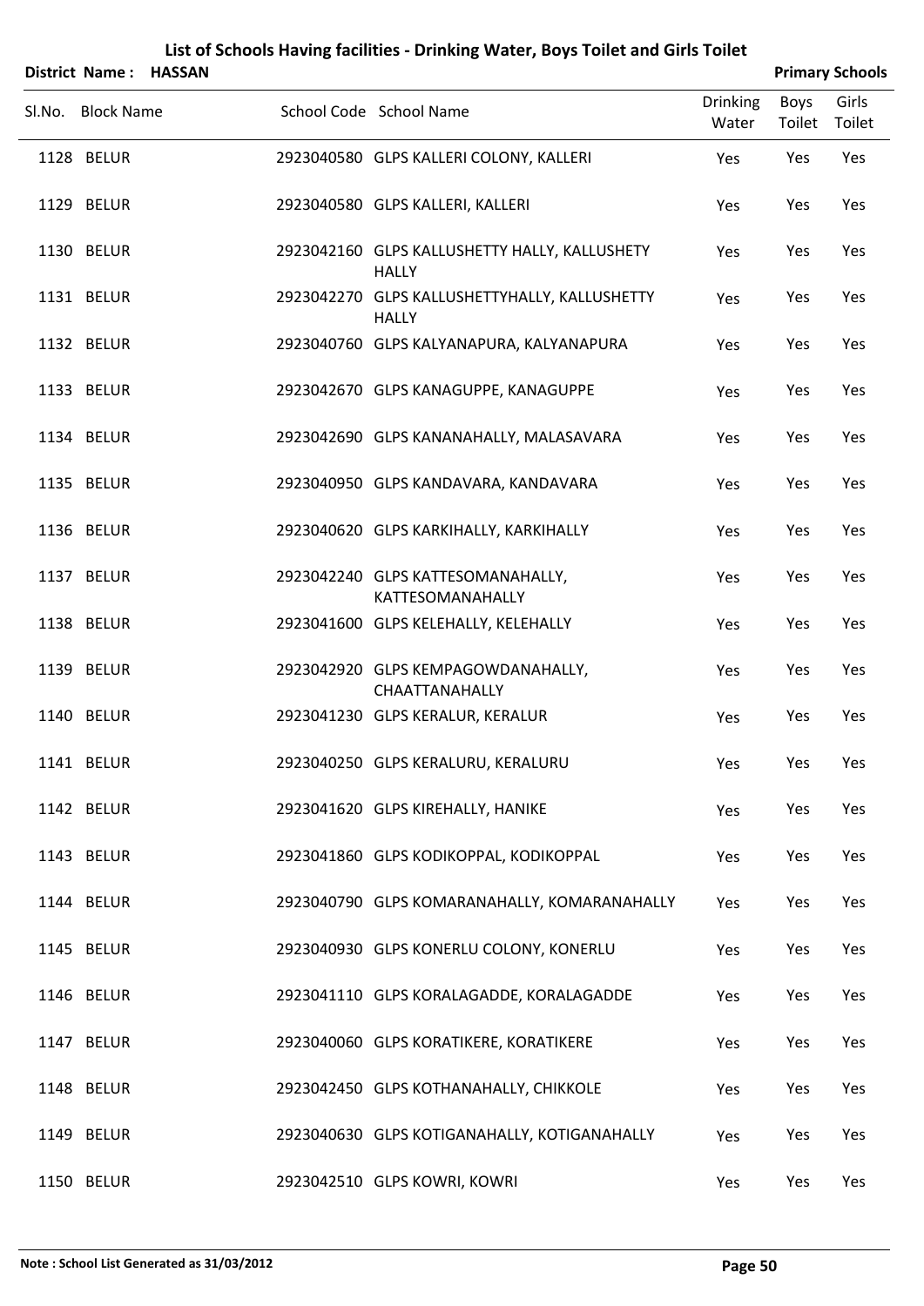# List of Schools Having facilities - Drinking Water, Boys Toilet and Girls Toilet

**District Name : HASSAN** | **Primary Schools**

| Sl.No. | Block Name | School Code | School Name | Drinking Water | Boys Toilet | Girls Toilet |
|---|---|---|---|---|---|---|
| 1128 | BELUR | 2923040580 | GLPS KALLERI COLONY, KALLERI | Yes | Yes | Yes |
| 1129 | BELUR | 2923040580 | GLPS KALLERI, KALLERI | Yes | Yes | Yes |
| 1130 | BELUR | 2923042160 | GLPS KALLUSHETTY HALLY, KALLUSHETY HALLY | Yes | Yes | Yes |
| 1131 | BELUR | 2923042270 | GLPS KALLUSHETTYHALLY, KALLUSHETTY HALLY | Yes | Yes | Yes |
| 1132 | BELUR | 2923040760 | GLPS KALYANAPURA, KALYANAPURA | Yes | Yes | Yes |
| 1133 | BELUR | 2923042670 | GLPS KANAGUPPE, KANAGUPPE | Yes | Yes | Yes |
| 1134 | BELUR | 2923042690 | GLPS KANANAHALLY, MALASAVARA | Yes | Yes | Yes |
| 1135 | BELUR | 2923040950 | GLPS KANDAVARA, KANDAVARA | Yes | Yes | Yes |
| 1136 | BELUR | 2923040620 | GLPS KARKIHALLY, KARKIHALLY | Yes | Yes | Yes |
| 1137 | BELUR | 2923042240 | GLPS KATTESOMANAHALLY, KATTESOMANAHALLY | Yes | Yes | Yes |
| 1138 | BELUR | 2923041600 | GLPS KELEHALLY, KELEHALLY | Yes | Yes | Yes |
| 1139 | BELUR | 2923042920 | GLPS KEMPAGOWDANAHALLY, CHAATTANAHALLY | Yes | Yes | Yes |
| 1140 | BELUR | 2923041230 | GLPS KERALUR, KERALUR | Yes | Yes | Yes |
| 1141 | BELUR | 2923040250 | GLPS KERALURU, KERALURU | Yes | Yes | Yes |
| 1142 | BELUR | 2923041620 | GLPS KIREHALLY, HANIKE | Yes | Yes | Yes |
| 1143 | BELUR | 2923041860 | GLPS KODIKOPPAL, KODIKOPPAL | Yes | Yes | Yes |
| 1144 | BELUR | 2923040790 | GLPS KOMARANAHALLY, KOMARANAHALLY | Yes | Yes | Yes |
| 1145 | BELUR | 2923040930 | GLPS KONERLU COLONY, KONERLU | Yes | Yes | Yes |
| 1146 | BELUR | 2923041110 | GLPS KORALAGADDE, KORALAGADDE | Yes | Yes | Yes |
| 1147 | BELUR | 2923040060 | GLPS KORATIKERE, KORATIKERE | Yes | Yes | Yes |
| 1148 | BELUR | 2923042450 | GLPS KOTHANAHALLY, CHIKKOLE | Yes | Yes | Yes |
| 1149 | BELUR | 2923040630 | GLPS KOTIGANAHALLY, KOTIGANAHALLY | Yes | Yes | Yes |
| 1150 | BELUR | 2923042510 | GLPS KOWRI, KOWRI | Yes | Yes | Yes |

**Note : School List Generated as 31/03/2012**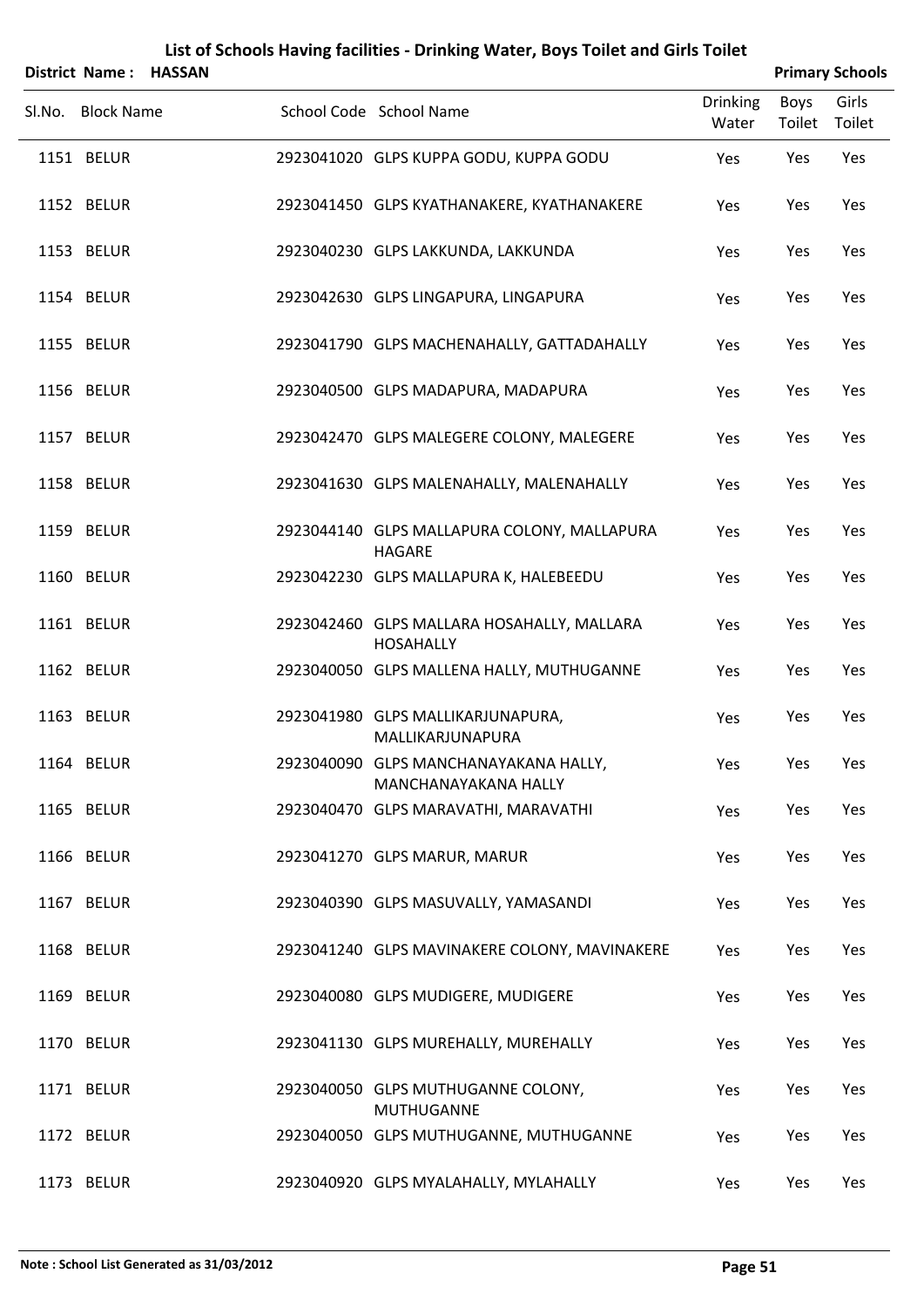# List of Schools Having facilities - Drinking Water, Boys Toilet and Girls Toilet

**District Name : HASSAN** **Primary Schools**

| Sl.No. | Block Name | School Code | School Name | Drinking Water | Boys Toilet | Girls Toilet |
|---|---|---|---|---|---|---|
| 1151 | BELUR | 2923041020 | GLPS KUPPA GODU, KUPPA GODU | Yes | Yes | Yes |
| 1152 | BELUR | 2923041450 | GLPS KYATHANAKERE, KYATHANAKERE | Yes | Yes | Yes |
| 1153 | BELUR | 2923040230 | GLPS LAKKUNDA, LAKKUNDA | Yes | Yes | Yes |
| 1154 | BELUR | 2923042630 | GLPS LINGAPURA, LINGAPURA | Yes | Yes | Yes |
| 1155 | BELUR | 2923041790 | GLPS MACHENAHALLY, GATTADAHALLY | Yes | Yes | Yes |
| 1156 | BELUR | 2923040500 | GLPS MADAPURA, MADAPURA | Yes | Yes | Yes |
| 1157 | BELUR | 2923042470 | GLPS MALEGERE COLONY, MALEGERE | Yes | Yes | Yes |
| 1158 | BELUR | 2923041630 | GLPS MALENAHALLY, MALENAHALLY | Yes | Yes | Yes |
| 1159 | BELUR | 2923044140 | GLPS MALLAPURA COLONY, MALLAPURA HAGARE | Yes | Yes | Yes |
| 1160 | BELUR | 2923042230 | GLPS MALLAPURA K, HALEBEEDU | Yes | Yes | Yes |
| 1161 | BELUR | 2923042460 | GLPS MALLARA HOSAHALLY, MALLARA HOSAHALLY | Yes | Yes | Yes |
| 1162 | BELUR | 2923040050 | GLPS MALLENA HALLY, MUTHUGANNE | Yes | Yes | Yes |
| 1163 | BELUR | 2923041980 | GLPS MALLIKARJUNAPURA, MALLIKARJUNAPURA | Yes | Yes | Yes |
| 1164 | BELUR | 2923040090 | GLPS MANCHANAYAKANA HALLY, MANCHANAYAKANA HALLY | Yes | Yes | Yes |
| 1165 | BELUR | 2923040470 | GLPS MARAVATHI, MARAVATHI | Yes | Yes | Yes |
| 1166 | BELUR | 2923041270 | GLPS MARUR, MARUR | Yes | Yes | Yes |
| 1167 | BELUR | 2923040390 | GLPS MASUVALLY, YAMASANDI | Yes | Yes | Yes |
| 1168 | BELUR | 2923041240 | GLPS MAVINAKERE COLONY, MAVINAKERE | Yes | Yes | Yes |
| 1169 | BELUR | 2923040080 | GLPS MUDIGERE, MUDIGERE | Yes | Yes | Yes |
| 1170 | BELUR | 2923041130 | GLPS MUREHALLY, MUREHALLY | Yes | Yes | Yes |
| 1171 | BELUR | 2923040050 | GLPS MUTHUGANNE COLONY, MUTHUGANNE | Yes | Yes | Yes |
| 1172 | BELUR | 2923040050 | GLPS MUTHUGANNE, MUTHUGANNE | Yes | Yes | Yes |
| 1173 | BELUR | 2923040920 | GLPS MYALAHALLY, MYLAHALLY | Yes | Yes | Yes |

**Note : School List Generated as 31/03/2012**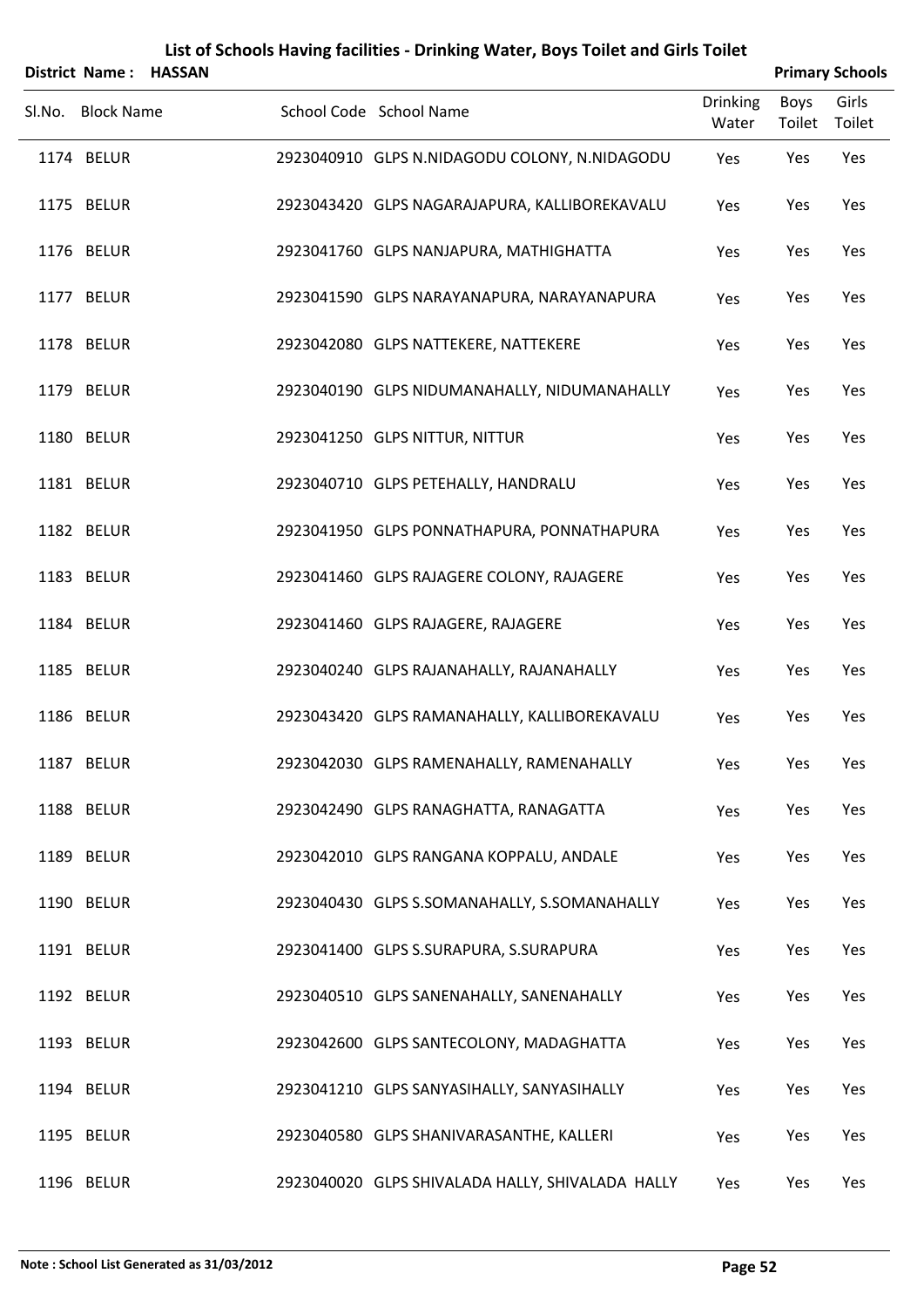# List of Schools Having facilities - Drinking Water, Boys Toilet and Girls Toilet

**District Name : HASSAN** | **Primary Schools**

| Sl.No. | Block Name | School Code | School Name | Drinking Water | Boys Toilet | Girls Toilet |
|---|---|---|---|---|---|---|
| 1174 | BELUR | 2923040910 | GLPS N.NIDAGODU COLONY, N.NIDAGODU | Yes | Yes | Yes |
| 1175 | BELUR | 2923043420 | GLPS NAGARAJAPURA, KALLIBOREKAVALU | Yes | Yes | Yes |
| 1176 | BELUR | 2923041760 | GLPS NANJAPURA, MATHIGHATTA | Yes | Yes | Yes |
| 1177 | BELUR | 2923041590 | GLPS NARAYANAPURA, NARAYANAPURA | Yes | Yes | Yes |
| 1178 | BELUR | 2923042080 | GLPS NATTEKERE, NATTEKERE | Yes | Yes | Yes |
| 1179 | BELUR | 2923040190 | GLPS NIDUMANAHALLY, NIDUMANAHALLY | Yes | Yes | Yes |
| 1180 | BELUR | 2923041250 | GLPS NITTUR, NITTUR | Yes | Yes | Yes |
| 1181 | BELUR | 2923040710 | GLPS PETEHALLY, HANDRALU | Yes | Yes | Yes |
| 1182 | BELUR | 2923041950 | GLPS PONNATHAPURA, PONNATHAPURA | Yes | Yes | Yes |
| 1183 | BELUR | 2923041460 | GLPS RAJAGERE COLONY, RAJAGERE | Yes | Yes | Yes |
| 1184 | BELUR | 2923041460 | GLPS RAJAGERE, RAJAGERE | Yes | Yes | Yes |
| 1185 | BELUR | 2923040240 | GLPS RAJANAHALLY, RAJANAHALLY | Yes | Yes | Yes |
| 1186 | BELUR | 2923043420 | GLPS RAMANAHALLY, KALLIBOREKAVALU | Yes | Yes | Yes |
| 1187 | BELUR | 2923042030 | GLPS RAMENAHALLY, RAMENAHALLY | Yes | Yes | Yes |
| 1188 | BELUR | 2923042490 | GLPS RANAGHATTA, RANAGATTA | Yes | Yes | Yes |
| 1189 | BELUR | 2923042010 | GLPS RANGANA KOPPALU, ANDALE | Yes | Yes | Yes |
| 1190 | BELUR | 2923040430 | GLPS S.SOMANAHALLY, S.SOMANAHALLY | Yes | Yes | Yes |
| 1191 | BELUR | 2923041400 | GLPS S.SURAPURA, S.SURAPURA | Yes | Yes | Yes |
| 1192 | BELUR | 2923040510 | GLPS SANENAHALLY, SANENAHALLY | Yes | Yes | Yes |
| 1193 | BELUR | 2923042600 | GLPS SANTECOLONY, MADAGHATTA | Yes | Yes | Yes |
| 1194 | BELUR | 2923041210 | GLPS SANYASIHALLY, SANYASIHALLY | Yes | Yes | Yes |
| 1195 | BELUR | 2923040580 | GLPS SHANIVARASANTHE, KALLERI | Yes | Yes | Yes |
| 1196 | BELUR | 2923040020 | GLPS SHIVALADA HALLY, SHIVALADA HALLY | Yes | Yes | Yes |

**Note : School List Generated as 31/03/2012**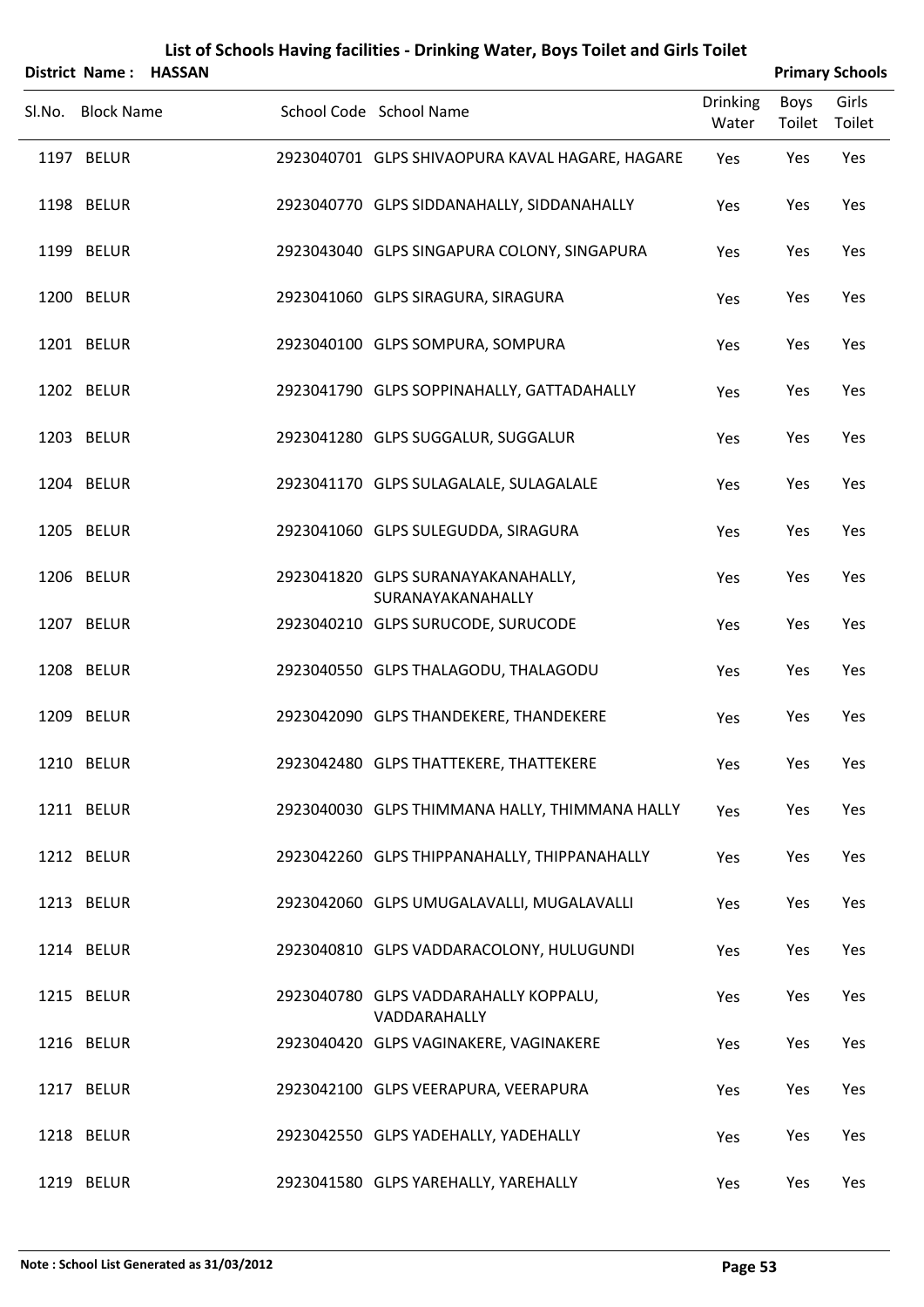# List of Schools Having facilities - Drinking Water, Boys Toilet and Girls Toilet

**District Name : HASSAN** **Primary Schools**

| Sl.No. | Block Name | School Code | School Name | Drinking Water | Boys Toilet | Girls Toilet |
|---|---|---|---|---|---|---|
| 1197 | BELUR | 2923040701 | GLPS SHIVAOPURA KAVAL HAGARE, HAGARE | Yes | Yes | Yes |
| 1198 | BELUR | 2923040770 | GLPS SIDDANAHALLY, SIDDANAHALLY | Yes | Yes | Yes |
| 1199 | BELUR | 2923043040 | GLPS SINGAPURA COLONY, SINGAPURA | Yes | Yes | Yes |
| 1200 | BELUR | 2923041060 | GLPS SIRAGURA, SIRAGURA | Yes | Yes | Yes |
| 1201 | BELUR | 2923040100 | GLPS SOMPURA, SOMPURA | Yes | Yes | Yes |
| 1202 | BELUR | 2923041790 | GLPS SOPPINAHALLY, GATTADAHALLY | Yes | Yes | Yes |
| 1203 | BELUR | 2923041280 | GLPS SUGGALUR, SUGGALUR | Yes | Yes | Yes |
| 1204 | BELUR | 2923041170 | GLPS SULAGALALE, SULAGALALE | Yes | Yes | Yes |
| 1205 | BELUR | 2923041060 | GLPS SULEGUDDA, SIRAGURA | Yes | Yes | Yes |
| 1206 | BELUR | 2923041820 | GLPS SURANAYAKANAHALLY, SURANAYAKANAHALLY | Yes | Yes | Yes |
| 1207 | BELUR | 2923040210 | GLPS SURUCODE, SURUCODE | Yes | Yes | Yes |
| 1208 | BELUR | 2923040550 | GLPS THALAGODU, THALAGODU | Yes | Yes | Yes |
| 1209 | BELUR | 2923042090 | GLPS THANDEKERE, THANDEKERE | Yes | Yes | Yes |
| 1210 | BELUR | 2923042480 | GLPS THATTEKERE, THATTEKERE | Yes | Yes | Yes |
| 1211 | BELUR | 2923040030 | GLPS THIMMANA HALLY, THIMMANA HALLY | Yes | Yes | Yes |
| 1212 | BELUR | 2923042260 | GLPS THIPPANAHALLY, THIPPANAHALLY | Yes | Yes | Yes |
| 1213 | BELUR | 2923042060 | GLPS UMUGALAVALLI, MUGALAVALLI | Yes | Yes | Yes |
| 1214 | BELUR | 2923040810 | GLPS VADDARACOLONY, HULUGUNDI | Yes | Yes | Yes |
| 1215 | BELUR | 2923040780 | GLPS VADDARAHALLY KOPPALU, VADDARAHALLY | Yes | Yes | Yes |
| 1216 | BELUR | 2923040420 | GLPS VAGINAKERE, VAGINAKERE | Yes | Yes | Yes |
| 1217 | BELUR | 2923042100 | GLPS VEERAPURA, VEERAPURA | Yes | Yes | Yes |
| 1218 | BELUR | 2923042550 | GLPS YADEHALLY, YADEHALLY | Yes | Yes | Yes |
| 1219 | BELUR | 2923041580 | GLPS YAREHALLY, YAREHALLY | Yes | Yes | Yes |

**Note : School List Generated as 31/03/2012**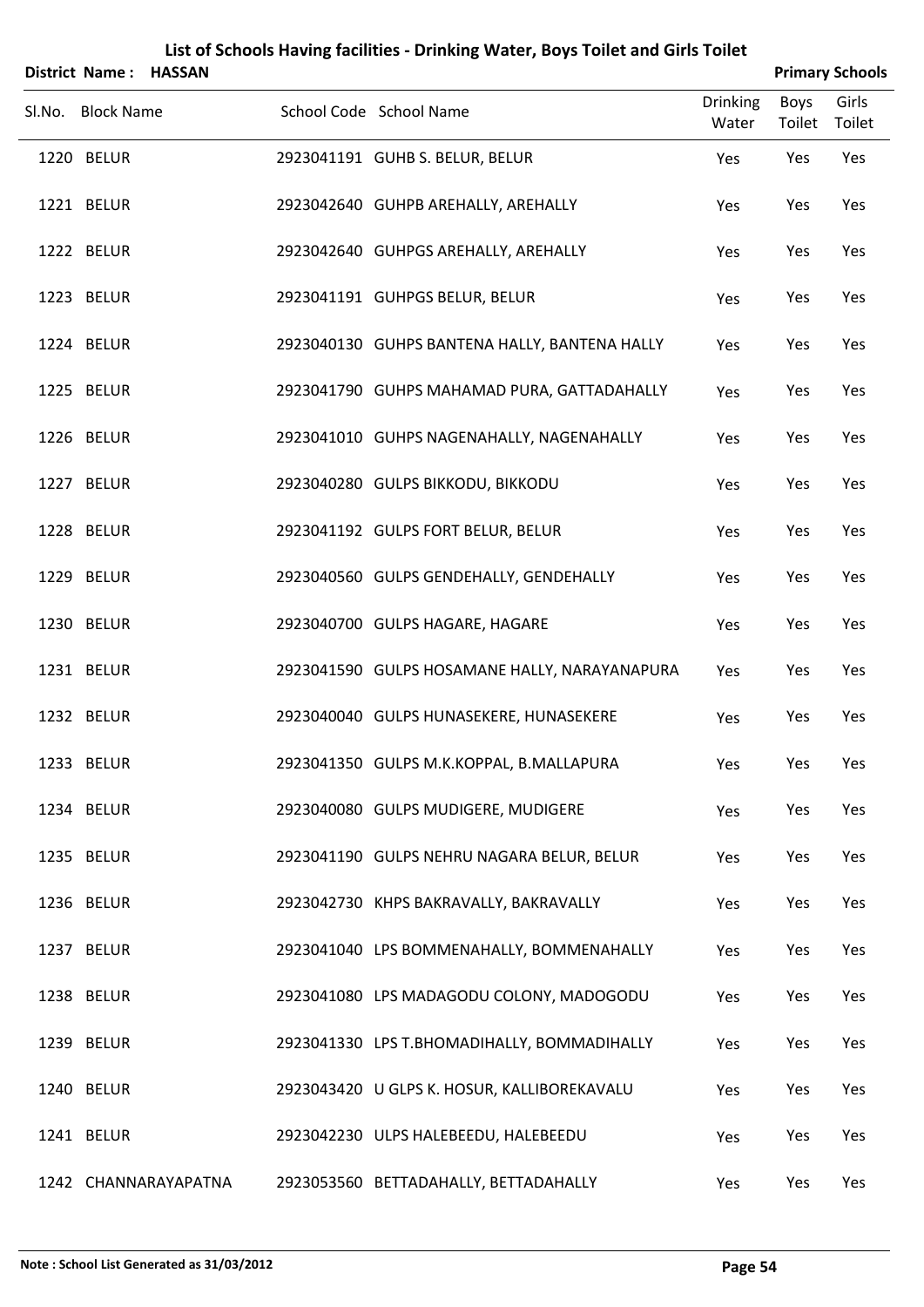# List of Schools Having facilities - Drinking Water, Boys Toilet and Girls Toilet

**District Name : HASSAN** **Primary Schools**

| Sl.No. | Block Name | School Code | School Name | Drinking Water | Boys Toilet | Girls Toilet |
|---|---|---|---|---|---|---|
| 1220 | BELUR | 2923041191 | GUHB S. BELUR, BELUR | Yes | Yes | Yes |
| 1221 | BELUR | 2923042640 | GUHPB AREHALLY, AREHALLY | Yes | Yes | Yes |
| 1222 | BELUR | 2923042640 | GUHPGS AREHALLY, AREHALLY | Yes | Yes | Yes |
| 1223 | BELUR | 2923041191 | GUHPGS BELUR, BELUR | Yes | Yes | Yes |
| 1224 | BELUR | 2923040130 | GUHPS BANTENA HALLY, BANTENA HALLY | Yes | Yes | Yes |
| 1225 | BELUR | 2923041790 | GUHPS MAHAMAD PURA, GATTADAHALLY | Yes | Yes | Yes |
| 1226 | BELUR | 2923041010 | GUHPS NAGENAHALLY, NAGENAHALLY | Yes | Yes | Yes |
| 1227 | BELUR | 2923040280 | GULPS BIKKODU, BIKKODU | Yes | Yes | Yes |
| 1228 | BELUR | 2923041192 | GULPS FORT BELUR, BELUR | Yes | Yes | Yes |
| 1229 | BELUR | 2923040560 | GULPS GENDEHALLY, GENDEHALLY | Yes | Yes | Yes |
| 1230 | BELUR | 2923040700 | GULPS HAGARE, HAGARE | Yes | Yes | Yes |
| 1231 | BELUR | 2923041590 | GULPS HOSAMANE HALLY, NARAYANAPURA | Yes | Yes | Yes |
| 1232 | BELUR | 2923040040 | GULPS HUNASEKERE, HUNASEKERE | Yes | Yes | Yes |
| 1233 | BELUR | 2923041350 | GULPS M.K.KOPPAL, B.MALLAPURA | Yes | Yes | Yes |
| 1234 | BELUR | 2923040080 | GULPS MUDIGERE, MUDIGERE | Yes | Yes | Yes |
| 1235 | BELUR | 2923041190 | GULPS NEHRU NAGARA BELUR, BELUR | Yes | Yes | Yes |
| 1236 | BELUR | 2923042730 | KHPS BAKRAVALLY, BAKRAVALLY | Yes | Yes | Yes |
| 1237 | BELUR | 2923041040 | LPS BOMMENAHALLY, BOMMENAHALLY | Yes | Yes | Yes |
| 1238 | BELUR | 2923041080 | LPS MADAGODU COLONY, MADOGODU | Yes | Yes | Yes |
| 1239 | BELUR | 2923041330 | LPS T.BHOMADIHALLY, BOMMADIHALLY | Yes | Yes | Yes |
| 1240 | BELUR | 2923043420 | U GLPS K. HOSUR, KALLIBOREKAVALU | Yes | Yes | Yes |
| 1241 | BELUR | 2923042230 | ULPS HALEBEEDU, HALEBEEDU | Yes | Yes | Yes |
| 1242 | CHANNARAYAPATNA | 2923053560 | BETTADAHALLY, BETTADAHALLY | Yes | Yes | Yes |

**Note : School List Generated as 31/03/2012**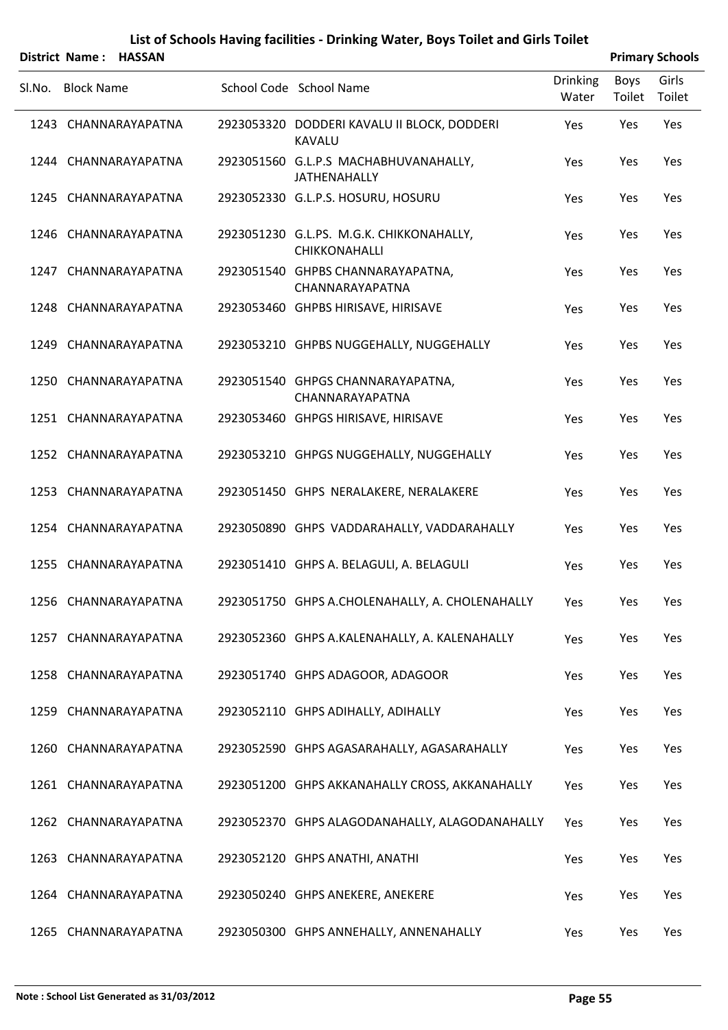# List of Schools Having facilities - Drinking Water, Boys Toilet and Girls Toilet

**District Name : HASSAN** | **Primary Schools**

| Sl.No. | Block Name | School Code | School Name | Drinking Water | Boys Toilet | Girls Toilet |
|---|---|---|---|---|---|---|
| 1243 | CHANNARAYAPATNA | 2923053320 | DODDERI KAVALU II BLOCK, DODDERI KAVALU | Yes | Yes | Yes |
| 1244 | CHANNARAYAPATNA | 2923051560 | G.L.P.S MACHABHUVANAHALLY, JATHENAHALLY | Yes | Yes | Yes |
| 1245 | CHANNARAYAPATNA | 2923052330 | G.L.P.S. HOSURU, HOSURU | Yes | Yes | Yes |
| 1246 | CHANNARAYAPATNA | 2923051230 | G.L.PS. M.G.K. CHIKKONAHALLY, CHIKKONAHALLI | Yes | Yes | Yes |
| 1247 | CHANNARAYAPATNA | 2923051540 | GHPBS CHANNARAYAPATNA, CHANNARAYAPATNA | Yes | Yes | Yes |
| 1248 | CHANNARAYAPATNA | 2923053460 | GHPBS HIRISAVE, HIRISAVE | Yes | Yes | Yes |
| 1249 | CHANNARAYAPATNA | 2923053210 | GHPBS NUGGEHALLY, NUGGEHALLY | Yes | Yes | Yes |
| 1250 | CHANNARAYAPATNA | 2923051540 | GHPGS CHANNARAYAPATNA, CHANNARAYAPATNA | Yes | Yes | Yes |
| 1251 | CHANNARAYAPATNA | 2923053460 | GHPGS HIRISAVE, HIRISAVE | Yes | Yes | Yes |
| 1252 | CHANNARAYAPATNA | 2923053210 | GHPGS NUGGEHALLY, NUGGEHALLY | Yes | Yes | Yes |
| 1253 | CHANNARAYAPATNA | 2923051450 | GHPS NERALAKERE, NERALAKERE | Yes | Yes | Yes |
| 1254 | CHANNARAYAPATNA | 2923050890 | GHPS VADDARAHALLY, VADDARAHALLY | Yes | Yes | Yes |
| 1255 | CHANNARAYAPATNA | 2923051410 | GHPS A. BELAGULI, A. BELAGULI | Yes | Yes | Yes |
| 1256 | CHANNARAYAPATNA | 2923051750 | GHPS A.CHOLENAHALLY, A. CHOLENAHALLY | Yes | Yes | Yes |
| 1257 | CHANNARAYAPATNA | 2923052360 | GHPS A.KALENAHALLY, A. KALENAHALLY | Yes | Yes | Yes |
| 1258 | CHANNARAYAPATNA | 2923051740 | GHPS ADAGOOR, ADAGOOR | Yes | Yes | Yes |
| 1259 | CHANNARAYAPATNA | 2923052110 | GHPS ADIHALLY, ADIHALLY | Yes | Yes | Yes |
| 1260 | CHANNARAYAPATNA | 2923052590 | GHPS AGASARAHALLY, AGASARAHALLY | Yes | Yes | Yes |
| 1261 | CHANNARAYAPATNA | 2923051200 | GHPS AKKANAHALLY CROSS, AKKANAHALLY | Yes | Yes | Yes |
| 1262 | CHANNARAYAPATNA | 2923052370 | GHPS ALAGODANAHALLY, ALAGODANAHALLY | Yes | Yes | Yes |
| 1263 | CHANNARAYAPATNA | 2923052120 | GHPS ANATHI, ANATHI | Yes | Yes | Yes |
| 1264 | CHANNARAYAPATNA | 2923050240 | GHPS ANEKERE, ANEKERE | Yes | Yes | Yes |
| 1265 | CHANNARAYAPATNA | 2923050300 | GHPS ANNEHALLY, ANNENAHALLY | Yes | Yes | Yes |

**Note : School List Generated as 31/03/2012**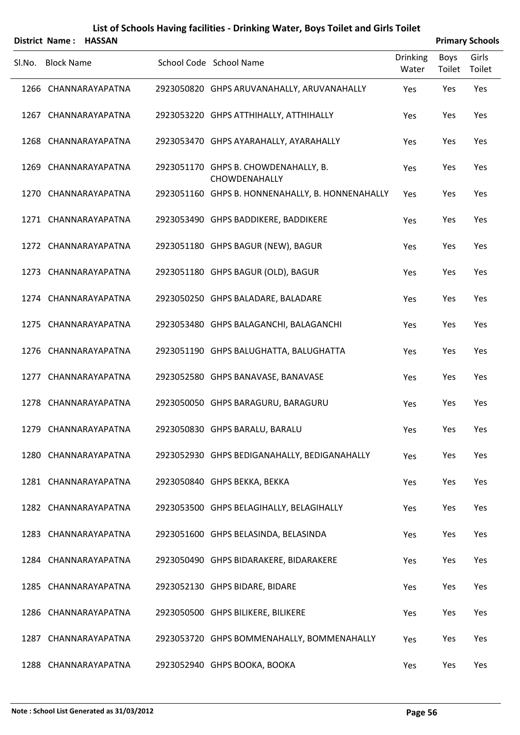# List of Schools Having facilities - Drinking Water, Boys Toilet and Girls Toilet

**District Name : HASSAN** **Primary Schools**

| Sl.No. | Block Name | School Code | School Name | Drinking Water | Boys Toilet | Girls Toilet |
|---|---|---|---|---|---|---|
| 1266 | CHANNARAYAPATNA | 2923050820 | GHPS ARUVANAHALLY, ARUVANAHALLY | Yes | Yes | Yes |
| 1267 | CHANNARAYAPATNA | 2923053220 | GHPS ATTHIHALLY, ATTHIHALLY | Yes | Yes | Yes |
| 1268 | CHANNARAYAPATNA | 2923053470 | GHPS AYARAHALLY, AYARAHALLY | Yes | Yes | Yes |
| 1269 | CHANNARAYAPATNA | 2923051170 | GHPS B. CHOWDENAHALLY, B. CHOWDENAHALLY | Yes | Yes | Yes |
| 1270 | CHANNARAYAPATNA | 2923051160 | GHPS B. HONNENAHALLY, B. HONNENAHALLY | Yes | Yes | Yes |
| 1271 | CHANNARAYAPATNA | 2923053490 | GHPS BADDIKERE, BADDIKERE | Yes | Yes | Yes |
| 1272 | CHANNARAYAPATNA | 2923051180 | GHPS BAGUR (NEW), BAGUR | Yes | Yes | Yes |
| 1273 | CHANNARAYAPATNA | 2923051180 | GHPS BAGUR (OLD), BAGUR | Yes | Yes | Yes |
| 1274 | CHANNARAYAPATNA | 2923050250 | GHPS BALADARE, BALADARE | Yes | Yes | Yes |
| 1275 | CHANNARAYAPATNA | 2923053480 | GHPS BALAGANCHI, BALAGANCHI | Yes | Yes | Yes |
| 1276 | CHANNARAYAPATNA | 2923051190 | GHPS BALUGHATTA, BALUGHATTA | Yes | Yes | Yes |
| 1277 | CHANNARAYAPATNA | 2923052580 | GHPS BANAVASE, BANAVASE | Yes | Yes | Yes |
| 1278 | CHANNARAYAPATNA | 2923050050 | GHPS BARAGURU, BARAGURU | Yes | Yes | Yes |
| 1279 | CHANNARAYAPATNA | 2923050830 | GHPS BARALU, BARALU | Yes | Yes | Yes |
| 1280 | CHANNARAYAPATNA | 2923052930 | GHPS BEDIGANAHALLY, BEDIGANAHALLY | Yes | Yes | Yes |
| 1281 | CHANNARAYAPATNA | 2923050840 | GHPS BEKKA, BEKKA | Yes | Yes | Yes |
| 1282 | CHANNARAYAPATNA | 2923053500 | GHPS BELAGIHALLY, BELAGIHALLY | Yes | Yes | Yes |
| 1283 | CHANNARAYAPATNA | 2923051600 | GHPS BELASINDA, BELASINDA | Yes | Yes | Yes |
| 1284 | CHANNARAYAPATNA | 2923050490 | GHPS BIDARAKERE, BIDARAKERE | Yes | Yes | Yes |
| 1285 | CHANNARAYAPATNA | 2923052130 | GHPS BIDARE, BIDARE | Yes | Yes | Yes |
| 1286 | CHANNARAYAPATNA | 2923050500 | GHPS BILIKERE, BILIKERE | Yes | Yes | Yes |
| 1287 | CHANNARAYAPATNA | 2923053720 | GHPS BOMMENAHALLY, BOMMENAHALLY | Yes | Yes | Yes |
| 1288 | CHANNARAYAPATNA | 2923052940 | GHPS BOOKA, BOOKA | Yes | Yes | Yes |

**Note : School List Generated as 31/03/2012**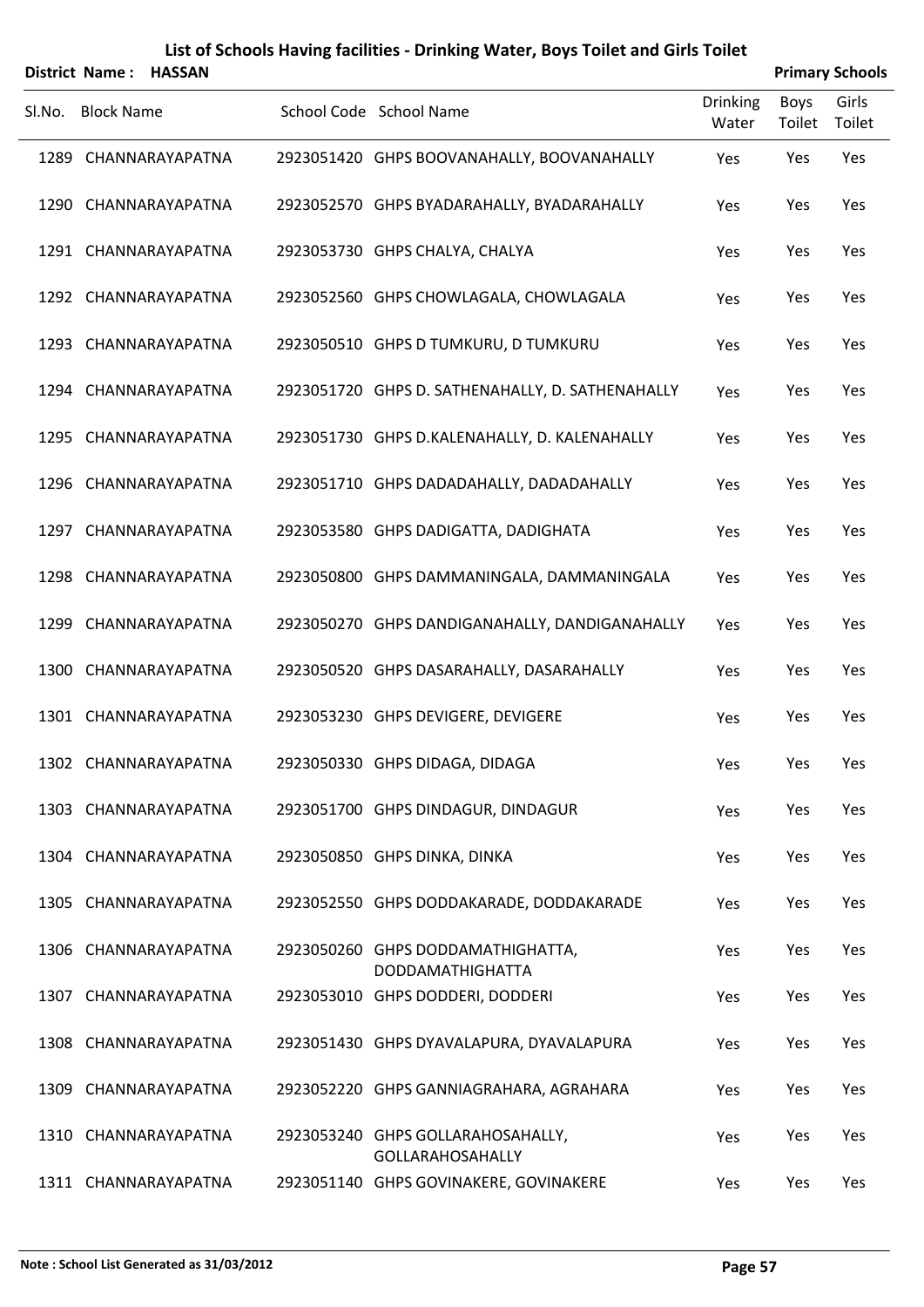# List of Schools Having facilities - Drinking Water, Boys Toilet and Girls Toilet

**District Name : HASSAN** **Primary Schools**

| Sl.No. | Block Name | School Code | School Name | Drinking Water | Boys Toilet | Girls Toilet |
|---|---|---|---|---|---|---|
| 1289 | CHANNARAYAPATNA | 2923051420 | GHPS BOOVANAHALLY, BOOVANAHALLY | Yes | Yes | Yes |
| 1290 | CHANNARAYAPATNA | 2923052570 | GHPS BYADARAHALLY, BYADARAHALLY | Yes | Yes | Yes |
| 1291 | CHANNARAYAPATNA | 2923053730 | GHPS CHALYA, CHALYA | Yes | Yes | Yes |
| 1292 | CHANNARAYAPATNA | 2923052560 | GHPS CHOWLAGALA, CHOWLAGALA | Yes | Yes | Yes |
| 1293 | CHANNARAYAPATNA | 2923050510 | GHPS D TUMKURU, D TUMKURU | Yes | Yes | Yes |
| 1294 | CHANNARAYAPATNA | 2923051720 | GHPS D. SATHENAHALLY, D. SATHENAHALLY | Yes | Yes | Yes |
| 1295 | CHANNARAYAPATNA | 2923051730 | GHPS D.KALENAHALLY, D. KALENAHALLY | Yes | Yes | Yes |
| 1296 | CHANNARAYAPATNA | 2923051710 | GHPS DADADAHALLY, DADADAHALLY | Yes | Yes | Yes |
| 1297 | CHANNARAYAPATNA | 2923053580 | GHPS DADIGATTA, DADIGHATA | Yes | Yes | Yes |
| 1298 | CHANNARAYAPATNA | 2923050800 | GHPS DAMMANINGALA, DAMMANINGALA | Yes | Yes | Yes |
| 1299 | CHANNARAYAPATNA | 2923050270 | GHPS DANDIGANAHALLY, DANDIGANAHALLY | Yes | Yes | Yes |
| 1300 | CHANNARAYAPATNA | 2923050520 | GHPS DASARAHALLY, DASARAHALLY | Yes | Yes | Yes |
| 1301 | CHANNARAYAPATNA | 2923053230 | GHPS DEVIGERE, DEVIGERE | Yes | Yes | Yes |
| 1302 | CHANNARAYAPATNA | 2923050330 | GHPS DIDAGA, DIDAGA | Yes | Yes | Yes |
| 1303 | CHANNARAYAPATNA | 2923051700 | GHPS DINDAGUR, DINDAGUR | Yes | Yes | Yes |
| 1304 | CHANNARAYAPATNA | 2923050850 | GHPS DINKA, DINKA | Yes | Yes | Yes |
| 1305 | CHANNARAYAPATNA | 2923052550 | GHPS DODDAKARADE, DODDAKARADE | Yes | Yes | Yes |
| 1306 | CHANNARAYAPATNA | 2923050260 | GHPS DODDAMATHIGHATTA, DODDAMATHIGHATTA | Yes | Yes | Yes |
| 1307 | CHANNARAYAPATNA | 2923053010 | GHPS DODDERI, DODDERI | Yes | Yes | Yes |
| 1308 | CHANNARAYAPATNA | 2923051430 | GHPS DYAVALAPURA, DYAVALAPURA | Yes | Yes | Yes |
| 1309 | CHANNARAYAPATNA | 2923052220 | GHPS GANNIAGRAHARA, AGRAHARA | Yes | Yes | Yes |
| 1310 | CHANNARAYAPATNA | 2923053240 | GHPS GOLLARAHOSAHALLY, GOLLARAHOSAHALLY | Yes | Yes | Yes |
| 1311 | CHANNARAYAPATNA | 2923051140 | GHPS GOVINAKERE, GOVINAKERE | Yes | Yes | Yes |

**Note : School List Generated as 31/03/2012**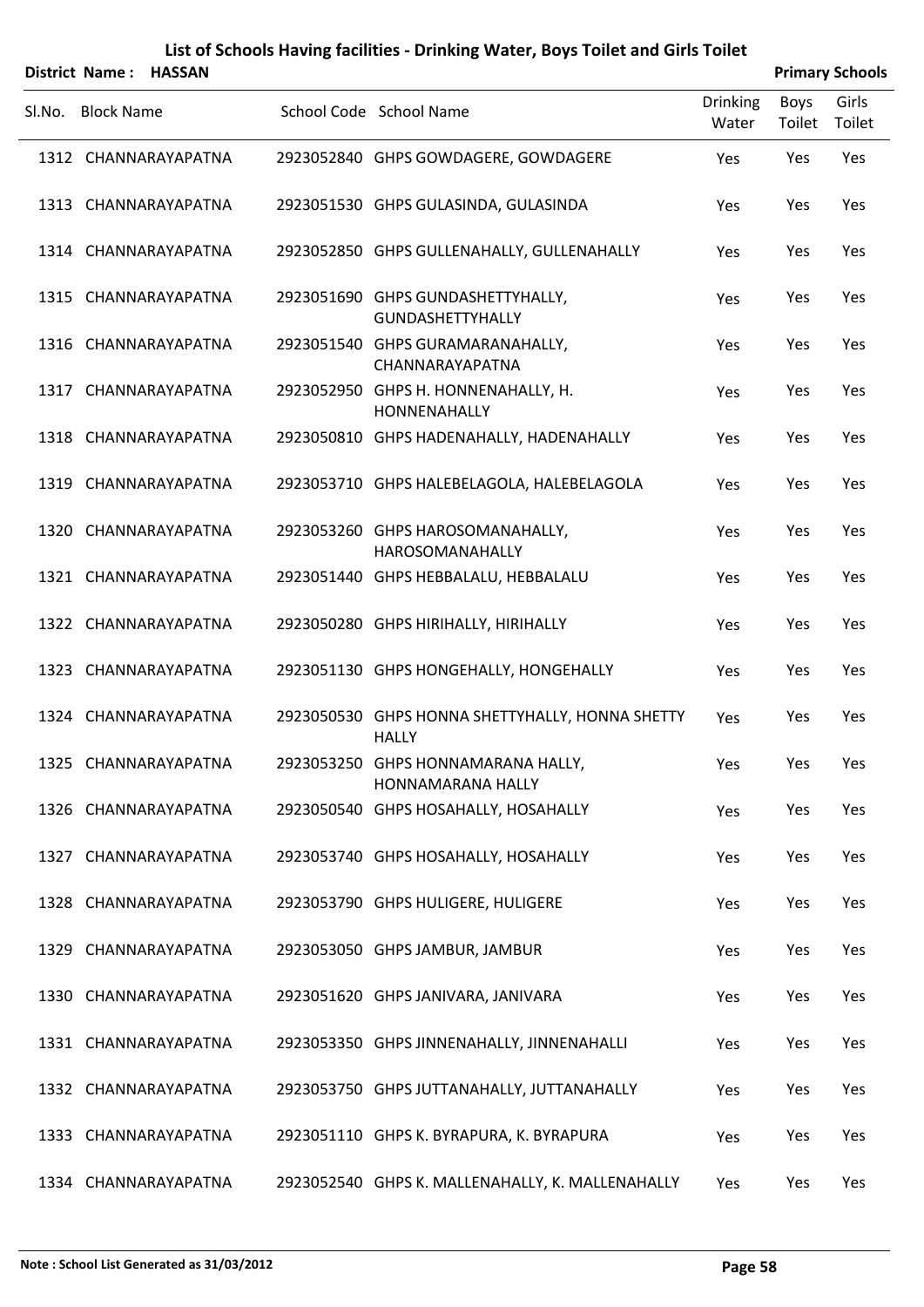# List of Schools Having facilities - Drinking Water, Boys Toilet and Girls Toilet

**District Name : HASSAN** | **Primary Schools**

| Sl.No. | Block Name | School Code | School Name | Drinking Water | Boys Toilet | Girls Toilet |
|---|---|---|---|---|---|---|
| 1312 | CHANNARAYAPATNA | 2923052840 | GHPS GOWDAGERE, GOWDAGERE | Yes | Yes | Yes |
| 1313 | CHANNARAYAPATNA | 2923051530 | GHPS GULASINDA, GULASINDA | Yes | Yes | Yes |
| 1314 | CHANNARAYAPATNA | 2923052850 | GHPS GULLENAHALLY, GULLENAHALLY | Yes | Yes | Yes |
| 1315 | CHANNARAYAPATNA | 2923051690 | GHPS GUNDASHETTYHALLY, GUNDASHETTYHALLY | Yes | Yes | Yes |
| 1316 | CHANNARAYAPATNA | 2923051540 | GHPS GURAMARANAHALLY, CHANNARAYAPATNA | Yes | Yes | Yes |
| 1317 | CHANNARAYAPATNA | 2923052950 | GHPS H. HONNENAHALLY, H. HONNENAHALLY | Yes | Yes | Yes |
| 1318 | CHANNARAYAPATNA | 2923050810 | GHPS HADENAHALLY, HADENAHALLY | Yes | Yes | Yes |
| 1319 | CHANNARAYAPATNA | 2923053710 | GHPS HALEBELAGOLA, HALEBELAGOLA | Yes | Yes | Yes |
| 1320 | CHANNARAYAPATNA | 2923053260 | GHPS HAROSOMANAHALLY, HAROSOMANAHALLY | Yes | Yes | Yes |
| 1321 | CHANNARAYAPATNA | 2923051440 | GHPS HEBBALALU, HEBBALALU | Yes | Yes | Yes |
| 1322 | CHANNARAYAPATNA | 2923050280 | GHPS HIRIHALLY, HIRIHALLY | Yes | Yes | Yes |
| 1323 | CHANNARAYAPATNA | 2923051130 | GHPS HONGEHALLY, HONGEHALLY | Yes | Yes | Yes |
| 1324 | CHANNARAYAPATNA | 2923050530 | GHPS HONNA SHETTYHALLY, HONNA SHETTY HALLY | Yes | Yes | Yes |
| 1325 | CHANNARAYAPATNA | 2923053250 | GHPS HONNAMARANA HALLY, HONNAMARANA HALLY | Yes | Yes | Yes |
| 1326 | CHANNARAYAPATNA | 2923050540 | GHPS HOSAHALLY, HOSAHALLY | Yes | Yes | Yes |
| 1327 | CHANNARAYAPATNA | 2923053740 | GHPS HOSAHALLY, HOSAHALLY | Yes | Yes | Yes |
| 1328 | CHANNARAYAPATNA | 2923053790 | GHPS HULIGERE, HULIGERE | Yes | Yes | Yes |
| 1329 | CHANNARAYAPATNA | 2923053050 | GHPS JAMBUR, JAMBUR | Yes | Yes | Yes |
| 1330 | CHANNARAYAPATNA | 2923051620 | GHPS JANIVARA, JANIVARA | Yes | Yes | Yes |
| 1331 | CHANNARAYAPATNA | 2923053350 | GHPS JINNENAHALLY, JINNENAHALLI | Yes | Yes | Yes |
| 1332 | CHANNARAYAPATNA | 2923053750 | GHPS JUTTANAHALLY, JUTTANAHALLY | Yes | Yes | Yes |
| 1333 | CHANNARAYAPATNA | 2923051110 | GHPS K. BYRAPURA, K. BYRAPURA | Yes | Yes | Yes |
| 1334 | CHANNARAYAPATNA | 2923052540 | GHPS K. MALLENAHALLY, K. MALLENAHALLY | Yes | Yes | Yes |

**Note : School List Generated as 31/03/2012**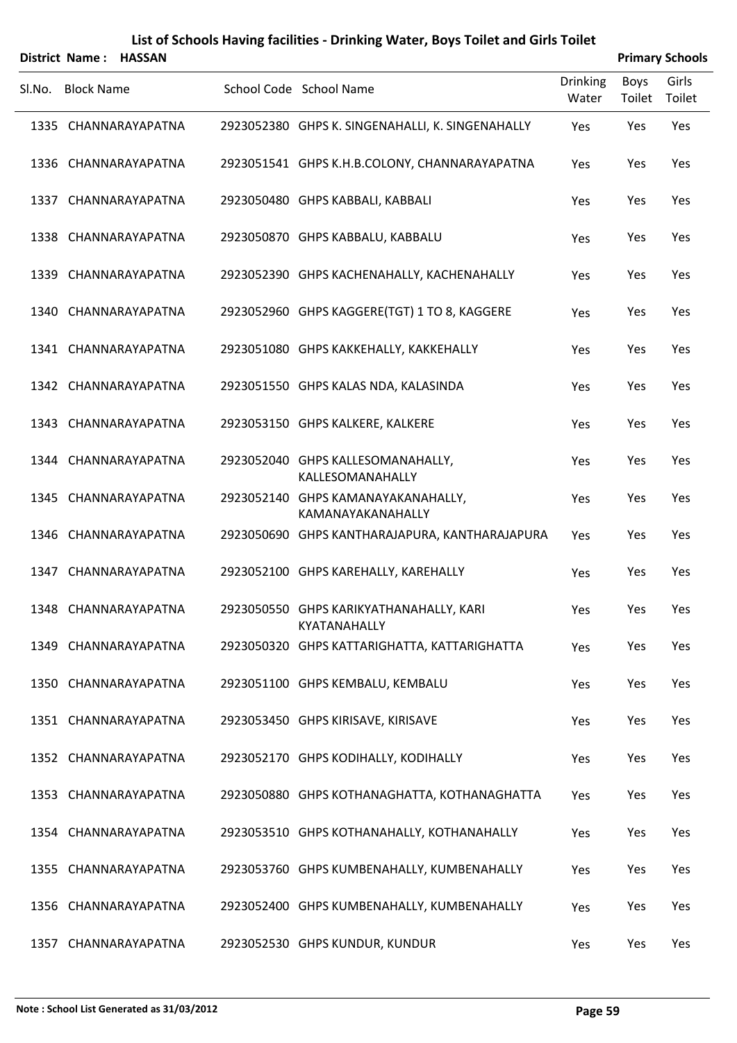# List of Schools Having facilities - Drinking Water, Boys Toilet and Girls Toilet

**District Name : HASSAN** **Primary Schools**

| Sl.No. | Block Name | School Code | School Name | Drinking Water | Boys Toilet | Girls Toilet |
|---|---|---|---|---|---|---|
| 1335 | CHANNARAYAPATNA | 2923052380 | GHPS K. SINGENAHALLI, K. SINGENAHALLY | Yes | Yes | Yes |
| 1336 | CHANNARAYAPATNA | 2923051541 | GHPS K.H.B.COLONY, CHANNARAYAPATNA | Yes | Yes | Yes |
| 1337 | CHANNARAYAPATNA | 2923050480 | GHPS KABBALI, KABBALI | Yes | Yes | Yes |
| 1338 | CHANNARAYAPATNA | 2923050870 | GHPS KABBALU, KABBALU | Yes | Yes | Yes |
| 1339 | CHANNARAYAPATNA | 2923052390 | GHPS KACHENAHALLY, KACHENAHALLY | Yes | Yes | Yes |
| 1340 | CHANNARAYAPATNA | 2923052960 | GHPS KAGGERE(TGT) 1 TO 8, KAGGERE | Yes | Yes | Yes |
| 1341 | CHANNARAYAPATNA | 2923051080 | GHPS KAKKEHALLY, KAKKEHALLY | Yes | Yes | Yes |
| 1342 | CHANNARAYAPATNA | 2923051550 | GHPS KALAS NDA, KALASINDA | Yes | Yes | Yes |
| 1343 | CHANNARAYAPATNA | 2923053150 | GHPS KALKERE, KALKERE | Yes | Yes | Yes |
| 1344 | CHANNARAYAPATNA | 2923052040 | GHPS KALLESOMANAHALLY, KALLESOMANAHALLY | Yes | Yes | Yes |
| 1345 | CHANNARAYAPATNA | 2923052140 | GHPS KAMANAYAKANAHALLY, KAMANAYAKANAHALLY | Yes | Yes | Yes |
| 1346 | CHANNARAYAPATNA | 2923050690 | GHPS KANTHARAJAPURA, KANTHARAJAPURA | Yes | Yes | Yes |
| 1347 | CHANNARAYAPATNA | 2923052100 | GHPS KAREHALLY, KAREHALLY | Yes | Yes | Yes |
| 1348 | CHANNARAYAPATNA | 2923050550 | GHPS KARIKYATHANAHALLY, KARI KYATANAHALLY | Yes | Yes | Yes |
| 1349 | CHANNARAYAPATNA | 2923050320 | GHPS KATTARIGHATTA, KATTARIGHATTA | Yes | Yes | Yes |
| 1350 | CHANNARAYAPATNA | 2923051100 | GHPS KEMBALU, KEMBALU | Yes | Yes | Yes |
| 1351 | CHANNARAYAPATNA | 2923053450 | GHPS KIRISAVE, KIRISAVE | Yes | Yes | Yes |
| 1352 | CHANNARAYAPATNA | 2923052170 | GHPS KODIHALLY, KODIHALLY | Yes | Yes | Yes |
| 1353 | CHANNARAYAPATNA | 2923050880 | GHPS KOTHANAGHATTA, KOTHANAGHATTA | Yes | Yes | Yes |
| 1354 | CHANNARAYAPATNA | 2923053510 | GHPS KOTHANAHALLY, KOTHANAHALLY | Yes | Yes | Yes |
| 1355 | CHANNARAYAPATNA | 2923053760 | GHPS KUMBENAHALLY, KUMBENAHALLY | Yes | Yes | Yes |
| 1356 | CHANNARAYAPATNA | 2923052400 | GHPS KUMBENAHALLY, KUMBENAHALLY | Yes | Yes | Yes |
| 1357 | CHANNARAYAPATNA | 2923052530 | GHPS KUNDUR, KUNDUR | Yes | Yes | Yes |

**Note : School List Generated as 31/03/2012**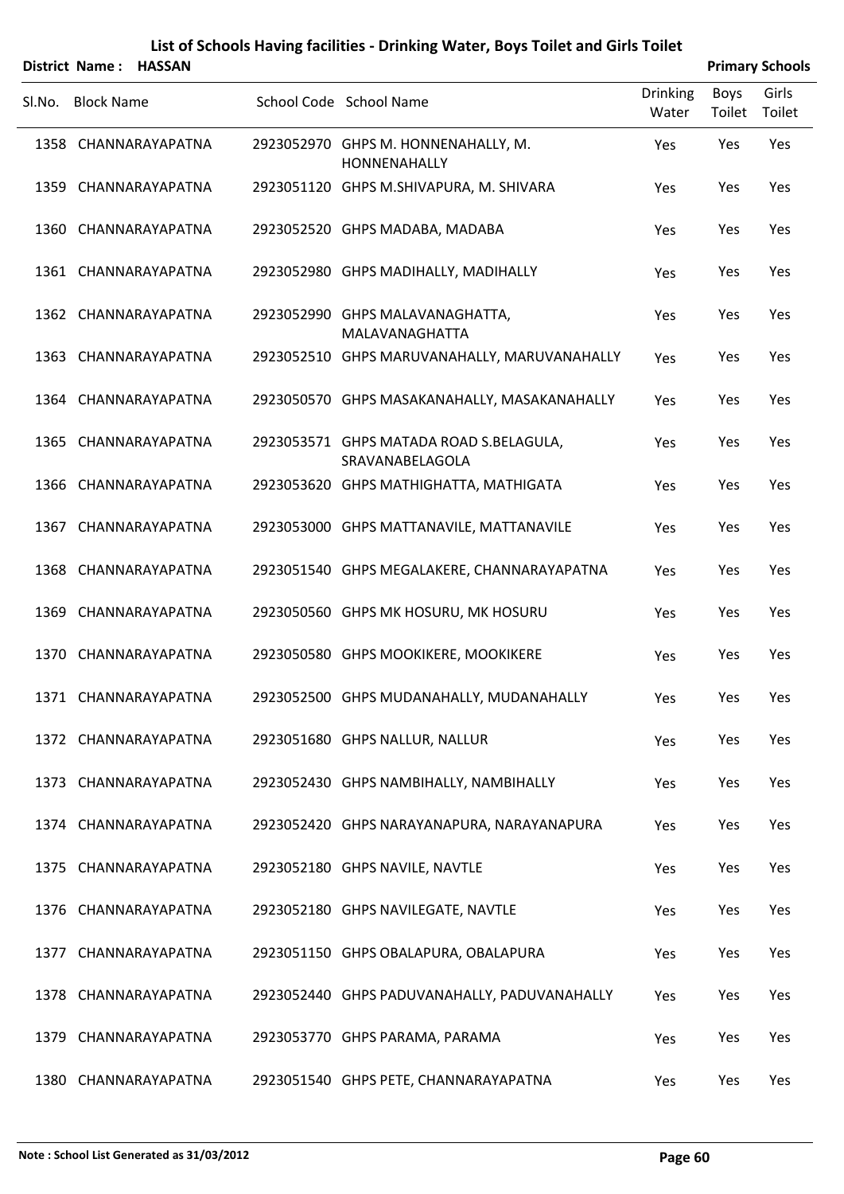# List of Schools Having facilities - Drinking Water, Boys Toilet and Girls Toilet

**District Name : HASSAN** **Primary Schools**

| Sl.No. | Block Name | School Code | School Name | Drinking Water | Boys Toilet | Girls Toilet |
|---|---|---|---|---|---|---|
| 1358 | CHANNARAYAPATNA | 2923052970 | GHPS M. HONNENAHALLY, M. HONNENAHALLY | Yes | Yes | Yes |
| 1359 | CHANNARAYAPATNA | 2923051120 | GHPS M.SHIVAPURA, M. SHIVARA | Yes | Yes | Yes |
| 1360 | CHANNARAYAPATNA | 2923052520 | GHPS MADABA, MADABA | Yes | Yes | Yes |
| 1361 | CHANNARAYAPATNA | 2923052980 | GHPS MADIHALLY, MADIHALLY | Yes | Yes | Yes |
| 1362 | CHANNARAYAPATNA | 2923052990 | GHPS MALAVANAGHATTA, MALAVANAGHATTA | Yes | Yes | Yes |
| 1363 | CHANNARAYAPATNA | 2923052510 | GHPS MARUVANAHALLY, MARUVANAHALLY | Yes | Yes | Yes |
| 1364 | CHANNARAYAPATNA | 2923050570 | GHPS MASAKANAHALLY, MASAKANAHALLY | Yes | Yes | Yes |
| 1365 | CHANNARAYAPATNA | 2923053571 | GHPS MATADA ROAD S.BELAGULA, SRAVANABELAGOLA | Yes | Yes | Yes |
| 1366 | CHANNARAYAPATNA | 2923053620 | GHPS MATHIGHATTA, MATHIGATA | Yes | Yes | Yes |
| 1367 | CHANNARAYAPATNA | 2923053000 | GHPS MATTANAVILE, MATTANAVILE | Yes | Yes | Yes |
| 1368 | CHANNARAYAPATNA | 2923051540 | GHPS MEGALAKERE, CHANNARAYAPATNA | Yes | Yes | Yes |
| 1369 | CHANNARAYAPATNA | 2923050560 | GHPS MK HOSURU, MK HOSURU | Yes | Yes | Yes |
| 1370 | CHANNARAYAPATNA | 2923050580 | GHPS MOOKIKERE, MOOKIKERE | Yes | Yes | Yes |
| 1371 | CHANNARAYAPATNA | 2923052500 | GHPS MUDANAHALLY, MUDANAHALLY | Yes | Yes | Yes |
| 1372 | CHANNARAYAPATNA | 2923051680 | GHPS NALLUR, NALLUR | Yes | Yes | Yes |
| 1373 | CHANNARAYAPATNA | 2923052430 | GHPS NAMBIHALLY, NAMBIHALLY | Yes | Yes | Yes |
| 1374 | CHANNARAYAPATNA | 2923052420 | GHPS NARAYANAPURA, NARAYANAPURA | Yes | Yes | Yes |
| 1375 | CHANNARAYAPATNA | 2923052180 | GHPS NAVILE, NAVTLE | Yes | Yes | Yes |
| 1376 | CHANNARAYAPATNA | 2923052180 | GHPS NAVILEGATE, NAVTLE | Yes | Yes | Yes |
| 1377 | CHANNARAYAPATNA | 2923051150 | GHPS OBALAPURA, OBALAPURA | Yes | Yes | Yes |
| 1378 | CHANNARAYAPATNA | 2923052440 | GHPS PADUVANAHALLY, PADUVANAHALLY | Yes | Yes | Yes |
| 1379 | CHANNARAYAPATNA | 2923053770 | GHPS PARAMA, PARAMA | Yes | Yes | Yes |
| 1380 | CHANNARAYAPATNA | 2923051540 | GHPS PETE, CHANNARAYAPATNA | Yes | Yes | Yes |

**Note : School List Generated as 31/03/2012**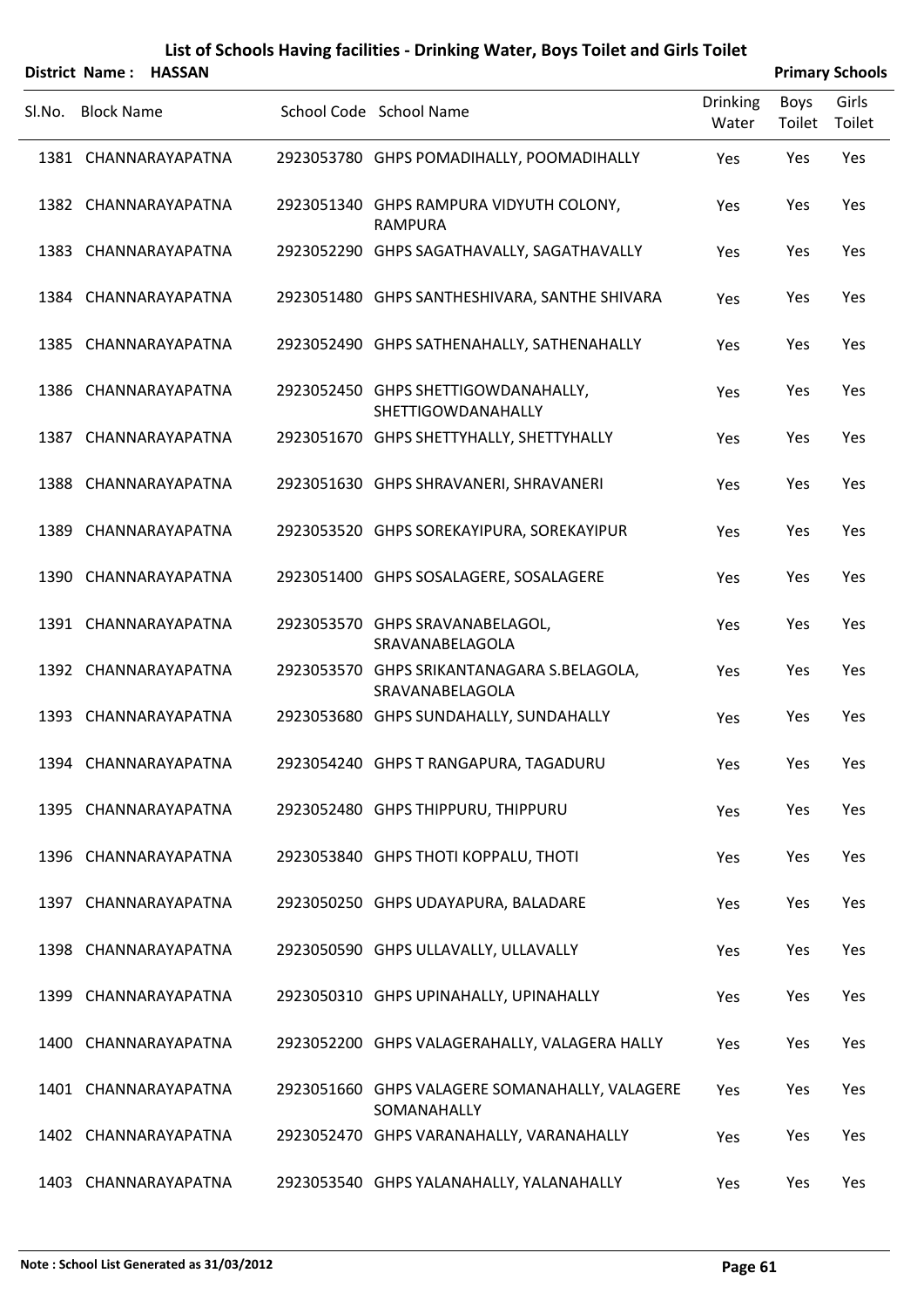# List of Schools Having facilities - Drinking Water, Boys Toilet and Girls Toilet

**District Name : HASSAN** **Primary Schools**

| Sl.No. | Block Name | School Code | School Name | Drinking Water | Boys Toilet | Girls Toilet |
|---|---|---|---|---|---|---|
| 1381 | CHANNARAYAPATNA | 2923053780 | GHPS POMADIHALLY, POOMADIHALLY | Yes | Yes | Yes |
| 1382 | CHANNARAYAPATNA | 2923051340 | GHPS RAMPURA VIDYUTH COLONY, RAMPURA | Yes | Yes | Yes |
| 1383 | CHANNARAYAPATNA | 2923052290 | GHPS SAGATHAVALLY, SAGATHAVALLY | Yes | Yes | Yes |
| 1384 | CHANNARAYAPATNA | 2923051480 | GHPS SANTHESHIVARA, SANTHE SHIVARA | Yes | Yes | Yes |
| 1385 | CHANNARAYAPATNA | 2923052490 | GHPS SATHENAHALLY, SATHENAHALLY | Yes | Yes | Yes |
| 1386 | CHANNARAYAPATNA | 2923052450 | GHPS SHETTIGOWDANAHALLY, SHETTIGOWDANAHALLY | Yes | Yes | Yes |
| 1387 | CHANNARAYAPATNA | 2923051670 | GHPS SHETTYHALLY, SHETTYHALLY | Yes | Yes | Yes |
| 1388 | CHANNARAYAPATNA | 2923051630 | GHPS SHRAVANERI, SHRAVANERI | Yes | Yes | Yes |
| 1389 | CHANNARAYAPATNA | 2923053520 | GHPS SOREKAYIPURA, SOREKAYIPUR | Yes | Yes | Yes |
| 1390 | CHANNARAYAPATNA | 2923051400 | GHPS SOSALAGERE, SOSALAGERE | Yes | Yes | Yes |
| 1391 | CHANNARAYAPATNA | 2923053570 | GHPS SRAVANABELAGOL, SRAVANABELAGOLA | Yes | Yes | Yes |
| 1392 | CHANNARAYAPATNA | 2923053570 | GHPS SRIKANTANAGARA S.BELAGOLA, SRAVANABELAGOLA | Yes | Yes | Yes |
| 1393 | CHANNARAYAPATNA | 2923053680 | GHPS SUNDAHALLY, SUNDAHALLY | Yes | Yes | Yes |
| 1394 | CHANNARAYAPATNA | 2923054240 | GHPS T RANGAPURA, TAGADURU | Yes | Yes | Yes |
| 1395 | CHANNARAYAPATNA | 2923052480 | GHPS THIPPURU, THIPPURU | Yes | Yes | Yes |
| 1396 | CHANNARAYAPATNA | 2923053840 | GHPS THOTI KOPPALU, THOTI | Yes | Yes | Yes |
| 1397 | CHANNARAYAPATNA | 2923050250 | GHPS UDAYAPURA, BALADARE | Yes | Yes | Yes |
| 1398 | CHANNARAYAPATNA | 2923050590 | GHPS ULLAVALLY, ULLAVALLY | Yes | Yes | Yes |
| 1399 | CHANNARAYAPATNA | 2923050310 | GHPS UPINAHALLY, UPINAHALLY | Yes | Yes | Yes |
| 1400 | CHANNARAYAPATNA | 2923052200 | GHPS VALAGERAHALLY, VALAGERA HALLY | Yes | Yes | Yes |
| 1401 | CHANNARAYAPATNA | 2923051660 | GHPS VALAGERE SOMANAHALLY, VALAGERE SOMANAHALLY | Yes | Yes | Yes |
| 1402 | CHANNARAYAPATNA | 2923052470 | GHPS VARANAHALLY, VARANAHALLY | Yes | Yes | Yes |
| 1403 | CHANNARAYAPATNA | 2923053540 | GHPS YALANAHALLY, YALANAHALLY | Yes | Yes | Yes |

**Note : School List Generated as 31/03/2012**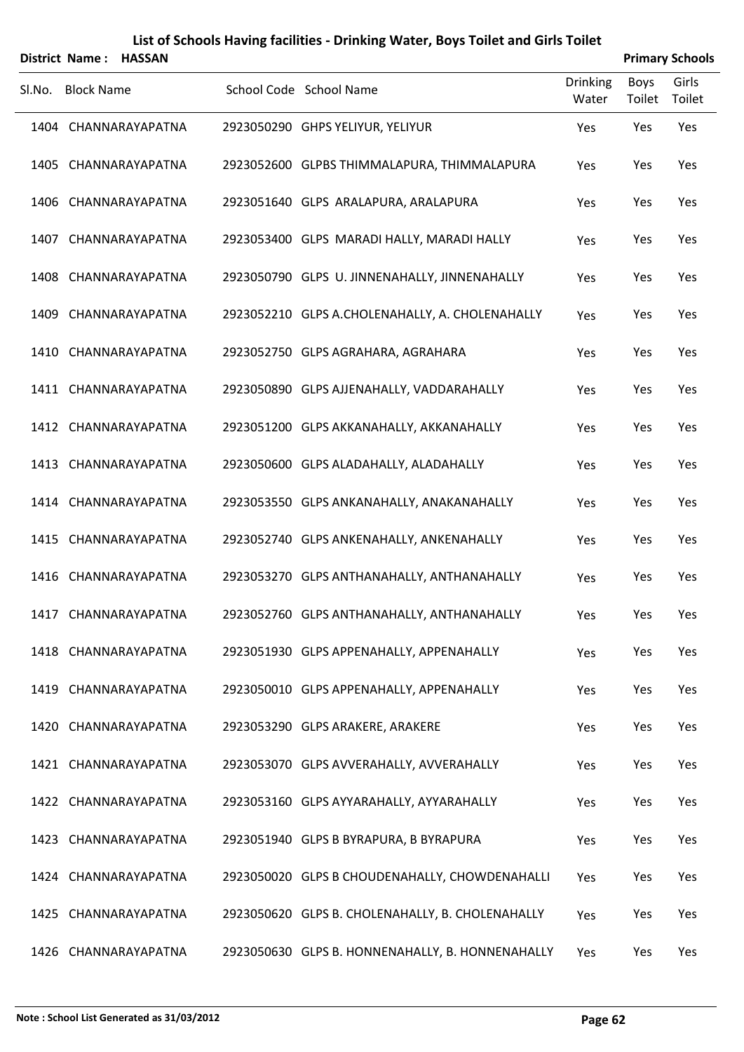# List of Schools Having facilities - Drinking Water, Boys Toilet and Girls Toilet

**District Name : HASSAN** **Primary Schools**

| Sl.No. | Block Name | School Code | School Name | Drinking Water | Boys Toilet | Girls Toilet |
|---|---|---|---|---|---|---|
| 1404 | CHANNARAYAPATNA | 2923050290 | GHPS YELIYUR, YELIYUR | Yes | Yes | Yes |
| 1405 | CHANNARAYAPATNA | 2923052600 | GLPBS THIMMALAPURA, THIMMALAPURA | Yes | Yes | Yes |
| 1406 | CHANNARAYAPATNA | 2923051640 | GLPS ARALAPURA, ARALAPURA | Yes | Yes | Yes |
| 1407 | CHANNARAYAPATNA | 2923053400 | GLPS MARADI HALLY, MARADI HALLY | Yes | Yes | Yes |
| 1408 | CHANNARAYAPATNA | 2923050790 | GLPS U. JINNENAHALLY, JINNENAHALLY | Yes | Yes | Yes |
| 1409 | CHANNARAYAPATNA | 2923052210 | GLPS A.CHOLENAHALLY, A. CHOLENAHALLY | Yes | Yes | Yes |
| 1410 | CHANNARAYAPATNA | 2923052750 | GLPS AGRAHARA, AGRAHARA | Yes | Yes | Yes |
| 1411 | CHANNARAYAPATNA | 2923050890 | GLPS AJJENAHALLY, VADDARAHALLY | Yes | Yes | Yes |
| 1412 | CHANNARAYAPATNA | 2923051200 | GLPS AKKANAHALLY, AKKANAHALLY | Yes | Yes | Yes |
| 1413 | CHANNARAYAPATNA | 2923050600 | GLPS ALADAHALLY, ALADAHALLY | Yes | Yes | Yes |
| 1414 | CHANNARAYAPATNA | 2923053550 | GLPS ANKANAHALLY, ANAKANAHALLY | Yes | Yes | Yes |
| 1415 | CHANNARAYAPATNA | 2923052740 | GLPS ANKENAHALLY, ANKENAHALLY | Yes | Yes | Yes |
| 1416 | CHANNARAYAPATNA | 2923053270 | GLPS ANTHANAHALLY, ANTHANAHALLY | Yes | Yes | Yes |
| 1417 | CHANNARAYAPATNA | 2923052760 | GLPS ANTHANAHALLY, ANTHANAHALLY | Yes | Yes | Yes |
| 1418 | CHANNARAYAPATNA | 2923051930 | GLPS APPENAHALLY, APPENAHALLY | Yes | Yes | Yes |
| 1419 | CHANNARAYAPATNA | 2923050010 | GLPS APPENAHALLY, APPENAHALLY | Yes | Yes | Yes |
| 1420 | CHANNARAYAPATNA | 2923053290 | GLPS ARAKERE, ARAKERE | Yes | Yes | Yes |
| 1421 | CHANNARAYAPATNA | 2923053070 | GLPS AVVERAHALLY, AVVERAHALLY | Yes | Yes | Yes |
| 1422 | CHANNARAYAPATNA | 2923053160 | GLPS AYYARAHALLY, AYYARAHALLY | Yes | Yes | Yes |
| 1423 | CHANNARAYAPATNA | 2923051940 | GLPS B BYRAPURA, B BYRAPURA | Yes | Yes | Yes |
| 1424 | CHANNARAYAPATNA | 2923050020 | GLPS B CHOUDENAHALLY, CHOWDENAHALLI | Yes | Yes | Yes |
| 1425 | CHANNARAYAPATNA | 2923050620 | GLPS B. CHOLENAHALLY, B. CHOLENAHALLY | Yes | Yes | Yes |
| 1426 | CHANNARAYAPATNA | 2923050630 | GLPS B. HONNENAHALLY, B. HONNENAHALLY | Yes | Yes | Yes |

**Note : School List Generated as 31/03/2012**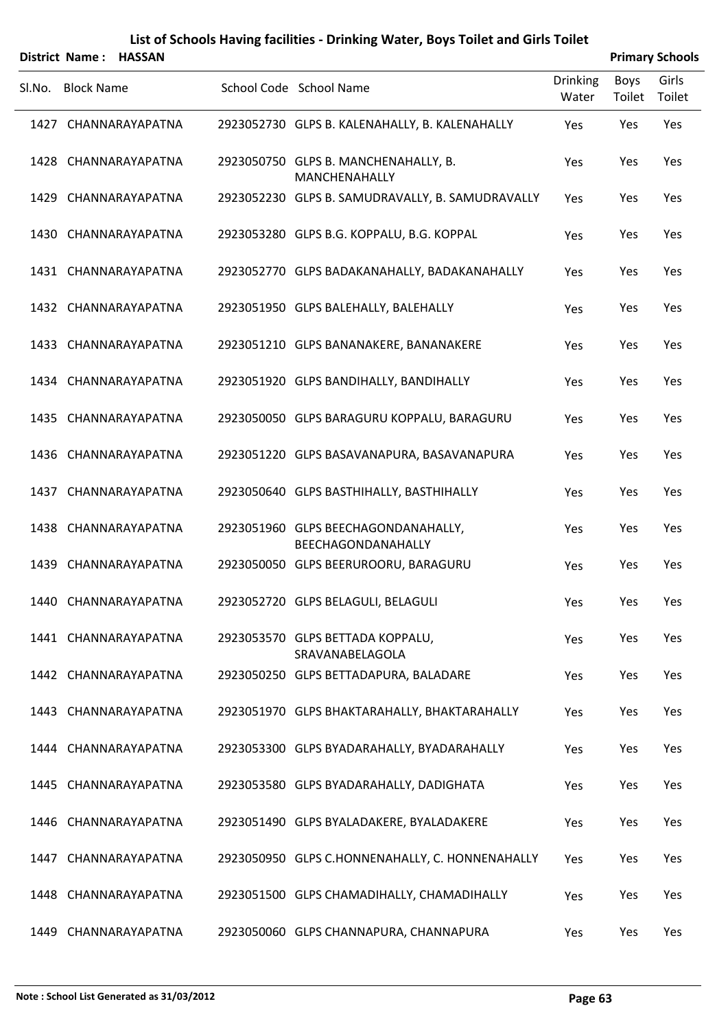# List of Schools Having facilities - Drinking Water, Boys Toilet and Girls Toilet

**District Name : HASSAN** **Primary Schools**

| Sl.No. | Block Name | School Code | School Name | Drinking Water | Boys Toilet | Girls Toilet |
|---|---|---|---|---|---|---|
| 1427 | CHANNARAYAPATNA | 2923052730 | GLPS B. KALENAHALLY, B. KALENAHALLY | Yes | Yes | Yes |
| 1428 | CHANNARAYAPATNA | 2923050750 | GLPS B. MANCHENAHALLY, B. MANCHENAHALLY | Yes | Yes | Yes |
| 1429 | CHANNARAYAPATNA | 2923052230 | GLPS B. SAMUDRAVALLY, B. SAMUDRAVALLY | Yes | Yes | Yes |
| 1430 | CHANNARAYAPATNA | 2923053280 | GLPS B.G. KOPPALU, B.G. KOPPAL | Yes | Yes | Yes |
| 1431 | CHANNARAYAPATNA | 2923052770 | GLPS BADAKANAHALLY, BADAKANAHALLY | Yes | Yes | Yes |
| 1432 | CHANNARAYAPATNA | 2923051950 | GLPS BALEHALLY, BALEHALLY | Yes | Yes | Yes |
| 1433 | CHANNARAYAPATNA | 2923051210 | GLPS BANANAKERE, BANANAKERE | Yes | Yes | Yes |
| 1434 | CHANNARAYAPATNA | 2923051920 | GLPS BANDIHALLY, BANDIHALLY | Yes | Yes | Yes |
| 1435 | CHANNARAYAPATNA | 2923050050 | GLPS BARAGURU KOPPALU, BARAGURU | Yes | Yes | Yes |
| 1436 | CHANNARAYAPATNA | 2923051220 | GLPS BASAVANAPURA, BASAVANAPURA | Yes | Yes | Yes |
| 1437 | CHANNARAYAPATNA | 2923050640 | GLPS BASTHIHALLY, BASTHIHALLY | Yes | Yes | Yes |
| 1438 | CHANNARAYAPATNA | 2923051960 | GLPS BEECHAGONDANAHALLY, BEECHAGONDANAHALLY | Yes | Yes | Yes |
| 1439 | CHANNARAYAPATNA | 2923050050 | GLPS BEERUROORU, BARAGURU | Yes | Yes | Yes |
| 1440 | CHANNARAYAPATNA | 2923052720 | GLPS BELAGULI, BELAGULI | Yes | Yes | Yes |
| 1441 | CHANNARAYAPATNA | 2923053570 | GLPS BETTADA KOPPALU, SRAVANABELAGOLA | Yes | Yes | Yes |
| 1442 | CHANNARAYAPATNA | 2923050250 | GLPS BETTADAPURA, BALADARE | Yes | Yes | Yes |
| 1443 | CHANNARAYAPATNA | 2923051970 | GLPS BHAKTARAHALLY, BHAKTARAHALLY | Yes | Yes | Yes |
| 1444 | CHANNARAYAPATNA | 2923053300 | GLPS BYADARAHALLY, BYADARAHALLY | Yes | Yes | Yes |
| 1445 | CHANNARAYAPATNA | 2923053580 | GLPS BYADARAHALLY, DADIGHATA | Yes | Yes | Yes |
| 1446 | CHANNARAYAPATNA | 2923051490 | GLPS BYALADAKERE, BYALADAKERE | Yes | Yes | Yes |
| 1447 | CHANNARAYAPATNA | 2923050950 | GLPS C.HONNENAHALLY, C. HONNENAHALLY | Yes | Yes | Yes |
| 1448 | CHANNARAYAPATNA | 2923051500 | GLPS CHAMADIHALLY, CHAMADIHALLY | Yes | Yes | Yes |
| 1449 | CHANNARAYAPATNA | 2923050060 | GLPS CHANNAPURA, CHANNAPURA | Yes | Yes | Yes |

**Note : School List Generated as 31/03/2012**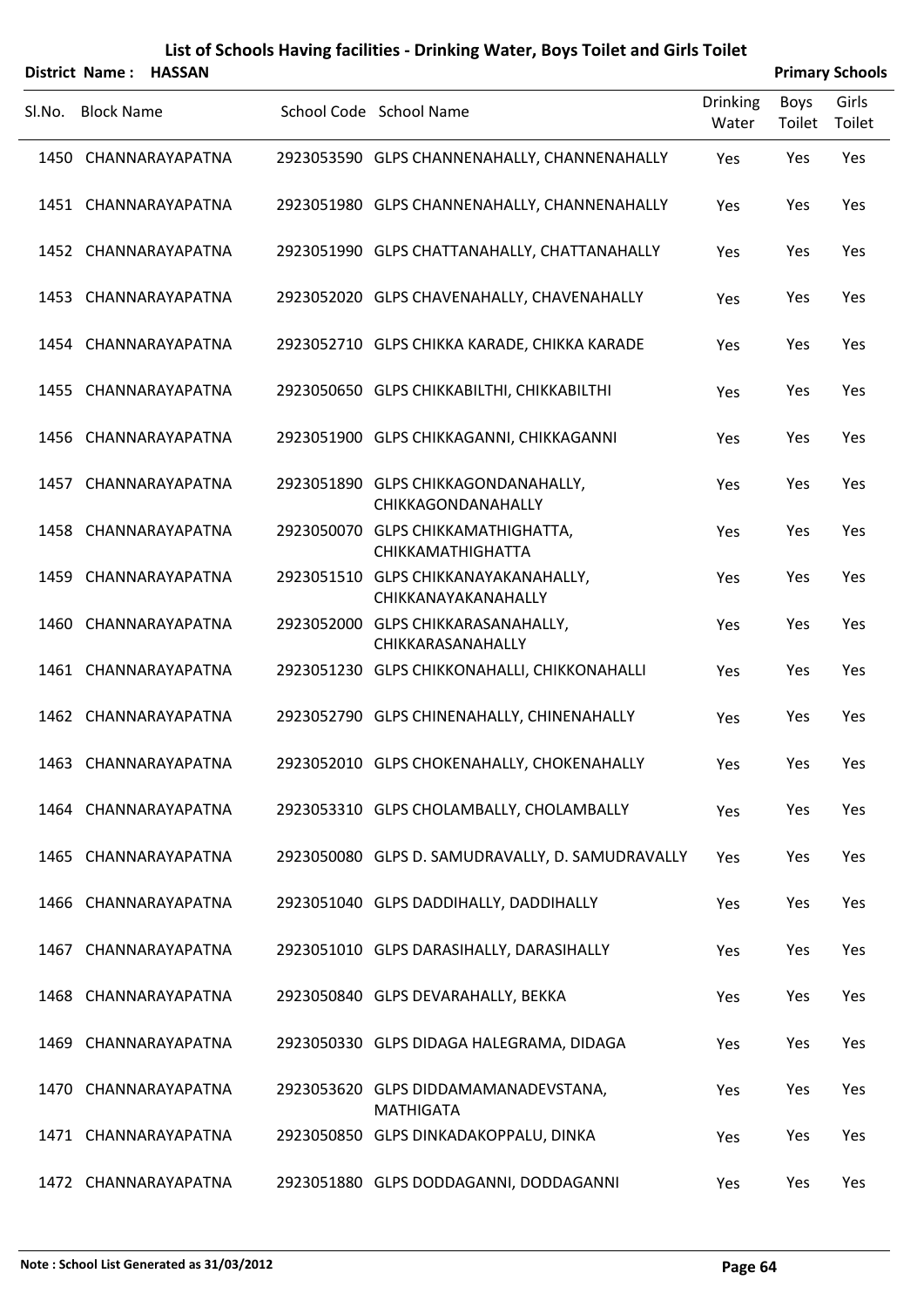# List of Schools Having facilities - Drinking Water, Boys Toilet and Girls Toilet

**District Name : HASSAN** | **Primary Schools**

| Sl.No. | Block Name | School Code | School Name | Drinking Water | Boys Toilet | Girls Toilet |
|---|---|---|---|---|---|---|
| 1450 | CHANNARAYAPATNA | 2923053590 | GLPS CHANNENAHALLY, CHANNENAHALLY | Yes | Yes | Yes |
| 1451 | CHANNARAYAPATNA | 2923051980 | GLPS CHANNENAHALLY, CHANNENAHALLY | Yes | Yes | Yes |
| 1452 | CHANNARAYAPATNA | 2923051990 | GLPS CHATTANAHALLY, CHATTANAHALLY | Yes | Yes | Yes |
| 1453 | CHANNARAYAPATNA | 2923052020 | GLPS CHAVENAHALLY, CHAVENAHALLY | Yes | Yes | Yes |
| 1454 | CHANNARAYAPATNA | 2923052710 | GLPS CHIKKA KARADE, CHIKKA KARADE | Yes | Yes | Yes |
| 1455 | CHANNARAYAPATNA | 2923050650 | GLPS CHIKKABILTHI, CHIKKABILTHI | Yes | Yes | Yes |
| 1456 | CHANNARAYAPATNA | 2923051900 | GLPS CHIKKAGANNI, CHIKKAGANNI | Yes | Yes | Yes |
| 1457 | CHANNARAYAPATNA | 2923051890 | GLPS CHIKKAGONDANAHALLY, CHIKKAGONDANAHALLY | Yes | Yes | Yes |
| 1458 | CHANNARAYAPATNA | 2923050070 | GLPS CHIKKAMATHIGHATTA, CHIKKAMATHIGHATTA | Yes | Yes | Yes |
| 1459 | CHANNARAYAPATNA | 2923051510 | GLPS CHIKKANAYAKANAHALLY, CHIKKANAYAKANAHALLY | Yes | Yes | Yes |
| 1460 | CHANNARAYAPATNA | 2923052000 | GLPS CHIKKARASANAHALLY, CHIKKARASANAHALLY | Yes | Yes | Yes |
| 1461 | CHANNARAYAPATNA | 2923051230 | GLPS CHIKKONAHALLI, CHIKKONAHALLI | Yes | Yes | Yes |
| 1462 | CHANNARAYAPATNA | 2923052790 | GLPS CHINENAHALLY, CHINENAHALLY | Yes | Yes | Yes |
| 1463 | CHANNARAYAPATNA | 2923052010 | GLPS CHOKENAHALLY, CHOKENAHALLY | Yes | Yes | Yes |
| 1464 | CHANNARAYAPATNA | 2923053310 | GLPS CHOLAMBALLY, CHOLAMBALLY | Yes | Yes | Yes |
| 1465 | CHANNARAYAPATNA | 2923050080 | GLPS D. SAMUDRAVALLY, D. SAMUDRAVALLY | Yes | Yes | Yes |
| 1466 | CHANNARAYAPATNA | 2923051040 | GLPS DADDIHALLY, DADDIHALLY | Yes | Yes | Yes |
| 1467 | CHANNARAYAPATNA | 2923051010 | GLPS DARASIHALLY, DARASIHALLY | Yes | Yes | Yes |
| 1468 | CHANNARAYAPATNA | 2923050840 | GLPS DEVARAHALLY, BEKKA | Yes | Yes | Yes |
| 1469 | CHANNARAYAPATNA | 2923050330 | GLPS DIDAGA HALEGRAMA, DIDAGA | Yes | Yes | Yes |
| 1470 | CHANNARAYAPATNA | 2923053620 | GLPS DIDDAMAMANADEVSTANA, MATHIGATA | Yes | Yes | Yes |
| 1471 | CHANNARAYAPATNA | 2923050850 | GLPS DINKADAKOPPALU, DINKA | Yes | Yes | Yes |
| 1472 | CHANNARAYAPATNA | 2923051880 | GLPS DODDAGANNI, DODDAGANNI | Yes | Yes | Yes |

**Note : School List Generated as 31/03/2012**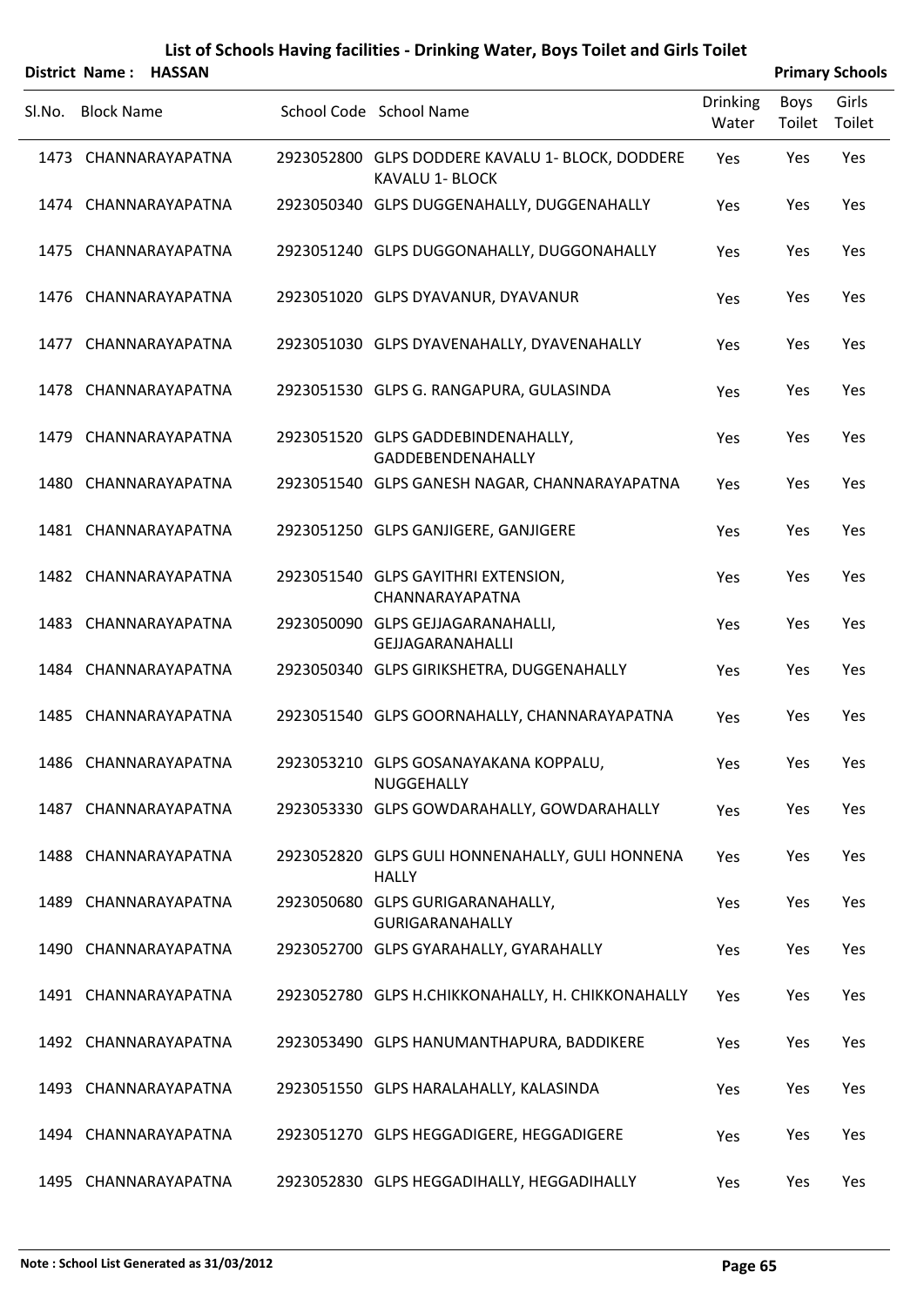# List of Schools Having facilities - Drinking Water, Boys Toilet and Girls Toilet

**District Name : HASSAN** **Primary Schools**

| Sl.No. | Block Name | School Code | School Name | Drinking Water | Boys Toilet | Girls Toilet |
|---|---|---|---|---|---|---|
| 1473 | CHANNARAYAPATNA | 2923052800 | GLPS DODDERE KAVALU 1- BLOCK, DODDERE KAVALU 1- BLOCK | Yes | Yes | Yes |
| 1474 | CHANNARAYAPATNA | 2923050340 | GLPS DUGGENAHALLY, DUGGENAHALLY | Yes | Yes | Yes |
| 1475 | CHANNARAYAPATNA | 2923051240 | GLPS DUGGONAHALLY, DUGGONAHALLY | Yes | Yes | Yes |
| 1476 | CHANNARAYAPATNA | 2923051020 | GLPS DYAVANUR, DYAVANUR | Yes | Yes | Yes |
| 1477 | CHANNARAYAPATNA | 2923051030 | GLPS DYAVENAHALLY, DYAVENAHALLY | Yes | Yes | Yes |
| 1478 | CHANNARAYAPATNA | 2923051530 | GLPS G. RANGAPURA, GULASINDA | Yes | Yes | Yes |
| 1479 | CHANNARAYAPATNA | 2923051520 | GLPS GADDEBINDENAHALLY, GADDEBENDENAHALLY | Yes | Yes | Yes |
| 1480 | CHANNARAYAPATNA | 2923051540 | GLPS GANESH NAGAR, CHANNARAYAPATNA | Yes | Yes | Yes |
| 1481 | CHANNARAYAPATNA | 2923051250 | GLPS GANJIGERE, GANJIGERE | Yes | Yes | Yes |
| 1482 | CHANNARAYAPATNA | 2923051540 | GLPS GAYITHRI EXTENSION, CHANNARAYAPATNA | Yes | Yes | Yes |
| 1483 | CHANNARAYAPATNA | 2923050090 | GLPS GEJJAGARANAHALLI, GEJJAGARANAHALLI | Yes | Yes | Yes |
| 1484 | CHANNARAYAPATNA | 2923050340 | GLPS GIRIKSHETRA, DUGGENAHALLY | Yes | Yes | Yes |
| 1485 | CHANNARAYAPATNA | 2923051540 | GLPS GOORNAHALLY, CHANNARAYAPATNA | Yes | Yes | Yes |
| 1486 | CHANNARAYAPATNA | 2923053210 | GLPS GOSANAYAKANA KOPPALU, NUGGEHALLY | Yes | Yes | Yes |
| 1487 | CHANNARAYAPATNA | 2923053330 | GLPS GOWDARAHALLY, GOWDARAHALLY | Yes | Yes | Yes |
| 1488 | CHANNARAYAPATNA | 2923052820 | GLPS GULI HONNENAHALLY, GULI HONNENA HALLY | Yes | Yes | Yes |
| 1489 | CHANNARAYAPATNA | 2923050680 | GLPS GURIGARANAHALLY, GURIGARANAHALLY | Yes | Yes | Yes |
| 1490 | CHANNARAYAPATNA | 2923052700 | GLPS GYARAHALLY, GYARAHALLY | Yes | Yes | Yes |
| 1491 | CHANNARAYAPATNA | 2923052780 | GLPS H.CHIKKONAHALLY, H. CHIKKONAHALLY | Yes | Yes | Yes |
| 1492 | CHANNARAYAPATNA | 2923053490 | GLPS HANUMANTHAPURA, BADDIKERE | Yes | Yes | Yes |
| 1493 | CHANNARAYAPATNA | 2923051550 | GLPS HARALAHALLY, KALASINDA | Yes | Yes | Yes |
| 1494 | CHANNARAYAPATNA | 2923051270 | GLPS HEGGADIGERE, HEGGADIGERE | Yes | Yes | Yes |
| 1495 | CHANNARAYAPATNA | 2923052830 | GLPS HEGGADIHALLY, HEGGADIHALLY | Yes | Yes | Yes |

**Note : School List Generated as 31/03/2012**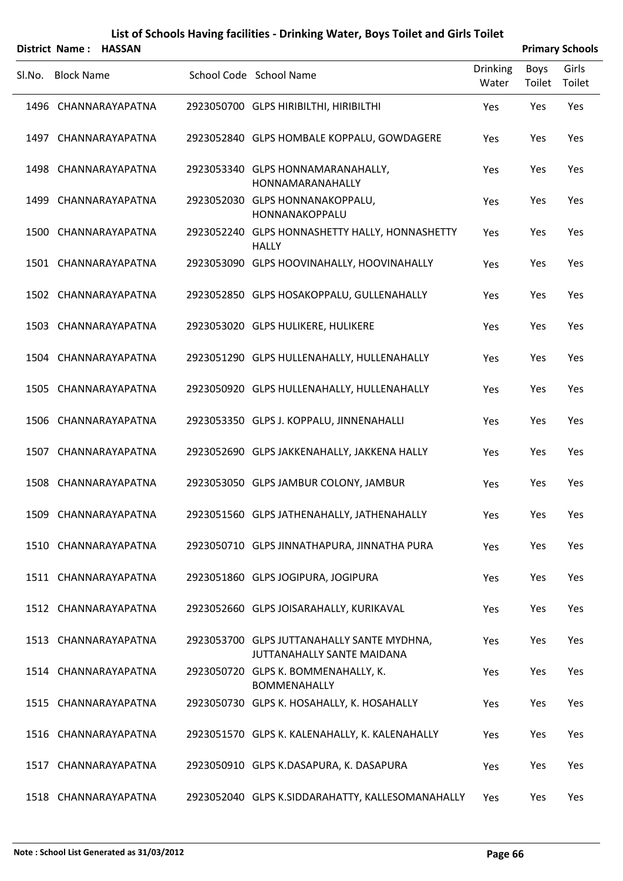# List of Schools Having facilities - Drinking Water, Boys Toilet and Girls Toilet

**District Name : HASSAN** **Primary Schools**

| Sl.No. | Block Name | School Code | School Name | Drinking Water | Boys Toilet | Girls Toilet |
|---|---|---|---|---|---|---|
| 1496 | CHANNARAYAPATNA | 2923050700 | GLPS HIRIBILTHI, HIRIBILTHI | Yes | Yes | Yes |
| 1497 | CHANNARAYAPATNA | 2923052840 | GLPS HOMBALE KOPPALU, GOWDAGERE | Yes | Yes | Yes |
| 1498 | CHANNARAYAPATNA | 2923053340 | GLPS HONNAMARANAHALLY, HONNAMARANAHALLY | Yes | Yes | Yes |
| 1499 | CHANNARAYAPATNA | 2923052030 | GLPS HONNANAKOPPALU, HONNANAKOPPALU | Yes | Yes | Yes |
| 1500 | CHANNARAYAPATNA | 2923052240 | GLPS HONNASHETTY HALLY, HONNASHETTY HALLY | Yes | Yes | Yes |
| 1501 | CHANNARAYAPATNA | 2923053090 | GLPS HOOVINAHALLY, HOOVINAHALLY | Yes | Yes | Yes |
| 1502 | CHANNARAYAPATNA | 2923052850 | GLPS HOSAKOPPALU, GULLENAHALLY | Yes | Yes | Yes |
| 1503 | CHANNARAYAPATNA | 2923053020 | GLPS HULIKERE, HULIKERE | Yes | Yes | Yes |
| 1504 | CHANNARAYAPATNA | 2923051290 | GLPS HULLENAHALLY, HULLENAHALLY | Yes | Yes | Yes |
| 1505 | CHANNARAYAPATNA | 2923050920 | GLPS HULLENAHALLY, HULLENAHALLY | Yes | Yes | Yes |
| 1506 | CHANNARAYAPATNA | 2923053350 | GLPS J. KOPPALU, JINNENAHALLI | Yes | Yes | Yes |
| 1507 | CHANNARAYAPATNA | 2923052690 | GLPS JAKKENAHALLY, JAKKENA HALLY | Yes | Yes | Yes |
| 1508 | CHANNARAYAPATNA | 2923053050 | GLPS JAMBUR COLONY, JAMBUR | Yes | Yes | Yes |
| 1509 | CHANNARAYAPATNA | 2923051560 | GLPS JATHENAHALLY, JATHENAHALLY | Yes | Yes | Yes |
| 1510 | CHANNARAYAPATNA | 2923050710 | GLPS JINNATHAPURA, JINNATHA PURA | Yes | Yes | Yes |
| 1511 | CHANNARAYAPATNA | 2923051860 | GLPS JOGIPURA, JOGIPURA | Yes | Yes | Yes |
| 1512 | CHANNARAYAPATNA | 2923052660 | GLPS JOISARAHALLY, KURIKAVAL | Yes | Yes | Yes |
| 1513 | CHANNARAYAPATNA | 2923053700 | GLPS JUTTANAHALLY SANTE MYDHNA, JUTTANAHALLY SANTE MAIDANA | Yes | Yes | Yes |
| 1514 | CHANNARAYAPATNA | 2923050720 | GLPS K. BOMMENAHALLY, K. BOMMENAHALLY | Yes | Yes | Yes |
| 1515 | CHANNARAYAPATNA | 2923050730 | GLPS K. HOSAHALLY, K. HOSAHALLY | Yes | Yes | Yes |
| 1516 | CHANNARAYAPATNA | 2923051570 | GLPS K. KALENAHALLY, K. KALENAHALLY | Yes | Yes | Yes |
| 1517 | CHANNARAYAPATNA | 2923050910 | GLPS K.DASAPURA, K. DASAPURA | Yes | Yes | Yes |
| 1518 | CHANNARAYAPATNA | 2923052040 | GLPS K.SIDDARAHATTY, KALLESOMANAHALLY | Yes | Yes | Yes |

**Note : School List Generated as 31/03/2012**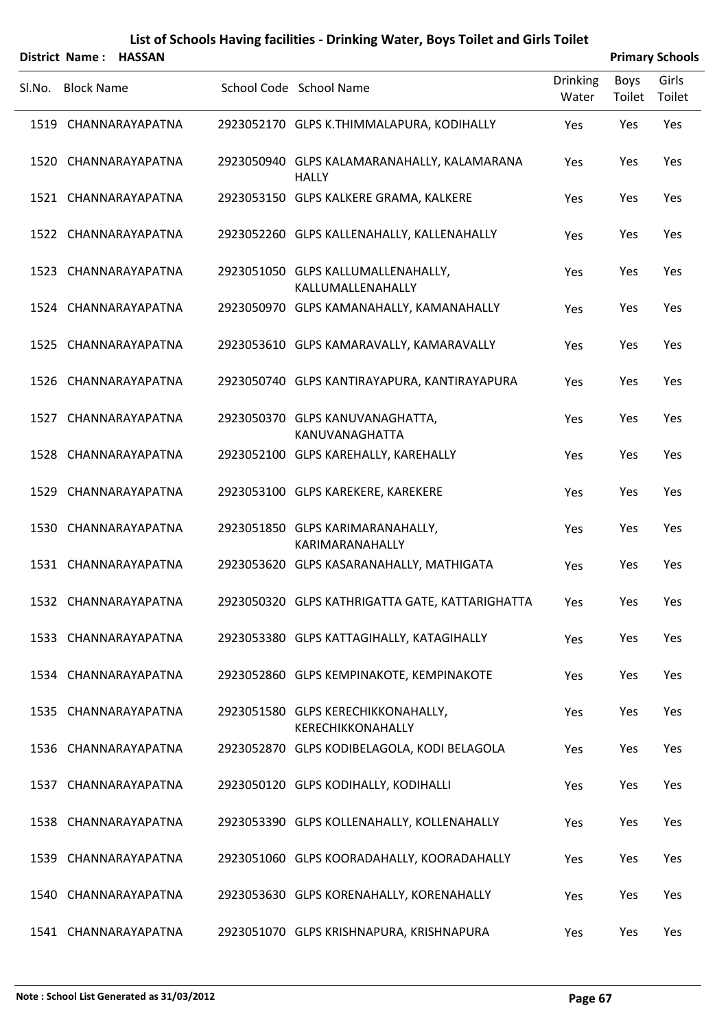# List of Schools Having facilities - Drinking Water, Boys Toilet and Girls Toilet

**District Name : HASSAN** **Primary Schools**

| Sl.No. | Block Name | School Code | School Name | Drinking Water | Boys Toilet | Girls Toilet |
|---|---|---|---|---|---|---|
| 1519 | CHANNARAYAPATNA | 2923052170 | GLPS K.THIMMALAPURA, KODIHALLY | Yes | Yes | Yes |
| 1520 | CHANNARAYAPATNA | 2923050940 | GLPS KALAMARANAHALLY, KALAMARANA HALLY | Yes | Yes | Yes |
| 1521 | CHANNARAYAPATNA | 2923053150 | GLPS KALKERE GRAMA, KALKERE | Yes | Yes | Yes |
| 1522 | CHANNARAYAPATNA | 2923052260 | GLPS KALLENAHALLY, KALLENAHALLY | Yes | Yes | Yes |
| 1523 | CHANNARAYAPATNA | 2923051050 | GLPS KALLUMALLENAHALLY, KALLUMALLENAHALLY | Yes | Yes | Yes |
| 1524 | CHANNARAYAPATNA | 2923050970 | GLPS KAMANAHALLY, KAMANAHALLY | Yes | Yes | Yes |
| 1525 | CHANNARAYAPATNA | 2923053610 | GLPS KAMARAVALLY, KAMARAVALLY | Yes | Yes | Yes |
| 1526 | CHANNARAYAPATNA | 2923050740 | GLPS KANTIRAYAPURA, KANTIRAYAPURA | Yes | Yes | Yes |
| 1527 | CHANNARAYAPATNA | 2923050370 | GLPS KANUVANAGHATTA, KANUVANAGHATTA | Yes | Yes | Yes |
| 1528 | CHANNARAYAPATNA | 2923052100 | GLPS KAREHALLY, KAREHALLY | Yes | Yes | Yes |
| 1529 | CHANNARAYAPATNA | 2923053100 | GLPS KAREKERE, KAREKERE | Yes | Yes | Yes |
| 1530 | CHANNARAYAPATNA | 2923051850 | GLPS KARIMARANAHALLY, KARIMARANAHALLY | Yes | Yes | Yes |
| 1531 | CHANNARAYAPATNA | 2923053620 | GLPS KASARANAHALLY, MATHIGATA | Yes | Yes | Yes |
| 1532 | CHANNARAYAPATNA | 2923050320 | GLPS KATHRIGATTA GATE, KATTARIGHATTA | Yes | Yes | Yes |
| 1533 | CHANNARAYAPATNA | 2923053380 | GLPS KATTAGIHALLY, KATAGIHALLY | Yes | Yes | Yes |
| 1534 | CHANNARAYAPATNA | 2923052860 | GLPS KEMPINAKOTE, KEMPINAKOTE | Yes | Yes | Yes |
| 1535 | CHANNARAYAPATNA | 2923051580 | GLPS KERECHIKKONAHALLY, KERECHIKKONAHALLY | Yes | Yes | Yes |
| 1536 | CHANNARAYAPATNA | 2923052870 | GLPS KODIBELAGOLA, KODI BELAGOLA | Yes | Yes | Yes |
| 1537 | CHANNARAYAPATNA | 2923050120 | GLPS KODIHALLY, KODIHALLI | Yes | Yes | Yes |
| 1538 | CHANNARAYAPATNA | 2923053390 | GLPS KOLLENAHALLY, KOLLENAHALLY | Yes | Yes | Yes |
| 1539 | CHANNARAYAPATNA | 2923051060 | GLPS KOORADAHALLY, KOORADAHALLY | Yes | Yes | Yes |
| 1540 | CHANNARAYAPATNA | 2923053630 | GLPS KORENAHALLY, KORENAHALLY | Yes | Yes | Yes |
| 1541 | CHANNARAYAPATNA | 2923051070 | GLPS KRISHNAPURA, KRISHNAPURA | Yes | Yes | Yes |

**Note : School List Generated as 31/03/2012**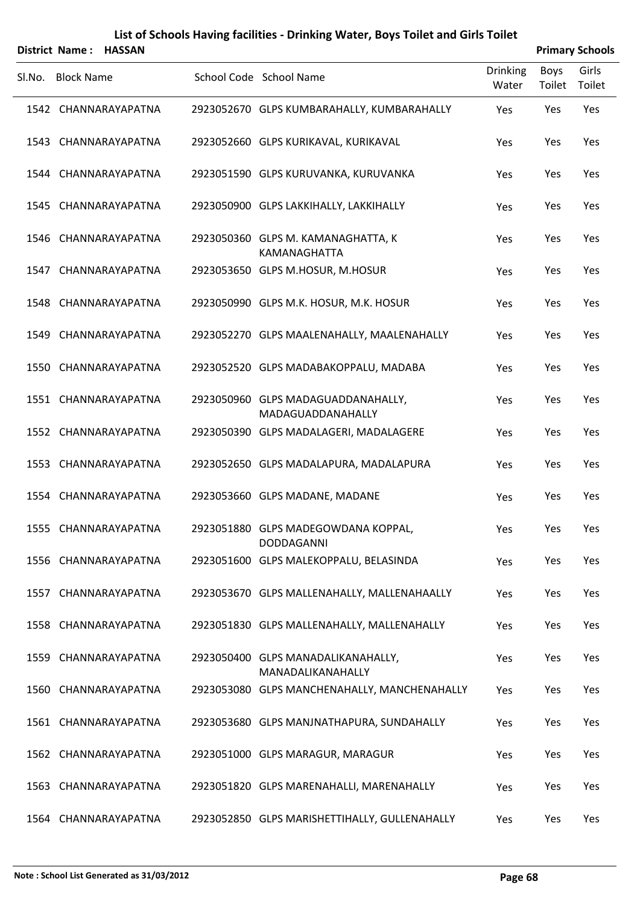# List of Schools Having facilities - Drinking Water, Boys Toilet and Girls Toilet

**District Name : HASSAN** **Primary Schools**

| Sl.No. | Block Name | School Code | School Name | Drinking Water | Boys Toilet | Girls Toilet |
|---|---|---|---|---|---|---|
| 1542 | CHANNARAYAPATNA | 2923052670 | GLPS KUMBARAHALLY, KUMBARAHALLY | Yes | Yes | Yes |
| 1543 | CHANNARAYAPATNA | 2923052660 | GLPS KURIKAVAL, KURIKAVAL | Yes | Yes | Yes |
| 1544 | CHANNARAYAPATNA | 2923051590 | GLPS KURUVANKA, KURUVANKA | Yes | Yes | Yes |
| 1545 | CHANNARAYAPATNA | 2923050900 | GLPS LAKKIHALLY, LAKKIHALLY | Yes | Yes | Yes |
| 1546 | CHANNARAYAPATNA | 2923050360 | GLPS M. KAMANAGHATTA, K KAMANAGHATTA | Yes | Yes | Yes |
| 1547 | CHANNARAYAPATNA | 2923053650 | GLPS M.HOSUR, M.HOSUR | Yes | Yes | Yes |
| 1548 | CHANNARAYAPATNA | 2923050990 | GLPS M.K. HOSUR, M.K. HOSUR | Yes | Yes | Yes |
| 1549 | CHANNARAYAPATNA | 2923052270 | GLPS MAALENAHALLY, MAALENAHALLY | Yes | Yes | Yes |
| 1550 | CHANNARAYAPATNA | 2923052520 | GLPS MADABAKOPPALU, MADABA | Yes | Yes | Yes |
| 1551 | CHANNARAYAPATNA | 2923050960 | GLPS MADAGUADDANAHALLY, MADAGUADDANAHALLY | Yes | Yes | Yes |
| 1552 | CHANNARAYAPATNA | 2923050390 | GLPS MADALAGERI, MADALAGERE | Yes | Yes | Yes |
| 1553 | CHANNARAYAPATNA | 2923052650 | GLPS MADALAPURA, MADALAPURA | Yes | Yes | Yes |
| 1554 | CHANNARAYAPATNA | 2923053660 | GLPS MADANE, MADANE | Yes | Yes | Yes |
| 1555 | CHANNARAYAPATNA | 2923051880 | GLPS MADEGOWDANA KOPPAL, DODDAGANNI | Yes | Yes | Yes |
| 1556 | CHANNARAYAPATNA | 2923051600 | GLPS MALEKOPPALU, BELASINDA | Yes | Yes | Yes |
| 1557 | CHANNARAYAPATNA | 2923053670 | GLPS MALLENAHALLY, MALLENAHAALLY | Yes | Yes | Yes |
| 1558 | CHANNARAYAPATNA | 2923051830 | GLPS MALLENAHALLY, MALLENAHALLY | Yes | Yes | Yes |
| 1559 | CHANNARAYAPATNA | 2923050400 | GLPS MANADALIKANAHALLY, MANADALIKANAHALLY | Yes | Yes | Yes |
| 1560 | CHANNARAYAPATNA | 2923053080 | GLPS MANCHENAHALLY, MANCHENAHALLY | Yes | Yes | Yes |
| 1561 | CHANNARAYAPATNA | 2923053680 | GLPS MANJNATHAPURA, SUNDAHALLY | Yes | Yes | Yes |
| 1562 | CHANNARAYAPATNA | 2923051000 | GLPS MARAGUR, MARAGUR | Yes | Yes | Yes |
| 1563 | CHANNARAYAPATNA | 2923051820 | GLPS MARENAHALLI, MARENAHALLY | Yes | Yes | Yes |
| 1564 | CHANNARAYAPATNA | 2923052850 | GLPS MARISHETTIHALLY, GULLENAHALLY | Yes | Yes | Yes |

**Note : School List Generated as 31/03/2012**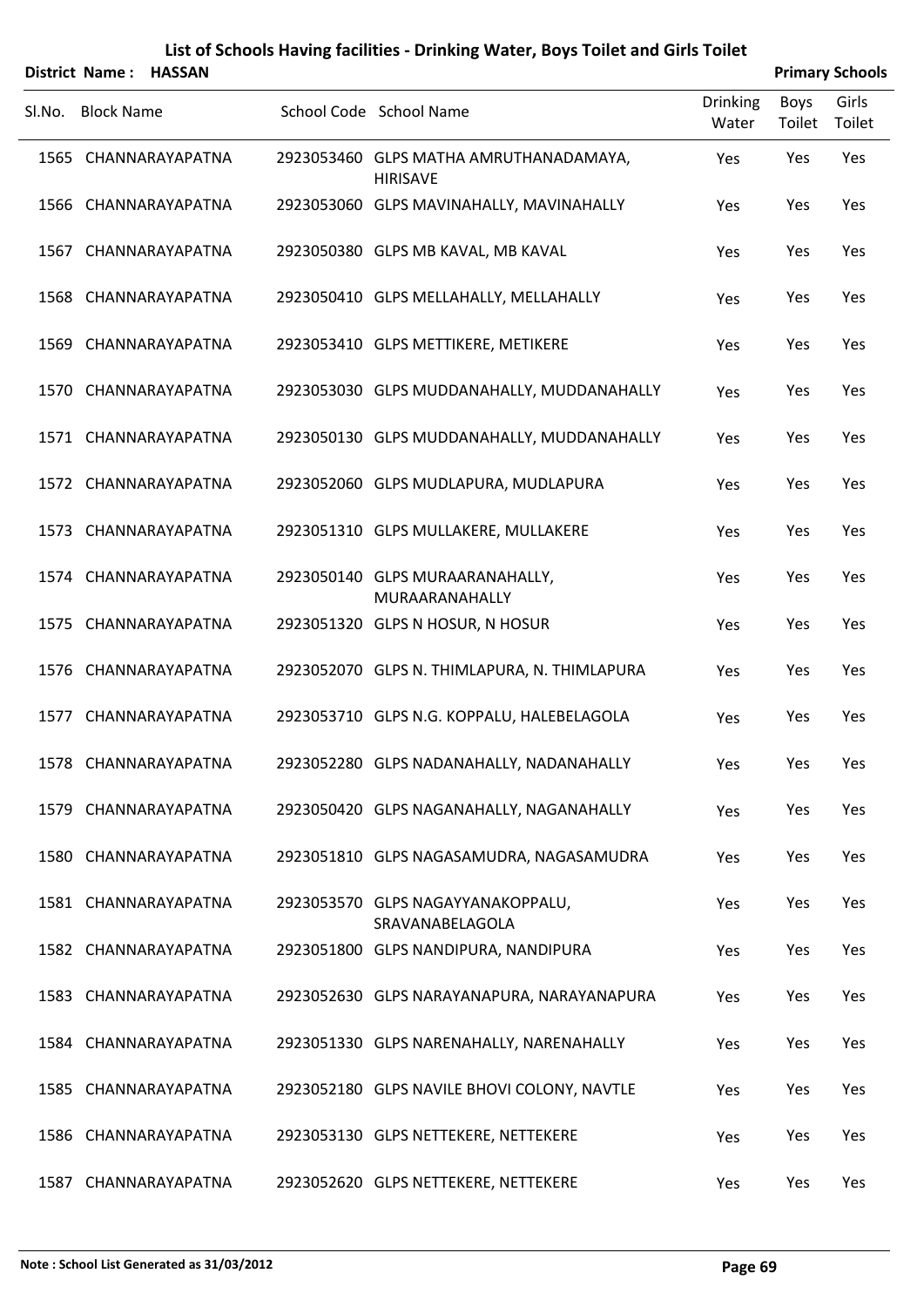## List of Schools Having facilities - Drinking Water, Boys Toilet and Girls Toilet

**District Name : HASSAN** **Primary Schools**

| Sl.No. | Block Name | School Code | School Name | Drinking Water | Boys Toilet | Girls Toilet |
|---|---|---|---|---|---|---|
| 1565 | CHANNARAYAPATNA | 2923053460 | GLPS MATHA AMRUTHANADAMAYA, HIRISAVE | Yes | Yes | Yes |
| 1566 | CHANNARAYAPATNA | 2923053060 | GLPS MAVINAHALLY, MAVINAHALLY | Yes | Yes | Yes |
| 1567 | CHANNARAYAPATNA | 2923050380 | GLPS MB KAVAL, MB KAVAL | Yes | Yes | Yes |
| 1568 | CHANNARAYAPATNA | 2923050410 | GLPS MELLAHALLY, MELLAHALLY | Yes | Yes | Yes |
| 1569 | CHANNARAYAPATNA | 2923053410 | GLPS METTIKERE, METIKERE | Yes | Yes | Yes |
| 1570 | CHANNARAYAPATNA | 2923053030 | GLPS MUDDANAHALLY, MUDDANAHALLY | Yes | Yes | Yes |
| 1571 | CHANNARAYAPATNA | 2923050130 | GLPS MUDDANAHALLY, MUDDANAHALLY | Yes | Yes | Yes |
| 1572 | CHANNARAYAPATNA | 2923052060 | GLPS MUDLAPURA, MUDLAPURA | Yes | Yes | Yes |
| 1573 | CHANNARAYAPATNA | 2923051310 | GLPS MULLAKERE, MULLAKERE | Yes | Yes | Yes |
| 1574 | CHANNARAYAPATNA | 2923050140 | GLPS MURAARANAHALLY, MURAARANAHALLY | Yes | Yes | Yes |
| 1575 | CHANNARAYAPATNA | 2923051320 | GLPS N HOSUR, N HOSUR | Yes | Yes | Yes |
| 1576 | CHANNARAYAPATNA | 2923052070 | GLPS N. THIMLAPURA, N. THIMLAPURA | Yes | Yes | Yes |
| 1577 | CHANNARAYAPATNA | 2923053710 | GLPS N.G. KOPPALU, HALEBELAGOLA | Yes | Yes | Yes |
| 1578 | CHANNARAYAPATNA | 2923052280 | GLPS NADANAHALLY, NADANAHALLY | Yes | Yes | Yes |
| 1579 | CHANNARAYAPATNA | 2923050420 | GLPS NAGANAHALLY, NAGANAHALLY | Yes | Yes | Yes |
| 1580 | CHANNARAYAPATNA | 2923051810 | GLPS NAGASAMUDRA, NAGASAMUDRA | Yes | Yes | Yes |
| 1581 | CHANNARAYAPATNA | 2923053570 | GLPS NAGAYYANAKOPPALU, SRAVANABELAGOLA | Yes | Yes | Yes |
| 1582 | CHANNARAYAPATNA | 2923051800 | GLPS NANDIPURA, NANDIPURA | Yes | Yes | Yes |
| 1583 | CHANNARAYAPATNA | 2923052630 | GLPS NARAYANAPURA, NARAYANAPURA | Yes | Yes | Yes |
| 1584 | CHANNARAYAPATNA | 2923051330 | GLPS NARENAHALLY, NARENAHALLY | Yes | Yes | Yes |
| 1585 | CHANNARAYAPATNA | 2923052180 | GLPS NAVILE BHOVI COLONY, NAVTLE | Yes | Yes | Yes |
| 1586 | CHANNARAYAPATNA | 2923053130 | GLPS NETTEKERE, NETTEKERE | Yes | Yes | Yes |
| 1587 | CHANNARAYAPATNA | 2923052620 | GLPS NETTEKERE, NETTEKERE | Yes | Yes | Yes |

**Note : School List Generated as 31/03/2012**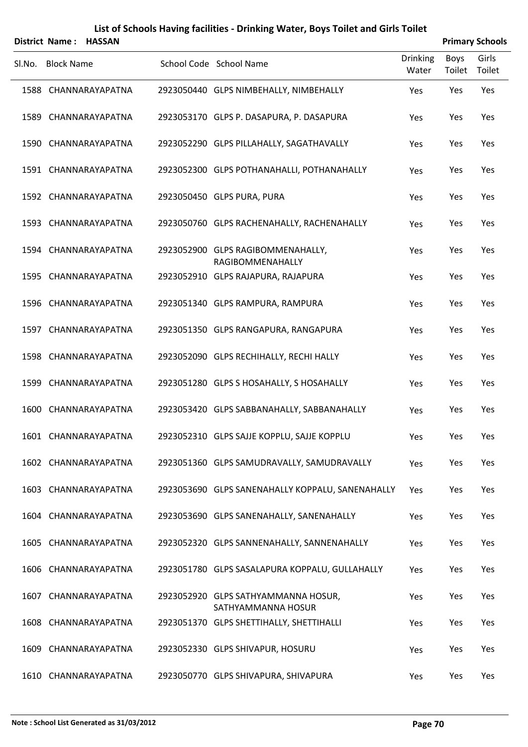# List of Schools Having facilities - Drinking Water, Boys Toilet and Girls Toilet

**District Name : HASSAN** **Primary Schools**

| Sl.No. | Block Name | School Code | School Name | Drinking Water | Boys Toilet | Girls Toilet |
|---|---|---|---|---|---|---|
| 1588 | CHANNARAYAPATNA | 2923050440 | GLPS NIMBEHALLY, NIMBEHALLY | Yes | Yes | Yes |
| 1589 | CHANNARAYAPATNA | 2923053170 | GLPS P. DASAPURA, P. DASAPURA | Yes | Yes | Yes |
| 1590 | CHANNARAYAPATNA | 2923052290 | GLPS PILLAHALLY, SAGATHAVALLY | Yes | Yes | Yes |
| 1591 | CHANNARAYAPATNA | 2923052300 | GLPS POTHANAHALLI, POTHANAHALLY | Yes | Yes | Yes |
| 1592 | CHANNARAYAPATNA | 2923050450 | GLPS PURA, PURA | Yes | Yes | Yes |
| 1593 | CHANNARAYAPATNA | 2923050760 | GLPS RACHENAHALLY, RACHENAHALLY | Yes | Yes | Yes |
| 1594 | CHANNARAYAPATNA | 2923052900 | GLPS RAGIBOMMENAHALLY, RAGIBOMMENAHALLY | Yes | Yes | Yes |
| 1595 | CHANNARAYAPATNA | 2923052910 | GLPS RAJAPURA, RAJAPURA | Yes | Yes | Yes |
| 1596 | CHANNARAYAPATNA | 2923051340 | GLPS RAMPURA, RAMPURA | Yes | Yes | Yes |
| 1597 | CHANNARAYAPATNA | 2923051350 | GLPS RANGAPURA, RANGAPURA | Yes | Yes | Yes |
| 1598 | CHANNARAYAPATNA | 2923052090 | GLPS RECHIHALLY, RECHI HALLY | Yes | Yes | Yes |
| 1599 | CHANNARAYAPATNA | 2923051280 | GLPS S HOSAHALLY, S HOSAHALLY | Yes | Yes | Yes |
| 1600 | CHANNARAYAPATNA | 2923053420 | GLPS SABBANAHALLY, SABBANAHALLY | Yes | Yes | Yes |
| 1601 | CHANNARAYAPATNA | 2923052310 | GLPS SAJJE KOPPLU, SAJJE KOPPLU | Yes | Yes | Yes |
| 1602 | CHANNARAYAPATNA | 2923051360 | GLPS SAMUDRAVALLY, SAMUDRAVALLY | Yes | Yes | Yes |
| 1603 | CHANNARAYAPATNA | 2923053690 | GLPS SANENAHALLY KOPPALU, SANENAHALLY | Yes | Yes | Yes |
| 1604 | CHANNARAYAPATNA | 2923053690 | GLPS SANENAHALLY, SANENAHALLY | Yes | Yes | Yes |
| 1605 | CHANNARAYAPATNA | 2923052320 | GLPS SANNENAHALLY, SANNENAHALLY | Yes | Yes | Yes |
| 1606 | CHANNARAYAPATNA | 2923051780 | GLPS SASALAPURA KOPPALU, GULLAHALLY | Yes | Yes | Yes |
| 1607 | CHANNARAYAPATNA | 2923052920 | GLPS SATHYAMMANNA HOSUR, SATHYAMMANNA HOSUR | Yes | Yes | Yes |
| 1608 | CHANNARAYAPATNA | 2923051370 | GLPS SHETTIHALLY, SHETTIHALLI | Yes | Yes | Yes |
| 1609 | CHANNARAYAPATNA | 2923052330 | GLPS SHIVAPUR, HOSURU | Yes | Yes | Yes |
| 1610 | CHANNARAYAPATNA | 2923050770 | GLPS SHIVAPURA, SHIVAPURA | Yes | Yes | Yes |

**Note : School List Generated as 31/03/2012**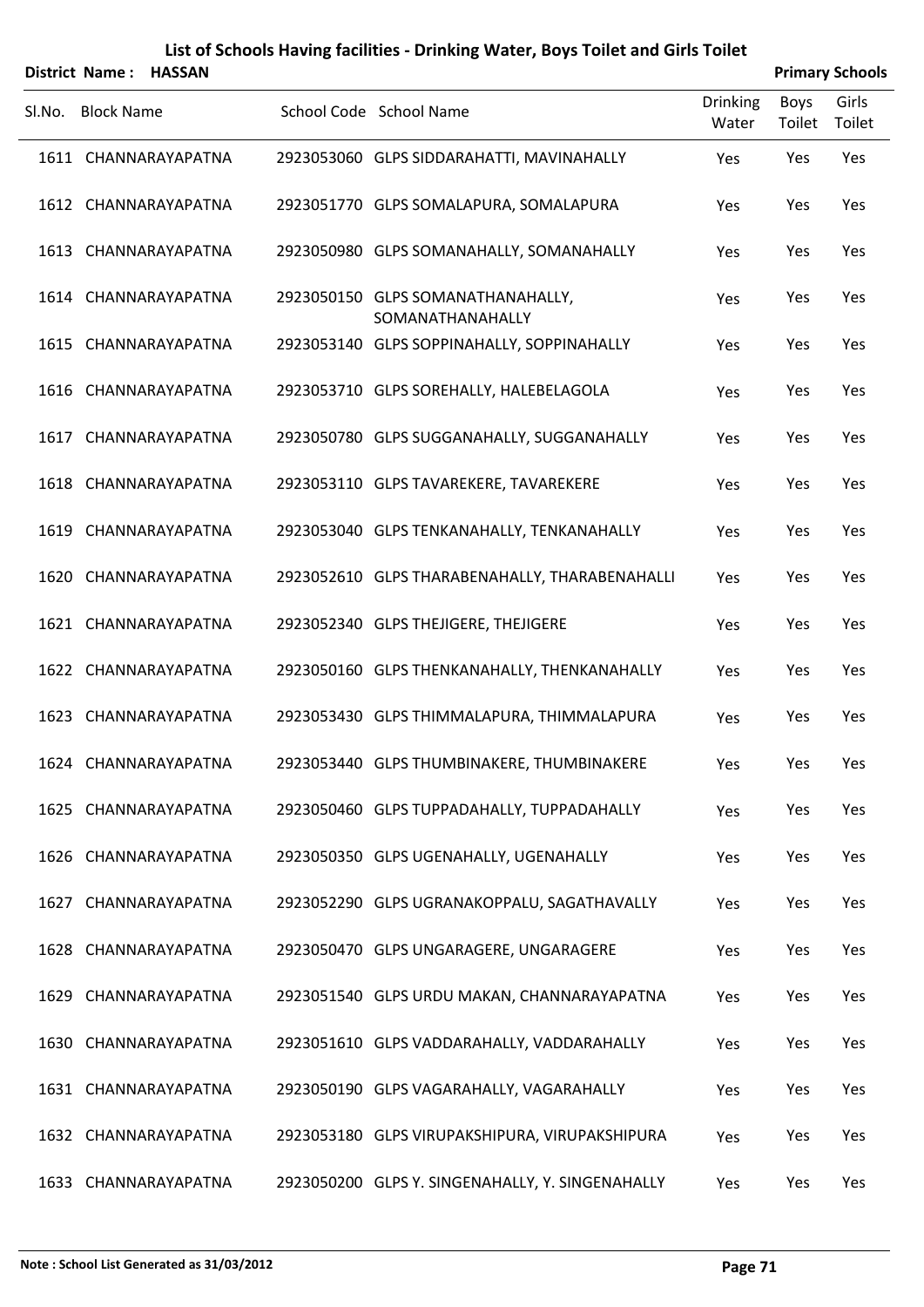# List of Schools Having facilities - Drinking Water, Boys Toilet and Girls Toilet

**District Name : HASSAN** **Primary Schools**

| Sl.No. | Block Name | School Code | School Name | Drinking Water | Boys Toilet | Girls Toilet |
|---|---|---|---|---|---|---|
| 1611 | CHANNARAYAPATNA | 2923053060 | GLPS SIDDARAHATTI, MAVINAHALLY | Yes | Yes | Yes |
| 1612 | CHANNARAYAPATNA | 2923051770 | GLPS SOMALAPURA, SOMALAPURA | Yes | Yes | Yes |
| 1613 | CHANNARAYAPATNA | 2923050980 | GLPS SOMANAHALLY, SOMANAHALLY | Yes | Yes | Yes |
| 1614 | CHANNARAYAPATNA | 2923050150 | GLPS SOMANATHANAHALLY, SOMANATHANAHALLY | Yes | Yes | Yes |
| 1615 | CHANNARAYAPATNA | 2923053140 | GLPS SOPPINAHALLY, SOPPINAHALLY | Yes | Yes | Yes |
| 1616 | CHANNARAYAPATNA | 2923053710 | GLPS SOREHALLY, HALEBELAGOLA | Yes | Yes | Yes |
| 1617 | CHANNARAYAPATNA | 2923050780 | GLPS SUGGANAHALLY, SUGGANAHALLY | Yes | Yes | Yes |
| 1618 | CHANNARAYAPATNA | 2923053110 | GLPS TAVAREKERE, TAVAREKERE | Yes | Yes | Yes |
| 1619 | CHANNARAYAPATNA | 2923053040 | GLPS TENKANAHALLY, TENKANAHALLY | Yes | Yes | Yes |
| 1620 | CHANNARAYAPATNA | 2923052610 | GLPS THARABENAHALLY, THARABENAHALLI | Yes | Yes | Yes |
| 1621 | CHANNARAYAPATNA | 2923052340 | GLPS THEJIGERE, THEJIGERE | Yes | Yes | Yes |
| 1622 | CHANNARAYAPATNA | 2923050160 | GLPS THENKANAHALLY, THENKANAHALLY | Yes | Yes | Yes |
| 1623 | CHANNARAYAPATNA | 2923053430 | GLPS THIMMALAPURA, THIMMALAPURA | Yes | Yes | Yes |
| 1624 | CHANNARAYAPATNA | 2923053440 | GLPS THUMBINAKERE, THUMBINAKERE | Yes | Yes | Yes |
| 1625 | CHANNARAYAPATNA | 2923050460 | GLPS TUPPADAHALLY, TUPPADAHALLY | Yes | Yes | Yes |
| 1626 | CHANNARAYAPATNA | 2923050350 | GLPS UGENAHALLY, UGENAHALLY | Yes | Yes | Yes |
| 1627 | CHANNARAYAPATNA | 2923052290 | GLPS UGRANAKOPPALU, SAGATHAVALLY | Yes | Yes | Yes |
| 1628 | CHANNARAYAPATNA | 2923050470 | GLPS UNGARAGERE, UNGARAGERE | Yes | Yes | Yes |
| 1629 | CHANNARAYAPATNA | 2923051540 | GLPS URDU MAKAN, CHANNARAYAPATNA | Yes | Yes | Yes |
| 1630 | CHANNARAYAPATNA | 2923051610 | GLPS VADDARAHALLY, VADDARAHALLY | Yes | Yes | Yes |
| 1631 | CHANNARAYAPATNA | 2923050190 | GLPS VAGARAHALLY, VAGARAHALLY | Yes | Yes | Yes |
| 1632 | CHANNARAYAPATNA | 2923053180 | GLPS VIRUPAKSHIPURA, VIRUPAKSHIPURA | Yes | Yes | Yes |
| 1633 | CHANNARAYAPATNA | 2923050200 | GLPS Y. SINGENAHALLY, Y. SINGENAHALLY | Yes | Yes | Yes |

**Note : School List Generated as 31/03/2012**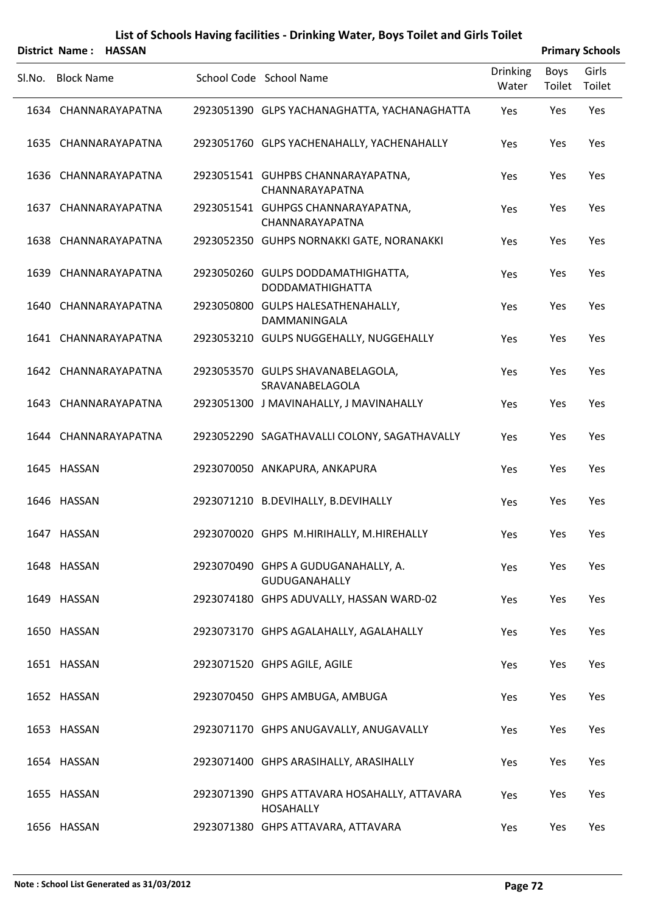# List of Schools Having facilities - Drinking Water, Boys Toilet and Girls Toilet

**District Name : HASSAN** | **Primary Schools**

| Sl.No. | Block Name | School Code | School Name | Drinking Water | Boys Toilet | Girls Toilet |
|---|---|---|---|---|---|---|
| 1634 | CHANNARAYAPATNA | 2923051390 | GLPS YACHANAGHATTA, YACHANAGHATTA | Yes | Yes | Yes |
| 1635 | CHANNARAYAPATNA | 2923051760 | GLPS YACHENAHALLY, YACHENAHALLY | Yes | Yes | Yes |
| 1636 | CHANNARAYAPATNA | 2923051541 | GUHPBS CHANNARAYAPATNA, CHANNARAYAPATNA | Yes | Yes | Yes |
| 1637 | CHANNARAYAPATNA | 2923051541 | GUHPGS CHANNARAYAPATNA, CHANNARAYAPATNA | Yes | Yes | Yes |
| 1638 | CHANNARAYAPATNA | 2923052350 | GUHPS NORNAKKI GATE, NORANAKKI | Yes | Yes | Yes |
| 1639 | CHANNARAYAPATNA | 2923050260 | GULPS DODDAMATHIGHATTA, DODDAMATHIGHATTA | Yes | Yes | Yes |
| 1640 | CHANNARAYAPATNA | 2923050800 | GULPS HALESATHENAHALLY, DAMMANINGALA | Yes | Yes | Yes |
| 1641 | CHANNARAYAPATNA | 2923053210 | GULPS NUGGEHALLY, NUGGEHALLY | Yes | Yes | Yes |
| 1642 | CHANNARAYAPATNA | 2923053570 | GULPS SHAVANABELAGOLA, SRAVANABELAGOLA | Yes | Yes | Yes |
| 1643 | CHANNARAYAPATNA | 2923051300 | J MAVINAHALLY, J MAVINAHALLY | Yes | Yes | Yes |
| 1644 | CHANNARAYAPATNA | 2923052290 | SAGATHAVALLI COLONY, SAGATHAVALLY | Yes | Yes | Yes |
| 1645 | HASSAN | 2923070050 | ANKAPURA, ANKAPURA | Yes | Yes | Yes |
| 1646 | HASSAN | 2923071210 | B.DEVIHALLY, B.DEVIHALLY | Yes | Yes | Yes |
| 1647 | HASSAN | 2923070020 | GHPS M.HIRIHALLY, M.HIREHALLY | Yes | Yes | Yes |
| 1648 | HASSAN | 2923070490 | GHPS A GUDUGANAHALLY, A. GUDUGANAHALLY | Yes | Yes | Yes |
| 1649 | HASSAN | 2923074180 | GHPS ADUVALLY, HASSAN WARD-02 | Yes | Yes | Yes |
| 1650 | HASSAN | 2923073170 | GHPS AGALAHALLY, AGALAHALLY | Yes | Yes | Yes |
| 1651 | HASSAN | 2923071520 | GHPS AGILE, AGILE | Yes | Yes | Yes |
| 1652 | HASSAN | 2923070450 | GHPS AMBUGA, AMBUGA | Yes | Yes | Yes |
| 1653 | HASSAN | 2923071170 | GHPS ANUGAVALLY, ANUGAVALLY | Yes | Yes | Yes |
| 1654 | HASSAN | 2923071400 | GHPS ARASIHALLY, ARASIHALLY | Yes | Yes | Yes |
| 1655 | HASSAN | 2923071390 | GHPS ATTAVARA HOSAHALLY, ATTAVARA HOSAHALLY | Yes | Yes | Yes |
| 1656 | HASSAN | 2923071380 | GHPS ATTAVARA, ATTAVARA | Yes | Yes | Yes |

**Note : School List Generated as 31/03/2012**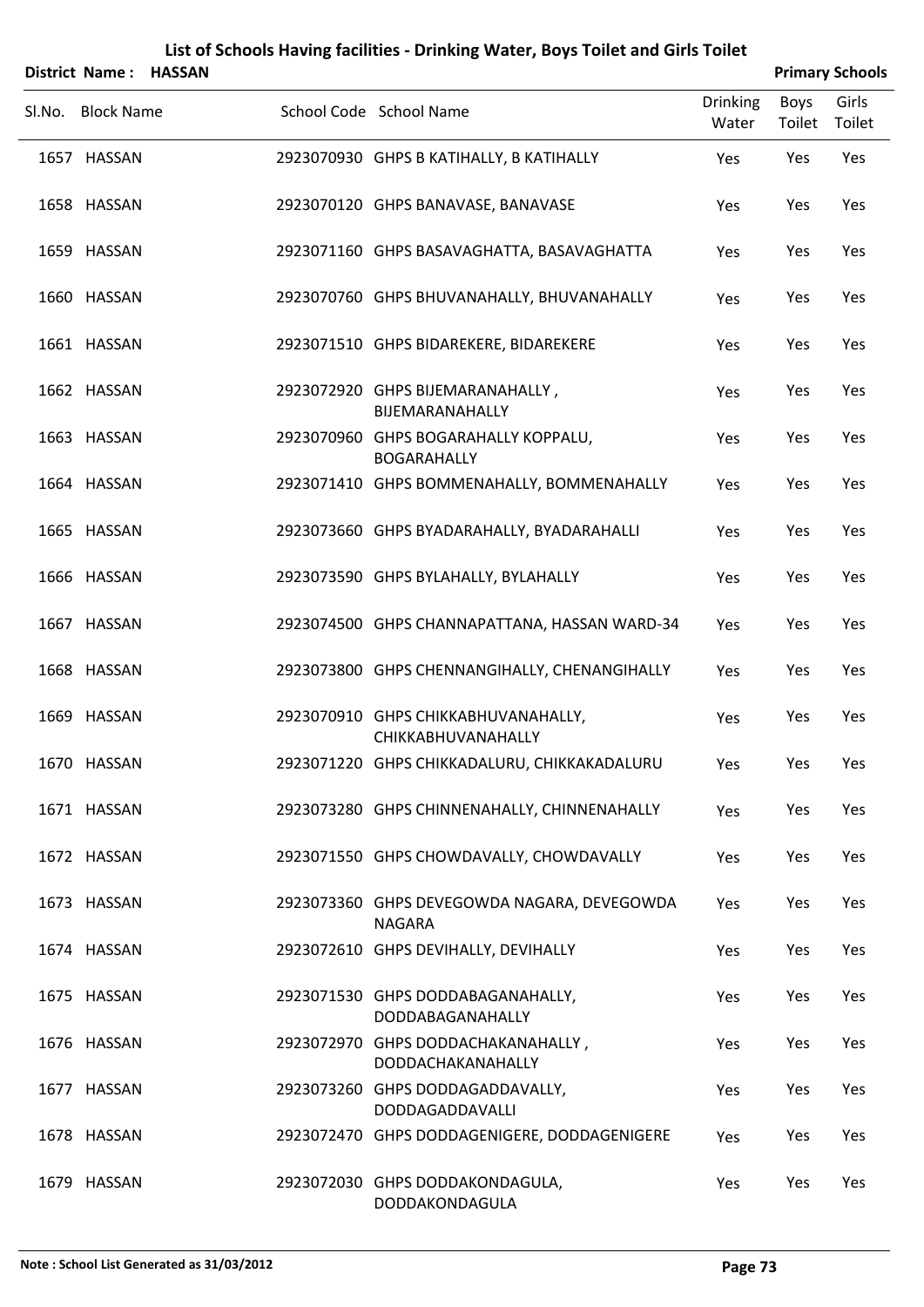# List of Schools Having facilities - Drinking Water, Boys Toilet and Girls Toilet

**District Name : HASSAN** | **Primary Schools**

| Sl.No. | Block Name | School Code | School Name | Drinking Water | Boys Toilet | Girls Toilet |
|---|---|---|---|---|---|---|
| 1657 | HASSAN | 2923070930 | GHPS B KATIHALLY, B KATIHALLY | Yes | Yes | Yes |
| 1658 | HASSAN | 2923070120 | GHPS BANAVASE, BANAVASE | Yes | Yes | Yes |
| 1659 | HASSAN | 2923071160 | GHPS BASAVAGHATTA, BASAVAGHATTA | Yes | Yes | Yes |
| 1660 | HASSAN | 2923070760 | GHPS BHUVANAHALLY, BHUVANAHALLY | Yes | Yes | Yes |
| 1661 | HASSAN | 2923071510 | GHPS BIDAREKERE, BIDAREKERE | Yes | Yes | Yes |
| 1662 | HASSAN | 2923072920 | GHPS BIJEMARANAHALLY , BIJEMARANAHALLY | Yes | Yes | Yes |
| 1663 | HASSAN | 2923070960 | GHPS BOGARAHALLY KOPPALU, BOGARAHALLY | Yes | Yes | Yes |
| 1664 | HASSAN | 2923071410 | GHPS BOMMENAHALLY, BOMMENAHALLY | Yes | Yes | Yes |
| 1665 | HASSAN | 2923073660 | GHPS BYADARAHALLY, BYADARAHALLI | Yes | Yes | Yes |
| 1666 | HASSAN | 2923073590 | GHPS BYLAHALLY, BYLAHALLY | Yes | Yes | Yes |
| 1667 | HASSAN | 2923074500 | GHPS CHANNAPATTANA, HASSAN WARD-34 | Yes | Yes | Yes |
| 1668 | HASSAN | 2923073800 | GHPS CHENNANGIHALLY, CHENANGIHALLY | Yes | Yes | Yes |
| 1669 | HASSAN | 2923070910 | GHPS CHIKKABHUVANAHALLY, CHIKKABHUVANAHALLY | Yes | Yes | Yes |
| 1670 | HASSAN | 2923071220 | GHPS CHIKKADALURU, CHIKKAKADALURU | Yes | Yes | Yes |
| 1671 | HASSAN | 2923073280 | GHPS CHINNENAHALLY, CHINNENAHALLY | Yes | Yes | Yes |
| 1672 | HASSAN | 2923071550 | GHPS CHOWDAVALLY, CHOWDAVALLY | Yes | Yes | Yes |
| 1673 | HASSAN | 2923073360 | GHPS DEVEGOWDA NAGARA, DEVEGOWDA NAGARA | Yes | Yes | Yes |
| 1674 | HASSAN | 2923072610 | GHPS DEVIHALLY, DEVIHALLY | Yes | Yes | Yes |
| 1675 | HASSAN | 2923071530 | GHPS DODDABAGANAHALLY, DODDABAGANAHALLY | Yes | Yes | Yes |
| 1676 | HASSAN | 2923072970 | GHPS DODDACHAKANAHALLY , DODDACHAKANAHALLY | Yes | Yes | Yes |
| 1677 | HASSAN | 2923073260 | GHPS DODDAGADDAVALLY, DODDAGADDAVALLI | Yes | Yes | Yes |
| 1678 | HASSAN | 2923072470 | GHPS DODDAGENIGERE, DODDAGENIGERE | Yes | Yes | Yes |
| 1679 | HASSAN | 2923072030 | GHPS DODDAKONDAGULA, DODDAKONDAGULA | Yes | Yes | Yes |

**Note : School List Generated as 31/03/2012**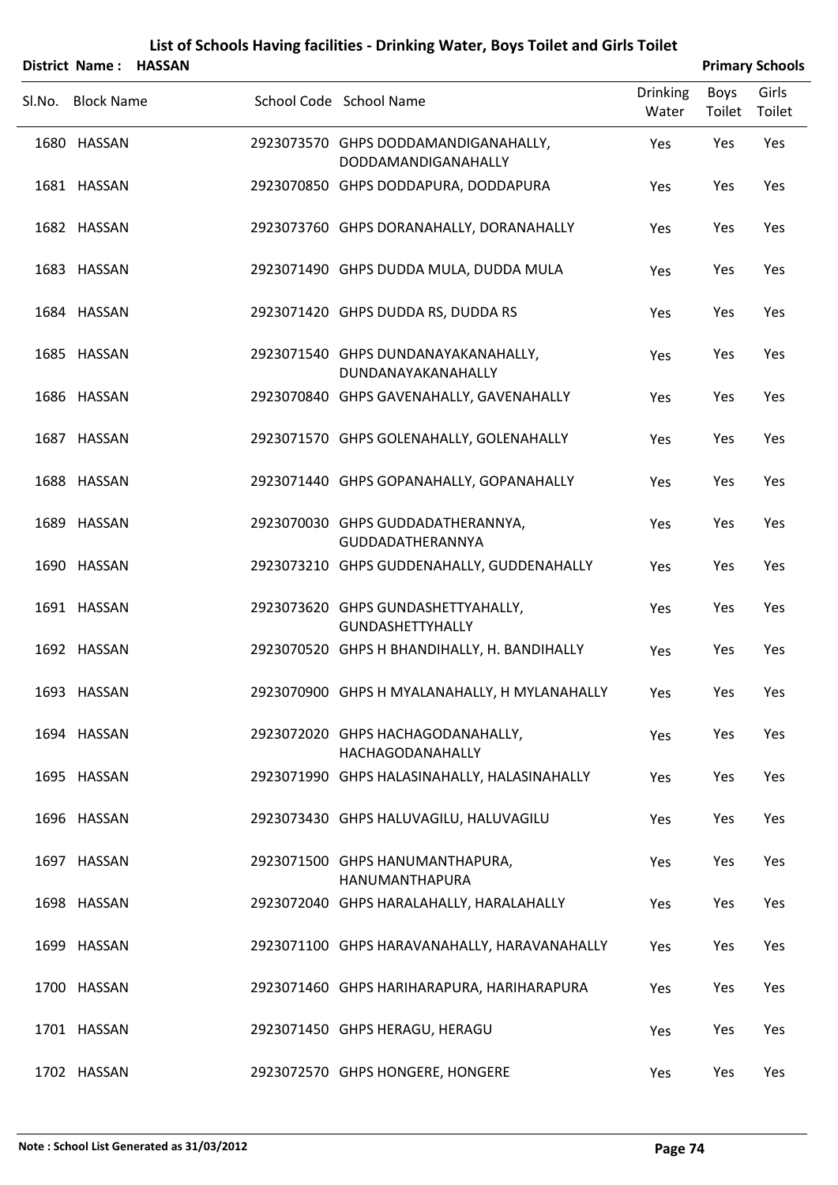# List of Schools Having facilities - Drinking Water, Boys Toilet and Girls Toilet

**District Name : HASSAN** **Primary Schools**

| Sl.No. | Block Name | School Code | School Name | Drinking Water | Boys Toilet | Girls Toilet |
|---|---|---|---|---|---|---|
| 1680 | HASSAN | 2923073570 | GHPS DODDAMANDIGANAHALLY, DODDAMANDIGANAHALLY | Yes | Yes | Yes |
| 1681 | HASSAN | 2923070850 | GHPS DODDAPURA, DODDAPURA | Yes | Yes | Yes |
| 1682 | HASSAN | 2923073760 | GHPS DORANAHALLY, DORANAHALLY | Yes | Yes | Yes |
| 1683 | HASSAN | 2923071490 | GHPS DUDDA MULA, DUDDA MULA | Yes | Yes | Yes |
| 1684 | HASSAN | 2923071420 | GHPS DUDDA RS, DUDDA RS | Yes | Yes | Yes |
| 1685 | HASSAN | 2923071540 | GHPS DUNDANAYAKANAHALLY, DUNDANAYAKANAHALLY | Yes | Yes | Yes |
| 1686 | HASSAN | 2923070840 | GHPS GAVENAHALLY, GAVENAHALLY | Yes | Yes | Yes |
| 1687 | HASSAN | 2923071570 | GHPS GOLENAHALLY, GOLENAHALLY | Yes | Yes | Yes |
| 1688 | HASSAN | 2923071440 | GHPS GOPANAHALLY, GOPANAHALLY | Yes | Yes | Yes |
| 1689 | HASSAN | 2923070030 | GHPS GUDDADATHERANNYA, GUDDADATHERANNYA | Yes | Yes | Yes |
| 1690 | HASSAN | 2923073210 | GHPS GUDDENAHALLY, GUDDENAHALLY | Yes | Yes | Yes |
| 1691 | HASSAN | 2923073620 | GHPS GUNDASHETTYAHALLY, GUNDASHETTYHALLY | Yes | Yes | Yes |
| 1692 | HASSAN | 2923070520 | GHPS H BHANDIHALLY, H. BANDIHALLY | Yes | Yes | Yes |
| 1693 | HASSAN | 2923070900 | GHPS H MYALANAHALLY, H MYLANAHALLY | Yes | Yes | Yes |
| 1694 | HASSAN | 2923072020 | GHPS HACHAGODANAHALLY, HACHAGODANAHALLY | Yes | Yes | Yes |
| 1695 | HASSAN | 2923071990 | GHPS HALASINAHALLY, HALASINAHALLY | Yes | Yes | Yes |
| 1696 | HASSAN | 2923073430 | GHPS HALUVAGILU, HALUVAGILU | Yes | Yes | Yes |
| 1697 | HASSAN | 2923071500 | GHPS HANUMANTHAPURA, HANUMANTHAPURA | Yes | Yes | Yes |
| 1698 | HASSAN | 2923072040 | GHPS HARALAHALLY, HARALAHALLY | Yes | Yes | Yes |
| 1699 | HASSAN | 2923071100 | GHPS HARAVANAHALLY, HARAVANAHALLY | Yes | Yes | Yes |
| 1700 | HASSAN | 2923071460 | GHPS HARIHARAPURA, HARIHARAPURA | Yes | Yes | Yes |
| 1701 | HASSAN | 2923071450 | GHPS HERAGU, HERAGU | Yes | Yes | Yes |
| 1702 | HASSAN | 2923072570 | GHPS HONGERE, HONGERE | Yes | Yes | Yes |

**Note : School List Generated as 31/03/2012**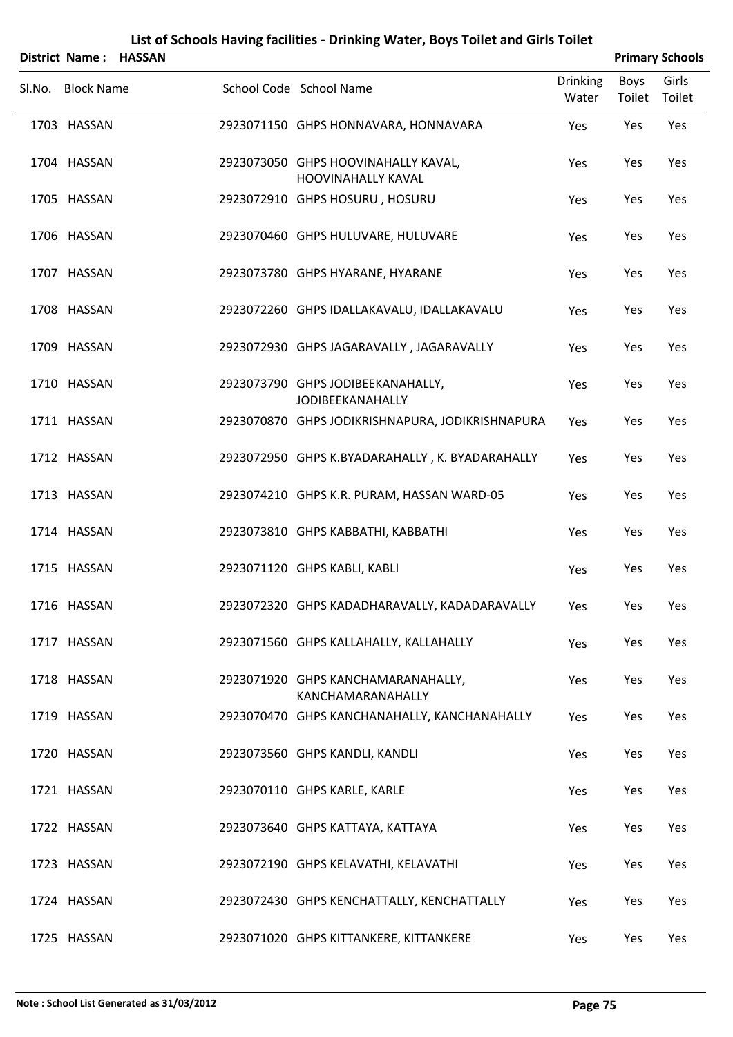# List of Schools Having facilities - Drinking Water, Boys Toilet and Girls Toilet

**District Name : HASSAN** **Primary Schools**

| Sl.No. | Block Name | School Code | School Name | Drinking Water | Boys Toilet | Girls Toilet |
|---|---|---|---|---|---|---|
| 1703 | HASSAN | 2923071150 | GHPS HONNAVARA, HONNAVARA | Yes | Yes | Yes |
| 1704 | HASSAN | 2923073050 | GHPS HOOVINAHALLY KAVAL, HOOVINAHALLY KAVAL | Yes | Yes | Yes |
| 1705 | HASSAN | 2923072910 | GHPS HOSURU , HOSURU | Yes | Yes | Yes |
| 1706 | HASSAN | 2923070460 | GHPS HULUVARE, HULUVARE | Yes | Yes | Yes |
| 1707 | HASSAN | 2923073780 | GHPS HYARANE, HYARANE | Yes | Yes | Yes |
| 1708 | HASSAN | 2923072260 | GHPS IDALLAKAVALU, IDALLAKAVALU | Yes | Yes | Yes |
| 1709 | HASSAN | 2923072930 | GHPS JAGARAVALLY , JAGARAVALLY | Yes | Yes | Yes |
| 1710 | HASSAN | 2923073790 | GHPS JODIBEEKANAHALLY, JODIBEEKANAHALLY | Yes | Yes | Yes |
| 1711 | HASSAN | 2923070870 | GHPS JODIKRISHNAPURA, JODIKRISHNAPURA | Yes | Yes | Yes |
| 1712 | HASSAN | 2923072950 | GHPS K.BYADARAHALLY , K. BYADARAHALLY | Yes | Yes | Yes |
| 1713 | HASSAN | 2923074210 | GHPS K.R. PURAM, HASSAN WARD-05 | Yes | Yes | Yes |
| 1714 | HASSAN | 2923073810 | GHPS KABBATHI, KABBATHI | Yes | Yes | Yes |
| 1715 | HASSAN | 2923071120 | GHPS KABLI, KABLI | Yes | Yes | Yes |
| 1716 | HASSAN | 2923072320 | GHPS KADADHARAVALLY, KADADARAVALLY | Yes | Yes | Yes |
| 1717 | HASSAN | 2923071560 | GHPS KALLAHALLY, KALLAHALLY | Yes | Yes | Yes |
| 1718 | HASSAN | 2923071920 | GHPS KANCHAMARANAHALLY, KANCHAMARANAHALLY | Yes | Yes | Yes |
| 1719 | HASSAN | 2923070470 | GHPS KANCHANAHALLY, KANCHANAHALLY | Yes | Yes | Yes |
| 1720 | HASSAN | 2923073560 | GHPS KANDLI, KANDLI | Yes | Yes | Yes |
| 1721 | HASSAN | 2923070110 | GHPS KARLE, KARLE | Yes | Yes | Yes |
| 1722 | HASSAN | 2923073640 | GHPS KATTAYA, KATTAYA | Yes | Yes | Yes |
| 1723 | HASSAN | 2923072190 | GHPS KELAVATHI, KELAVATHI | Yes | Yes | Yes |
| 1724 | HASSAN | 2923072430 | GHPS KENCHATTALLY, KENCHATTALLY | Yes | Yes | Yes |
| 1725 | HASSAN | 2923071020 | GHPS KITTANKERE, KITTANKERE | Yes | Yes | Yes |

**Note : School List Generated as 31/03/2012**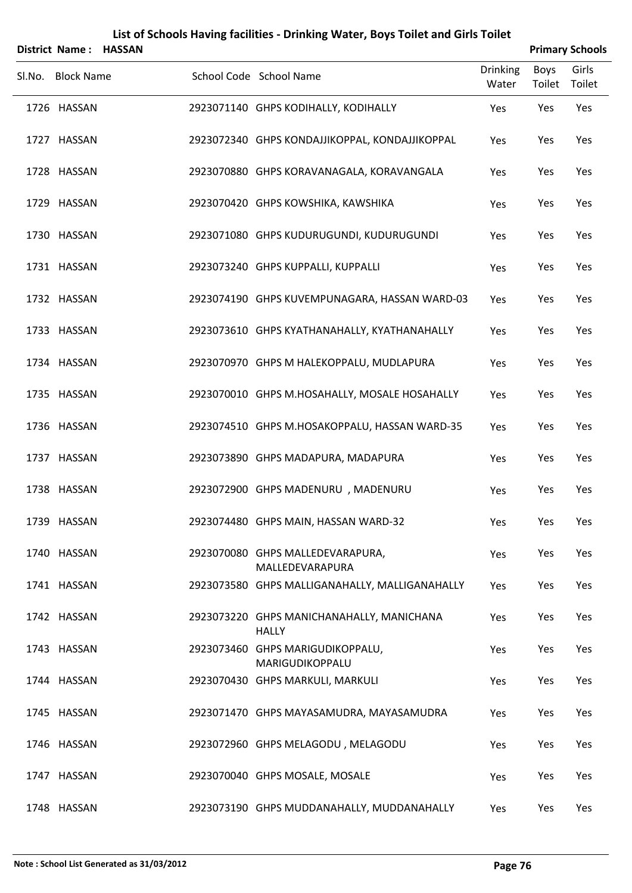# List of Schools Having facilities - Drinking Water, Boys Toilet and Girls Toilet

**District Name : HASSAN** **Primary Schools**

| Sl.No. | Block Name | School Code | School Name | Drinking Water | Boys Toilet | Girls Toilet |
|---|---|---|---|---|---|---|
| 1726 | HASSAN | 2923071140 | GHPS KODIHALLY, KODIHALLY | Yes | Yes | Yes |
| 1727 | HASSAN | 2923072340 | GHPS KONDAJJIKOPPAL, KONDAJJIKOPPAL | Yes | Yes | Yes |
| 1728 | HASSAN | 2923070880 | GHPS KORAVANAGALA, KORAVANGALA | Yes | Yes | Yes |
| 1729 | HASSAN | 2923070420 | GHPS KOWSHIKA, KAWSHIKA | Yes | Yes | Yes |
| 1730 | HASSAN | 2923071080 | GHPS KUDURUGUNDI, KUDURUGUNDI | Yes | Yes | Yes |
| 1731 | HASSAN | 2923073240 | GHPS KUPPALLI, KUPPALLI | Yes | Yes | Yes |
| 1732 | HASSAN | 2923074190 | GHPS KUVEMPUNAGARA, HASSAN WARD-03 | Yes | Yes | Yes |
| 1733 | HASSAN | 2923073610 | GHPS KYATHANAHALLY, KYATHANAHALLY | Yes | Yes | Yes |
| 1734 | HASSAN | 2923070970 | GHPS M HALEKOPPALU, MUDLAPURA | Yes | Yes | Yes |
| 1735 | HASSAN | 2923070010 | GHPS M.HOSAHALLY, MOSALE HOSAHALLY | Yes | Yes | Yes |
| 1736 | HASSAN | 2923074510 | GHPS M.HOSAKOPPALU, HASSAN WARD-35 | Yes | Yes | Yes |
| 1737 | HASSAN | 2923073890 | GHPS MADAPURA, MADAPURA | Yes | Yes | Yes |
| 1738 | HASSAN | 2923072900 | GHPS MADENURU , MADENURU | Yes | Yes | Yes |
| 1739 | HASSAN | 2923074480 | GHPS MAIN, HASSAN WARD-32 | Yes | Yes | Yes |
| 1740 | HASSAN | 2923070080 | GHPS MALLEDEVARAPURA, MALLEDEVARAPURA | Yes | Yes | Yes |
| 1741 | HASSAN | 2923073580 | GHPS MALLIGANAHALLY, MALLIGANAHALLY | Yes | Yes | Yes |
| 1742 | HASSAN | 2923073220 | GHPS MANICHANAHALLY, MANICHANA HALLY | Yes | Yes | Yes |
| 1743 | HASSAN | 2923073460 | GHPS MARIGUDIKOPPALU, MARIGUDIKOPPALU | Yes | Yes | Yes |
| 1744 | HASSAN | 2923070430 | GHPS MARKULI, MARKULI | Yes | Yes | Yes |
| 1745 | HASSAN | 2923071470 | GHPS MAYASAMUDRA, MAYASAMUDRA | Yes | Yes | Yes |
| 1746 | HASSAN | 2923072960 | GHPS MELAGODU , MELAGODU | Yes | Yes | Yes |
| 1747 | HASSAN | 2923070040 | GHPS MOSALE, MOSALE | Yes | Yes | Yes |
| 1748 | HASSAN | 2923073190 | GHPS MUDDANAHALLY, MUDDANAHALLY | Yes | Yes | Yes |

**Note : School List Generated as 31/03/2012**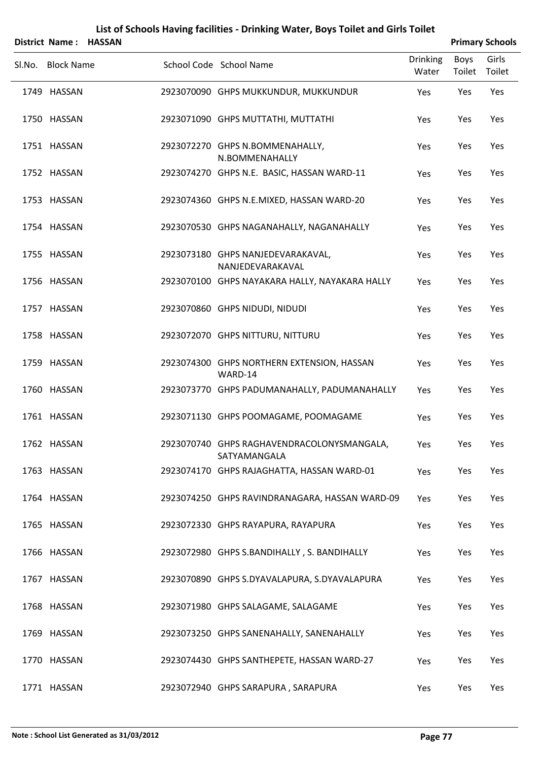# List of Schools Having facilities - Drinking Water, Boys Toilet and Girls Toilet

**District Name : HASSAN** **Primary Schools**

| Sl.No. | Block Name | School Code | School Name | Drinking Water | Boys Toilet | Girls Toilet |
|---|---|---|---|---|---|---|
| 1749 | HASSAN | 2923070090 | GHPS MUKKUNDUR, MUKKUNDUR | Yes | Yes | Yes |
| 1750 | HASSAN | 2923071090 | GHPS MUTTATHI, MUTTATHI | Yes | Yes | Yes |
| 1751 | HASSAN | 2923072270 | GHPS N.BOMMENAHALLY, N.BOMMENAHALLY | Yes | Yes | Yes |
| 1752 | HASSAN | 2923074270 | GHPS N.E. BASIC, HASSAN WARD-11 | Yes | Yes | Yes |
| 1753 | HASSAN | 2923074360 | GHPS N.E.MIXED, HASSAN WARD-20 | Yes | Yes | Yes |
| 1754 | HASSAN | 2923070530 | GHPS NAGANAHALLY, NAGANAHALLY | Yes | Yes | Yes |
| 1755 | HASSAN | 2923073180 | GHPS NANJEDEVARAKAVAL, NANJEDEVARAKAVAL | Yes | Yes | Yes |
| 1756 | HASSAN | 2923070100 | GHPS NAYAKARA HALLY, NAYAKARA HALLY | Yes | Yes | Yes |
| 1757 | HASSAN | 2923070860 | GHPS NIDUDI, NIDUDI | Yes | Yes | Yes |
| 1758 | HASSAN | 2923072070 | GHPS NITTURU, NITTURU | Yes | Yes | Yes |
| 1759 | HASSAN | 2923074300 | GHPS NORTHERN EXTENSION, HASSAN WARD-14 | Yes | Yes | Yes |
| 1760 | HASSAN | 2923073770 | GHPS PADUMANAHALLY, PADUMANAHALLY | Yes | Yes | Yes |
| 1761 | HASSAN | 2923071130 | GHPS POOMAGAME, POOMAGAME | Yes | Yes | Yes |
| 1762 | HASSAN | 2923070740 | GHPS RAGHAVENDRACOLONYSMANGALA, SATYAMANGALA | Yes | Yes | Yes |
| 1763 | HASSAN | 2923074170 | GHPS RAJAGHATTA, HASSAN WARD-01 | Yes | Yes | Yes |
| 1764 | HASSAN | 2923074250 | GHPS RAVINDRANAGARA, HASSAN WARD-09 | Yes | Yes | Yes |
| 1765 | HASSAN | 2923072330 | GHPS RAYAPURA, RAYAPURA | Yes | Yes | Yes |
| 1766 | HASSAN | 2923072980 | GHPS S.BANDIHALLY , S. BANDIHALLY | Yes | Yes | Yes |
| 1767 | HASSAN | 2923070890 | GHPS S.DYAVALAPURA, S.DYAVALAPURA | Yes | Yes | Yes |
| 1768 | HASSAN | 2923071980 | GHPS SALAGAME, SALAGAME | Yes | Yes | Yes |
| 1769 | HASSAN | 2923073250 | GHPS SANENAHALLY, SANENAHALLY | Yes | Yes | Yes |
| 1770 | HASSAN | 2923074430 | GHPS SANTHEPETE, HASSAN WARD-27 | Yes | Yes | Yes |
| 1771 | HASSAN | 2923072940 | GHPS SARAPURA , SARAPURA | Yes | Yes | Yes |

**Note : School List Generated as 31/03/2012**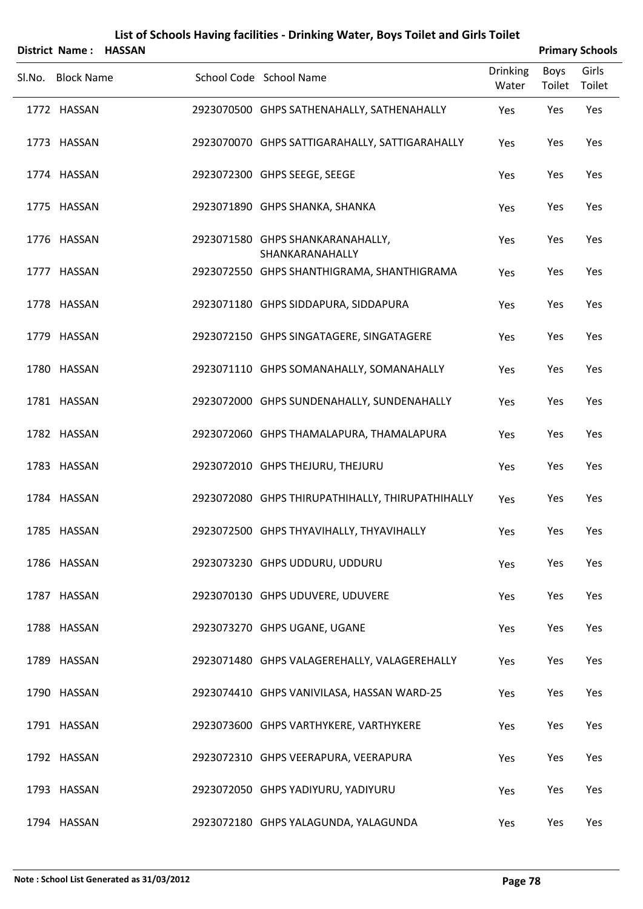# List of Schools Having facilities - Drinking Water, Boys Toilet and Girls Toilet

**District Name : HASSAN** **Primary Schools**

| Sl.No. | Block Name | School Code | School Name | Drinking Water | Boys Toilet | Girls Toilet |
|---|---|---|---|---|---|---|
| 1772 | HASSAN | 2923070500 | GHPS SATHENAHALLY, SATHENAHALLY | Yes | Yes | Yes |
| 1773 | HASSAN | 2923070070 | GHPS SATTIGARAHALLY, SATTIGARAHALLY | Yes | Yes | Yes |
| 1774 | HASSAN | 2923072300 | GHPS SEEGE, SEEGE | Yes | Yes | Yes |
| 1775 | HASSAN | 2923071890 | GHPS SHANKA, SHANKA | Yes | Yes | Yes |
| 1776 | HASSAN | 2923071580 | GHPS SHANKARANAHALLY, SHANKARANAHALLY | Yes | Yes | Yes |
| 1777 | HASSAN | 2923072550 | GHPS SHANTHIGRAMA, SHANTHIGRAMA | Yes | Yes | Yes |
| 1778 | HASSAN | 2923071180 | GHPS SIDDAPURA, SIDDAPURA | Yes | Yes | Yes |
| 1779 | HASSAN | 2923072150 | GHPS SINGATAGERE, SINGATAGERE | Yes | Yes | Yes |
| 1780 | HASSAN | 2923071110 | GHPS SOMANAHALLY, SOMANAHALLY | Yes | Yes | Yes |
| 1781 | HASSAN | 2923072000 | GHPS SUNDENAHALLY, SUNDENAHALLY | Yes | Yes | Yes |
| 1782 | HASSAN | 2923072060 | GHPS THAMALAPURA, THAMALAPURA | Yes | Yes | Yes |
| 1783 | HASSAN | 2923072010 | GHPS THEJURU, THEJURU | Yes | Yes | Yes |
| 1784 | HASSAN | 2923072080 | GHPS THIRUPATHIHALLY, THIRUPATHIHALLY | Yes | Yes | Yes |
| 1785 | HASSAN | 2923072500 | GHPS THYAVIHALLY, THYAVIHALLY | Yes | Yes | Yes |
| 1786 | HASSAN | 2923073230 | GHPS UDDURU, UDDURU | Yes | Yes | Yes |
| 1787 | HASSAN | 2923070130 | GHPS UDUVERE, UDUVERE | Yes | Yes | Yes |
| 1788 | HASSAN | 2923073270 | GHPS UGANE, UGANE | Yes | Yes | Yes |
| 1789 | HASSAN | 2923071480 | GHPS VALAGEREHALLY, VALAGEREHALLY | Yes | Yes | Yes |
| 1790 | HASSAN | 2923074410 | GHPS VANIVILASA, HASSAN WARD-25 | Yes | Yes | Yes |
| 1791 | HASSAN | 2923073600 | GHPS VARTHYKERE, VARTHYKERE | Yes | Yes | Yes |
| 1792 | HASSAN | 2923072310 | GHPS VEERAPURA, VEERAPURA | Yes | Yes | Yes |
| 1793 | HASSAN | 2923072050 | GHPS YADIYURU, YADIYURU | Yes | Yes | Yes |
| 1794 | HASSAN | 2923072180 | GHPS YALAGUNDA, YALAGUNDA | Yes | Yes | Yes |

**Note : School List Generated as 31/03/2012**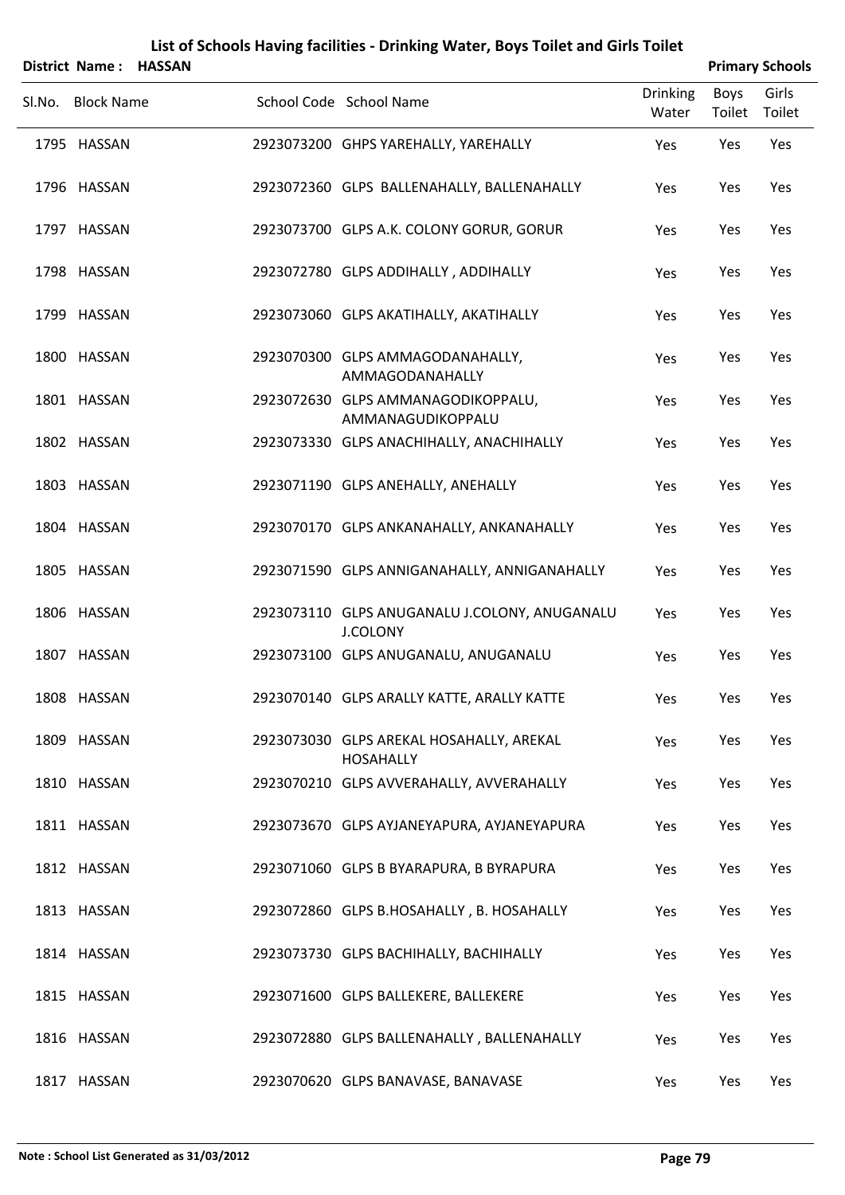# List of Schools Having facilities - Drinking Water, Boys Toilet and Girls Toilet

**District Name : HASSAN** **Primary Schools**

| Sl.No. | Block Name | School Code | School Name | Drinking Water | Boys Toilet | Girls Toilet |
|---|---|---|---|---|---|---|
| 1795 | HASSAN | 2923073200 | GHPS YAREHALLY, YAREHALLY | Yes | Yes | Yes |
| 1796 | HASSAN | 2923072360 | GLPS BALLENAHALLY, BALLENAHALLY | Yes | Yes | Yes |
| 1797 | HASSAN | 2923073700 | GLPS A.K. COLONY GORUR, GORUR | Yes | Yes | Yes |
| 1798 | HASSAN | 2923072780 | GLPS ADDIHALLY , ADDIHALLY | Yes | Yes | Yes |
| 1799 | HASSAN | 2923073060 | GLPS AKATIHALLY, AKATIHALLY | Yes | Yes | Yes |
| 1800 | HASSAN | 2923070300 | GLPS AMMAGODANAHALLY, AMMAGODANAHALLY | Yes | Yes | Yes |
| 1801 | HASSAN | 2923072630 | GLPS AMMANAGODIKOPPALU, AMMANAGUDIKOPPALU | Yes | Yes | Yes |
| 1802 | HASSAN | 2923073330 | GLPS ANACHIHALLY, ANACHIHALLY | Yes | Yes | Yes |
| 1803 | HASSAN | 2923071190 | GLPS ANEHALLY, ANEHALLY | Yes | Yes | Yes |
| 1804 | HASSAN | 2923070170 | GLPS ANKANAHALLY, ANKANAHALLY | Yes | Yes | Yes |
| 1805 | HASSAN | 2923071590 | GLPS ANNIGANAHALLY, ANNIGANAHALLY | Yes | Yes | Yes |
| 1806 | HASSAN | 2923073110 | GLPS ANUGANALU J.COLONY, ANUGANALU J.COLONY | Yes | Yes | Yes |
| 1807 | HASSAN | 2923073100 | GLPS ANUGANALU, ANUGANALU | Yes | Yes | Yes |
| 1808 | HASSAN | 2923070140 | GLPS ARALLY KATTE, ARALLY KATTE | Yes | Yes | Yes |
| 1809 | HASSAN | 2923073030 | GLPS AREKAL HOSAHALLY, AREKAL HOSAHALLY | Yes | Yes | Yes |
| 1810 | HASSAN | 2923070210 | GLPS AVVERAHALLY, AVVERAHALLY | Yes | Yes | Yes |
| 1811 | HASSAN | 2923073670 | GLPS AYJANEYAPURA, AYJANEYAPURA | Yes | Yes | Yes |
| 1812 | HASSAN | 2923071060 | GLPS B BYARAPURA, B BYRAPURA | Yes | Yes | Yes |
| 1813 | HASSAN | 2923072860 | GLPS B.HOSAHALLY , B. HOSAHALLY | Yes | Yes | Yes |
| 1814 | HASSAN | 2923073730 | GLPS BACHIHALLY, BACHIHALLY | Yes | Yes | Yes |
| 1815 | HASSAN | 2923071600 | GLPS BALLEKERE, BALLEKERE | Yes | Yes | Yes |
| 1816 | HASSAN | 2923072880 | GLPS BALLENAHALLY , BALLENAHALLY | Yes | Yes | Yes |
| 1817 | HASSAN | 2923070620 | GLPS BANAVASE, BANAVASE | Yes | Yes | Yes |

**Note : School List Generated as 31/03/2012**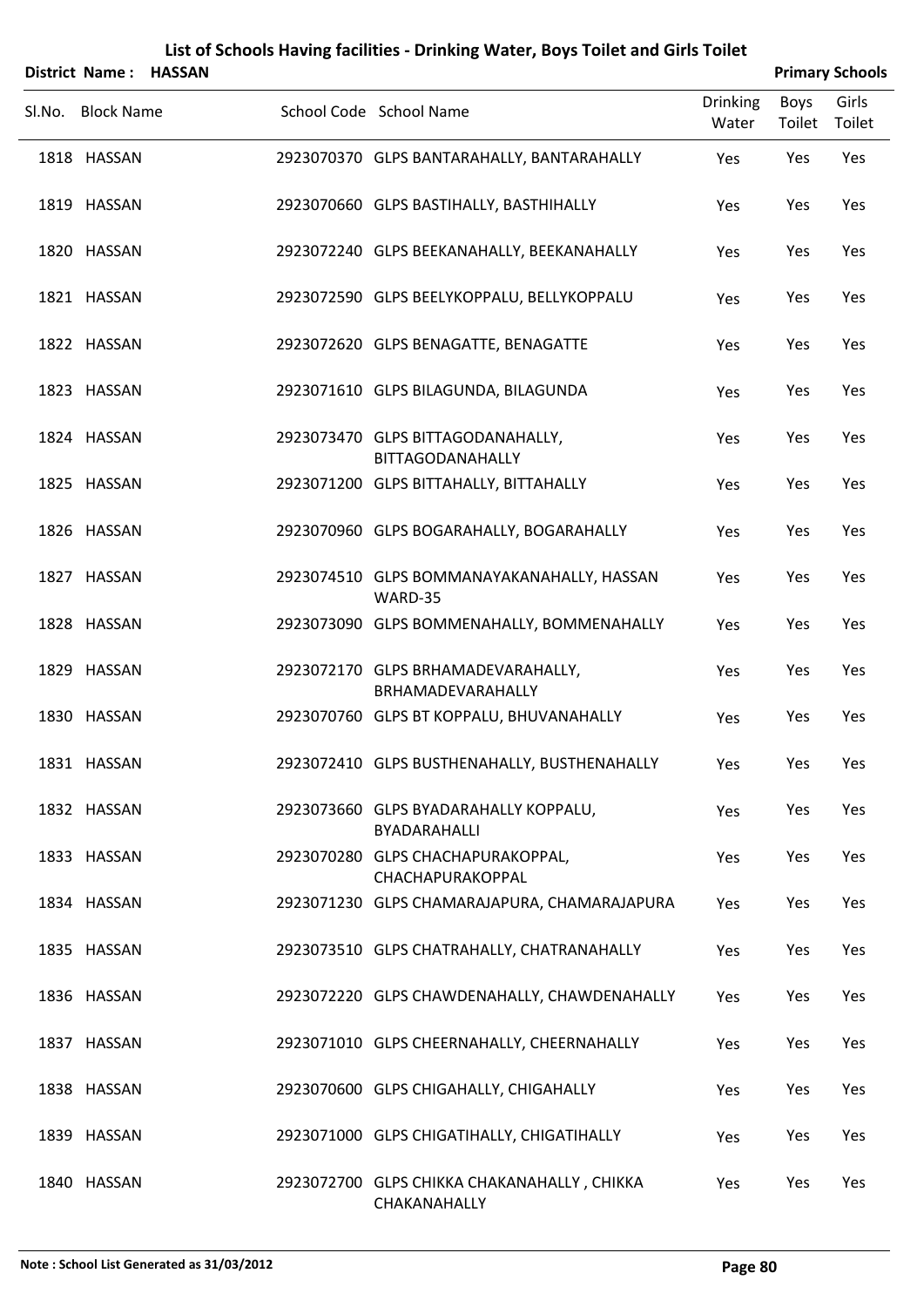# List of Schools Having facilities - Drinking Water, Boys Toilet and Girls Toilet

**District Name : HASSAN** **Primary Schools**

| Sl.No. | Block Name | School Code | School Name | Drinking Water | Boys Toilet | Girls Toilet |
|---|---|---|---|---|---|---|
| 1818 | HASSAN | 2923070370 | GLPS BANTARAHALLY, BANTARAHALLY | Yes | Yes | Yes |
| 1819 | HASSAN | 2923070660 | GLPS BASTIHALLY, BASTHIHALLY | Yes | Yes | Yes |
| 1820 | HASSAN | 2923072240 | GLPS BEEKANAHALLY, BEEKANAHALLY | Yes | Yes | Yes |
| 1821 | HASSAN | 2923072590 | GLPS BEELYKOPPALU, BELLYKOPPALU | Yes | Yes | Yes |
| 1822 | HASSAN | 2923072620 | GLPS BENAGATTE, BENAGATTE | Yes | Yes | Yes |
| 1823 | HASSAN | 2923071610 | GLPS BILAGUNDA, BILAGUNDA | Yes | Yes | Yes |
| 1824 | HASSAN | 2923073470 | GLPS BITTAGODANAHALLY, BITTAGODANAHALLY | Yes | Yes | Yes |
| 1825 | HASSAN | 2923071200 | GLPS BITTAHALLY, BITTAHALLY | Yes | Yes | Yes |
| 1826 | HASSAN | 2923070960 | GLPS BOGARAHALLY, BOGARAHALLY | Yes | Yes | Yes |
| 1827 | HASSAN | 2923074510 | GLPS BOMMANAYAKANAHALLY, HASSAN WARD-35 | Yes | Yes | Yes |
| 1828 | HASSAN | 2923073090 | GLPS BOMMENAHALLY, BOMMENAHALLY | Yes | Yes | Yes |
| 1829 | HASSAN | 2923072170 | GLPS BRHAMADEVARAHALLY, BRHAMADEVARAHALLY | Yes | Yes | Yes |
| 1830 | HASSAN | 2923070760 | GLPS BT KOPPALU, BHUVANAHALLY | Yes | Yes | Yes |
| 1831 | HASSAN | 2923072410 | GLPS BUSTHENAHALLY, BUSTHENAHALLY | Yes | Yes | Yes |
| 1832 | HASSAN | 2923073660 | GLPS BYADARAHALLY KOPPALU, BYADARAHALLI | Yes | Yes | Yes |
| 1833 | HASSAN | 2923070280 | GLPS CHACHAPURAKOPPAL, CHACHAPURAKOPPAL | Yes | Yes | Yes |
| 1834 | HASSAN | 2923071230 | GLPS CHAMARAJAPURA, CHAMARAJAPURA | Yes | Yes | Yes |
| 1835 | HASSAN | 2923073510 | GLPS CHATRAHALLY, CHATRANAHALLY | Yes | Yes | Yes |
| 1836 | HASSAN | 2923072220 | GLPS CHAWDENAHALLY, CHAWDENAHALLY | Yes | Yes | Yes |
| 1837 | HASSAN | 2923071010 | GLPS CHEERNAHALLY, CHEERNAHALLY | Yes | Yes | Yes |
| 1838 | HASSAN | 2923070600 | GLPS CHIGAHALLY, CHIGAHALLY | Yes | Yes | Yes |
| 1839 | HASSAN | 2923071000 | GLPS CHIGATIHALLY, CHIGATIHALLY | Yes | Yes | Yes |
| 1840 | HASSAN | 2923072700 | GLPS CHIKKA CHAKANAHALLY , CHIKKA CHAKANAHALLY | Yes | Yes | Yes |

**Note : School List Generated as 31/03/2012**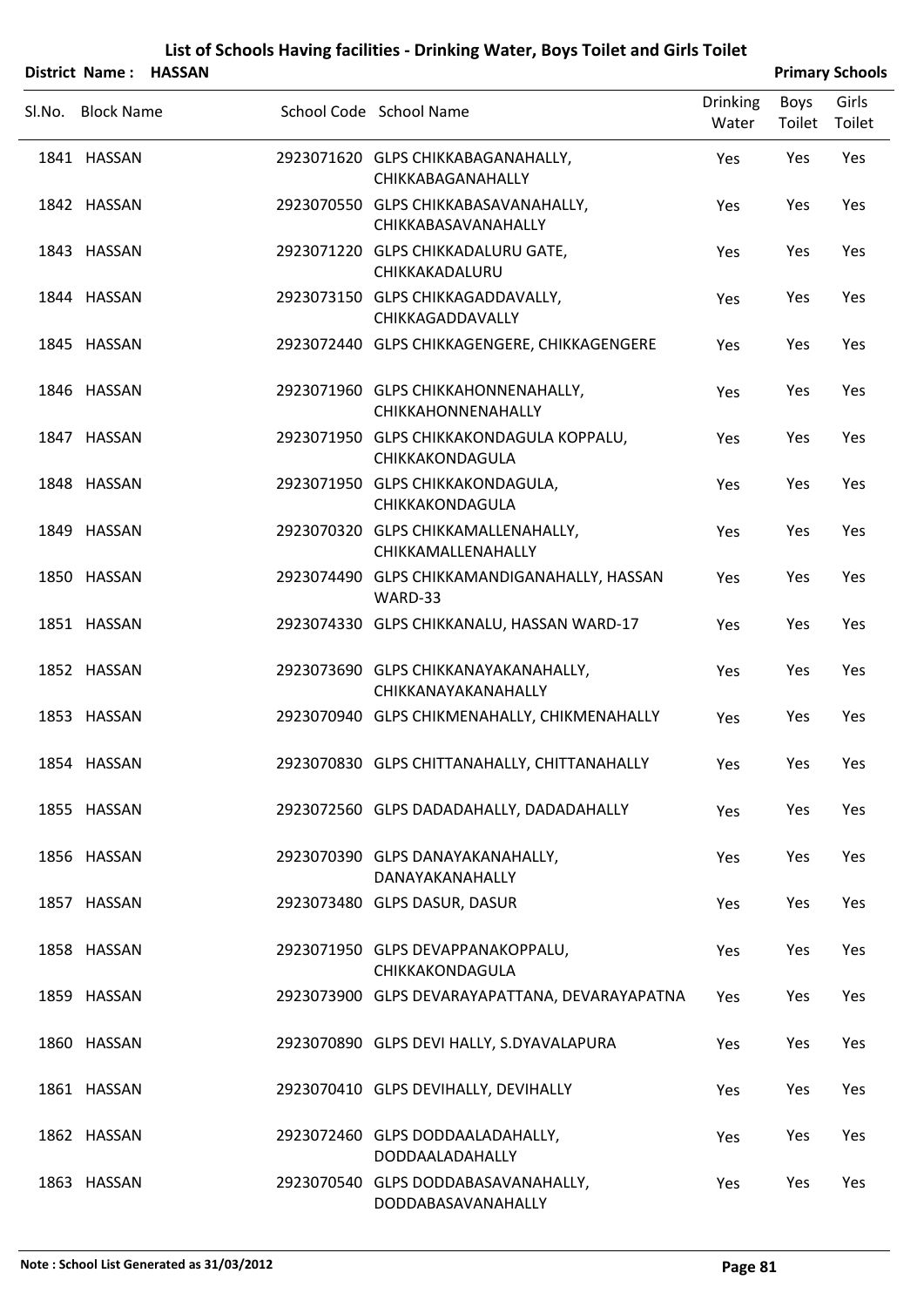# List of Schools Having facilities - Drinking Water, Boys Toilet and Girls Toilet

**District Name : HASSAN** **Primary Schools**

| Sl.No. | Block Name | School Code | School Name | Drinking Water | Boys Toilet | Girls Toilet |
|---|---|---|---|---|---|---|
| 1841 | HASSAN | 2923071620 | GLPS CHIKKABAGANAHALLY, CHIKKABAGANAHALLY | Yes | Yes | Yes |
| 1842 | HASSAN | 2923070550 | GLPS CHIKKABASAVANAHALLY, CHIKKABASAVANAHALLY | Yes | Yes | Yes |
| 1843 | HASSAN | 2923071220 | GLPS CHIKKADALURU GATE, CHIKKAKADALURU | Yes | Yes | Yes |
| 1844 | HASSAN | 2923073150 | GLPS CHIKKAGADDAVALLY, CHIKKAGADDAVALLY | Yes | Yes | Yes |
| 1845 | HASSAN | 2923072440 | GLPS CHIKKAGENGERE, CHIKKAGENGERE | Yes | Yes | Yes |
| 1846 | HASSAN | 2923071960 | GLPS CHIKKAHONNENAHALLY, CHIKKAHONNENAHALLY | Yes | Yes | Yes |
| 1847 | HASSAN | 2923071950 | GLPS CHIKKAKONDAGULA KOPPALU, CHIKKAKONDAGULA | Yes | Yes | Yes |
| 1848 | HASSAN | 2923071950 | GLPS CHIKKAKONDAGULA, CHIKKAKONDAGULA | Yes | Yes | Yes |
| 1849 | HASSAN | 2923070320 | GLPS CHIKKAMALLENAHALLY, CHIKKAMALLENAHALLY | Yes | Yes | Yes |
| 1850 | HASSAN | 2923074490 | GLPS CHIKKAMANDIGANAHALLY, HASSAN WARD-33 | Yes | Yes | Yes |
| 1851 | HASSAN | 2923074330 | GLPS CHIKKANALU, HASSAN WARD-17 | Yes | Yes | Yes |
| 1852 | HASSAN | 2923073690 | GLPS CHIKKANAYAKANAHALLY, CHIKKANAYAKANAHALLY | Yes | Yes | Yes |
| 1853 | HASSAN | 2923070940 | GLPS CHIKMENAHALLY, CHIKMENAHALLY | Yes | Yes | Yes |
| 1854 | HASSAN | 2923070830 | GLPS CHITTANAHALLY, CHITTANAHALLY | Yes | Yes | Yes |
| 1855 | HASSAN | 2923072560 | GLPS DADADAHALLY, DADADAHALLY | Yes | Yes | Yes |
| 1856 | HASSAN | 2923070390 | GLPS DANAYAKANAHALLY, DANAYAKANAHALLY | Yes | Yes | Yes |
| 1857 | HASSAN | 2923073480 | GLPS DASUR, DASUR | Yes | Yes | Yes |
| 1858 | HASSAN | 2923071950 | GLPS DEVAPPANAKOPPALU, CHIKKAKONDAGULA | Yes | Yes | Yes |
| 1859 | HASSAN | 2923073900 | GLPS DEVARAYAPATTANA, DEVARAYAPATNA | Yes | Yes | Yes |
| 1860 | HASSAN | 2923070890 | GLPS DEVI HALLY, S.DYAVALAPURA | Yes | Yes | Yes |
| 1861 | HASSAN | 2923070410 | GLPS DEVIHALLY, DEVIHALLY | Yes | Yes | Yes |
| 1862 | HASSAN | 2923072460 | GLPS DODDAALADAHALLY, DODDAALADAHALLY | Yes | Yes | Yes |
| 1863 | HASSAN | 2923070540 | GLPS DODDABASAVANAHALLY, DODDABASAVANAHALLY | Yes | Yes | Yes |

**Note : School List Generated as 31/03/2012**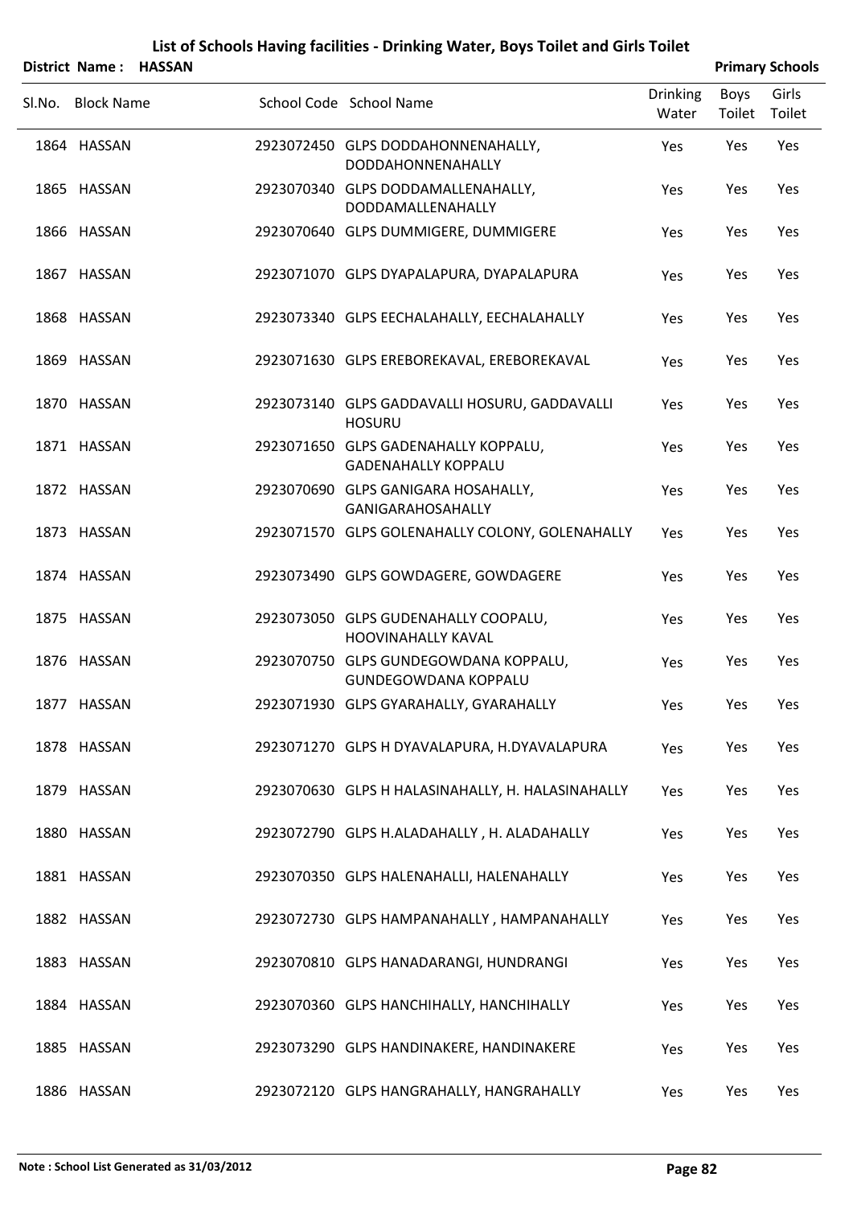# List of Schools Having facilities - Drinking Water, Boys Toilet and Girls Toilet

**District Name : HASSAN** **Primary Schools**

| Sl.No. | Block Name | School Code | School Name | Drinking Water | Boys Toilet | Girls Toilet |
|---|---|---|---|---|---|---|
| 1864 | HASSAN | 2923072450 | GLPS DODDAHONNENAHALLY, DODDAHONNENAHALLY | Yes | Yes | Yes |
| 1865 | HASSAN | 2923070340 | GLPS DODDAMALLENAHALLY, DODDAMALLENAHALLY | Yes | Yes | Yes |
| 1866 | HASSAN | 2923070640 | GLPS DUMMIGERE, DUMMIGERE | Yes | Yes | Yes |
| 1867 | HASSAN | 2923071070 | GLPS DYAPALAPURA, DYAPALAPURA | Yes | Yes | Yes |
| 1868 | HASSAN | 2923073340 | GLPS EECHALAHALLY, EECHALAHALLY | Yes | Yes | Yes |
| 1869 | HASSAN | 2923071630 | GLPS EREBOREKAVAL, EREBOREKAVAL | Yes | Yes | Yes |
| 1870 | HASSAN | 2923073140 | GLPS GADDAVALLI HOSURU, GADDAVALLI HOSURU | Yes | Yes | Yes |
| 1871 | HASSAN | 2923071650 | GLPS GADENAHALLY KOPPALU, GADENAHALLY KOPPALU | Yes | Yes | Yes |
| 1872 | HASSAN | 2923070690 | GLPS GANIGARA HOSAHALLY, GANIGARAHOSAHALLY | Yes | Yes | Yes |
| 1873 | HASSAN | 2923071570 | GLPS GOLENAHALLY COLONY, GOLENAHALLY | Yes | Yes | Yes |
| 1874 | HASSAN | 2923073490 | GLPS GOWDAGERE, GOWDAGERE | Yes | Yes | Yes |
| 1875 | HASSAN | 2923073050 | GLPS GUDENAHALLY COOPALU, HOOVINAHALLY KAVAL | Yes | Yes | Yes |
| 1876 | HASSAN | 2923070750 | GLPS GUNDEGOWDANA KOPPALU, GUNDEGOWDANA KOPPALU | Yes | Yes | Yes |
| 1877 | HASSAN | 2923071930 | GLPS GYARAHALLY, GYARAHALLY | Yes | Yes | Yes |
| 1878 | HASSAN | 2923071270 | GLPS H DYAVALAPURA, H.DYAVALAPURA | Yes | Yes | Yes |
| 1879 | HASSAN | 2923070630 | GLPS H HALASINAHALLY, H. HALASINAHALLY | Yes | Yes | Yes |
| 1880 | HASSAN | 2923072790 | GLPS H.ALADAHALLY , H. ALADAHALLY | Yes | Yes | Yes |
| 1881 | HASSAN | 2923070350 | GLPS HALENAHALLI, HALENAHALLY | Yes | Yes | Yes |
| 1882 | HASSAN | 2923072730 | GLPS HAMPANAHALLY , HAMPANAHALLY | Yes | Yes | Yes |
| 1883 | HASSAN | 2923070810 | GLPS HANADARANGI, HUNDRANGI | Yes | Yes | Yes |
| 1884 | HASSAN | 2923070360 | GLPS HANCHIHALLY, HANCHIHALLY | Yes | Yes | Yes |
| 1885 | HASSAN | 2923073290 | GLPS HANDINAKERE, HANDINAKERE | Yes | Yes | Yes |
| 1886 | HASSAN | 2923072120 | GLPS HANGRAHALLY, HANGRAHALLY | Yes | Yes | Yes |

**Note : School List Generated as 31/03/2012**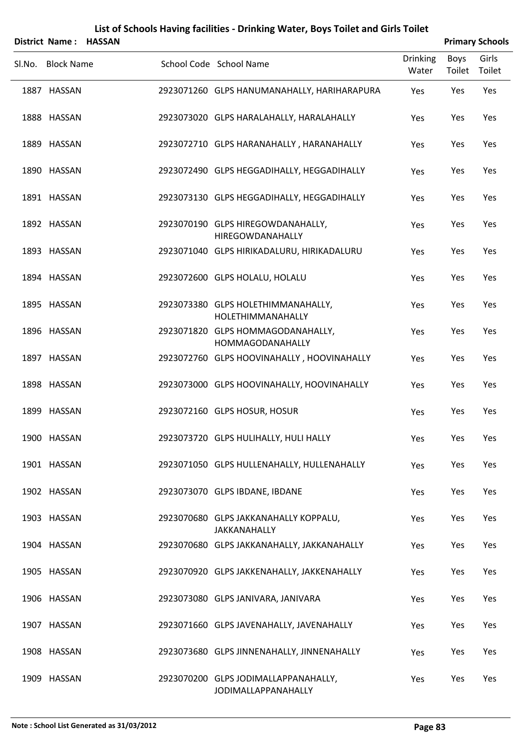# List of Schools Having facilities - Drinking Water, Boys Toilet and Girls Toilet

**District Name : HASSAN** **Primary Schools**

| Sl.No. | Block Name | School Code | School Name | Drinking Water | Boys Toilet | Girls Toilet |
|---|---|---|---|---|---|---|
| 1887 | HASSAN | 2923071260 | GLPS HANUMANAHALLY, HARIHARAPURA | Yes | Yes | Yes |
| 1888 | HASSAN | 2923073020 | GLPS HARALAHALLY, HARALAHALLY | Yes | Yes | Yes |
| 1889 | HASSAN | 2923072710 | GLPS HARANAHALLY , HARANAHALLY | Yes | Yes | Yes |
| 1890 | HASSAN | 2923072490 | GLPS HEGGADIHALLY, HEGGADIHALLY | Yes | Yes | Yes |
| 1891 | HASSAN | 2923073130 | GLPS HEGGADIHALLY, HEGGADIHALLY | Yes | Yes | Yes |
| 1892 | HASSAN | 2923070190 | GLPS HIREGOWDANAHALLY, HIREGOWDANAHALLY | Yes | Yes | Yes |
| 1893 | HASSAN | 2923071040 | GLPS HIRIKADALURU, HIRIKADALURU | Yes | Yes | Yes |
| 1894 | HASSAN | 2923072600 | GLPS HOLALU, HOLALU | Yes | Yes | Yes |
| 1895 | HASSAN | 2923073380 | GLPS HOLETHIMMANAHALLY, HOLETHIMMANAHALLY | Yes | Yes | Yes |
| 1896 | HASSAN | 2923071820 | GLPS HOMMAGODANAHALLY, HOMMAGODANAHALLY | Yes | Yes | Yes |
| 1897 | HASSAN | 2923072760 | GLPS HOOVINAHALLY , HOOVINAHALLY | Yes | Yes | Yes |
| 1898 | HASSAN | 2923073000 | GLPS HOOVINAHALLY, HOOVINAHALLY | Yes | Yes | Yes |
| 1899 | HASSAN | 2923072160 | GLPS HOSUR, HOSUR | Yes | Yes | Yes |
| 1900 | HASSAN | 2923073720 | GLPS HULIHALLY, HULI HALLY | Yes | Yes | Yes |
| 1901 | HASSAN | 2923071050 | GLPS HULLENAHALLY, HULLENAHALLY | Yes | Yes | Yes |
| 1902 | HASSAN | 2923073070 | GLPS IBDANE, IBDANE | Yes | Yes | Yes |
| 1903 | HASSAN | 2923070680 | GLPS JAKKANAHALLY KOPPALU, JAKKANAHALLY | Yes | Yes | Yes |
| 1904 | HASSAN | 2923070680 | GLPS JAKKANAHALLY, JAKKANAHALLY | Yes | Yes | Yes |
| 1905 | HASSAN | 2923070920 | GLPS JAKKENAHALLY, JAKKENAHALLY | Yes | Yes | Yes |
| 1906 | HASSAN | 2923073080 | GLPS JANIVARA, JANIVARA | Yes | Yes | Yes |
| 1907 | HASSAN | 2923071660 | GLPS JAVENAHALLY, JAVENAHALLY | Yes | Yes | Yes |
| 1908 | HASSAN | 2923073680 | GLPS JINNENAHALLY, JINNENAHALLY | Yes | Yes | Yes |
| 1909 | HASSAN | 2923070200 | GLPS JODIMALLAPPANAHALLY, JODIMALLAPPANAHALLY | Yes | Yes | Yes |

**Note : School List Generated as 31/03/2012**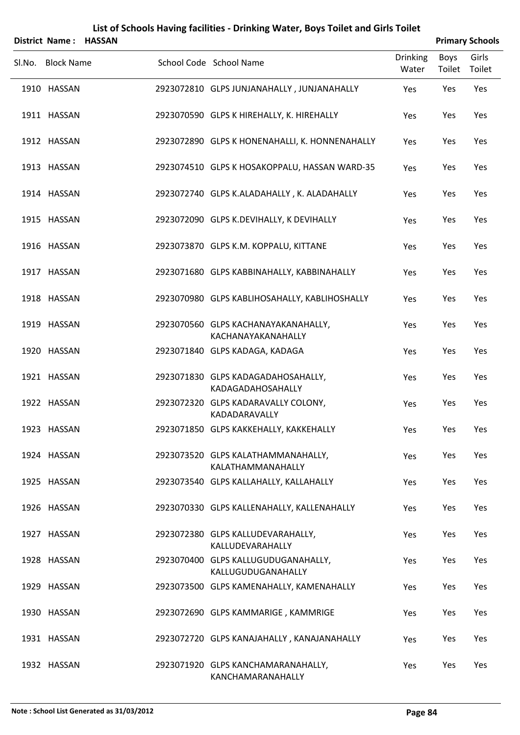# List of Schools Having facilities - Drinking Water, Boys Toilet and Girls Toilet

**District Name : HASSAN** **Primary Schools**

| Sl.No. | Block Name | School Code | School Name | Drinking Water | Boys Toilet | Girls Toilet |
|---|---|---|---|---|---|---|
| 1910 | HASSAN | 2923072810 | GLPS JUNJANAHALLY , JUNJANAHALLY | Yes | Yes | Yes |
| 1911 | HASSAN | 2923070590 | GLPS K HIREHALLY, K. HIREHALLY | Yes | Yes | Yes |
| 1912 | HASSAN | 2923072890 | GLPS K HONENAHALLI, K. HONNENAHALLY | Yes | Yes | Yes |
| 1913 | HASSAN | 2923074510 | GLPS K HOSAKOPPALU, HASSAN WARD-35 | Yes | Yes | Yes |
| 1914 | HASSAN | 2923072740 | GLPS K.ALADAHALLY , K. ALADAHALLY | Yes | Yes | Yes |
| 1915 | HASSAN | 2923072090 | GLPS K.DEVIHALLY, K DEVIHALLY | Yes | Yes | Yes |
| 1916 | HASSAN | 2923073870 | GLPS K.M. KOPPALU, KITTANE | Yes | Yes | Yes |
| 1917 | HASSAN | 2923071680 | GLPS KABBINAHALLY, KABBINAHALLY | Yes | Yes | Yes |
| 1918 | HASSAN | 2923070980 | GLPS KABLIHOSAHALLY, KABLIHOSHALLY | Yes | Yes | Yes |
| 1919 | HASSAN | 2923070560 | GLPS KACHANAYAKANAHALLY, KACHANAYAKANAHALLY | Yes | Yes | Yes |
| 1920 | HASSAN | 2923071840 | GLPS KADAGA, KADAGA | Yes | Yes | Yes |
| 1921 | HASSAN | 2923071830 | GLPS KADAGADAHOSAHALLY, KADAGADAHOSAHALLY | Yes | Yes | Yes |
| 1922 | HASSAN | 2923072320 | GLPS KADARAVALLY COLONY, KADADARAVALLY | Yes | Yes | Yes |
| 1923 | HASSAN | 2923071850 | GLPS KAKKEHALLY, KAKKEHALLY | Yes | Yes | Yes |
| 1924 | HASSAN | 2923073520 | GLPS KALATHAMMANAHALLY, KALATHAMMANAHALLY | Yes | Yes | Yes |
| 1925 | HASSAN | 2923073540 | GLPS KALLAHALLY, KALLAHALLY | Yes | Yes | Yes |
| 1926 | HASSAN | 2923070330 | GLPS KALLENAHALLY, KALLENAHALLY | Yes | Yes | Yes |
| 1927 | HASSAN | 2923072380 | GLPS KALLUDEVARAHALLY, KALLUDEVARAHALLY | Yes | Yes | Yes |
| 1928 | HASSAN | 2923070400 | GLPS KALLUGUDUGANAHALLY, KALLUGUDUGANAHALLY | Yes | Yes | Yes |
| 1929 | HASSAN | 2923073500 | GLPS KAMENAHALLY, KAMENAHALLY | Yes | Yes | Yes |
| 1930 | HASSAN | 2923072690 | GLPS KAMMARIGE , KAMMRIGE | Yes | Yes | Yes |
| 1931 | HASSAN | 2923072720 | GLPS KANAJAHALLY , KANAJANAHALLY | Yes | Yes | Yes |
| 1932 | HASSAN | 2923071920 | GLPS KANCHAMARANAHALLY, KANCHAMARANAHALLY | Yes | Yes | Yes |

**Note : School List Generated as 31/03/2012**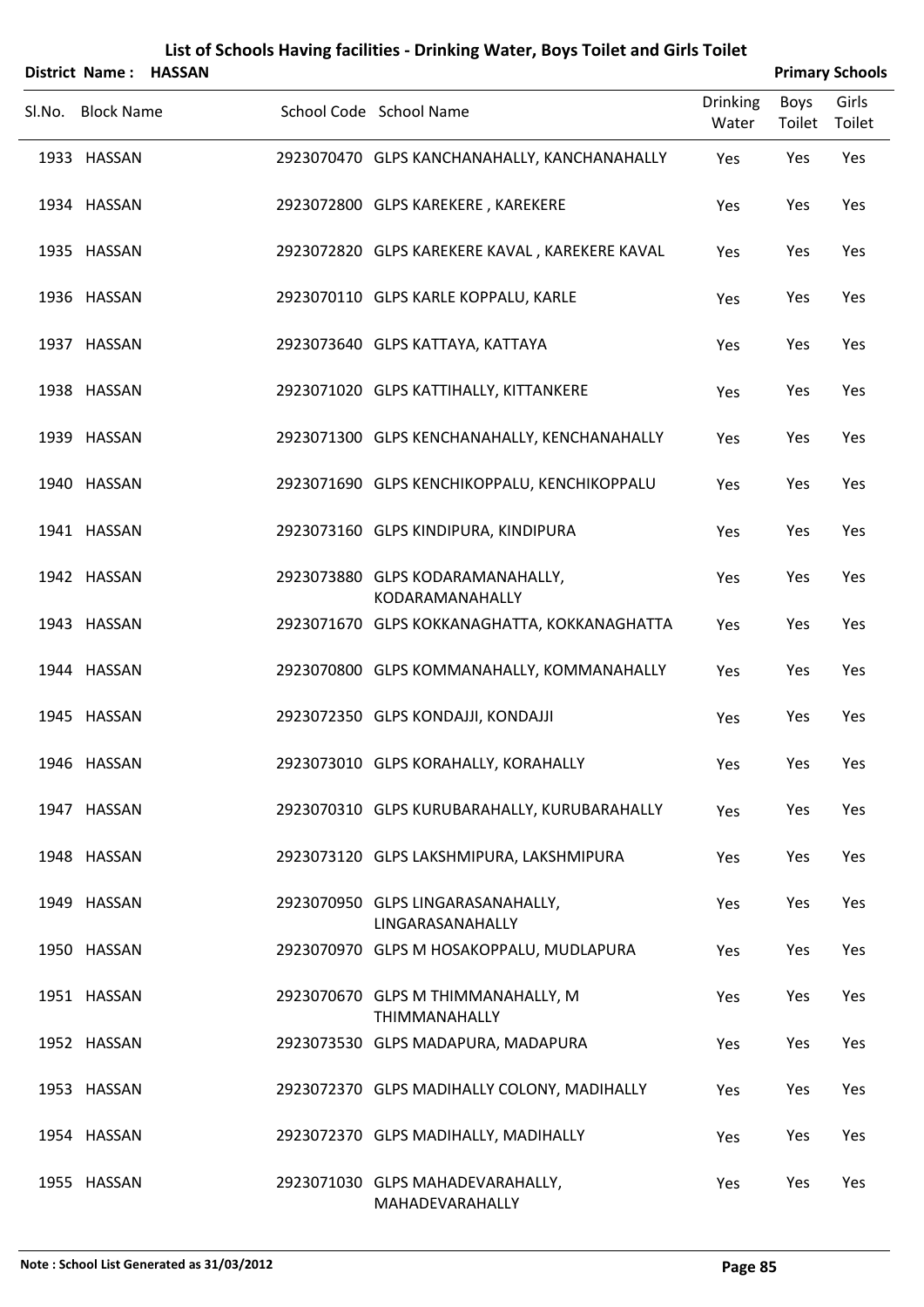# List of Schools Having facilities - Drinking Water, Boys Toilet and Girls Toilet

**District Name : HASSAN** **Primary Schools**

| Sl.No. | Block Name | School Code | School Name | Drinking Water | Boys Toilet | Girls Toilet |
|---|---|---|---|---|---|---|
| 1933 | HASSAN | 2923070470 | GLPS KANCHANAHALLY, KANCHANAHALLY | Yes | Yes | Yes |
| 1934 | HASSAN | 2923072800 | GLPS KAREKERE , KAREKERE | Yes | Yes | Yes |
| 1935 | HASSAN | 2923072820 | GLPS KAREKERE KAVAL , KAREKERE KAVAL | Yes | Yes | Yes |
| 1936 | HASSAN | 2923070110 | GLPS KARLE KOPPALU, KARLE | Yes | Yes | Yes |
| 1937 | HASSAN | 2923073640 | GLPS KATTAYA, KATTAYA | Yes | Yes | Yes |
| 1938 | HASSAN | 2923071020 | GLPS KATTIHALLY, KITTANKERE | Yes | Yes | Yes |
| 1939 | HASSAN | 2923071300 | GLPS KENCHANAHALLY, KENCHANAHALLY | Yes | Yes | Yes |
| 1940 | HASSAN | 2923071690 | GLPS KENCHIKOPPALU, KENCHIKOPPALU | Yes | Yes | Yes |
| 1941 | HASSAN | 2923073160 | GLPS KINDIPURA, KINDIPURA | Yes | Yes | Yes |
| 1942 | HASSAN | 2923073880 | GLPS KODARAMANAHALLY, KODARAMANAHALLY | Yes | Yes | Yes |
| 1943 | HASSAN | 2923071670 | GLPS KOKKANAGHATTA, KOKKANAGHATTA | Yes | Yes | Yes |
| 1944 | HASSAN | 2923070800 | GLPS KOMMANAHALLY, KOMMANAHALLY | Yes | Yes | Yes |
| 1945 | HASSAN | 2923072350 | GLPS KONDAJJI, KONDAJJI | Yes | Yes | Yes |
| 1946 | HASSAN | 2923073010 | GLPS KORAHALLY, KORAHALLY | Yes | Yes | Yes |
| 1947 | HASSAN | 2923070310 | GLPS KURUBARAHALLY, KURUBARAHALLY | Yes | Yes | Yes |
| 1948 | HASSAN | 2923073120 | GLPS LAKSHMIPURA, LAKSHMIPURA | Yes | Yes | Yes |
| 1949 | HASSAN | 2923070950 | GLPS LINGARASANAHALLY, LINGARASANAHALLY | Yes | Yes | Yes |
| 1950 | HASSAN | 2923070970 | GLPS M HOSAKOPPALU, MUDLAPURA | Yes | Yes | Yes |
| 1951 | HASSAN | 2923070670 | GLPS M THIMMANAHALLY, M THIMMANAHALLY | Yes | Yes | Yes |
| 1952 | HASSAN | 2923073530 | GLPS MADAPURA, MADAPURA | Yes | Yes | Yes |
| 1953 | HASSAN | 2923072370 | GLPS MADIHALLY COLONY, MADIHALLY | Yes | Yes | Yes |
| 1954 | HASSAN | 2923072370 | GLPS MADIHALLY, MADIHALLY | Yes | Yes | Yes |
| 1955 | HASSAN | 2923071030 | GLPS MAHADEVARAHALLY, MAHADEVARAHALLY | Yes | Yes | Yes |

**Note : School List Generated as 31/03/2012**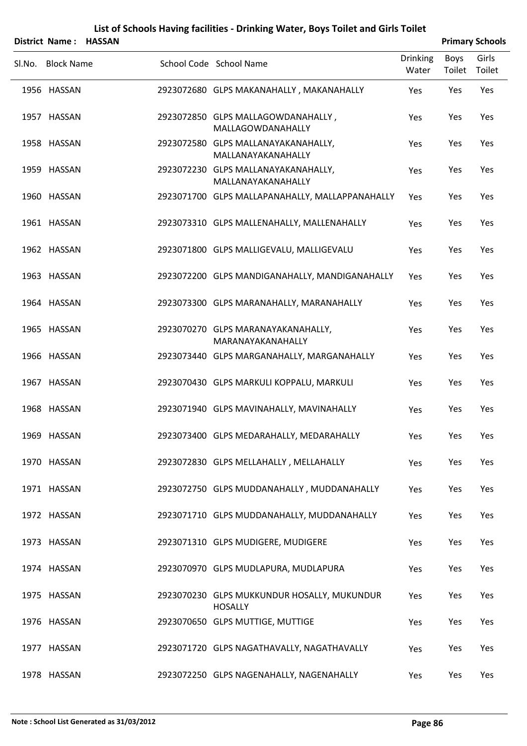# List of Schools Having facilities - Drinking Water, Boys Toilet and Girls Toilet

**District Name : HASSAN** **Primary Schools**

| Sl.No. | Block Name | School Code | School Name | Drinking Water | Boys Toilet | Girls Toilet |
|---|---|---|---|---|---|---|
| 1956 | HASSAN | 2923072680 | GLPS MAKANAHALLY , MAKANAHALLY | Yes | Yes | Yes |
| 1957 | HASSAN | 2923072850 | GLPS MALLAGOWDANAHALLY , MALLAGOWDANAHALLY | Yes | Yes | Yes |
| 1958 | HASSAN | 2923072580 | GLPS MALLANAYAKANAHALLY, MALLANAYAKANAHALLY | Yes | Yes | Yes |
| 1959 | HASSAN | 2923072230 | GLPS MALLANAYAKANAHALLY, MALLANAYAKANAHALLY | Yes | Yes | Yes |
| 1960 | HASSAN | 2923071700 | GLPS MALLAPANAHALLY, MALLAPPANAHALLY | Yes | Yes | Yes |
| 1961 | HASSAN | 2923073310 | GLPS MALLENAHALLY, MALLENAHALLY | Yes | Yes | Yes |
| 1962 | HASSAN | 2923071800 | GLPS MALLIGEVALU, MALLIGEVALU | Yes | Yes | Yes |
| 1963 | HASSAN | 2923072200 | GLPS MANDIGANAHALLY, MANDIGANAHALLY | Yes | Yes | Yes |
| 1964 | HASSAN | 2923073300 | GLPS MARANAHALLY, MARANAHALLY | Yes | Yes | Yes |
| 1965 | HASSAN | 2923070270 | GLPS MARANAYAKANAHALLY, MARANAYAKANAHALLY | Yes | Yes | Yes |
| 1966 | HASSAN | 2923073440 | GLPS MARGANAHALLY, MARGANAHALLY | Yes | Yes | Yes |
| 1967 | HASSAN | 2923070430 | GLPS MARKULI KOPPALU, MARKULI | Yes | Yes | Yes |
| 1968 | HASSAN | 2923071940 | GLPS MAVINAHALLY, MAVINAHALLY | Yes | Yes | Yes |
| 1969 | HASSAN | 2923073400 | GLPS MEDARAHALLY, MEDARAHALLY | Yes | Yes | Yes |
| 1970 | HASSAN | 2923072830 | GLPS MELLAHALLY , MELLAHALLY | Yes | Yes | Yes |
| 1971 | HASSAN | 2923072750 | GLPS MUDDANAHALLY , MUDDANAHALLY | Yes | Yes | Yes |
| 1972 | HASSAN | 2923071710 | GLPS MUDDANAHALLY, MUDDANAHALLY | Yes | Yes | Yes |
| 1973 | HASSAN | 2923071310 | GLPS MUDIGERE, MUDIGERE | Yes | Yes | Yes |
| 1974 | HASSAN | 2923070970 | GLPS MUDLAPURA, MUDLAPURA | Yes | Yes | Yes |
| 1975 | HASSAN | 2923070230 | GLPS MUKKUNDUR HOSALLY, MUKUNDUR HOSALLY | Yes | Yes | Yes |
| 1976 | HASSAN | 2923070650 | GLPS MUTTIGE, MUTTIGE | Yes | Yes | Yes |
| 1977 | HASSAN | 2923071720 | GLPS NAGATHAVALLY, NAGATHAVALLY | Yes | Yes | Yes |
| 1978 | HASSAN | 2923072250 | GLPS NAGENAHALLY, NAGENAHALLY | Yes | Yes | Yes |

**Note : School List Generated as 31/03/2012**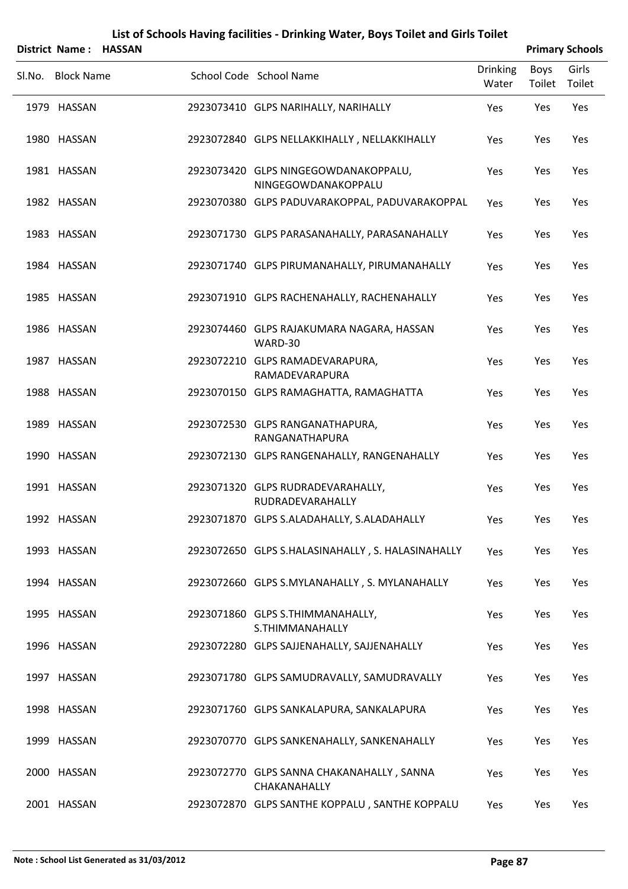# List of Schools Having facilities - Drinking Water, Boys Toilet and Girls Toilet

**District Name : HASSAN** **Primary Schools**

| Sl.No. | Block Name | School Code | School Name | Drinking Water | Boys Toilet | Girls Toilet |
|---|---|---|---|---|---|---|
| 1979 | HASSAN | 2923073410 | GLPS NARIHALLY, NARIHALLY | Yes | Yes | Yes |
| 1980 | HASSAN | 2923072840 | GLPS NELLAKKIHALLY , NELLAKKIHALLY | Yes | Yes | Yes |
| 1981 | HASSAN | 2923073420 | GLPS NINGEGOWDANAKOPPALU, NINGEGOWDANAKOPPALU | Yes | Yes | Yes |
| 1982 | HASSAN | 2923070380 | GLPS PADUVARAKOPPAL, PADUVARAKOPPAL | Yes | Yes | Yes |
| 1983 | HASSAN | 2923071730 | GLPS PARASANAHALLY, PARASANAHALLY | Yes | Yes | Yes |
| 1984 | HASSAN | 2923071740 | GLPS PIRUMANAHALLY, PIRUMANAHALLY | Yes | Yes | Yes |
| 1985 | HASSAN | 2923071910 | GLPS RACHENAHALLY, RACHENAHALLY | Yes | Yes | Yes |
| 1986 | HASSAN | 2923074460 | GLPS RAJAKUMARA NAGARA, HASSAN WARD-30 | Yes | Yes | Yes |
| 1987 | HASSAN | 2923072210 | GLPS RAMADEVARAPURA, RAMADEVARAPURA | Yes | Yes | Yes |
| 1988 | HASSAN | 2923070150 | GLPS RAMAGHATTA, RAMAGHATTA | Yes | Yes | Yes |
| 1989 | HASSAN | 2923072530 | GLPS RANGANATHAPURA, RANGANATHAPURA | Yes | Yes | Yes |
| 1990 | HASSAN | 2923072130 | GLPS RANGENAHALLY, RANGENAHALLY | Yes | Yes | Yes |
| 1991 | HASSAN | 2923071320 | GLPS RUDRADEVARAHALLY, RUDRADEVARAHALLY | Yes | Yes | Yes |
| 1992 | HASSAN | 2923071870 | GLPS S.ALADAHALLY, S.ALADAHALLY | Yes | Yes | Yes |
| 1993 | HASSAN | 2923072650 | GLPS S.HALASINAHALLY , S. HALASINAHALLY | Yes | Yes | Yes |
| 1994 | HASSAN | 2923072660 | GLPS S.MYLANAHALLY , S. MYLANAHALLY | Yes | Yes | Yes |
| 1995 | HASSAN | 2923071860 | GLPS S.THIMMANAHALLY, S.THIMMANAHALLY | Yes | Yes | Yes |
| 1996 | HASSAN | 2923072280 | GLPS SAJJENAHALLY, SAJJENAHALLY | Yes | Yes | Yes |
| 1997 | HASSAN | 2923071780 | GLPS SAMUDRAVALLY, SAMUDRAVALLY | Yes | Yes | Yes |
| 1998 | HASSAN | 2923071760 | GLPS SANKALAPURA, SANKALAPURA | Yes | Yes | Yes |
| 1999 | HASSAN | 2923070770 | GLPS SANKENAHALLY, SANKENAHALLY | Yes | Yes | Yes |
| 2000 | HASSAN | 2923072770 | GLPS SANNA CHAKANAHALLY , SANNA CHAKANAHALLY | Yes | Yes | Yes |
| 2001 | HASSAN | 2923072870 | GLPS SANTHE KOPPALU , SANTHE KOPPALU | Yes | Yes | Yes |

**Note : School List Generated as 31/03/2012**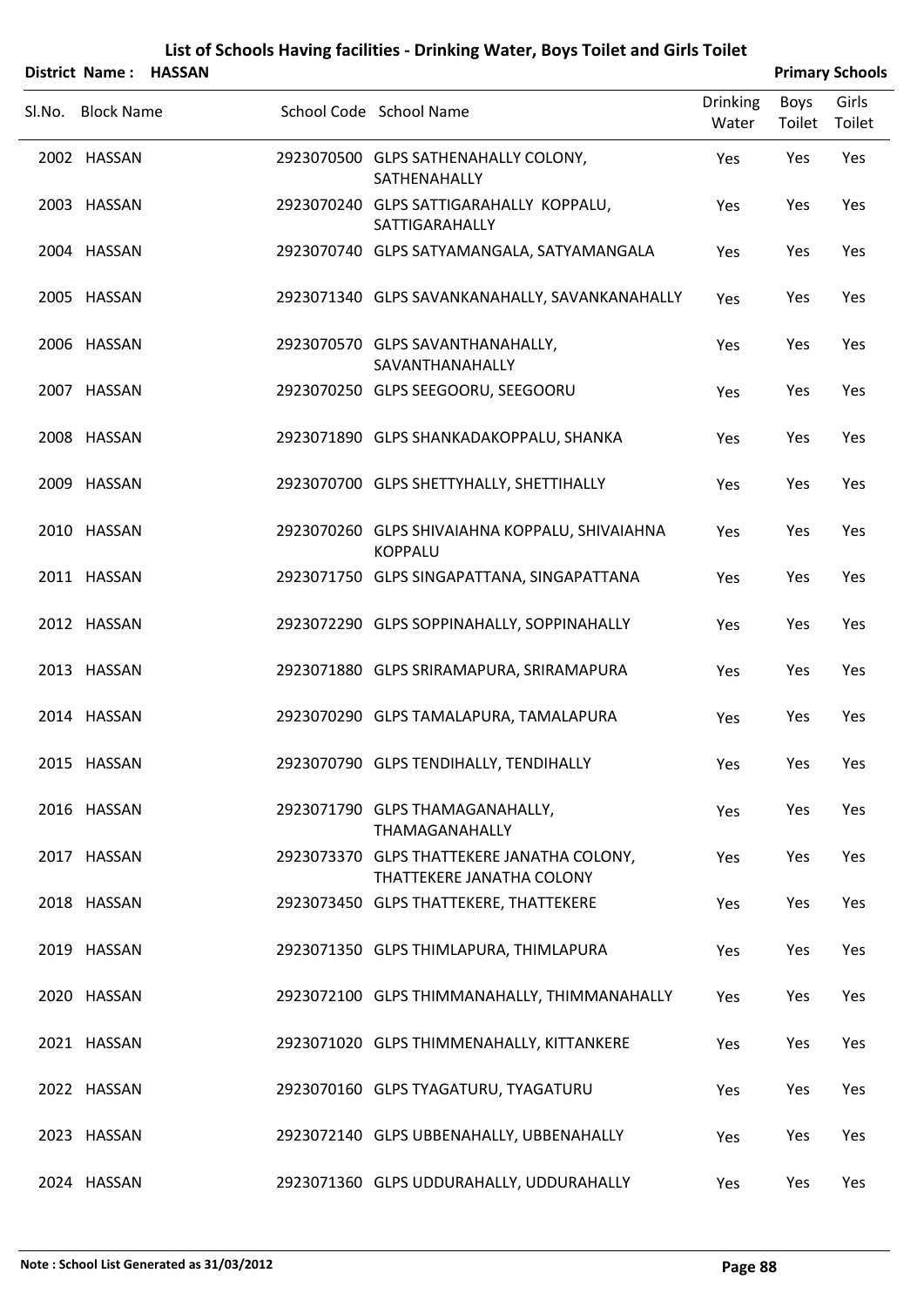# List of Schools Having facilities - Drinking Water, Boys Toilet and Girls Toilet

**District Name : HASSAN** | **Primary Schools**

| Sl.No. | Block Name | School Code | School Name | Drinking Water | Boys Toilet | Girls Toilet |
|---|---|---|---|---|---|---|
| 2002 | HASSAN | 2923070500 | GLPS SATHENAHALLY COLONY, SATHENAHALLY | Yes | Yes | Yes |
| 2003 | HASSAN | 2923070240 | GLPS SATTIGARAHALLY KOPPALU, SATTIGARAHALLY | Yes | Yes | Yes |
| 2004 | HASSAN | 2923070740 | GLPS SATYAMANGALA, SATYAMANGALA | Yes | Yes | Yes |
| 2005 | HASSAN | 2923071340 | GLPS SAVANKANAHALLY, SAVANKANAHALLY | Yes | Yes | Yes |
| 2006 | HASSAN | 2923070570 | GLPS SAVANTHANAHALLY, SAVANTHANAHALLY | Yes | Yes | Yes |
| 2007 | HASSAN | 2923070250 | GLPS SEEGOORU, SEEGOORU | Yes | Yes | Yes |
| 2008 | HASSAN | 2923071890 | GLPS SHANKADAKOPPALU, SHANKA | Yes | Yes | Yes |
| 2009 | HASSAN | 2923070700 | GLPS SHETTYHALLY, SHETTIHALLY | Yes | Yes | Yes |
| 2010 | HASSAN | 2923070260 | GLPS SHIVAIAHNA KOPPALU, SHIVAIAHNA KOPPALU | Yes | Yes | Yes |
| 2011 | HASSAN | 2923071750 | GLPS SINGAPATTANA, SINGAPATTANA | Yes | Yes | Yes |
| 2012 | HASSAN | 2923072290 | GLPS SOPPINAHALLY, SOPPINAHALLY | Yes | Yes | Yes |
| 2013 | HASSAN | 2923071880 | GLPS SRIRAMAPURA, SRIRAMAPURA | Yes | Yes | Yes |
| 2014 | HASSAN | 2923070290 | GLPS TAMALAPURA, TAMALAPURA | Yes | Yes | Yes |
| 2015 | HASSAN | 2923070790 | GLPS TENDIHALLY, TENDIHALLY | Yes | Yes | Yes |
| 2016 | HASSAN | 2923071790 | GLPS THAMAGANAHALLY, THAMAGANAHALLY | Yes | Yes | Yes |
| 2017 | HASSAN | 2923073370 | GLPS THATTEKERE JANATHA COLONY, THATTEKERE JANATHA COLONY | Yes | Yes | Yes |
| 2018 | HASSAN | 2923073450 | GLPS THATTEKERE, THATTEKERE | Yes | Yes | Yes |
| 2019 | HASSAN | 2923071350 | GLPS THIMLAPURA, THIMLAPURA | Yes | Yes | Yes |
| 2020 | HASSAN | 2923072100 | GLPS THIMMANAHALLY, THIMMANAHALLY | Yes | Yes | Yes |
| 2021 | HASSAN | 2923071020 | GLPS THIMMENAHALLY, KITTANKERE | Yes | Yes | Yes |
| 2022 | HASSAN | 2923070160 | GLPS TYAGATURU, TYAGATURU | Yes | Yes | Yes |
| 2023 | HASSAN | 2923072140 | GLPS UBBENAHALLY, UBBENAHALLY | Yes | Yes | Yes |
| 2024 | HASSAN | 2923071360 | GLPS UDDURAHALLY, UDDURAHALLY | Yes | Yes | Yes |

**Note : School List Generated as 31/03/2012**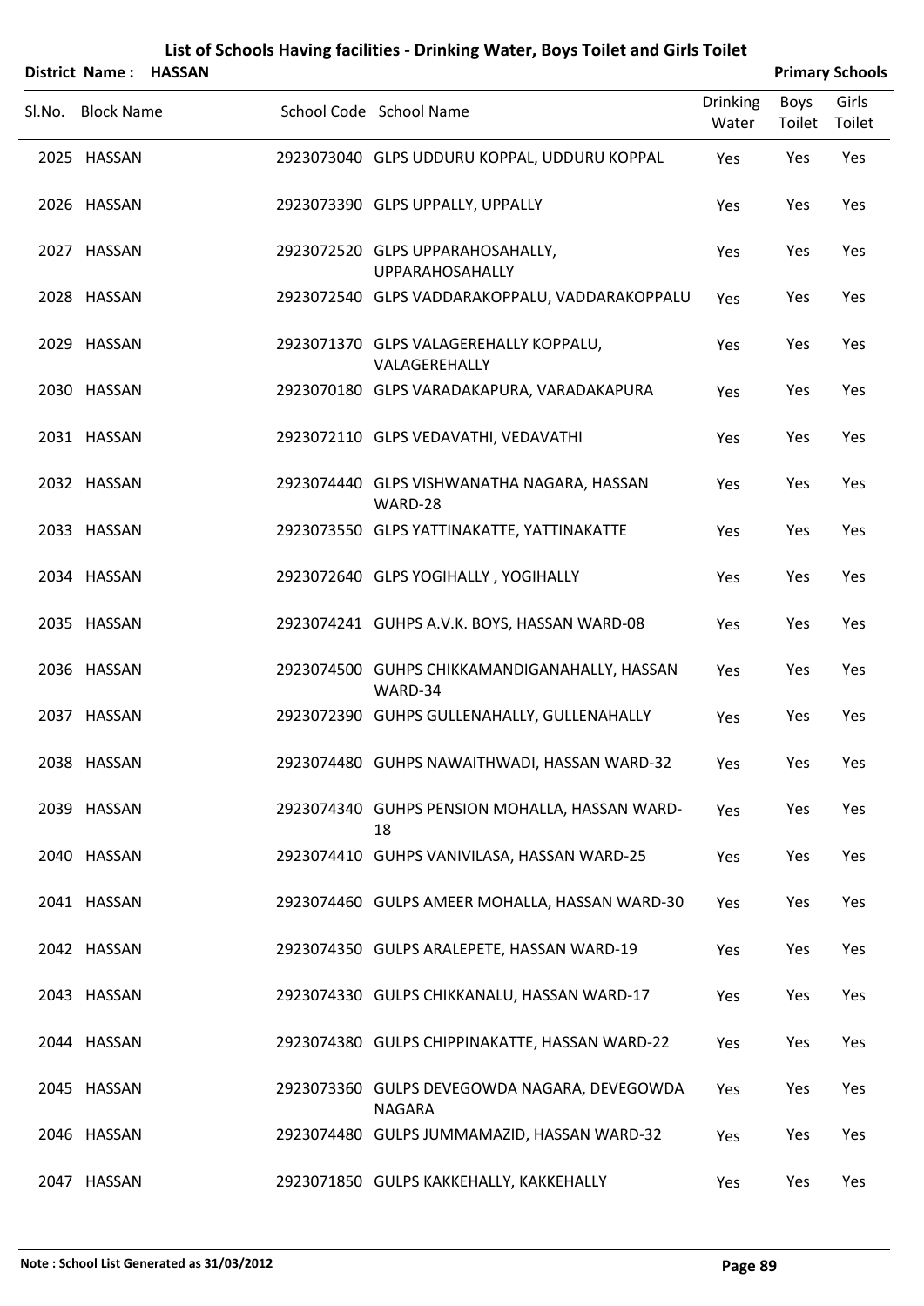# List of Schools Having facilities - Drinking Water, Boys Toilet and Girls Toilet

**District Name : HASSAN** | **Primary Schools**

| Sl.No. | Block Name | School Code | School Name | Drinking Water | Boys Toilet | Girls Toilet |
|---|---|---|---|---|---|---|
| 2025 | HASSAN | 2923073040 | GLPS UDDURU KOPPAL, UDDURU KOPPAL | Yes | Yes | Yes |
| 2026 | HASSAN | 2923073390 | GLPS UPPALLY, UPPALLY | Yes | Yes | Yes |
| 2027 | HASSAN | 2923072520 | GLPS UPPARAHOSAHALLY, UPPARAHOSAHALLY | Yes | Yes | Yes |
| 2028 | HASSAN | 2923072540 | GLPS VADDARAKOPPALU, VADDARAKOPPALU | Yes | Yes | Yes |
| 2029 | HASSAN | 2923071370 | GLPS VALAGEREHALLY KOPPALU, VALAGEREHALLY | Yes | Yes | Yes |
| 2030 | HASSAN | 2923070180 | GLPS VARADAKAPURA, VARADAKAPURA | Yes | Yes | Yes |
| 2031 | HASSAN | 2923072110 | GLPS VEDAVATHI, VEDAVATHI | Yes | Yes | Yes |
| 2032 | HASSAN | 2923074440 | GLPS VISHWANATHA NAGARA, HASSAN WARD-28 | Yes | Yes | Yes |
| 2033 | HASSAN | 2923073550 | GLPS YATTINAKATTE, YATTINAKATTE | Yes | Yes | Yes |
| 2034 | HASSAN | 2923072640 | GLPS YOGIHALLY , YOGIHALLY | Yes | Yes | Yes |
| 2035 | HASSAN | 2923074241 | GUHPS A.V.K. BOYS, HASSAN WARD-08 | Yes | Yes | Yes |
| 2036 | HASSAN | 2923074500 | GUHPS CHIKKAMANDIGANAHALLY, HASSAN WARD-34 | Yes | Yes | Yes |
| 2037 | HASSAN | 2923072390 | GUHPS GULLENAHALLY, GULLENAHALLY | Yes | Yes | Yes |
| 2038 | HASSAN | 2923074480 | GUHPS NAWAITHWADI, HASSAN WARD-32 | Yes | Yes | Yes |
| 2039 | HASSAN | 2923074340 | GUHPS PENSION MOHALLA, HASSAN WARD-18 | Yes | Yes | Yes |
| 2040 | HASSAN | 2923074410 | GUHPS VANIVILASA, HASSAN WARD-25 | Yes | Yes | Yes |
| 2041 | HASSAN | 2923074460 | GULPS AMEER MOHALLA, HASSAN WARD-30 | Yes | Yes | Yes |
| 2042 | HASSAN | 2923074350 | GULPS ARALEPETE, HASSAN WARD-19 | Yes | Yes | Yes |
| 2043 | HASSAN | 2923074330 | GULPS CHIKKANALU, HASSAN WARD-17 | Yes | Yes | Yes |
| 2044 | HASSAN | 2923074380 | GULPS CHIPPINAKATTE, HASSAN WARD-22 | Yes | Yes | Yes |
| 2045 | HASSAN | 2923073360 | GULPS DEVEGOWDA NAGARA, DEVEGOWDA NAGARA | Yes | Yes | Yes |
| 2046 | HASSAN | 2923074480 | GULPS JUMMAMAZID, HASSAN WARD-32 | Yes | Yes | Yes |
| 2047 | HASSAN | 2923071850 | GULPS KAKKEHALLY, KAKKEHALLY | Yes | Yes | Yes |

**Note : School List Generated as 31/03/2012**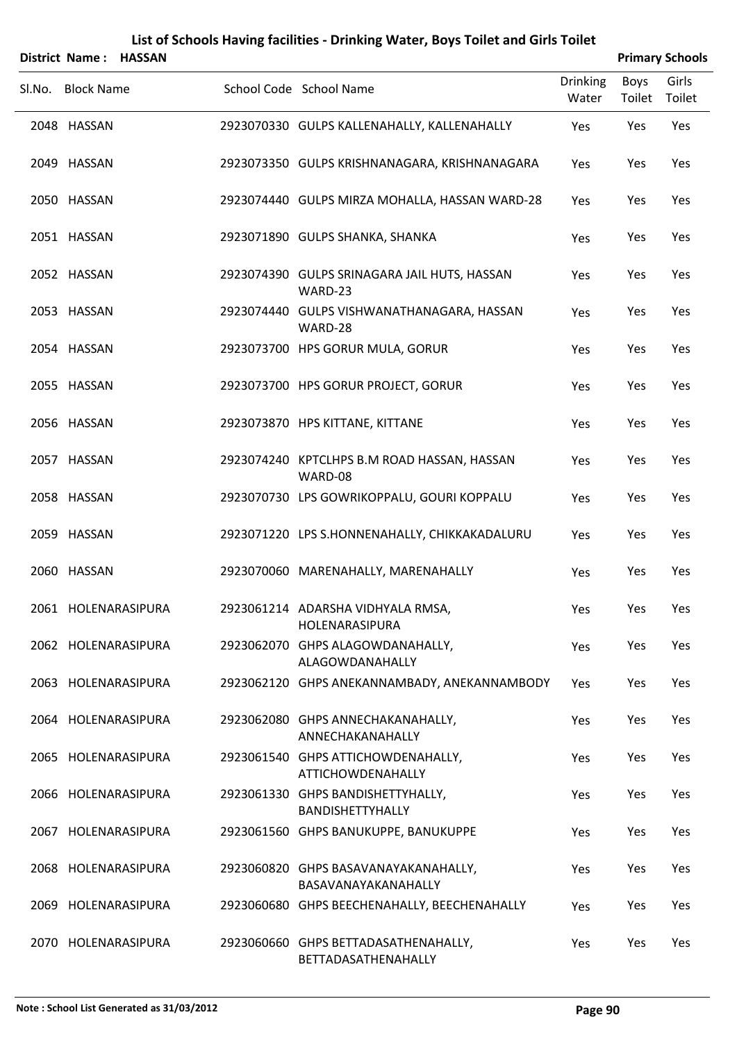## List of Schools Having facilities - Drinking Water, Boys Toilet and Girls Toilet

**District Name : HASSAN** **Primary Schools**

| Sl.No. | Block Name | School Code | School Name | Drinking Water | Boys Toilet | Girls Toilet |
|---|---|---|---|---|---|---|
| 2048 | HASSAN | 2923070330 | GULPS KALLENAHALLY, KALLENAHALLY | Yes | Yes | Yes |
| 2049 | HASSAN | 2923073350 | GULPS KRISHNANAGARA, KRISHNANAGARA | Yes | Yes | Yes |
| 2050 | HASSAN | 2923074440 | GULPS MIRZA MOHALLA, HASSAN WARD-28 | Yes | Yes | Yes |
| 2051 | HASSAN | 2923071890 | GULPS SHANKA, SHANKA | Yes | Yes | Yes |
| 2052 | HASSAN | 2923074390 | GULPS SRINAGARA JAIL HUTS, HASSAN WARD-23 | Yes | Yes | Yes |
| 2053 | HASSAN | 2923074440 | GULPS VISHWANATHANAGARA, HASSAN WARD-28 | Yes | Yes | Yes |
| 2054 | HASSAN | 2923073700 | HPS GORUR MULA, GORUR | Yes | Yes | Yes |
| 2055 | HASSAN | 2923073700 | HPS GORUR PROJECT, GORUR | Yes | Yes | Yes |
| 2056 | HASSAN | 2923073870 | HPS KITTANE, KITTANE | Yes | Yes | Yes |
| 2057 | HASSAN | 2923074240 | KPTCLHPS B.M ROAD HASSAN, HASSAN WARD-08 | Yes | Yes | Yes |
| 2058 | HASSAN | 2923070730 | LPS GOWRIKOPPALU, GOURI KOPPALU | Yes | Yes | Yes |
| 2059 | HASSAN | 2923071220 | LPS S.HONNENAHALLY, CHIKKAKADALURU | Yes | Yes | Yes |
| 2060 | HASSAN | 2923070060 | MARENAHALLY, MARENAHALLY | Yes | Yes | Yes |
| 2061 | HOLENARASIPURA | 2923061214 | ADARSHA VIDHYALA RMSA, HOLENARASIPURA | Yes | Yes | Yes |
| 2062 | HOLENARASIPURA | 2923062070 | GHPS ALAGOWDANAHALLY, ALAGOWDANAHALLY | Yes | Yes | Yes |
| 2063 | HOLENARASIPURA | 2923062120 | GHPS ANEKANNAMBADY, ANEKANNAMBODY | Yes | Yes | Yes |
| 2064 | HOLENARASIPURA | 2923062080 | GHPS ANNECHAKANAHALLY, ANNECHAKANAHALLY | Yes | Yes | Yes |
| 2065 | HOLENARASIPURA | 2923061540 | GHPS ATTICHOWDENAHALLY, ATTICHOWDENAHALLY | Yes | Yes | Yes |
| 2066 | HOLENARASIPURA | 2923061330 | GHPS BANDISHETTYHALLY, BANDISHETTYHALLY | Yes | Yes | Yes |
| 2067 | HOLENARASIPURA | 2923061560 | GHPS BANUKUPPE, BANUKUPPE | Yes | Yes | Yes |
| 2068 | HOLENARASIPURA | 2923060820 | GHPS BASAVANAYAKANAHALLY, BASAVANAYAKANAHALLY | Yes | Yes | Yes |
| 2069 | HOLENARASIPURA | 2923060680 | GHPS BEECHENAHALLY, BEECHENAHALLY | Yes | Yes | Yes |
| 2070 | HOLENARASIPURA | 2923060660 | GHPS BETTADASATHENAHALLY, BETTADASATHENAHALLY | Yes | Yes | Yes |

**Note : School List Generated as 31/03/2012**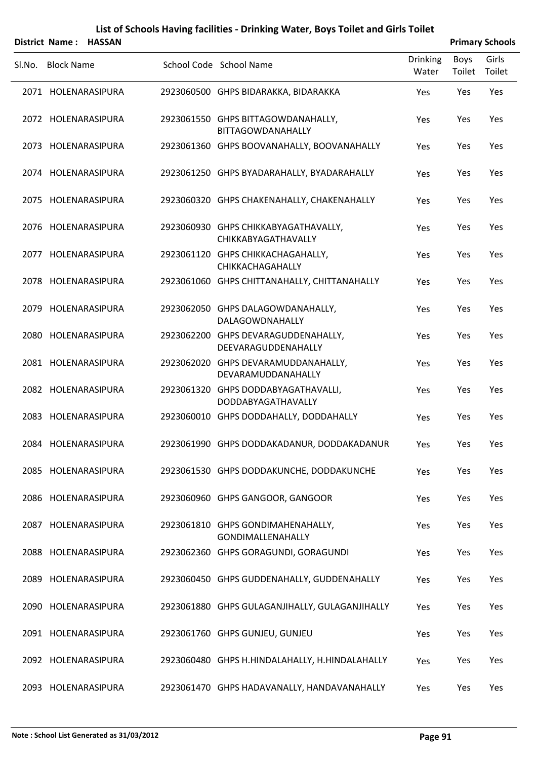# List of Schools Having facilities - Drinking Water, Boys Toilet and Girls Toilet

**District Name : HASSAN** **Primary Schools**

| Sl.No. | Block Name | School Code | School Name | Drinking Water | Boys Toilet | Girls Toilet |
|---|---|---|---|---|---|---|
| 2071 | HOLENARASIPURA | 2923060500 | GHPS BIDARAKKA, BIDARAKKA | Yes | Yes | Yes |
| 2072 | HOLENARASIPURA | 2923061550 | GHPS BITTAGOWDANAHALLY, BITTAGOWDANAHALLY | Yes | Yes | Yes |
| 2073 | HOLENARASIPURA | 2923061360 | GHPS BOOVANAHALLY, BOOVANAHALLY | Yes | Yes | Yes |
| 2074 | HOLENARASIPURA | 2923061250 | GHPS BYADARAHALLY, BYADARAHALLY | Yes | Yes | Yes |
| 2075 | HOLENARASIPURA | 2923060320 | GHPS CHAKENAHALLY, CHAKENAHALLY | Yes | Yes | Yes |
| 2076 | HOLENARASIPURA | 2923060930 | GHPS CHIKKABYAGATHAVALLY, CHIKKABYAGATHAVALLY | Yes | Yes | Yes |
| 2077 | HOLENARASIPURA | 2923061120 | GHPS CHIKKACHAGAHALLY, CHIKKACHAGAHALLY | Yes | Yes | Yes |
| 2078 | HOLENARASIPURA | 2923061060 | GHPS CHITTANAHALLY, CHITTANAHALLY | Yes | Yes | Yes |
| 2079 | HOLENARASIPURA | 2923062050 | GHPS DALAGOWDANAHALLY, DALAGOWDNAHALLY | Yes | Yes | Yes |
| 2080 | HOLENARASIPURA | 2923062200 | GHPS DEVARAGUDDENAHALLY, DEEVARAGUDDENAHALLY | Yes | Yes | Yes |
| 2081 | HOLENARASIPURA | 2923062020 | GHPS DEVARAMUDDANAHALLY, DEVARAMUDDANAHALLY | Yes | Yes | Yes |
| 2082 | HOLENARASIPURA | 2923061320 | GHPS DODDABYAGATHAVALLI, DODDABYAGATHAVALLY | Yes | Yes | Yes |
| 2083 | HOLENARASIPURA | 2923060010 | GHPS DODDAHALLY, DODDAHALLY | Yes | Yes | Yes |
| 2084 | HOLENARASIPURA | 2923061990 | GHPS DODDAKADANUR, DODDAKADANUR | Yes | Yes | Yes |
| 2085 | HOLENARASIPURA | 2923061530 | GHPS DODDAKUNCHE, DODDAKUNCHE | Yes | Yes | Yes |
| 2086 | HOLENARASIPURA | 2923060960 | GHPS GANGOOR, GANGOOR | Yes | Yes | Yes |
| 2087 | HOLENARASIPURA | 2923061810 | GHPS GONDIMAHENAHALLY, GONDIMALLENAHALLY | Yes | Yes | Yes |
| 2088 | HOLENARASIPURA | 2923062360 | GHPS GORAGUNDI, GORAGUNDI | Yes | Yes | Yes |
| 2089 | HOLENARASIPURA | 2923060450 | GHPS GUDDENAHALLY, GUDDENAHALLY | Yes | Yes | Yes |
| 2090 | HOLENARASIPURA | 2923061880 | GHPS GULAGANJIHALLY, GULAGANJIHALLY | Yes | Yes | Yes |
| 2091 | HOLENARASIPURA | 2923061760 | GHPS GUNJEU, GUNJEU | Yes | Yes | Yes |
| 2092 | HOLENARASIPURA | 2923060480 | GHPS H.HINDALAHALLY, H.HINDALAHALLY | Yes | Yes | Yes |
| 2093 | HOLENARASIPURA | 2923061470 | GHPS HADAVANALLY, HANDAVANAHALLY | Yes | Yes | Yes |

**Note : School List Generated as 31/03/2012**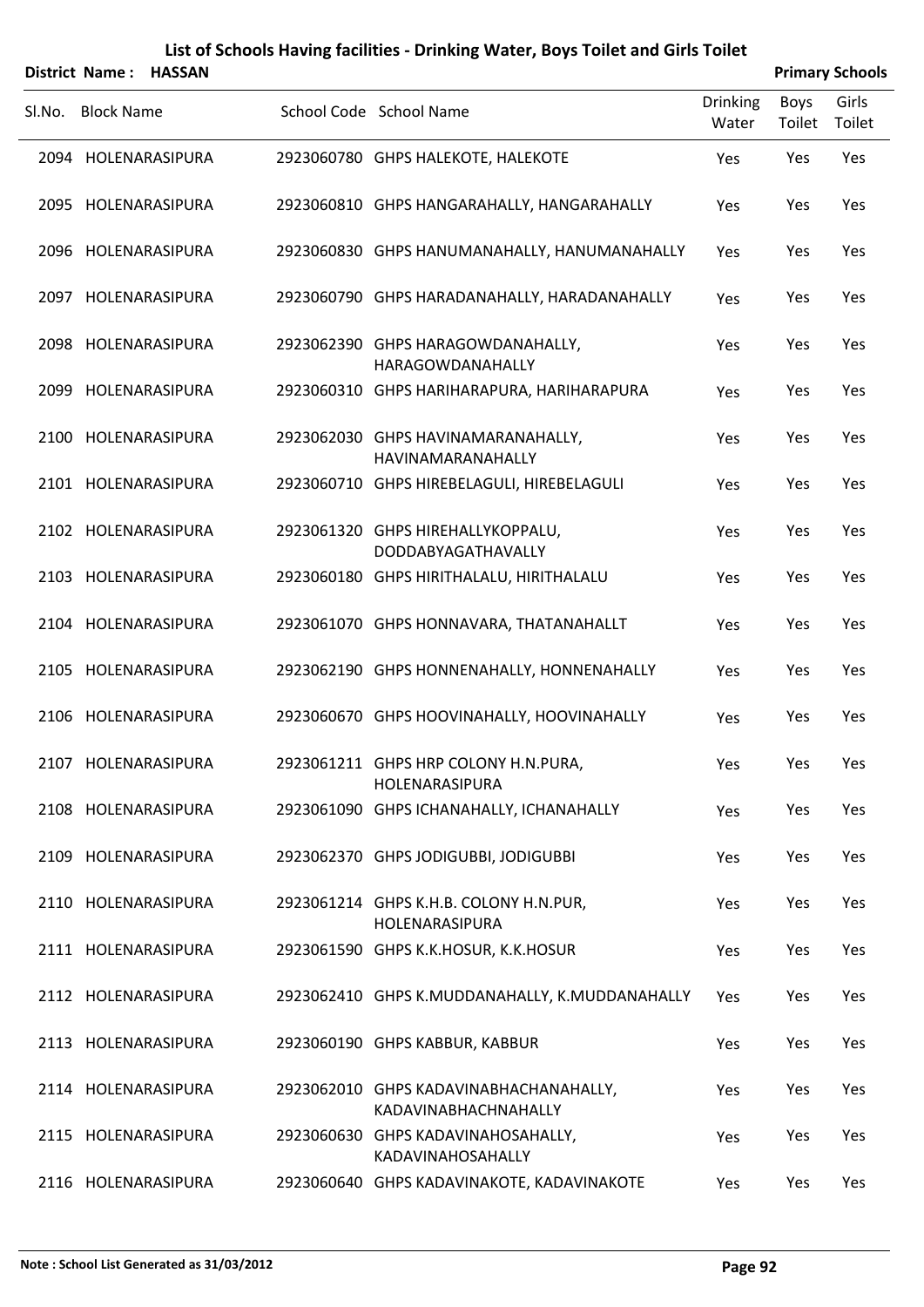# List of Schools Having facilities - Drinking Water, Boys Toilet and Girls Toilet

**District Name : HASSAN** **Primary Schools**

| Sl.No. | Block Name | School Code | School Name | Drinking Water | Boys Toilet | Girls Toilet |
|---|---|---|---|---|---|---|
| 2094 | HOLENARASIPURA | 2923060780 | GHPS HALEKOTE, HALEKOTE | Yes | Yes | Yes |
| 2095 | HOLENARASIPURA | 2923060810 | GHPS HANGARAHALLY, HANGARAHALLY | Yes | Yes | Yes |
| 2096 | HOLENARASIPURA | 2923060830 | GHPS HANUMANAHALLY, HANUMANAHALLY | Yes | Yes | Yes |
| 2097 | HOLENARASIPURA | 2923060790 | GHPS HARADANAHALLY, HARADANAHALLY | Yes | Yes | Yes |
| 2098 | HOLENARASIPURA | 2923062390 | GHPS HARAGOWDANAHALLY, HARAGOWDANAHALLY | Yes | Yes | Yes |
| 2099 | HOLENARASIPURA | 2923060310 | GHPS HARIHARAPURA, HARIHARAPURA | Yes | Yes | Yes |
| 2100 | HOLENARASIPURA | 2923062030 | GHPS HAVINAMARANAHALLY, HAVINAMARANAHALLY | Yes | Yes | Yes |
| 2101 | HOLENARASIPURA | 2923060710 | GHPS HIREBELAGULI, HIREBELAGULI | Yes | Yes | Yes |
| 2102 | HOLENARASIPURA | 2923061320 | GHPS HIREHALLYKOPPALU, DODDABYAGATHAVALLY | Yes | Yes | Yes |
| 2103 | HOLENARASIPURA | 2923060180 | GHPS HIRITHALALU, HIRITHALALU | Yes | Yes | Yes |
| 2104 | HOLENARASIPURA | 2923061070 | GHPS HONNAVARA, THATANAHALLT | Yes | Yes | Yes |
| 2105 | HOLENARASIPURA | 2923062190 | GHPS HONNENAHALLY, HONNENAHALLY | Yes | Yes | Yes |
| 2106 | HOLENARASIPURA | 2923060670 | GHPS HOOVINAHALLY, HOOVINAHALLY | Yes | Yes | Yes |
| 2107 | HOLENARASIPURA | 2923061211 | GHPS HRP COLONY H.N.PURA, HOLENARASIPURA | Yes | Yes | Yes |
| 2108 | HOLENARASIPURA | 2923061090 | GHPS ICHANAHALLY, ICHANAHALLY | Yes | Yes | Yes |
| 2109 | HOLENARASIPURA | 2923062370 | GHPS JODIGUBBI, JODIGUBBI | Yes | Yes | Yes |
| 2110 | HOLENARASIPURA | 2923061214 | GHPS K.H.B. COLONY H.N.PUR, HOLENARASIPURA | Yes | Yes | Yes |
| 2111 | HOLENARASIPURA | 2923061590 | GHPS K.K.HOSUR, K.K.HOSUR | Yes | Yes | Yes |
| 2112 | HOLENARASIPURA | 2923062410 | GHPS K.MUDDANAHALLY, K.MUDDANAHALLY | Yes | Yes | Yes |
| 2113 | HOLENARASIPURA | 2923060190 | GHPS KABBUR, KABBUR | Yes | Yes | Yes |
| 2114 | HOLENARASIPURA | 2923062010 | GHPS KADAVINABHACHANAHALLY, KADAVINABHACHNAHALLY | Yes | Yes | Yes |
| 2115 | HOLENARASIPURA | 2923060630 | GHPS KADAVINAHOSAHALLY, KADAVINAHOSAHALLY | Yes | Yes | Yes |
| 2116 | HOLENARASIPURA | 2923060640 | GHPS KADAVINAKOTE, KADAVINAKOTE | Yes | Yes | Yes |

Note : School List Generated as 31/03/2012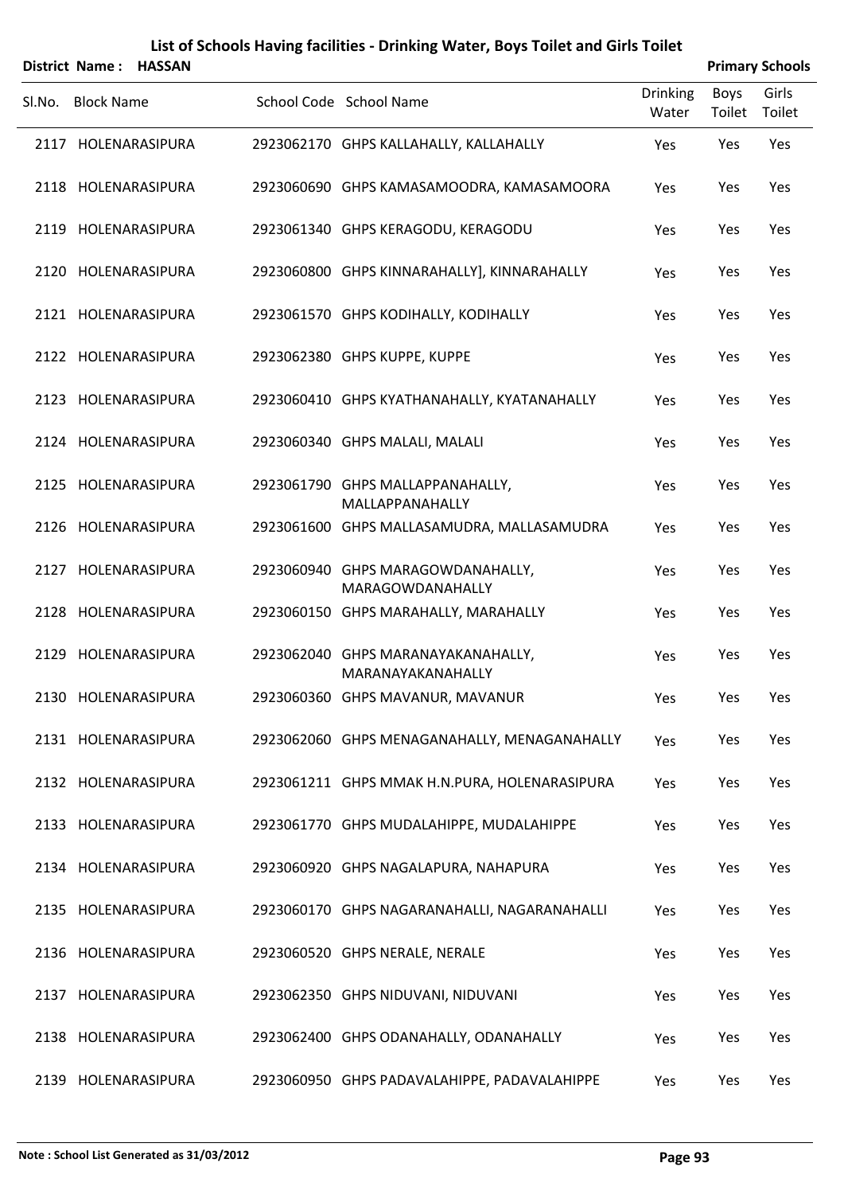# List of Schools Having facilities - Drinking Water, Boys Toilet and Girls Toilet

**District Name : HASSAN** **Primary Schools**

| Sl.No. | Block Name | School Code | School Name | Drinking Water | Boys Toilet | Girls Toilet |
|---|---|---|---|---|---|---|
| 2117 | HOLENARASIPURA | 2923062170 | GHPS KALLAHALLY, KALLAHALLY | Yes | Yes | Yes |
| 2118 | HOLENARASIPURA | 2923060690 | GHPS KAMASAMOODRA, KAMASAMOORA | Yes | Yes | Yes |
| 2119 | HOLENARASIPURA | 2923061340 | GHPS KERAGODU, KERAGODU | Yes | Yes | Yes |
| 2120 | HOLENARASIPURA | 2923060800 | GHPS KINNARAHALLY], KINNARAHALLY | Yes | Yes | Yes |
| 2121 | HOLENARASIPURA | 2923061570 | GHPS KODIHALLY, KODIHALLY | Yes | Yes | Yes |
| 2122 | HOLENARASIPURA | 2923062380 | GHPS KUPPE, KUPPE | Yes | Yes | Yes |
| 2123 | HOLENARASIPURA | 2923060410 | GHPS KYATHANAHALLY, KYATANAHALLY | Yes | Yes | Yes |
| 2124 | HOLENARASIPURA | 2923060340 | GHPS MALALI, MALALI | Yes | Yes | Yes |
| 2125 | HOLENARASIPURA | 2923061790 | GHPS MALLAPPANAHALLY, MALLAPPANAHALLY | Yes | Yes | Yes |
| 2126 | HOLENARASIPURA | 2923061600 | GHPS MALLASAMUDRA, MALLASAMUDRA | Yes | Yes | Yes |
| 2127 | HOLENARASIPURA | 2923060940 | GHPS MARAGOWDANAHALLY, MARAGOWDANAHALLY | Yes | Yes | Yes |
| 2128 | HOLENARASIPURA | 2923060150 | GHPS MARAHALLY, MARAHALLY | Yes | Yes | Yes |
| 2129 | HOLENARASIPURA | 2923062040 | GHPS MARANAYAKANAHALLY, MARANAYAKANAHALLY | Yes | Yes | Yes |
| 2130 | HOLENARASIPURA | 2923060360 | GHPS MAVANUR, MAVANUR | Yes | Yes | Yes |
| 2131 | HOLENARASIPURA | 2923062060 | GHPS MENAGANAHALLY, MENAGANAHALLY | Yes | Yes | Yes |
| 2132 | HOLENARASIPURA | 2923061211 | GHPS MMAK H.N.PURA, HOLENARASIPURA | Yes | Yes | Yes |
| 2133 | HOLENARASIPURA | 2923061770 | GHPS MUDALAHIPPE, MUDALAHIPPE | Yes | Yes | Yes |
| 2134 | HOLENARASIPURA | 2923060920 | GHPS NAGALAPURA, NAHAPURA | Yes | Yes | Yes |
| 2135 | HOLENARASIPURA | 2923060170 | GHPS NAGARANAHALLI, NAGARANAHALLI | Yes | Yes | Yes |
| 2136 | HOLENARASIPURA | 2923060520 | GHPS NERALE, NERALE | Yes | Yes | Yes |
| 2137 | HOLENARASIPURA | 2923062350 | GHPS NIDUVANI, NIDUVANI | Yes | Yes | Yes |
| 2138 | HOLENARASIPURA | 2923062400 | GHPS ODANAHALLY, ODANAHALLY | Yes | Yes | Yes |
| 2139 | HOLENARASIPURA | 2923060950 | GHPS PADAVALAHIPPE, PADAVALAHIPPE | Yes | Yes | Yes |

**Note : School List Generated as 31/03/2012**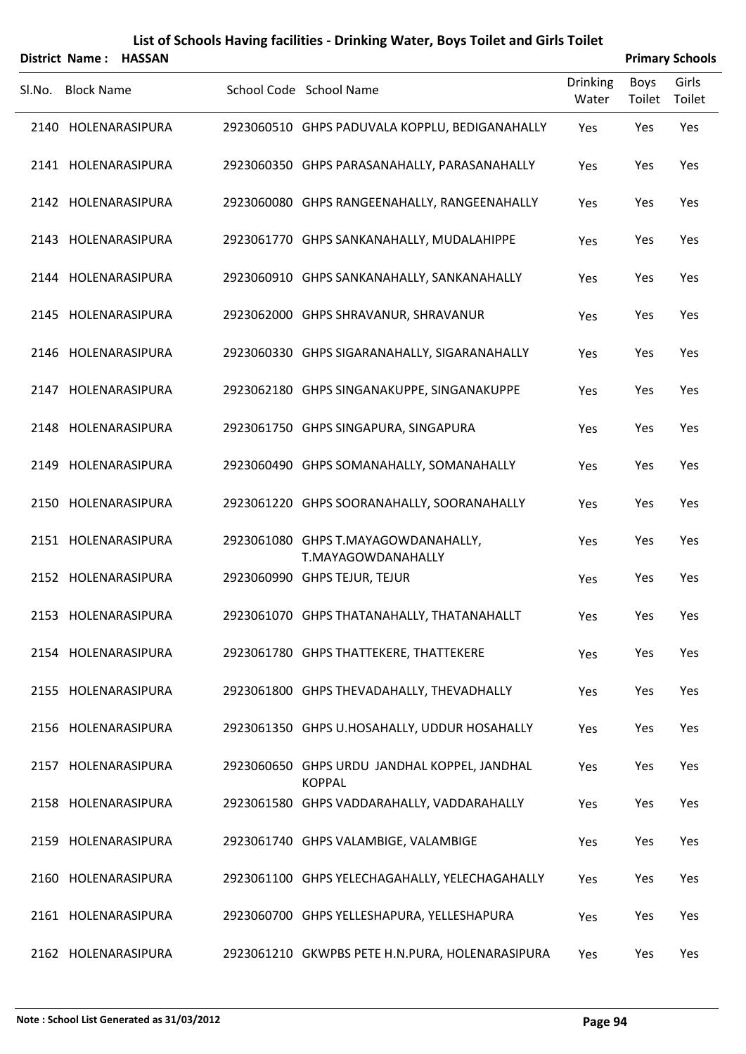# List of Schools Having facilities - Drinking Water, Boys Toilet and Girls Toilet

**District Name : HASSAN** **Primary Schools**

| Sl.No. | Block Name | School Code | School Name | Drinking Water | Boys Toilet | Girls Toilet |
|---|---|---|---|---|---|---|
| 2140 | HOLENARASIPURA | 2923060510 | GHPS PADUVALA KOPPLU, BEDIGANAHALLY | Yes | Yes | Yes |
| 2141 | HOLENARASIPURA | 2923060350 | GHPS PARASANAHALLY, PARASANAHALLY | Yes | Yes | Yes |
| 2142 | HOLENARASIPURA | 2923060080 | GHPS RANGEENAHALLY, RANGEENAHALLY | Yes | Yes | Yes |
| 2143 | HOLENARASIPURA | 2923061770 | GHPS SANKANAHALLY, MUDALAHIPPE | Yes | Yes | Yes |
| 2144 | HOLENARASIPURA | 2923060910 | GHPS SANKANAHALLY, SANKANAHALLY | Yes | Yes | Yes |
| 2145 | HOLENARASIPURA | 2923062000 | GHPS SHRAVANUR, SHRAVANUR | Yes | Yes | Yes |
| 2146 | HOLENARASIPURA | 2923060330 | GHPS SIGARANAHALLY, SIGARANAHALLY | Yes | Yes | Yes |
| 2147 | HOLENARASIPURA | 2923062180 | GHPS SINGANAKUPPE, SINGANAKUPPE | Yes | Yes | Yes |
| 2148 | HOLENARASIPURA | 2923061750 | GHPS SINGAPURA, SINGAPURA | Yes | Yes | Yes |
| 2149 | HOLENARASIPURA | 2923060490 | GHPS SOMANAHALLY, SOMANAHALLY | Yes | Yes | Yes |
| 2150 | HOLENARASIPURA | 2923061220 | GHPS SOORANAHALLY, SOORANAHALLY | Yes | Yes | Yes |
| 2151 | HOLENARASIPURA | 2923061080 | GHPS T.MAYAGOWDANAHALLY, T.MAYAGOWDANAHALLY | Yes | Yes | Yes |
| 2152 | HOLENARASIPURA | 2923060990 | GHPS TEJUR, TEJUR | Yes | Yes | Yes |
| 2153 | HOLENARASIPURA | 2923061070 | GHPS THATANAHALLY, THATANAHALLT | Yes | Yes | Yes |
| 2154 | HOLENARASIPURA | 2923061780 | GHPS THATTEKERE, THATTEKERE | Yes | Yes | Yes |
| 2155 | HOLENARASIPURA | 2923061800 | GHPS THEVADAHALLY, THEVADHALLY | Yes | Yes | Yes |
| 2156 | HOLENARASIPURA | 2923061350 | GHPS U.HOSAHALLY, UDDUR HOSAHALLY | Yes | Yes | Yes |
| 2157 | HOLENARASIPURA | 2923060650 | GHPS URDU JANDHAL KOPPEL, JANDHAL KOPPAL | Yes | Yes | Yes |
| 2158 | HOLENARASIPURA | 2923061580 | GHPS VADDARAHALLY, VADDARAHALLY | Yes | Yes | Yes |
| 2159 | HOLENARASIPURA | 2923061740 | GHPS VALAMBIGE, VALAMBIGE | Yes | Yes | Yes |
| 2160 | HOLENARASIPURA | 2923061100 | GHPS YELECHAGAHALLY, YELECHAGAHALLY | Yes | Yes | Yes |
| 2161 | HOLENARASIPURA | 2923060700 | GHPS YELLESHAPURA, YELLESHAPURA | Yes | Yes | Yes |
| 2162 | HOLENARASIPURA | 2923061210 | GKWPBS PETE H.N.PURA, HOLENARASIPURA | Yes | Yes | Yes |

**Note : School List Generated as 31/03/2012**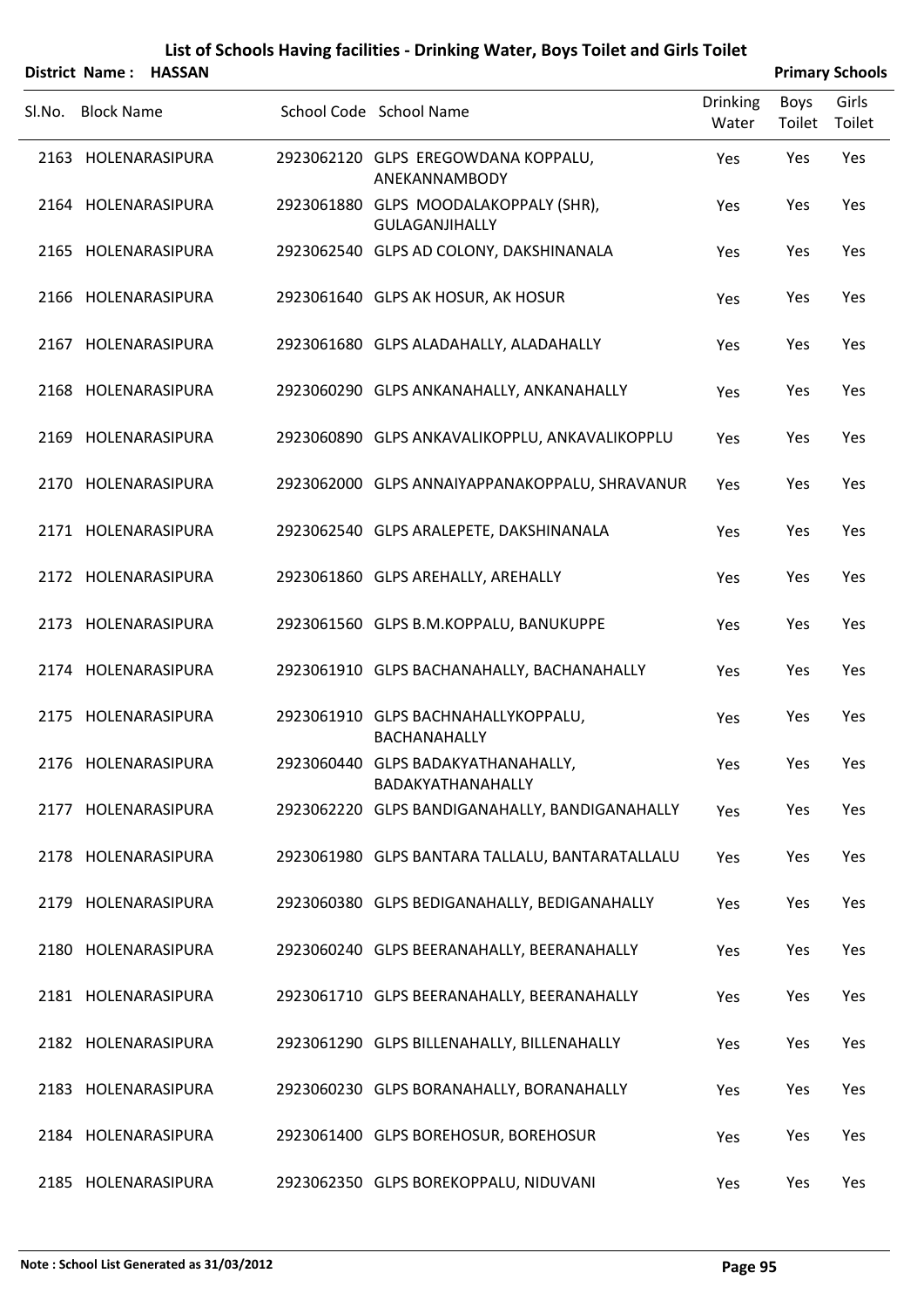# List of Schools Having facilities - Drinking Water, Boys Toilet and Girls Toilet

**District Name : HASSAN** **Primary Schools**

| Sl.No. | Block Name | School Code | School Name | Drinking Water | Boys Toilet | Girls Toilet |
|---|---|---|---|---|---|---|
| 2163 | HOLENARASIPURA | 2923062120 | GLPS EREGOWDANA KOPPALU, ANEKANNAMBODY | Yes | Yes | Yes |
| 2164 | HOLENARASIPURA | 2923061880 | GLPS MOODALAKOPPALY (SHR), GULAGANJIHALLY | Yes | Yes | Yes |
| 2165 | HOLENARASIPURA | 2923062540 | GLPS AD COLONY, DAKSHINANALA | Yes | Yes | Yes |
| 2166 | HOLENARASIPURA | 2923061640 | GLPS AK HOSUR, AK HOSUR | Yes | Yes | Yes |
| 2167 | HOLENARASIPURA | 2923061680 | GLPS ALADAHALLY, ALADAHALLY | Yes | Yes | Yes |
| 2168 | HOLENARASIPURA | 2923060290 | GLPS ANKANAHALLY, ANKANAHALLY | Yes | Yes | Yes |
| 2169 | HOLENARASIPURA | 2923060890 | GLPS ANKAVALIKOPPLU, ANKAVALIKOPPLU | Yes | Yes | Yes |
| 2170 | HOLENARASIPURA | 2923062000 | GLPS ANNAIYAPPANAKOPPALU, SHRAVANUR | Yes | Yes | Yes |
| 2171 | HOLENARASIPURA | 2923062540 | GLPS ARALEPETE, DAKSHINANALA | Yes | Yes | Yes |
| 2172 | HOLENARASIPURA | 2923061860 | GLPS AREHALLY, AREHALLY | Yes | Yes | Yes |
| 2173 | HOLENARASIPURA | 2923061560 | GLPS B.M.KOPPALU, BANUKUPPE | Yes | Yes | Yes |
| 2174 | HOLENARASIPURA | 2923061910 | GLPS BACHANAHALLY, BACHANAHALLY | Yes | Yes | Yes |
| 2175 | HOLENARASIPURA | 2923061910 | GLPS BACHNAHALLYKOPPALU, BACHANAHALLY | Yes | Yes | Yes |
| 2176 | HOLENARASIPURA | 2923060440 | GLPS BADAKYATHANAHALLY, BADAKYATHANAHALLY | Yes | Yes | Yes |
| 2177 | HOLENARASIPURA | 2923062220 | GLPS BANDIGANAHALLY, BANDIGANAHALLY | Yes | Yes | Yes |
| 2178 | HOLENARASIPURA | 2923061980 | GLPS BANTARA TALLALU, BANTARATALLALU | Yes | Yes | Yes |
| 2179 | HOLENARASIPURA | 2923060380 | GLPS BEDIGANAHALLY, BEDIGANAHALLY | Yes | Yes | Yes |
| 2180 | HOLENARASIPURA | 2923060240 | GLPS BEERANAHALLY, BEERANAHALLY | Yes | Yes | Yes |
| 2181 | HOLENARASIPURA | 2923061710 | GLPS BEERANAHALLY, BEERANAHALLY | Yes | Yes | Yes |
| 2182 | HOLENARASIPURA | 2923061290 | GLPS BILLENAHALLY, BILLENAHALLY | Yes | Yes | Yes |
| 2183 | HOLENARASIPURA | 2923060230 | GLPS BORANAHALLY, BORANAHALLY | Yes | Yes | Yes |
| 2184 | HOLENARASIPURA | 2923061400 | GLPS BOREHOSUR, BOREHOSUR | Yes | Yes | Yes |
| 2185 | HOLENARASIPURA | 2923062350 | GLPS BOREKOPPALU, NIDUVANI | Yes | Yes | Yes |

**Note : School List Generated as 31/03/2012**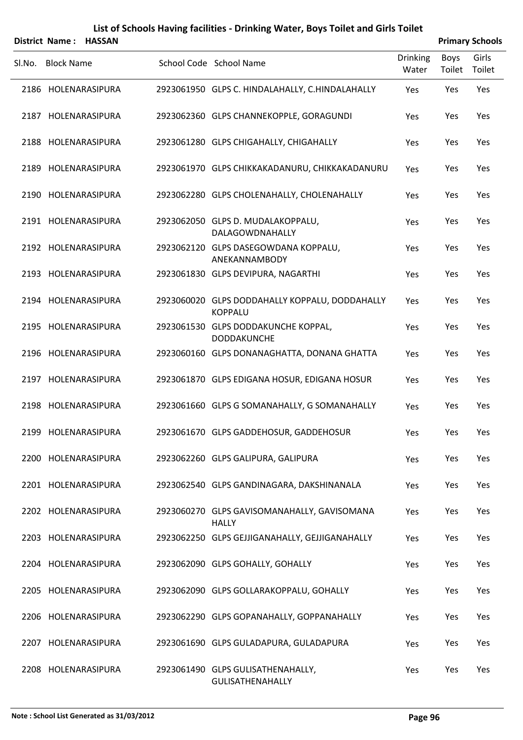# List of Schools Having facilities - Drinking Water, Boys Toilet and Girls Toilet

**District Name : HASSAN** **Primary Schools**

| Sl.No. | Block Name | School Code | School Name | Drinking Water | Boys Toilet | Girls Toilet |
|---|---|---|---|---|---|---|
| 2186 | HOLENARASIPURA | 2923061950 | GLPS C. HINDALAHALLY, C.HINDALAHALLY | Yes | Yes | Yes |
| 2187 | HOLENARASIPURA | 2923062360 | GLPS CHANNEKOPPLE, GORAGUNDI | Yes | Yes | Yes |
| 2188 | HOLENARASIPURA | 2923061280 | GLPS CHIGAHALLY, CHIGAHALLY | Yes | Yes | Yes |
| 2189 | HOLENARASIPURA | 2923061970 | GLPS CHIKKAKADANURU, CHIKKAKADANURU | Yes | Yes | Yes |
| 2190 | HOLENARASIPURA | 2923062280 | GLPS CHOLENAHALLY, CHOLENAHALLY | Yes | Yes | Yes |
| 2191 | HOLENARASIPURA | 2923062050 | GLPS D. MUDALAKOPPALU, DALAGOWDNAHALLY | Yes | Yes | Yes |
| 2192 | HOLENARASIPURA | 2923062120 | GLPS DASEGOWDANA KOPPALU, ANEKANNAMBODY | Yes | Yes | Yes |
| 2193 | HOLENARASIPURA | 2923061830 | GLPS DEVIPURA, NAGARTHI | Yes | Yes | Yes |
| 2194 | HOLENARASIPURA | 2923060020 | GLPS DODDAHALLY KOPPALU, DODDAHALLY KOPPALU | Yes | Yes | Yes |
| 2195 | HOLENARASIPURA | 2923061530 | GLPS DODDAKUNCHE KOPPAL, DODDAKUNCHE | Yes | Yes | Yes |
| 2196 | HOLENARASIPURA | 2923060160 | GLPS DONANAGHATTA, DONANA GHATTA | Yes | Yes | Yes |
| 2197 | HOLENARASIPURA | 2923061870 | GLPS EDIGANA HOSUR, EDIGANA HOSUR | Yes | Yes | Yes |
| 2198 | HOLENARASIPURA | 2923061660 | GLPS G SOMANAHALLY, G SOMANAHALLY | Yes | Yes | Yes |
| 2199 | HOLENARASIPURA | 2923061670 | GLPS GADDEHOSUR, GADDEHOSUR | Yes | Yes | Yes |
| 2200 | HOLENARASIPURA | 2923062260 | GLPS GALIPURA, GALIPURA | Yes | Yes | Yes |
| 2201 | HOLENARASIPURA | 2923062540 | GLPS GANDINAGARA, DAKSHINANALA | Yes | Yes | Yes |
| 2202 | HOLENARASIPURA | 2923060270 | GLPS GAVISOMANAHALLY, GAVISOMANA HALLY | Yes | Yes | Yes |
| 2203 | HOLENARASIPURA | 2923062250 | GLPS GEJJIGANAHALLY, GEJJIGANAHALLY | Yes | Yes | Yes |
| 2204 | HOLENARASIPURA | 2923062090 | GLPS GOHALLY, GOHALLY | Yes | Yes | Yes |
| 2205 | HOLENARASIPURA | 2923062090 | GLPS GOLLARAKOPPALU, GOHALLY | Yes | Yes | Yes |
| 2206 | HOLENARASIPURA | 2923062290 | GLPS GOPANAHALLY, GOPPANAHALLY | Yes | Yes | Yes |
| 2207 | HOLENARASIPURA | 2923061690 | GLPS GULADAPURA, GULADAPURA | Yes | Yes | Yes |
| 2208 | HOLENARASIPURA | 2923061490 | GLPS GULISATHENAHALLY, GULISATHENAHALLY | Yes | Yes | Yes |

**Note : School List Generated as 31/03/2012**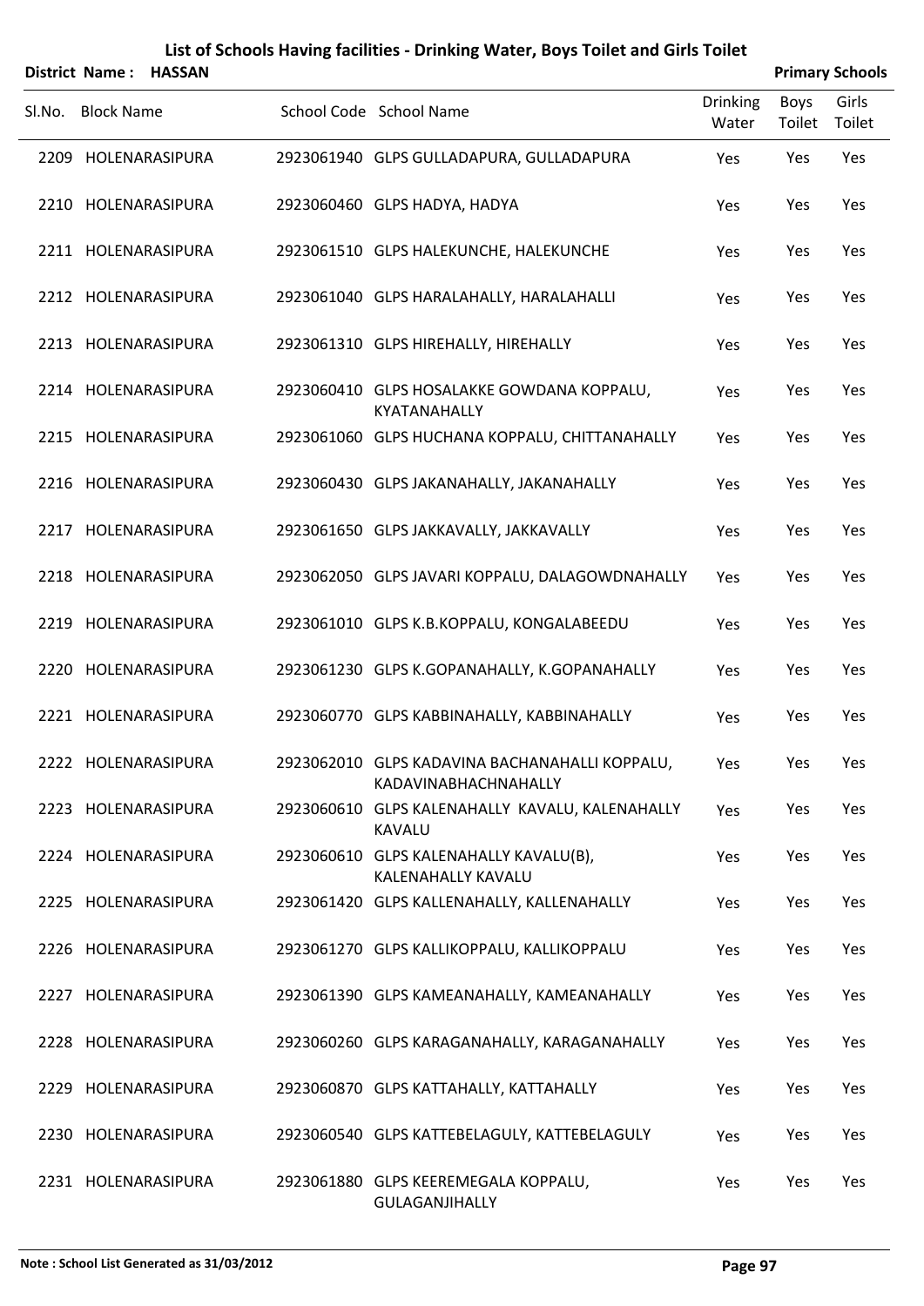# List of Schools Having facilities - Drinking Water, Boys Toilet and Girls Toilet

**District Name : HASSAN** **Primary Schools**

| Sl.No. | Block Name | School Code | School Name | Drinking Water | Boys Toilet | Girls Toilet |
|---|---|---|---|---|---|---|
| 2209 | HOLENARASIPURA | 2923061940 | GLPS GULLADAPURA, GULLADAPURA | Yes | Yes | Yes |
| 2210 | HOLENARASIPURA | 2923060460 | GLPS HADYA, HADYA | Yes | Yes | Yes |
| 2211 | HOLENARASIPURA | 2923061510 | GLPS HALEKUNCHE, HALEKUNCHE | Yes | Yes | Yes |
| 2212 | HOLENARASIPURA | 2923061040 | GLPS HARALAHALLY, HARALAHALLI | Yes | Yes | Yes |
| 2213 | HOLENARASIPURA | 2923061310 | GLPS HIREHALLY, HIREHALLY | Yes | Yes | Yes |
| 2214 | HOLENARASIPURA | 2923060410 | GLPS HOSALAKKE GOWDANA KOPPALU, KYATANAHALLY | Yes | Yes | Yes |
| 2215 | HOLENARASIPURA | 2923061060 | GLPS HUCHANA KOPPALU, CHITTANAHALLY | Yes | Yes | Yes |
| 2216 | HOLENARASIPURA | 2923060430 | GLPS JAKANAHALLY, JAKANAHALLY | Yes | Yes | Yes |
| 2217 | HOLENARASIPURA | 2923061650 | GLPS JAKKAVALLY, JAKKAVALLY | Yes | Yes | Yes |
| 2218 | HOLENARASIPURA | 2923062050 | GLPS JAVARI KOPPALU, DALAGOWDNAHALLY | Yes | Yes | Yes |
| 2219 | HOLENARASIPURA | 2923061010 | GLPS K.B.KOPPALU, KONGALABEEDU | Yes | Yes | Yes |
| 2220 | HOLENARASIPURA | 2923061230 | GLPS K.GOPANAHALLY, K.GOPANAHALLY | Yes | Yes | Yes |
| 2221 | HOLENARASIPURA | 2923060770 | GLPS KABBINAHALLY, KABBINAHALLY | Yes | Yes | Yes |
| 2222 | HOLENARASIPURA | 2923062010 | GLPS KADAVINA BACHANAHALLI KOPPALU, KADAVINABHACHNAHALLY | Yes | Yes | Yes |
| 2223 | HOLENARASIPURA | 2923060610 | GLPS KALENAHALLY KAVALU, KALENAHALLY KAVALU | Yes | Yes | Yes |
| 2224 | HOLENARASIPURA | 2923060610 | GLPS KALENAHALLY KAVALU(B), KALENAHALLY KAVALU | Yes | Yes | Yes |
| 2225 | HOLENARASIPURA | 2923061420 | GLPS KALLENAHALLY, KALLENAHALLY | Yes | Yes | Yes |
| 2226 | HOLENARASIPURA | 2923061270 | GLPS KALLIKOPPALU, KALLIKOPPALU | Yes | Yes | Yes |
| 2227 | HOLENARASIPURA | 2923061390 | GLPS KAMEANAHALLY, KAMEANAHALLY | Yes | Yes | Yes |
| 2228 | HOLENARASIPURA | 2923060260 | GLPS KARAGANAHALLY, KARAGANAHALLY | Yes | Yes | Yes |
| 2229 | HOLENARASIPURA | 2923060870 | GLPS KATTAHALLY, KATTAHALLY | Yes | Yes | Yes |
| 2230 | HOLENARASIPURA | 2923060540 | GLPS KATTEBELAGULY, KATTEBELAGULY | Yes | Yes | Yes |
| 2231 | HOLENARASIPURA | 2923061880 | GLPS KEEREMEGALA KOPPALU, GULAGANJIHALLY | Yes | Yes | Yes |

**Note : School List Generated as 31/03/2012**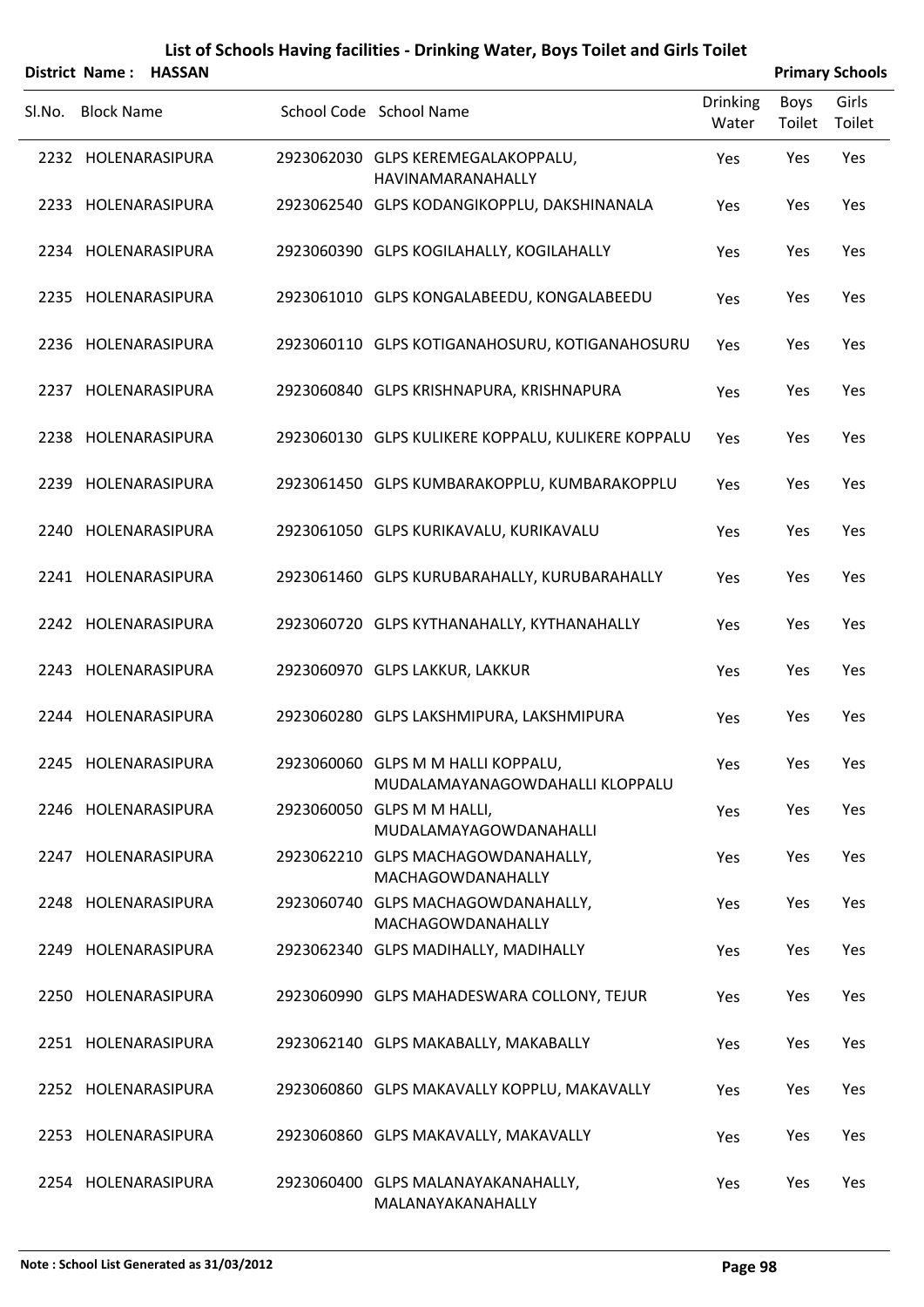# List of Schools Having facilities - Drinking Water, Boys Toilet and Girls Toilet

**District Name : HASSAN** **Primary Schools**

| Sl.No. | Block Name | School Code | School Name | Drinking Water | Boys Toilet | Girls Toilet |
|---|---|---|---|---|---|---|
| 2232 | HOLENARASIPURA | 2923062030 | GLPS KEREMEGALAKOPPALU, HAVINAMARANAHALLY | Yes | Yes | Yes |
| 2233 | HOLENARASIPURA | 2923062540 | GLPS KODANGIKOPPLU, DAKSHINANALA | Yes | Yes | Yes |
| 2234 | HOLENARASIPURA | 2923060390 | GLPS KOGILAHALLY, KOGILAHALLY | Yes | Yes | Yes |
| 2235 | HOLENARASIPURA | 2923061010 | GLPS KONGALABEEDU, KONGALABEEDU | Yes | Yes | Yes |
| 2236 | HOLENARASIPURA | 2923060110 | GLPS KOTIGANAHOSURU, KOTIGANAHOSURU | Yes | Yes | Yes |
| 2237 | HOLENARASIPURA | 2923060840 | GLPS KRISHNAPURA, KRISHNAPURA | Yes | Yes | Yes |
| 2238 | HOLENARASIPURA | 2923060130 | GLPS KULIKERE KOPPALU, KULIKERE KOPPALU | Yes | Yes | Yes |
| 2239 | HOLENARASIPURA | 2923061450 | GLPS KUMBARAKOPPLU, KUMBARAKOPPLU | Yes | Yes | Yes |
| 2240 | HOLENARASIPURA | 2923061050 | GLPS KURIKAVALU, KURIKAVALU | Yes | Yes | Yes |
| 2241 | HOLENARASIPURA | 2923061460 | GLPS KURUBARAHALLY, KURUBARAHALLY | Yes | Yes | Yes |
| 2242 | HOLENARASIPURA | 2923060720 | GLPS KYTHANAHALLY, KYTHANAHALLY | Yes | Yes | Yes |
| 2243 | HOLENARASIPURA | 2923060970 | GLPS LAKKUR, LAKKUR | Yes | Yes | Yes |
| 2244 | HOLENARASIPURA | 2923060280 | GLPS LAKSHMIPURA, LAKSHMIPURA | Yes | Yes | Yes |
| 2245 | HOLENARASIPURA | 2923060060 | GLPS M M HALLI KOPPALU, MUDALAMAYANAGOWDAHALLI KLOPPALU | Yes | Yes | Yes |
| 2246 | HOLENARASIPURA | 2923060050 | GLPS M M HALLI, MUDALAMAYAGOWDANAHALLI | Yes | Yes | Yes |
| 2247 | HOLENARASIPURA | 2923062210 | GLPS MACHAGOWDANAHALLY, MACHAGOWDANAHALLY | Yes | Yes | Yes |
| 2248 | HOLENARASIPURA | 2923060740 | GLPS MACHAGOWDANAHALLY, MACHAGOWDANAHALLY | Yes | Yes | Yes |
| 2249 | HOLENARASIPURA | 2923062340 | GLPS MADIHALLY, MADIHALLY | Yes | Yes | Yes |
| 2250 | HOLENARASIPURA | 2923060990 | GLPS MAHADESWARA COLLONY, TEJUR | Yes | Yes | Yes |
| 2251 | HOLENARASIPURA | 2923062140 | GLPS MAKABALLY, MAKABALLY | Yes | Yes | Yes |
| 2252 | HOLENARASIPURA | 2923060860 | GLPS MAKAVALLY KOPPLU, MAKAVALLY | Yes | Yes | Yes |
| 2253 | HOLENARASIPURA | 2923060860 | GLPS MAKAVALLY, MAKAVALLY | Yes | Yes | Yes |
| 2254 | HOLENARASIPURA | 2923060400 | GLPS MALANAYAKANAHALLY, MALANAYAKANAHALLY | Yes | Yes | Yes |

**Note : School List Generated as 31/03/2012**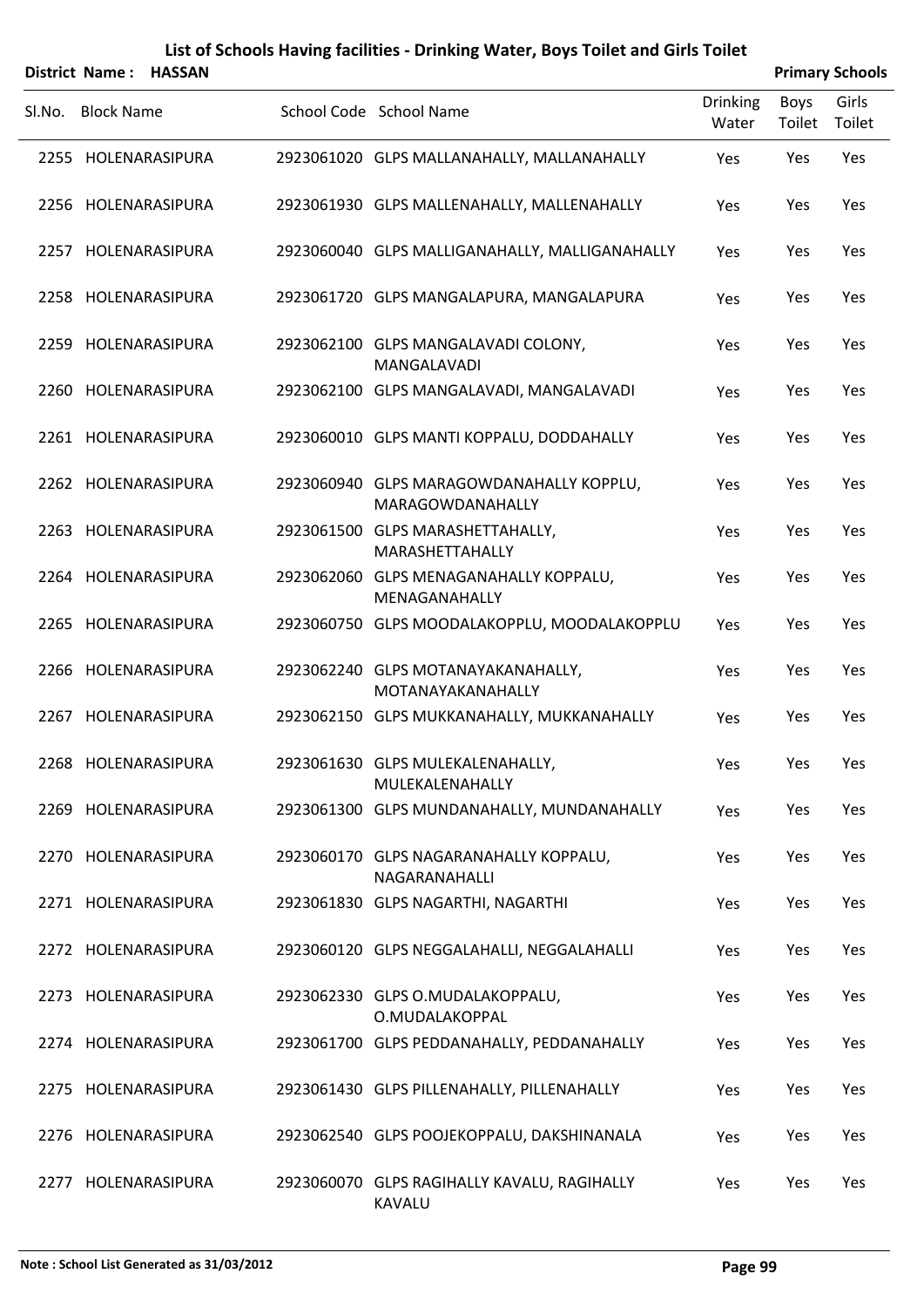## List of Schools Having facilities - Drinking Water, Boys Toilet and Girls Toilet

**District Name : HASSAN** **Primary Schools**

| Sl.No. | Block Name | School Code | School Name | Drinking Water | Boys Toilet | Girls Toilet |
|---|---|---|---|---|---|---|
| 2255 | HOLENARASIPURA | 2923061020 | GLPS MALLANAHALLY, MALLANAHALLY | Yes | Yes | Yes |
| 2256 | HOLENARASIPURA | 2923061930 | GLPS MALLENAHALLY, MALLENAHALLY | Yes | Yes | Yes |
| 2257 | HOLENARASIPURA | 2923060040 | GLPS MALLIGANAHALLY, MALLIGANAHALLY | Yes | Yes | Yes |
| 2258 | HOLENARASIPURA | 2923061720 | GLPS MANGALAPURA, MANGALAPURA | Yes | Yes | Yes |
| 2259 | HOLENARASIPURA | 2923062100 | GLPS MANGALAVADI COLONY, MANGALAVADI | Yes | Yes | Yes |
| 2260 | HOLENARASIPURA | 2923062100 | GLPS MANGALAVADI, MANGALAVADI | Yes | Yes | Yes |
| 2261 | HOLENARASIPURA | 2923060010 | GLPS MANTI KOPPALU, DODDAHALLY | Yes | Yes | Yes |
| 2262 | HOLENARASIPURA | 2923060940 | GLPS MARAGOWDANAHALLY KOPPLU, MARAGOWDANAHALLY | Yes | Yes | Yes |
| 2263 | HOLENARASIPURA | 2923061500 | GLPS MARASHETTAHALLY, MARASHETTAHALLY | Yes | Yes | Yes |
| 2264 | HOLENARASIPURA | 2923062060 | GLPS MENAGANAHALLY KOPPALU, MENAGANAHALLY | Yes | Yes | Yes |
| 2265 | HOLENARASIPURA | 2923060750 | GLPS MOODALAKOPPLU, MOODALAKOPPLU | Yes | Yes | Yes |
| 2266 | HOLENARASIPURA | 2923062240 | GLPS MOTANAYAKANAHALLY, MOTANAYAKANAHALLY | Yes | Yes | Yes |
| 2267 | HOLENARASIPURA | 2923062150 | GLPS MUKKANAHALLY, MUKKANAHALLY | Yes | Yes | Yes |
| 2268 | HOLENARASIPURA | 2923061630 | GLPS MULEKALENAHALLY, MULEKALENAHALLY | Yes | Yes | Yes |
| 2269 | HOLENARASIPURA | 2923061300 | GLPS MUNDANAHALLY, MUNDANAHALLY | Yes | Yes | Yes |
| 2270 | HOLENARASIPURA | 2923060170 | GLPS NAGARANAHALLY KOPPALU, NAGARANAHALLI | Yes | Yes | Yes |
| 2271 | HOLENARASIPURA | 2923061830 | GLPS NAGARTHI, NAGARTHI | Yes | Yes | Yes |
| 2272 | HOLENARASIPURA | 2923060120 | GLPS NEGGALAHALLI, NEGGALAHALLI | Yes | Yes | Yes |
| 2273 | HOLENARASIPURA | 2923062330 | GLPS O.MUDALAKOPPALU, O.MUDALAKOPPAL | Yes | Yes | Yes |
| 2274 | HOLENARASIPURA | 2923061700 | GLPS PEDDANAHALLY, PEDDANAHALLY | Yes | Yes | Yes |
| 2275 | HOLENARASIPURA | 2923061430 | GLPS PILLENAHALLY, PILLENAHALLY | Yes | Yes | Yes |
| 2276 | HOLENARASIPURA | 2923062540 | GLPS POOJEKOPPALU, DAKSHINANALA | Yes | Yes | Yes |
| 2277 | HOLENARASIPURA | 2923060070 | GLPS RAGIHALLY KAVALU, RAGIHALLY KAVALU | Yes | Yes | Yes |

Note : School List Generated as 31/03/2012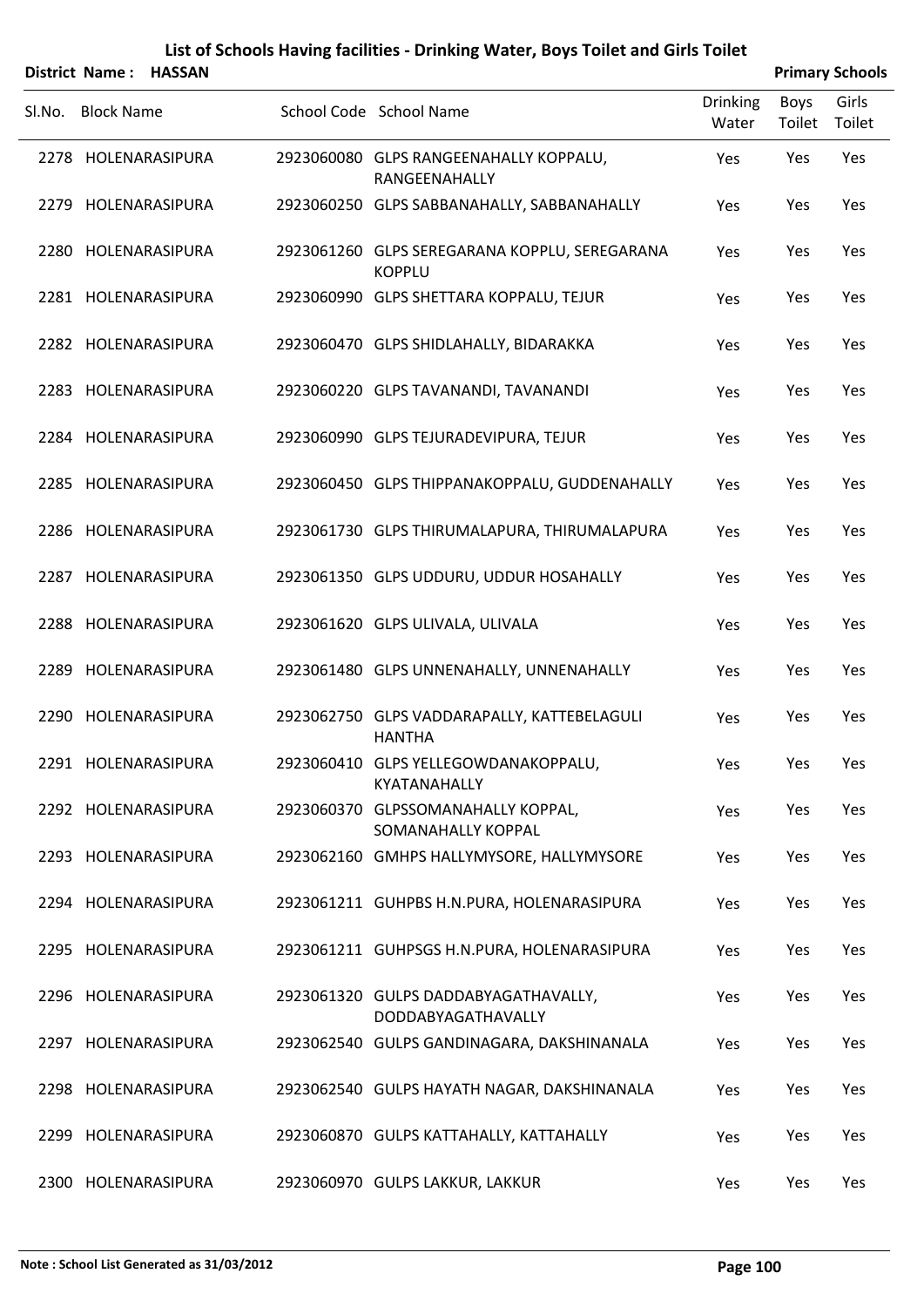# List of Schools Having facilities - Drinking Water, Boys Toilet and Girls Toilet

**District Name : HASSAN** **Primary Schools**

| Sl.No. | Block Name | School Code | School Name | Drinking Water | Boys Toilet | Girls Toilet |
|---|---|---|---|---|---|---|
| 2278 | HOLENARASIPURA | 2923060080 | GLPS RANGEENAHALLY KOPPALU, RANGEENAHALLY | Yes | Yes | Yes |
| 2279 | HOLENARASIPURA | 2923060250 | GLPS SABBANAHALLY, SABBANAHALLY | Yes | Yes | Yes |
| 2280 | HOLENARASIPURA | 2923061260 | GLPS SEREGARANA KOPPLU, SEREGARANA KOPPLU | Yes | Yes | Yes |
| 2281 | HOLENARASIPURA | 2923060990 | GLPS SHETTARA KOPPALU, TEJUR | Yes | Yes | Yes |
| 2282 | HOLENARASIPURA | 2923060470 | GLPS SHIDLAHALLY, BIDARAKKA | Yes | Yes | Yes |
| 2283 | HOLENARASIPURA | 2923060220 | GLPS TAVANANDI, TAVANANDI | Yes | Yes | Yes |
| 2284 | HOLENARASIPURA | 2923060990 | GLPS TEJURADEVIPURA, TEJUR | Yes | Yes | Yes |
| 2285 | HOLENARASIPURA | 2923060450 | GLPS THIPPANAKOPPALU, GUDDENAHALLY | Yes | Yes | Yes |
| 2286 | HOLENARASIPURA | 2923061730 | GLPS THIRUMALAPURA, THIRUMALAPURA | Yes | Yes | Yes |
| 2287 | HOLENARASIPURA | 2923061350 | GLPS UDDURU, UDDUR HOSAHALLY | Yes | Yes | Yes |
| 2288 | HOLENARASIPURA | 2923061620 | GLPS ULIVALA, ULIVALA | Yes | Yes | Yes |
| 2289 | HOLENARASIPURA | 2923061480 | GLPS UNNENAHALLY, UNNENAHALLY | Yes | Yes | Yes |
| 2290 | HOLENARASIPURA | 2923062750 | GLPS VADDARAPALLY, KATTEBELAGULI HANTHA | Yes | Yes | Yes |
| 2291 | HOLENARASIPURA | 2923060410 | GLPS YELLEGOWDANAKOPPALU, KYATANAHALLY | Yes | Yes | Yes |
| 2292 | HOLENARASIPURA | 2923060370 | GLPSSOMANAHALLY KOPPAL, SOMANAHALLY KOPPAL | Yes | Yes | Yes |
| 2293 | HOLENARASIPURA | 2923062160 | GMHPS HALLYMYSORE, HALLYMYSORE | Yes | Yes | Yes |
| 2294 | HOLENARASIPURA | 2923061211 | GUHPBS H.N.PURA, HOLENARASIPURA | Yes | Yes | Yes |
| 2295 | HOLENARASIPURA | 2923061211 | GUHPSGS H.N.PURA, HOLENARASIPURA | Yes | Yes | Yes |
| 2296 | HOLENARASIPURA | 2923061320 | GULPS DADDABYAGATHAVALLY, DODDABYAGATHAVALLY | Yes | Yes | Yes |
| 2297 | HOLENARASIPURA | 2923062540 | GULPS GANDINAGARA, DAKSHINANALA | Yes | Yes | Yes |
| 2298 | HOLENARASIPURA | 2923062540 | GULPS HAYATH NAGAR, DAKSHINANALA | Yes | Yes | Yes |
| 2299 | HOLENARASIPURA | 2923060870 | GULPS KATTAHALLY, KATTAHALLY | Yes | Yes | Yes |
| 2300 | HOLENARASIPURA | 2923060970 | GULPS LAKKUR, LAKKUR | Yes | Yes | Yes |

Note : School List Generated as 31/03/2012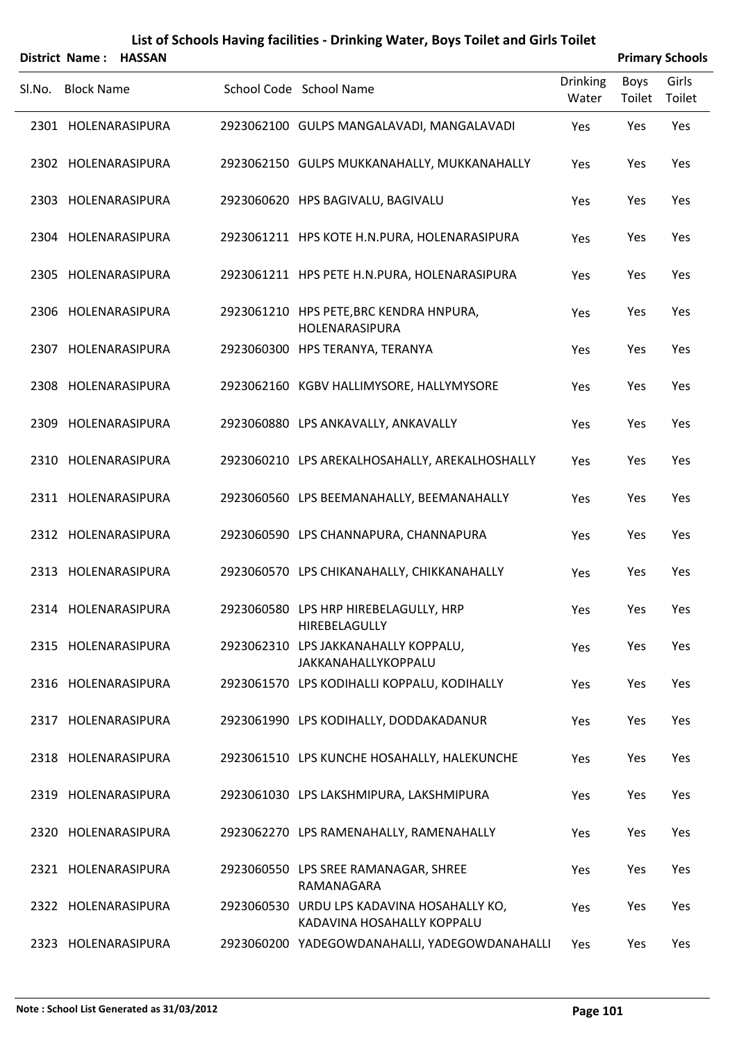# List of Schools Having facilities - Drinking Water, Boys Toilet and Girls Toilet

**District Name : HASSAN** **Primary Schools**

| Sl.No. | Block Name | School Code | School Name | Drinking Water | Boys Toilet | Girls Toilet |
|---|---|---|---|---|---|---|
| 2301 | HOLENARASIPURA | 2923062100 | GULPS MANGALAVADI, MANGALAVADI | Yes | Yes | Yes |
| 2302 | HOLENARASIPURA | 2923062150 | GULPS MUKKANAHALLY, MUKKANAHALLY | Yes | Yes | Yes |
| 2303 | HOLENARASIPURA | 2923060620 | HPS BAGIVALU, BAGIVALU | Yes | Yes | Yes |
| 2304 | HOLENARASIPURA | 2923061211 | HPS KOTE H.N.PURA, HOLENARASIPURA | Yes | Yes | Yes |
| 2305 | HOLENARASIPURA | 2923061211 | HPS PETE H.N.PURA, HOLENARASIPURA | Yes | Yes | Yes |
| 2306 | HOLENARASIPURA | 2923061210 | HPS PETE,BRC KENDRA HNPURA, HOLENARASIPURA | Yes | Yes | Yes |
| 2307 | HOLENARASIPURA | 2923060300 | HPS TERANYA, TERANYA | Yes | Yes | Yes |
| 2308 | HOLENARASIPURA | 2923062160 | KGBV HALLIMYSORE, HALLYMYSORE | Yes | Yes | Yes |
| 2309 | HOLENARASIPURA | 2923060880 | LPS ANKAVALLY, ANKAVALLY | Yes | Yes | Yes |
| 2310 | HOLENARASIPURA | 2923060210 | LPS AREKALHOSAHALLY, AREKALHOSHALLY | Yes | Yes | Yes |
| 2311 | HOLENARASIPURA | 2923060560 | LPS BEEMANAHALLY, BEEMANAHALLY | Yes | Yes | Yes |
| 2312 | HOLENARASIPURA | 2923060590 | LPS CHANNAPURA, CHANNAPURA | Yes | Yes | Yes |
| 2313 | HOLENARASIPURA | 2923060570 | LPS CHIKANAHALLY, CHIKKANAHALLY | Yes | Yes | Yes |
| 2314 | HOLENARASIPURA | 2923060580 | LPS HRP HIREBELAGULLY, HRP HIREBELAGULLY | Yes | Yes | Yes |
| 2315 | HOLENARASIPURA | 2923062310 | LPS JAKKANAHALLY KOPPALU, JAKKANAHALLYKOPPALU | Yes | Yes | Yes |
| 2316 | HOLENARASIPURA | 2923061570 | LPS KODIHALLI KOPPALU, KODIHALLY | Yes | Yes | Yes |
| 2317 | HOLENARASIPURA | 2923061990 | LPS KODIHALLY, DODDAKADANUR | Yes | Yes | Yes |
| 2318 | HOLENARASIPURA | 2923061510 | LPS KUNCHE HOSAHALLY, HALEKUNCHE | Yes | Yes | Yes |
| 2319 | HOLENARASIPURA | 2923061030 | LPS LAKSHMIPURA, LAKSHMIPURA | Yes | Yes | Yes |
| 2320 | HOLENARASIPURA | 2923062270 | LPS RAMENAHALLY, RAMENAHALLY | Yes | Yes | Yes |
| 2321 | HOLENARASIPURA | 2923060550 | LPS SREE RAMANAGAR, SHREE RAMANAGARA | Yes | Yes | Yes |
| 2322 | HOLENARASIPURA | 2923060530 | URDU LPS KADAVINA HOSAHALLY KO, KADAVINA HOSAHALLY KOPPALU | Yes | Yes | Yes |
| 2323 | HOLENARASIPURA | 2923060200 | YADEGOWDANAHALLI, YADEGOWDANAHALLI | Yes | Yes | Yes |

**Note : School List Generated as 31/03/2012**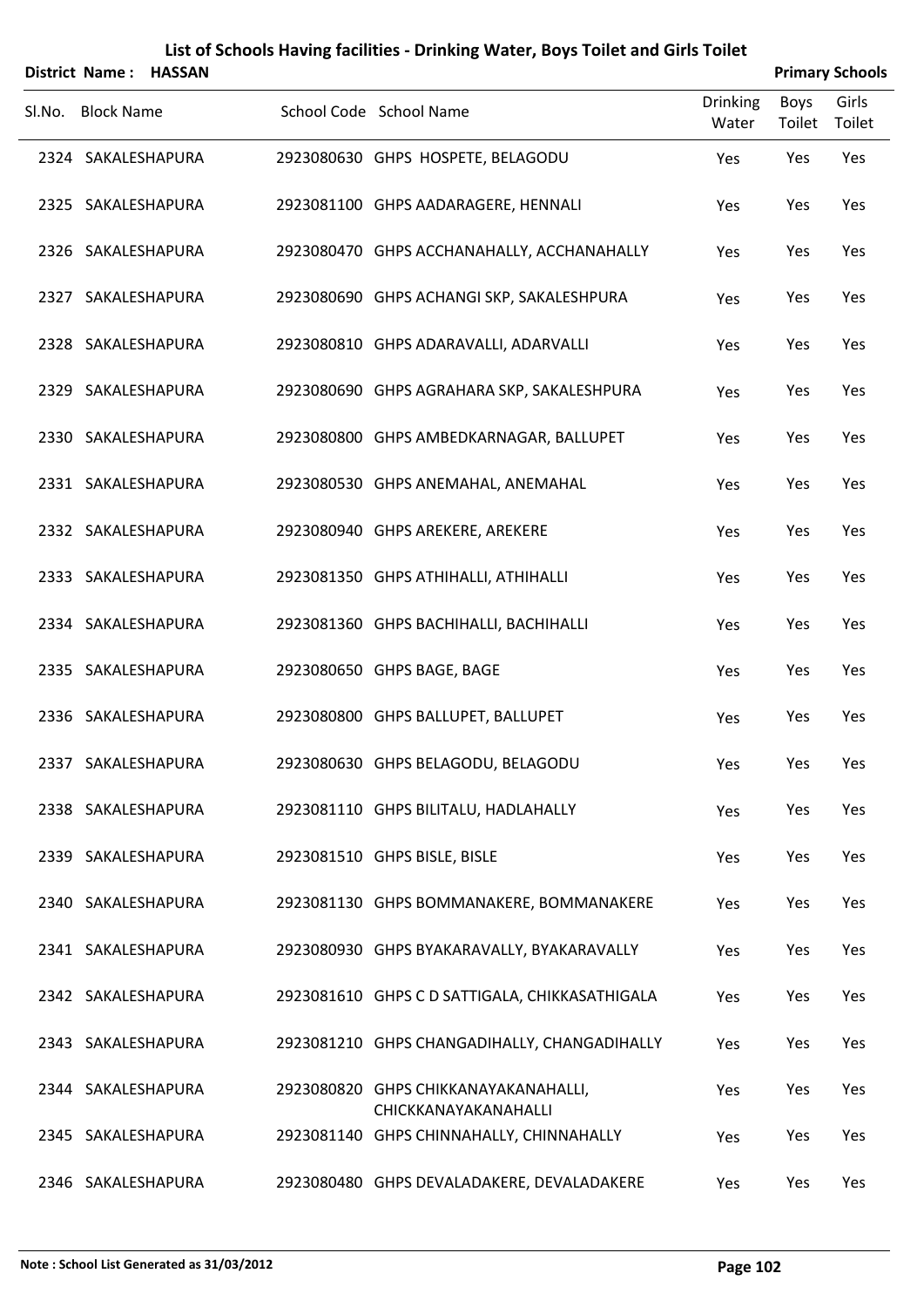# List of Schools Having facilities - Drinking Water, Boys Toilet and Girls Toilet

**District Name : HASSAN** **Primary Schools**

| Sl.No. | Block Name | School Code | School Name | Drinking Water | Boys Toilet | Girls Toilet |
|---|---|---|---|---|---|---|
| 2324 | SAKALESHAPURA | 2923080630 | GHPS HOSPETE, BELAGODU | Yes | Yes | Yes |
| 2325 | SAKALESHAPURA | 2923081100 | GHPS AADARAGERE, HENNALI | Yes | Yes | Yes |
| 2326 | SAKALESHAPURA | 2923080470 | GHPS ACCHANAHALLY, ACCHANAHALLY | Yes | Yes | Yes |
| 2327 | SAKALESHAPURA | 2923080690 | GHPS ACHANGI SKP, SAKALESHPURA | Yes | Yes | Yes |
| 2328 | SAKALESHAPURA | 2923080810 | GHPS ADARAVALLI, ADARVALLI | Yes | Yes | Yes |
| 2329 | SAKALESHAPURA | 2923080690 | GHPS AGRAHARA SKP, SAKALESHPURA | Yes | Yes | Yes |
| 2330 | SAKALESHAPURA | 2923080800 | GHPS AMBEDKARNAGAR, BALLUPET | Yes | Yes | Yes |
| 2331 | SAKALESHAPURA | 2923080530 | GHPS ANEMAHAL, ANEMAHAL | Yes | Yes | Yes |
| 2332 | SAKALESHAPURA | 2923080940 | GHPS AREKERE, AREKERE | Yes | Yes | Yes |
| 2333 | SAKALESHAPURA | 2923081350 | GHPS ATHIHALLI, ATHIHALLI | Yes | Yes | Yes |
| 2334 | SAKALESHAPURA | 2923081360 | GHPS BACHIHALLI, BACHIHALLI | Yes | Yes | Yes |
| 2335 | SAKALESHAPURA | 2923080650 | GHPS BAGE, BAGE | Yes | Yes | Yes |
| 2336 | SAKALESHAPURA | 2923080800 | GHPS BALLUPET, BALLUPET | Yes | Yes | Yes |
| 2337 | SAKALESHAPURA | 2923080630 | GHPS BELAGODU, BELAGODU | Yes | Yes | Yes |
| 2338 | SAKALESHAPURA | 2923081110 | GHPS BILITALU, HADLAHALLY | Yes | Yes | Yes |
| 2339 | SAKALESHAPURA | 2923081510 | GHPS BISLE, BISLE | Yes | Yes | Yes |
| 2340 | SAKALESHAPURA | 2923081130 | GHPS BOMMANAKERE, BOMMANAKERE | Yes | Yes | Yes |
| 2341 | SAKALESHAPURA | 2923080930 | GHPS BYAKARAVALLY, BYAKARAVALLY | Yes | Yes | Yes |
| 2342 | SAKALESHAPURA | 2923081610 | GHPS C D SATTIGALA, CHIKKASATHIGALA | Yes | Yes | Yes |
| 2343 | SAKALESHAPURA | 2923081210 | GHPS CHANGADIHALLY, CHANGADIHALLY | Yes | Yes | Yes |
| 2344 | SAKALESHAPURA | 2923080820 | GHPS CHIKKANAYAKANAHALLI, CHICKKANAYAKANAHALLI | Yes | Yes | Yes |
| 2345 | SAKALESHAPURA | 2923081140 | GHPS CHINNAHALLY, CHINNAHALLY | Yes | Yes | Yes |
| 2346 | SAKALESHAPURA | 2923080480 | GHPS DEVALADAKERE, DEVALADAKERE | Yes | Yes | Yes |

**Note : School List Generated as 31/03/2012**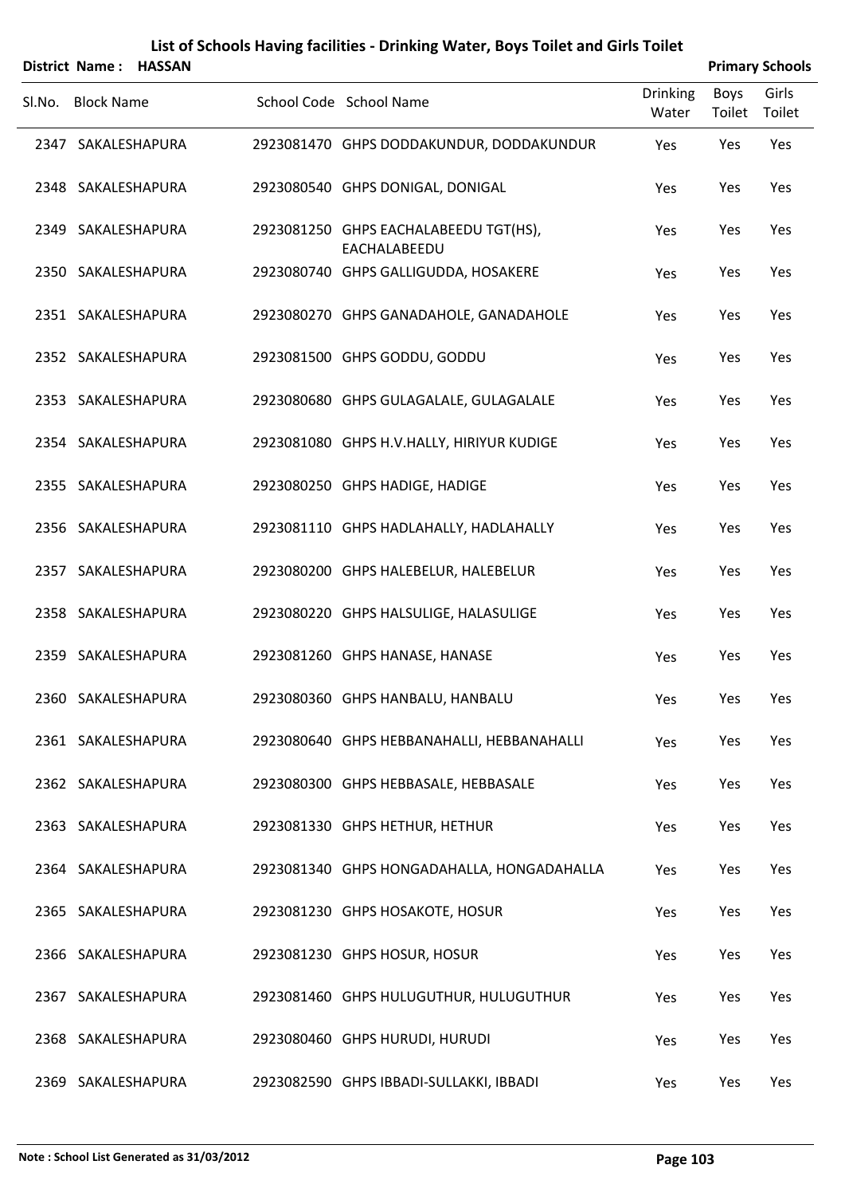# List of Schools Having facilities - Drinking Water, Boys Toilet and Girls Toilet

**District Name : HASSAN** **Primary Schools**

| Sl.No. | Block Name | School Code | School Name | Drinking Water | Boys Toilet | Girls Toilet |
|---|---|---|---|---|---|---|
| 2347 | SAKALESHAPURA | 2923081470 | GHPS DODDAKUNDUR, DODDAKUNDUR | Yes | Yes | Yes |
| 2348 | SAKALESHAPURA | 2923080540 | GHPS DONIGAL, DONIGAL | Yes | Yes | Yes |
| 2349 | SAKALESHAPURA | 2923081250 | GHPS EACHALABEEDU TGT(HS), EACHALABEEDU | Yes | Yes | Yes |
| 2350 | SAKALESHAPURA | 2923080740 | GHPS GALLIGUDDA, HOSAKERE | Yes | Yes | Yes |
| 2351 | SAKALESHAPURA | 2923080270 | GHPS GANADAHOLE, GANADAHOLE | Yes | Yes | Yes |
| 2352 | SAKALESHAPURA | 2923081500 | GHPS GODDU, GODDU | Yes | Yes | Yes |
| 2353 | SAKALESHAPURA | 2923080680 | GHPS GULAGALALE, GULAGALALE | Yes | Yes | Yes |
| 2354 | SAKALESHAPURA | 2923081080 | GHPS H.V.HALLY, HIRIYUR KUDIGE | Yes | Yes | Yes |
| 2355 | SAKALESHAPURA | 2923080250 | GHPS HADIGE, HADIGE | Yes | Yes | Yes |
| 2356 | SAKALESHAPURA | 2923081110 | GHPS HADLAHALLY, HADLAHALLY | Yes | Yes | Yes |
| 2357 | SAKALESHAPURA | 2923080200 | GHPS HALEBELUR, HALEBELUR | Yes | Yes | Yes |
| 2358 | SAKALESHAPURA | 2923080220 | GHPS HALSULIGE, HALASULIGE | Yes | Yes | Yes |
| 2359 | SAKALESHAPURA | 2923081260 | GHPS HANASE, HANASE | Yes | Yes | Yes |
| 2360 | SAKALESHAPURA | 2923080360 | GHPS HANBALU, HANBALU | Yes | Yes | Yes |
| 2361 | SAKALESHAPURA | 2923080640 | GHPS HEBBANAHALLI, HEBBANAHALLI | Yes | Yes | Yes |
| 2362 | SAKALESHAPURA | 2923080300 | GHPS HEBBASALE, HEBBASALE | Yes | Yes | Yes |
| 2363 | SAKALESHAPURA | 2923081330 | GHPS HETHUR, HETHUR | Yes | Yes | Yes |
| 2364 | SAKALESHAPURA | 2923081340 | GHPS HONGADAHALLA, HONGADAHALLA | Yes | Yes | Yes |
| 2365 | SAKALESHAPURA | 2923081230 | GHPS HOSAKOTE, HOSUR | Yes | Yes | Yes |
| 2366 | SAKALESHAPURA | 2923081230 | GHPS HOSUR, HOSUR | Yes | Yes | Yes |
| 2367 | SAKALESHAPURA | 2923081460 | GHPS HULUGUTHUR, HULUGUTHUR | Yes | Yes | Yes |
| 2368 | SAKALESHAPURA | 2923080460 | GHPS HURUDI, HURUDI | Yes | Yes | Yes |
| 2369 | SAKALESHAPURA | 2923082590 | GHPS IBBADI-SULLAKKI, IBBADI | Yes | Yes | Yes |

**Note : School List Generated as 31/03/2012**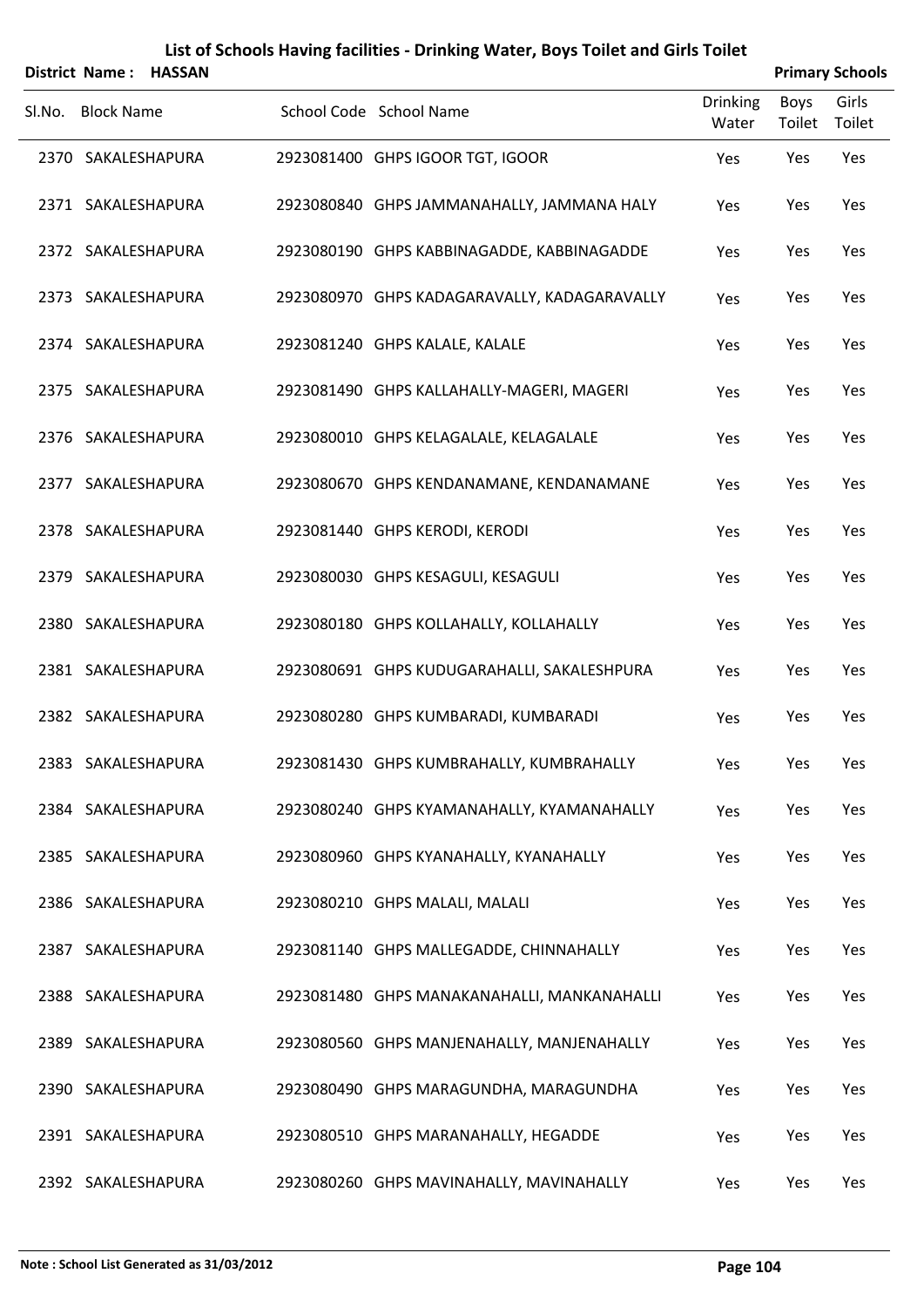# List of Schools Having facilities - Drinking Water, Boys Toilet and Girls Toilet

**District Name : HASSAN** | **Primary Schools**

| Sl.No. | Block Name | School Code | School Name | Drinking Water | Boys Toilet | Girls Toilet |
|---|---|---|---|---|---|---|
| 2370 | SAKALESHAPURA | 2923081400 | GHPS IGOOR TGT, IGOOR | Yes | Yes | Yes |
| 2371 | SAKALESHAPURA | 2923080840 | GHPS JAMMANAHALLY, JAMMANA HALY | Yes | Yes | Yes |
| 2372 | SAKALESHAPURA | 2923080190 | GHPS KABBINAGADDE, KABBINAGADDE | Yes | Yes | Yes |
| 2373 | SAKALESHAPURA | 2923080970 | GHPS KADAGARAVALLY, KADAGARAVALLY | Yes | Yes | Yes |
| 2374 | SAKALESHAPURA | 2923081240 | GHPS KALALE, KALALE | Yes | Yes | Yes |
| 2375 | SAKALESHAPURA | 2923081490 | GHPS KALLAHALLY-MAGERI, MAGERI | Yes | Yes | Yes |
| 2376 | SAKALESHAPURA | 2923080010 | GHPS KELAGALALE, KELAGALALE | Yes | Yes | Yes |
| 2377 | SAKALESHAPURA | 2923080670 | GHPS KENDANAMANE, KENDANAMANE | Yes | Yes | Yes |
| 2378 | SAKALESHAPURA | 2923081440 | GHPS KERODI, KERODI | Yes | Yes | Yes |
| 2379 | SAKALESHAPURA | 2923080030 | GHPS KESAGULI, KESAGULI | Yes | Yes | Yes |
| 2380 | SAKALESHAPURA | 2923080180 | GHPS KOLLAHALLY, KOLLAHALLY | Yes | Yes | Yes |
| 2381 | SAKALESHAPURA | 2923080691 | GHPS KUDUGARAHALLI, SAKALESHPURA | Yes | Yes | Yes |
| 2382 | SAKALESHAPURA | 2923080280 | GHPS KUMBARADI, KUMBARADI | Yes | Yes | Yes |
| 2383 | SAKALESHAPURA | 2923081430 | GHPS KUMBRAHALLY, KUMBRAHALLY | Yes | Yes | Yes |
| 2384 | SAKALESHAPURA | 2923080240 | GHPS KYAMANAHALLY, KYAMANAHALLY | Yes | Yes | Yes |
| 2385 | SAKALESHAPURA | 2923080960 | GHPS KYANAHALLY, KYANAHALLY | Yes | Yes | Yes |
| 2386 | SAKALESHAPURA | 2923080210 | GHPS MALALI, MALALI | Yes | Yes | Yes |
| 2387 | SAKALESHAPURA | 2923081140 | GHPS MALLEGADDE, CHINNAHALLY | Yes | Yes | Yes |
| 2388 | SAKALESHAPURA | 2923081480 | GHPS MANAKANAHALLI, MANKANAHALLI | Yes | Yes | Yes |
| 2389 | SAKALESHAPURA | 2923080560 | GHPS MANJENAHALLY, MANJENAHALLY | Yes | Yes | Yes |
| 2390 | SAKALESHAPURA | 2923080490 | GHPS MARAGUNDHA, MARAGUNDHA | Yes | Yes | Yes |
| 2391 | SAKALESHAPURA | 2923080510 | GHPS MARANAHALLY, HEGADDE | Yes | Yes | Yes |
| 2392 | SAKALESHAPURA | 2923080260 | GHPS MAVINAHALLY, MAVINAHALLY | Yes | Yes | Yes |

**Note : School List Generated as 31/03/2012**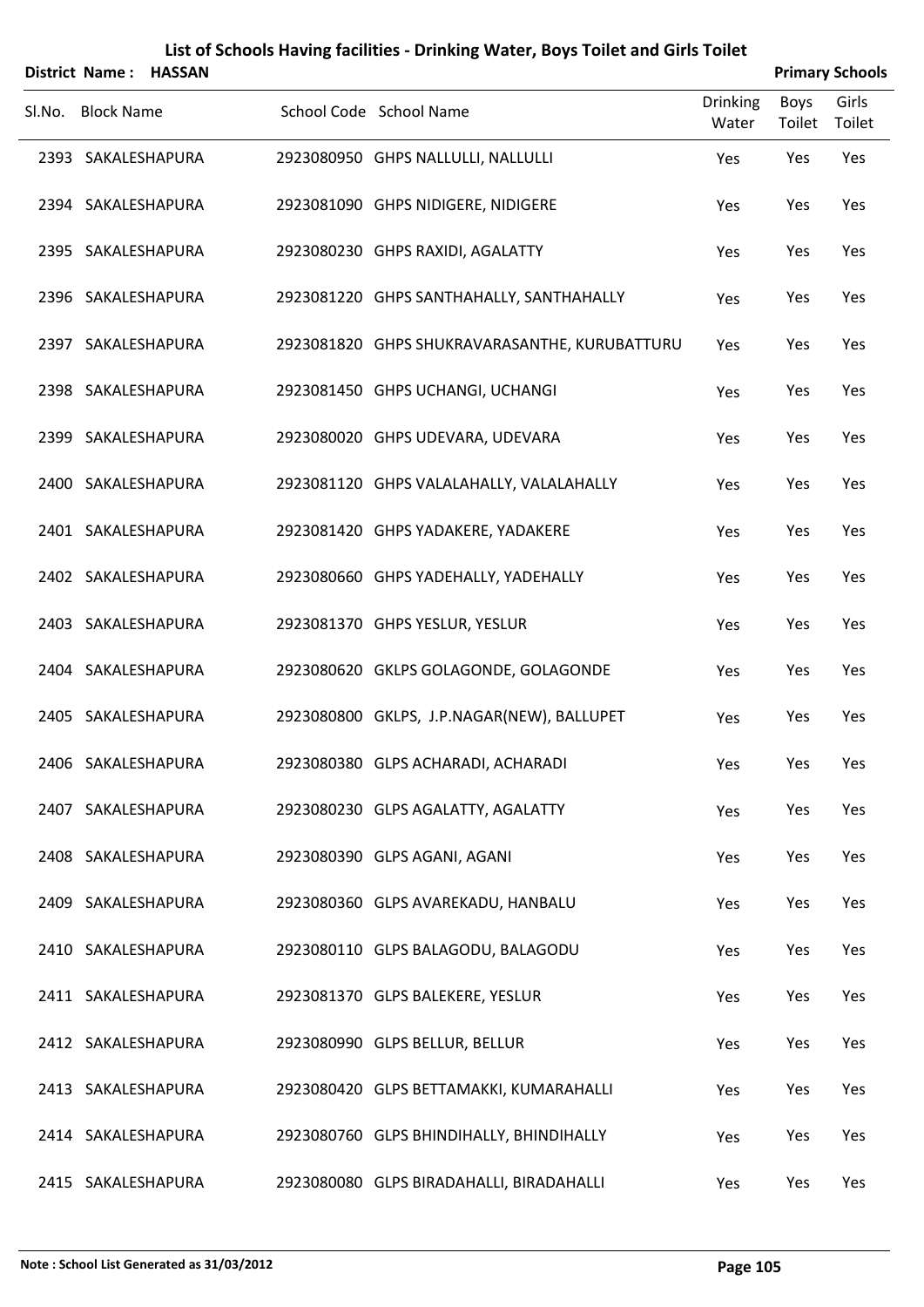# List of Schools Having facilities - Drinking Water, Boys Toilet and Girls Toilet

**District Name : HASSAN** **Primary Schools**

| Sl.No. | Block Name | School Code | School Name | Drinking Water | Boys Toilet | Girls Toilet |
|---|---|---|---|---|---|---|
| 2393 | SAKALESHAPURA | 2923080950 | GHPS NALLULLI, NALLULLI | Yes | Yes | Yes |
| 2394 | SAKALESHAPURA | 2923081090 | GHPS NIDIGERE, NIDIGERE | Yes | Yes | Yes |
| 2395 | SAKALESHAPURA | 2923080230 | GHPS RAXIDI, AGALATTY | Yes | Yes | Yes |
| 2396 | SAKALESHAPURA | 2923081220 | GHPS SANTHAHALLY, SANTHAHALLY | Yes | Yes | Yes |
| 2397 | SAKALESHAPURA | 2923081820 | GHPS SHUKRAVARASANTHE, KURUBATTURU | Yes | Yes | Yes |
| 2398 | SAKALESHAPURA | 2923081450 | GHPS UCHANGI, UCHANGI | Yes | Yes | Yes |
| 2399 | SAKALESHAPURA | 2923080020 | GHPS UDEVARA, UDEVARA | Yes | Yes | Yes |
| 2400 | SAKALESHAPURA | 2923081120 | GHPS VALALAHALLY, VALALAHALLY | Yes | Yes | Yes |
| 2401 | SAKALESHAPURA | 2923081420 | GHPS YADAKERE, YADAKERE | Yes | Yes | Yes |
| 2402 | SAKALESHAPURA | 2923080660 | GHPS YADEHALLY, YADEHALLY | Yes | Yes | Yes |
| 2403 | SAKALESHAPURA | 2923081370 | GHPS YESLUR, YESLUR | Yes | Yes | Yes |
| 2404 | SAKALESHAPURA | 2923080620 | GKLPS GOLAGONDE, GOLAGONDE | Yes | Yes | Yes |
| 2405 | SAKALESHAPURA | 2923080800 | GKLPS, J.P.NAGAR(NEW), BALLUPET | Yes | Yes | Yes |
| 2406 | SAKALESHAPURA | 2923080380 | GLPS ACHARADI, ACHARADI | Yes | Yes | Yes |
| 2407 | SAKALESHAPURA | 2923080230 | GLPS AGALATTY, AGALATTY | Yes | Yes | Yes |
| 2408 | SAKALESHAPURA | 2923080390 | GLPS AGANI, AGANI | Yes | Yes | Yes |
| 2409 | SAKALESHAPURA | 2923080360 | GLPS AVAREKADU, HANBALU | Yes | Yes | Yes |
| 2410 | SAKALESHAPURA | 2923080110 | GLPS BALAGODU, BALAGODU | Yes | Yes | Yes |
| 2411 | SAKALESHAPURA | 2923081370 | GLPS BALEKERE, YESLUR | Yes | Yes | Yes |
| 2412 | SAKALESHAPURA | 2923080990 | GLPS BELLUR, BELLUR | Yes | Yes | Yes |
| 2413 | SAKALESHAPURA | 2923080420 | GLPS BETTAMAKKI, KUMARAHALLI | Yes | Yes | Yes |
| 2414 | SAKALESHAPURA | 2923080760 | GLPS BHINDIHALLY, BHINDIHALLY | Yes | Yes | Yes |
| 2415 | SAKALESHAPURA | 2923080080 | GLPS BIRADAHALLI, BIRADAHALLI | Yes | Yes | Yes |

**Note : School List Generated as 31/03/2012**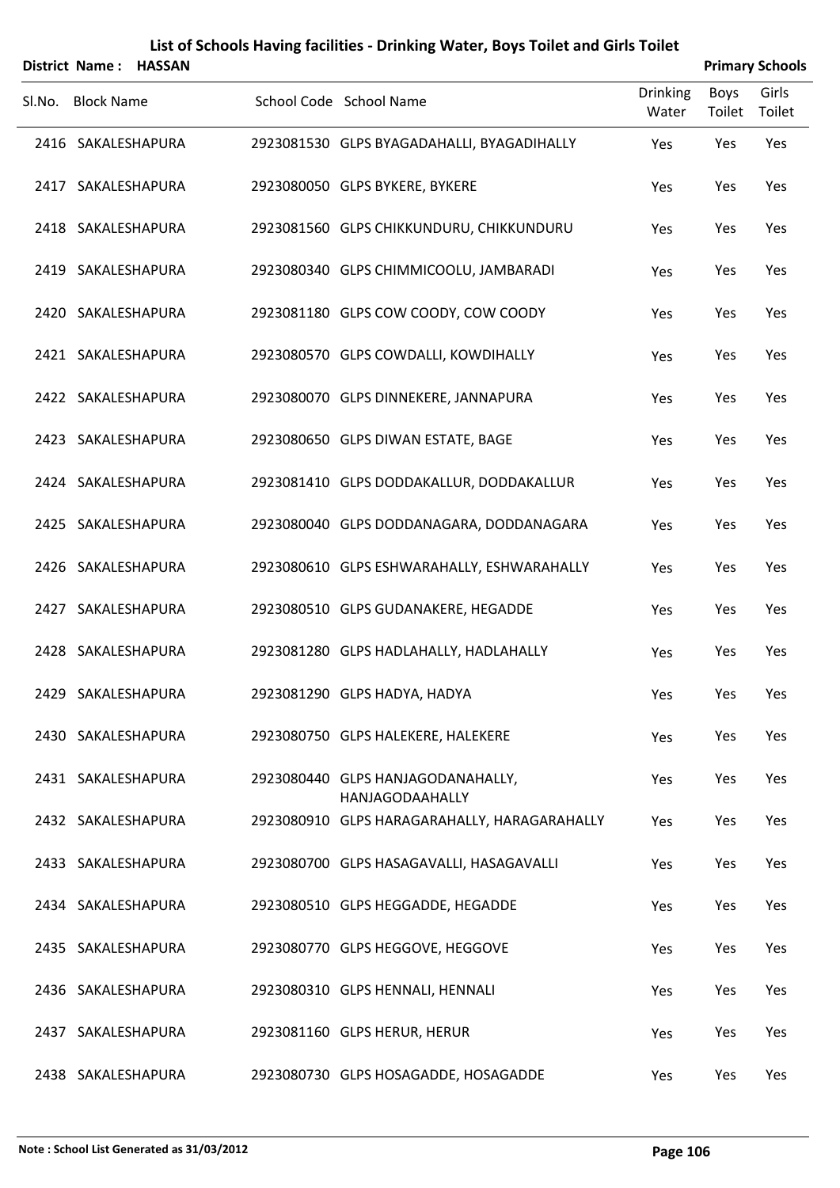# List of Schools Having facilities - Drinking Water, Boys Toilet and Girls Toilet

**District Name : HASSAN** — **Primary Schools**

| Sl.No. | Block Name | School Code | School Name | Drinking Water | Boys Toilet | Girls Toilet |
|---|---|---|---|---|---|---|
| 2416 | SAKALESHAPURA | 2923081530 | GLPS BYAGADAHALLI, BYAGADIHALLY | Yes | Yes | Yes |
| 2417 | SAKALESHAPURA | 2923080050 | GLPS BYKERE, BYKERE | Yes | Yes | Yes |
| 2418 | SAKALESHAPURA | 2923081560 | GLPS CHIKKUNDURU, CHIKKUNDURU | Yes | Yes | Yes |
| 2419 | SAKALESHAPURA | 2923080340 | GLPS CHIMMICOOLU, JAMBARADI | Yes | Yes | Yes |
| 2420 | SAKALESHAPURA | 2923081180 | GLPS COW COODY, COW COODY | Yes | Yes | Yes |
| 2421 | SAKALESHAPURA | 2923080570 | GLPS COWDALLI, KOWDIHALLY | Yes | Yes | Yes |
| 2422 | SAKALESHAPURA | 2923080070 | GLPS DINNEKERE, JANNAPURA | Yes | Yes | Yes |
| 2423 | SAKALESHAPURA | 2923080650 | GLPS DIWAN ESTATE, BAGE | Yes | Yes | Yes |
| 2424 | SAKALESHAPURA | 2923081410 | GLPS DODDAKALLUR, DODDAKALLUR | Yes | Yes | Yes |
| 2425 | SAKALESHAPURA | 2923080040 | GLPS DODDANAGARA, DODDANAGARA | Yes | Yes | Yes |
| 2426 | SAKALESHAPURA | 2923080610 | GLPS ESHWARAHALLY, ESHWARAHALLY | Yes | Yes | Yes |
| 2427 | SAKALESHAPURA | 2923080510 | GLPS GUDANAKERE, HEGADDE | Yes | Yes | Yes |
| 2428 | SAKALESHAPURA | 2923081280 | GLPS HADLAHALLY, HADLAHALLY | Yes | Yes | Yes |
| 2429 | SAKALESHAPURA | 2923081290 | GLPS HADYA, HADYA | Yes | Yes | Yes |
| 2430 | SAKALESHAPURA | 2923080750 | GLPS HALEKERE, HALEKERE | Yes | Yes | Yes |
| 2431 | SAKALESHAPURA | 2923080440 | GLPS HANJAGODANAHALLY, HANJAGODAAHALLY | Yes | Yes | Yes |
| 2432 | SAKALESHAPURA | 2923080910 | GLPS HARAGARAHALLY, HARAGARAHALLY | Yes | Yes | Yes |
| 2433 | SAKALESHAPURA | 2923080700 | GLPS HASAGAVALLI, HASAGAVALLI | Yes | Yes | Yes |
| 2434 | SAKALESHAPURA | 2923080510 | GLPS HEGGADDE, HEGADDE | Yes | Yes | Yes |
| 2435 | SAKALESHAPURA | 2923080770 | GLPS HEGGOVE, HEGGOVE | Yes | Yes | Yes |
| 2436 | SAKALESHAPURA | 2923080310 | GLPS HENNALI, HENNALI | Yes | Yes | Yes |
| 2437 | SAKALESHAPURA | 2923081160 | GLPS HERUR, HERUR | Yes | Yes | Yes |
| 2438 | SAKALESHAPURA | 2923080730 | GLPS HOSAGADDE, HOSAGADDE | Yes | Yes | Yes |

**Note : School List Generated as 31/03/2012**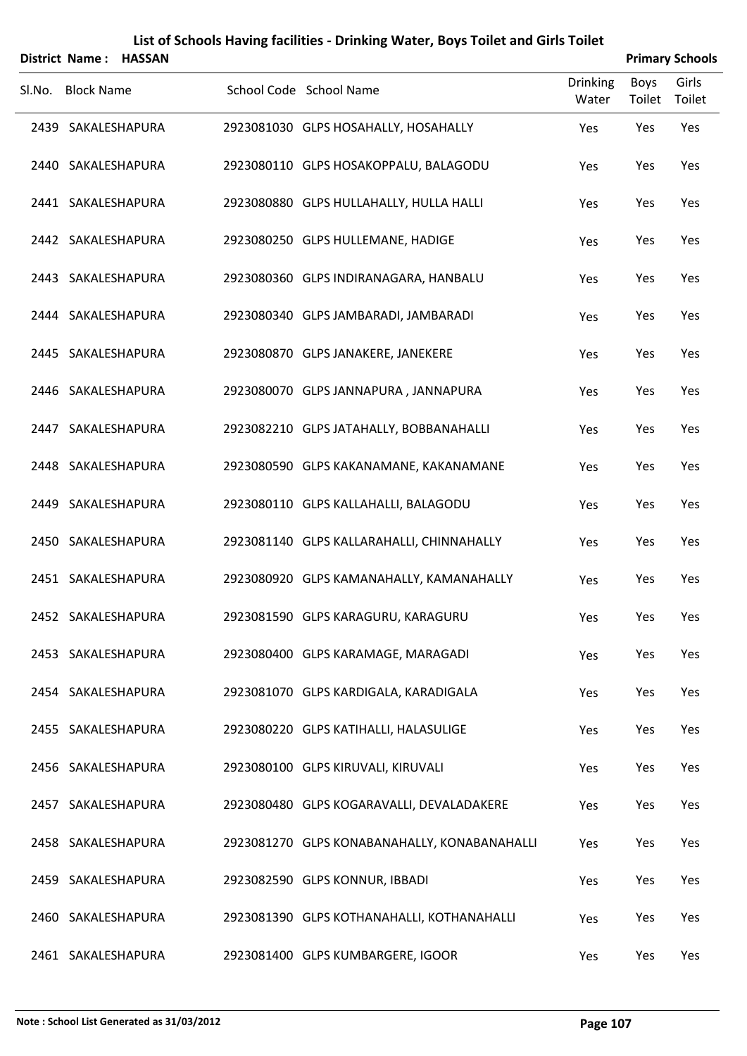# List of Schools Having facilities - Drinking Water, Boys Toilet and Girls Toilet

**District Name : HASSAN** **Primary Schools**

| Sl.No. | Block Name | School Code | School Name | Drinking Water | Boys Toilet | Girls Toilet |
|---|---|---|---|---|---|---|
| 2439 | SAKALESHAPURA | 2923081030 | GLPS HOSAHALLY, HOSAHALLY | Yes | Yes | Yes |
| 2440 | SAKALESHAPURA | 2923080110 | GLPS HOSAKOPPALU, BALAGODU | Yes | Yes | Yes |
| 2441 | SAKALESHAPURA | 2923080880 | GLPS HULLAHALLY, HULLA HALLI | Yes | Yes | Yes |
| 2442 | SAKALESHAPURA | 2923080250 | GLPS HULLEMANE, HADIGE | Yes | Yes | Yes |
| 2443 | SAKALESHAPURA | 2923080360 | GLPS INDIRANAGARA, HANBALU | Yes | Yes | Yes |
| 2444 | SAKALESHAPURA | 2923080340 | GLPS JAMBARADI, JAMBARADI | Yes | Yes | Yes |
| 2445 | SAKALESHAPURA | 2923080870 | GLPS JANAKERE, JANEKERE | Yes | Yes | Yes |
| 2446 | SAKALESHAPURA | 2923080070 | GLPS JANNAPURA , JANNAPURA | Yes | Yes | Yes |
| 2447 | SAKALESHAPURA | 2923082210 | GLPS JATAHALLY, BOBBANAHALLI | Yes | Yes | Yes |
| 2448 | SAKALESHAPURA | 2923080590 | GLPS KAKANAMANE, KAKANAMANE | Yes | Yes | Yes |
| 2449 | SAKALESHAPURA | 2923080110 | GLPS KALLAHALLI, BALAGODU | Yes | Yes | Yes |
| 2450 | SAKALESHAPURA | 2923081140 | GLPS KALLARAHALLI, CHINNAHALLY | Yes | Yes | Yes |
| 2451 | SAKALESHAPURA | 2923080920 | GLPS KAMANAHALLY, KAMANAHALLY | Yes | Yes | Yes |
| 2452 | SAKALESHAPURA | 2923081590 | GLPS KARAGURU, KARAGURU | Yes | Yes | Yes |
| 2453 | SAKALESHAPURA | 2923080400 | GLPS KARAMAGE, MARAGADI | Yes | Yes | Yes |
| 2454 | SAKALESHAPURA | 2923081070 | GLPS KARDIGALA, KARADIGALA | Yes | Yes | Yes |
| 2455 | SAKALESHAPURA | 2923080220 | GLPS KATIHALLI, HALASULIGE | Yes | Yes | Yes |
| 2456 | SAKALESHAPURA | 2923080100 | GLPS KIRUVALI, KIRUVALI | Yes | Yes | Yes |
| 2457 | SAKALESHAPURA | 2923080480 | GLPS KOGARAVALLI, DEVALADAKERE | Yes | Yes | Yes |
| 2458 | SAKALESHAPURA | 2923081270 | GLPS KONABANAHALLY, KONABANAHALLI | Yes | Yes | Yes |
| 2459 | SAKALESHAPURA | 2923082590 | GLPS KONNUR, IBBADI | Yes | Yes | Yes |
| 2460 | SAKALESHAPURA | 2923081390 | GLPS KOTHANAHALLI, KOTHANAHALLI | Yes | Yes | Yes |
| 2461 | SAKALESHAPURA | 2923081400 | GLPS KUMBARGERE, IGOOR | Yes | Yes | Yes |

**Note : School List Generated as 31/03/2012**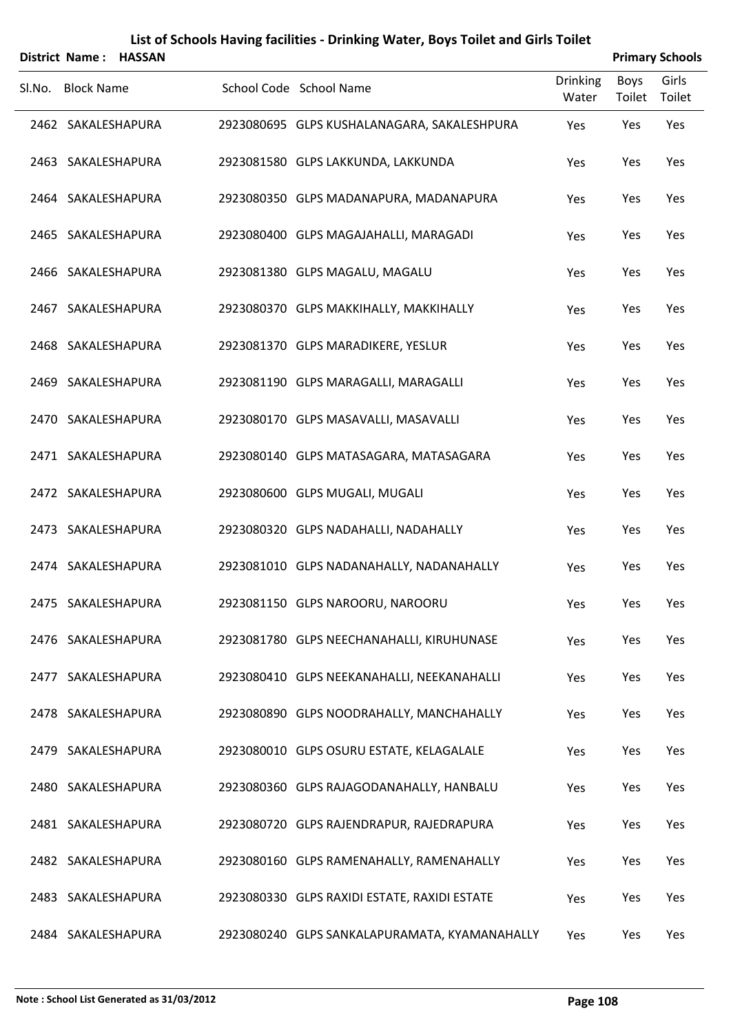# List of Schools Having facilities - Drinking Water, Boys Toilet and Girls Toilet

**District Name : HASSAN** **Primary Schools**

| Sl.No. | Block Name | School Code | School Name | Drinking Water | Boys Toilet | Girls Toilet |
|---|---|---|---|---|---|---|
| 2462 | SAKALESHAPURA | 2923080695 | GLPS KUSHALANAGARA, SAKALESHPURA | Yes | Yes | Yes |
| 2463 | SAKALESHAPURA | 2923081580 | GLPS LAKKUNDA, LAKKUNDA | Yes | Yes | Yes |
| 2464 | SAKALESHAPURA | 2923080350 | GLPS MADANAPURA, MADANAPURA | Yes | Yes | Yes |
| 2465 | SAKALESHAPURA | 2923080400 | GLPS MAGAJAHALLI, MARAGADI | Yes | Yes | Yes |
| 2466 | SAKALESHAPURA | 2923081380 | GLPS MAGALU, MAGALU | Yes | Yes | Yes |
| 2467 | SAKALESHAPURA | 2923080370 | GLPS MAKKIHALLY, MAKKIHALLY | Yes | Yes | Yes |
| 2468 | SAKALESHAPURA | 2923081370 | GLPS MARADIKERE, YESLUR | Yes | Yes | Yes |
| 2469 | SAKALESHAPURA | 2923081190 | GLPS MARAGALLI, MARAGALLI | Yes | Yes | Yes |
| 2470 | SAKALESHAPURA | 2923080170 | GLPS MASAVALLI, MASAVALLI | Yes | Yes | Yes |
| 2471 | SAKALESHAPURA | 2923080140 | GLPS MATASAGARA, MATASAGARA | Yes | Yes | Yes |
| 2472 | SAKALESHAPURA | 2923080600 | GLPS MUGALI, MUGALI | Yes | Yes | Yes |
| 2473 | SAKALESHAPURA | 2923080320 | GLPS NADAHALLI, NADAHALLY | Yes | Yes | Yes |
| 2474 | SAKALESHAPURA | 2923081010 | GLPS NADANAHALLY, NADANAHALLY | Yes | Yes | Yes |
| 2475 | SAKALESHAPURA | 2923081150 | GLPS NAROORU, NAROORU | Yes | Yes | Yes |
| 2476 | SAKALESHAPURA | 2923081780 | GLPS NEECHANAHALLI, KIRUHUNASE | Yes | Yes | Yes |
| 2477 | SAKALESHAPURA | 2923080410 | GLPS NEEKANAHALLI, NEEKANAHALLI | Yes | Yes | Yes |
| 2478 | SAKALESHAPURA | 2923080890 | GLPS NOODRAHALLY, MANCHAHALLY | Yes | Yes | Yes |
| 2479 | SAKALESHAPURA | 2923080010 | GLPS OSURU ESTATE, KELAGALALE | Yes | Yes | Yes |
| 2480 | SAKALESHAPURA | 2923080360 | GLPS RAJAGODANAHALLY, HANBALU | Yes | Yes | Yes |
| 2481 | SAKALESHAPURA | 2923080720 | GLPS RAJENDRAPUR, RAJEDRAPURA | Yes | Yes | Yes |
| 2482 | SAKALESHAPURA | 2923080160 | GLPS RAMENAHALLY, RAMENAHALLY | Yes | Yes | Yes |
| 2483 | SAKALESHAPURA | 2923080330 | GLPS RAXIDI ESTATE, RAXIDI ESTATE | Yes | Yes | Yes |
| 2484 | SAKALESHAPURA | 2923080240 | GLPS SANKALAPURAMATA, KYAMANAHALLY | Yes | Yes | Yes |

**Note : School List Generated as 31/03/2012**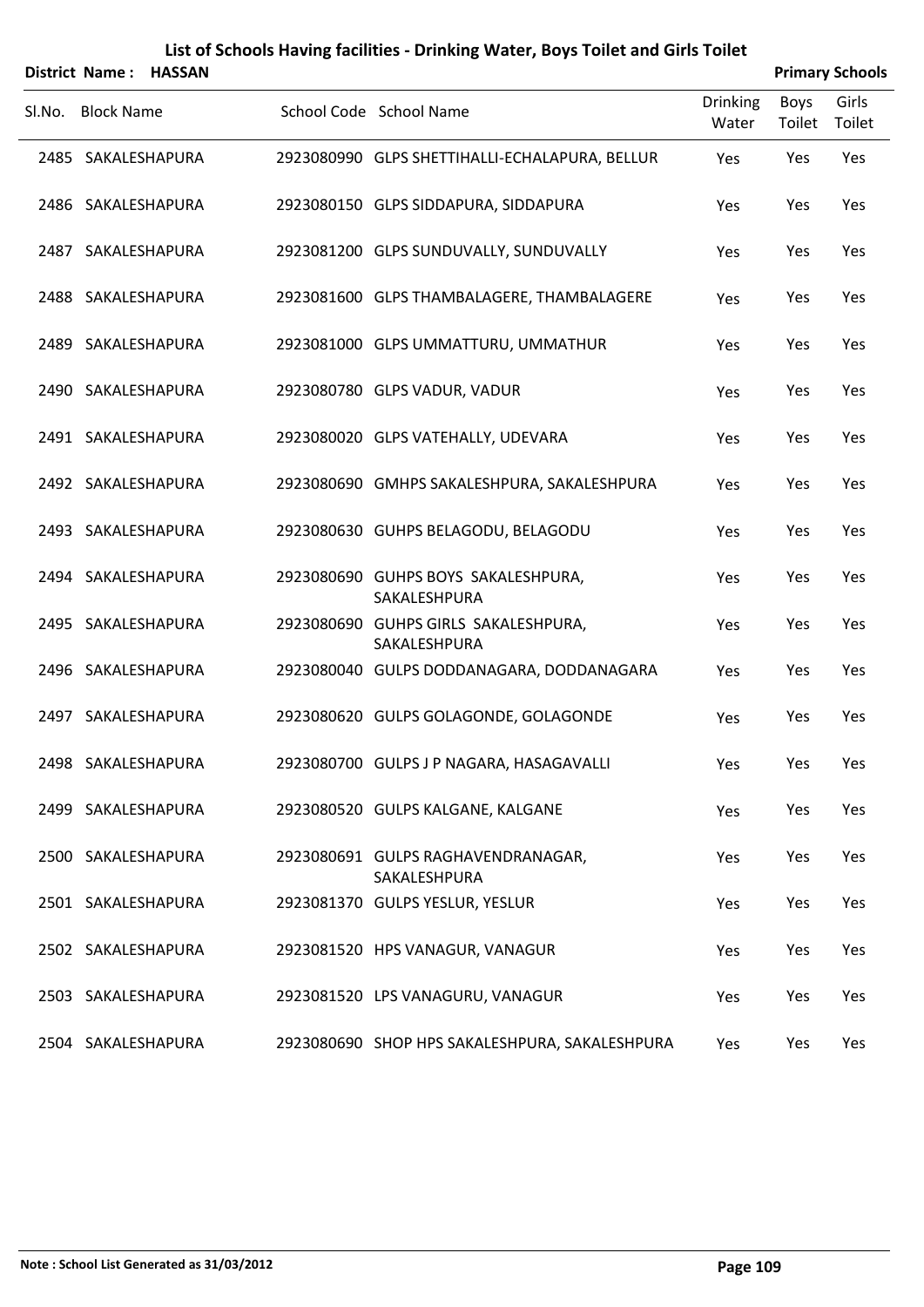# List of Schools Having facilities - Drinking Water, Boys Toilet and Girls Toilet

**District Name : HASSAN** **Primary Schools**

| Sl.No. | Block Name | School Code | School Name | Drinking Water | Boys Toilet | Girls Toilet |
|---|---|---|---|---|---|---|
| 2485 | SAKALESHAPURA | 2923080990 | GLPS SHETTIHALLI-ECHALAPURA, BELLUR | Yes | Yes | Yes |
| 2486 | SAKALESHAPURA | 2923080150 | GLPS SIDDAPURA, SIDDAPURA | Yes | Yes | Yes |
| 2487 | SAKALESHAPURA | 2923081200 | GLPS SUNDUVALLY, SUNDUVALLY | Yes | Yes | Yes |
| 2488 | SAKALESHAPURA | 2923081600 | GLPS THAMBALAGERE, THAMBALAGERE | Yes | Yes | Yes |
| 2489 | SAKALESHAPURA | 2923081000 | GLPS UMMATTURU, UMMATHUR | Yes | Yes | Yes |
| 2490 | SAKALESHAPURA | 2923080780 | GLPS VADUR, VADUR | Yes | Yes | Yes |
| 2491 | SAKALESHAPURA | 2923080020 | GLPS VATEHALLY, UDEVARA | Yes | Yes | Yes |
| 2492 | SAKALESHAPURA | 2923080690 | GMHPS SAKALESHPURA, SAKALESHPURA | Yes | Yes | Yes |
| 2493 | SAKALESHAPURA | 2923080630 | GUHPS BELAGODU, BELAGODU | Yes | Yes | Yes |
| 2494 | SAKALESHAPURA | 2923080690 | GUHPS BOYS SAKALESHPURA, SAKALESHPURA | Yes | Yes | Yes |
| 2495 | SAKALESHAPURA | 2923080690 | GUHPS GIRLS SAKALESHPURA, SAKALESHPURA | Yes | Yes | Yes |
| 2496 | SAKALESHAPURA | 2923080040 | GULPS DODDANAGARA, DODDANAGARA | Yes | Yes | Yes |
| 2497 | SAKALESHAPURA | 2923080620 | GULPS GOLAGONDE, GOLAGONDE | Yes | Yes | Yes |
| 2498 | SAKALESHAPURA | 2923080700 | GULPS J P NAGARA, HASAGAVALLI | Yes | Yes | Yes |
| 2499 | SAKALESHAPURA | 2923080520 | GULPS KALGANE, KALGANE | Yes | Yes | Yes |
| 2500 | SAKALESHAPURA | 2923080691 | GULPS RAGHAVENDRANAGAR, SAKALESHPURA | Yes | Yes | Yes |
| 2501 | SAKALESHAPURA | 2923081370 | GULPS YESLUR, YESLUR | Yes | Yes | Yes |
| 2502 | SAKALESHAPURA | 2923081520 | HPS VANAGUR, VANAGUR | Yes | Yes | Yes |
| 2503 | SAKALESHAPURA | 2923081520 | LPS VANAGURU, VANAGUR | Yes | Yes | Yes |
| 2504 | SAKALESHAPURA | 2923080690 | SHOP HPS SAKALESHPURA, SAKALESHPURA | Yes | Yes | Yes |

**Note : School List Generated as 31/03/2012**